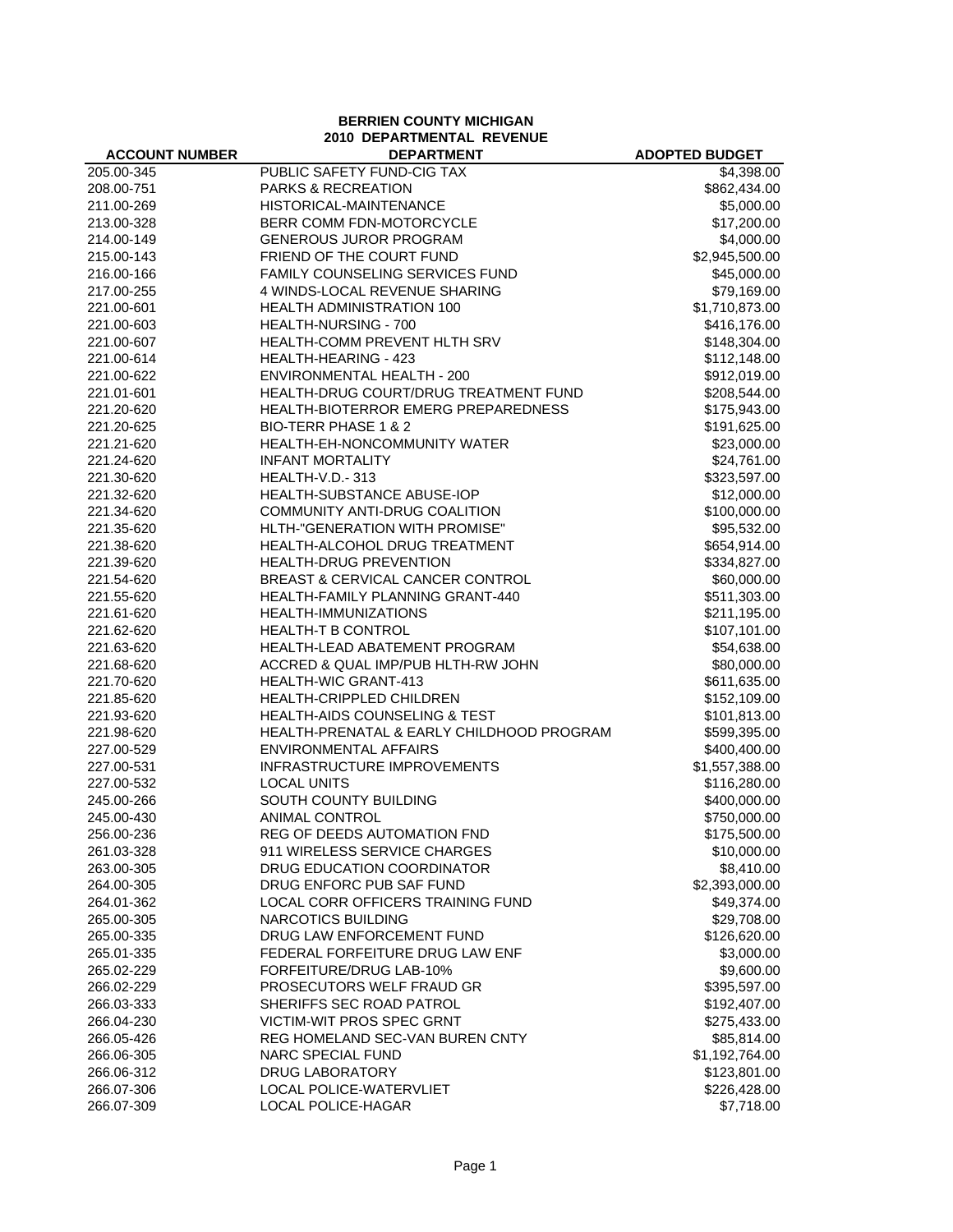**BERRIEN COUNTY MICHIGAN**
**2010 DEPARTMENTAL REVENUE**

| ACCOUNT NUMBER | DEPARTMENT | ADOPTED BUDGET |
|---|---|---|
| 205.00-345 | PUBLIC SAFETY FUND-CIG TAX | $4,398.00 |
| 208.00-751 | PARKS & RECREATION | $862,434.00 |
| 211.00-269 | HISTORICAL-MAINTENANCE | $5,000.00 |
| 213.00-328 | BERR COMM FDN-MOTORCYCLE | $17,200.00 |
| 214.00-149 | GENEROUS JUROR PROGRAM | $4,000.00 |
| 215.00-143 | FRIEND OF THE COURT FUND | $2,945,500.00 |
| 216.00-166 | FAMILY COUNSELING SERVICES FUND | $45,000.00 |
| 217.00-255 | 4 WINDS-LOCAL REVENUE SHARING | $79,169.00 |
| 221.00-601 | HEALTH ADMINISTRATION 100 | $1,710,873.00 |
| 221.00-603 | HEALTH-NURSING - 700 | $416,176.00 |
| 221.00-607 | HEALTH-COMM PREVENT HLTH SRV | $148,304.00 |
| 221.00-614 | HEALTH-HEARING - 423 | $112,148.00 |
| 221.00-622 | ENVIRONMENTAL HEALTH - 200 | $912,019.00 |
| 221.01-601 | HEALTH-DRUG COURT/DRUG TREATMENT FUND | $208,544.00 |
| 221.20-620 | HEALTH-BIOTERROR EMERG PREPAREDNESS | $175,943.00 |
| 221.20-625 | BIO-TERR PHASE 1 & 2 | $191,625.00 |
| 221.21-620 | HEALTH-EH-NONCOMMUNITY WATER | $23,000.00 |
| 221.24-620 | INFANT MORTALITY | $24,761.00 |
| 221.30-620 | HEALTH-V.D.- 313 | $323,597.00 |
| 221.32-620 | HEALTH-SUBSTANCE ABUSE-IOP | $12,000.00 |
| 221.34-620 | COMMUNITY ANTI-DRUG COALITION | $100,000.00 |
| 221.35-620 | HLTH-"GENERATION WITH PROMISE" | $95,532.00 |
| 221.38-620 | HEALTH-ALCOHOL DRUG TREATMENT | $654,914.00 |
| 221.39-620 | HEALTH-DRUG PREVENTION | $334,827.00 |
| 221.54-620 | BREAST & CERVICAL CANCER CONTROL | $60,000.00 |
| 221.55-620 | HEALTH-FAMILY PLANNING GRANT-440 | $511,303.00 |
| 221.61-620 | HEALTH-IMMUNIZATIONS | $211,195.00 |
| 221.62-620 | HEALTH-T B CONTROL | $107,101.00 |
| 221.63-620 | HEALTH-LEAD ABATEMENT PROGRAM | $54,638.00 |
| 221.68-620 | ACCRED & QUAL IMP/PUB HLTH-RW JOHN | $80,000.00 |
| 221.70-620 | HEALTH-WIC GRANT-413 | $611,635.00 |
| 221.85-620 | HEALTH-CRIPPLED CHILDREN | $152,109.00 |
| 221.93-620 | HEALTH-AIDS COUNSELING & TEST | $101,813.00 |
| 221.98-620 | HEALTH-PRENATAL & EARLY CHILDHOOD PROGRAM | $599,395.00 |
| 227.00-529 | ENVIRONMENTAL AFFAIRS | $400,400.00 |
| 227.00-531 | INFRASTRUCTURE IMPROVEMENTS | $1,557,388.00 |
| 227.00-532 | LOCAL UNITS | $116,280.00 |
| 245.00-266 | SOUTH COUNTY BUILDING | $400,000.00 |
| 245.00-430 | ANIMAL CONTROL | $750,000.00 |
| 256.00-236 | REG OF DEEDS AUTOMATION FND | $175,500.00 |
| 261.03-328 | 911 WIRELESS SERVICE CHARGES | $10,000.00 |
| 263.00-305 | DRUG EDUCATION COORDINATOR | $8,410.00 |
| 264.00-305 | DRUG ENFORC PUB SAF FUND | $2,393,000.00 |
| 264.01-362 | LOCAL CORR OFFICERS TRAINING FUND | $49,374.00 |
| 265.00-305 | NARCOTICS BUILDING | $29,708.00 |
| 265.00-335 | DRUG LAW ENFORCEMENT FUND | $126,620.00 |
| 265.01-335 | FEDERAL FORFEITURE DRUG LAW ENF | $3,000.00 |
| 265.02-229 | FORFEITURE/DRUG LAB-10% | $9,600.00 |
| 266.02-229 | PROSECUTORS WELF FRAUD GR | $395,597.00 |
| 266.03-333 | SHERIFFS SEC ROAD PATROL | $192,407.00 |
| 266.04-230 | VICTIM-WIT PROS SPEC GRNT | $275,433.00 |
| 266.05-426 | REG HOMELAND SEC-VAN BUREN CNTY | $85,814.00 |
| 266.06-305 | NARC SPECIAL FUND | $1,192,764.00 |
| 266.06-312 | DRUG LABORATORY | $123,801.00 |
| 266.07-306 | LOCAL POLICE-WATERVLIET | $226,428.00 |
| 266.07-309 | LOCAL POLICE-HAGAR | $7,718.00 |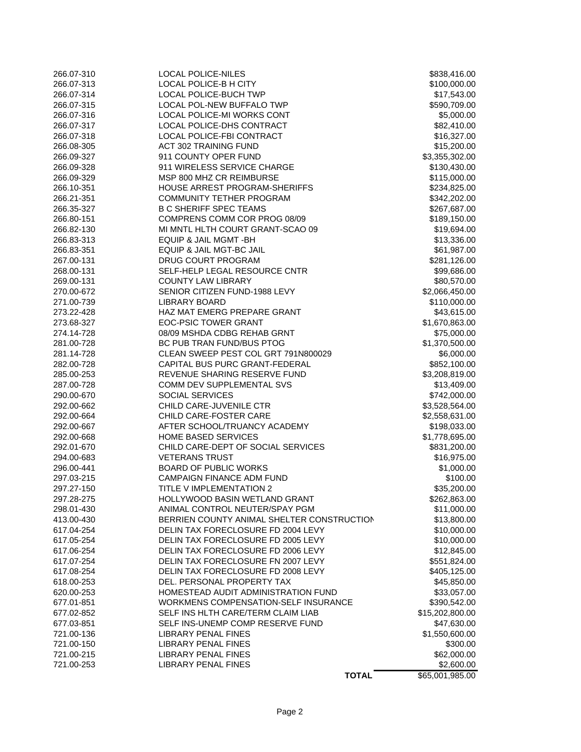| | | |
|---|---|---|
| 266.07-310 | LOCAL POLICE-NILES | $838,416.00 |
| 266.07-313 | LOCAL POLICE-B H CITY | $100,000.00 |
| 266.07-314 | LOCAL POLICE-BUCH TWP | $17,543.00 |
| 266.07-315 | LOCAL POL-NEW BUFFALO TWP | $590,709.00 |
| 266.07-316 | LOCAL POLICE-MI WORKS CONT | $5,000.00 |
| 266.07-317 | LOCAL POLICE-DHS CONTRACT | $82,410.00 |
| 266.07-318 | LOCAL POLICE-FBI CONTRACT | $16,327.00 |
| 266.08-305 | ACT 302 TRAINING FUND | $15,200.00 |
| 266.09-327 | 911 COUNTY OPER FUND | $3,355,302.00 |
| 266.09-328 | 911 WIRELESS SERVICE CHARGE | $130,430.00 |
| 266.09-329 | MSP 800 MHZ CR REIMBURSE | $115,000.00 |
| 266.10-351 | HOUSE ARREST PROGRAM-SHERIFFS | $234,825.00 |
| 266.21-351 | COMMUNITY TETHER PROGRAM | $342,202.00 |
| 266.35-327 | B C SHERIFF SPEC TEAMS | $267,687.00 |
| 266.80-151 | COMPRENS COMM COR PROG 08/09 | $189,150.00 |
| 266.82-130 | MI MNTL HLTH COURT GRANT-SCAO 09 | $19,694.00 |
| 266.83-313 | EQUIP & JAIL MGMT -BH | $13,336.00 |
| 266.83-351 | EQUIP & JAIL MGT-BC JAIL | $61,987.00 |
| 267.00-131 | DRUG COURT PROGRAM | $281,126.00 |
| 268.00-131 | SELF-HELP LEGAL RESOURCE CNTR | $99,686.00 |
| 269.00-131 | COUNTY LAW LIBRARY | $80,570.00 |
| 270.00-672 | SENIOR CITIZEN FUND-1988 LEVY | $2,066,450.00 |
| 271.00-739 | LIBRARY BOARD | $110,000.00 |
| 273.22-428 | HAZ MAT EMERG PREPARE GRANT | $43,615.00 |
| 273.68-327 | EOC-PSIC TOWER GRANT | $1,670,863.00 |
| 274.14-728 | 08/09 MSHDA CDBG REHAB GRNT | $75,000.00 |
| 281.00-728 | BC PUB TRAN FUND/BUS PTOG | $1,370,500.00 |
| 281.14-728 | CLEAN SWEEP PEST COL GRT 791N800029 | $6,000.00 |
| 282.00-728 | CAPITAL BUS PURC GRANT-FEDERAL | $852,100.00 |
| 285.00-253 | REVENUE SHARING RESERVE FUND | $3,208,819.00 |
| 287.00-728 | COMM DEV SUPPLEMENTAL SVS | $13,409.00 |
| 290.00-670 | SOCIAL SERVICES | $742,000.00 |
| 292.00-662 | CHILD CARE-JUVENILE CTR | $3,528,564.00 |
| 292.00-664 | CHILD CARE-FOSTER CARE | $2,558,631.00 |
| 292.00-667 | AFTER SCHOOL/TRUANCY ACADEMY | $198,033.00 |
| 292.00-668 | HOME BASED SERVICES | $1,778,695.00 |
| 292.01-670 | CHILD CARE-DEPT OF SOCIAL SERVICES | $831,200.00 |
| 294.00-683 | VETERANS TRUST | $16,975.00 |
| 296.00-441 | BOARD OF PUBLIC WORKS | $1,000.00 |
| 297.03-215 | CAMPAIGN FINANCE ADM FUND | $100.00 |
| 297.27-150 | TITLE V IMPLEMENTATION 2 | $35,200.00 |
| 297.28-275 | HOLLYWOOD BASIN WETLAND GRANT | $262,863.00 |
| 298.01-430 | ANIMAL CONTROL NEUTER/SPAY PGM | $11,000.00 |
| 413.00-430 | BERRIEN COUNTY ANIMAL SHELTER CONSTRUCTION | $13,800.00 |
| 617.04-254 | DELIN TAX FORECLOSURE FD 2004 LEVY | $10,000.00 |
| 617.05-254 | DELIN TAX FORECLOSURE FD 2005 LEVY | $10,000.00 |
| 617.06-254 | DELIN TAX FORECLOSURE FD 2006 LEVY | $12,845.00 |
| 617.07-254 | DELIN TAX FORECLOSURE FN 2007 LEVY | $551,824.00 |
| 617.08-254 | DELIN TAX FORECLOSURE FD 2008 LEVY | $405,125.00 |
| 618.00-253 | DEL. PERSONAL PROPERTY TAX | $45,850.00 |
| 620.00-253 | HOMESTEAD AUDIT ADMINISTRATION FUND | $33,057.00 |
| 677.01-851 | WORKMENS COMPENSATION-SELF INSURANCE | $390,542.00 |
| 677.02-852 | SELF INS HLTH CARE/TERM CLAIM LIAB | $15,202,800.00 |
| 677.03-851 | SELF INS-UNEMP COMP RESERVE FUND | $47,630.00 |
| 721.00-136 | LIBRARY PENAL FINES | $1,550,600.00 |
| 721.00-150 | LIBRARY PENAL FINES | $300.00 |
| 721.00-215 | LIBRARY PENAL FINES | $62,000.00 |
| 721.00-253 | LIBRARY PENAL FINES | $2,600.00 |
| | **TOTAL** | $65,001,985.00 |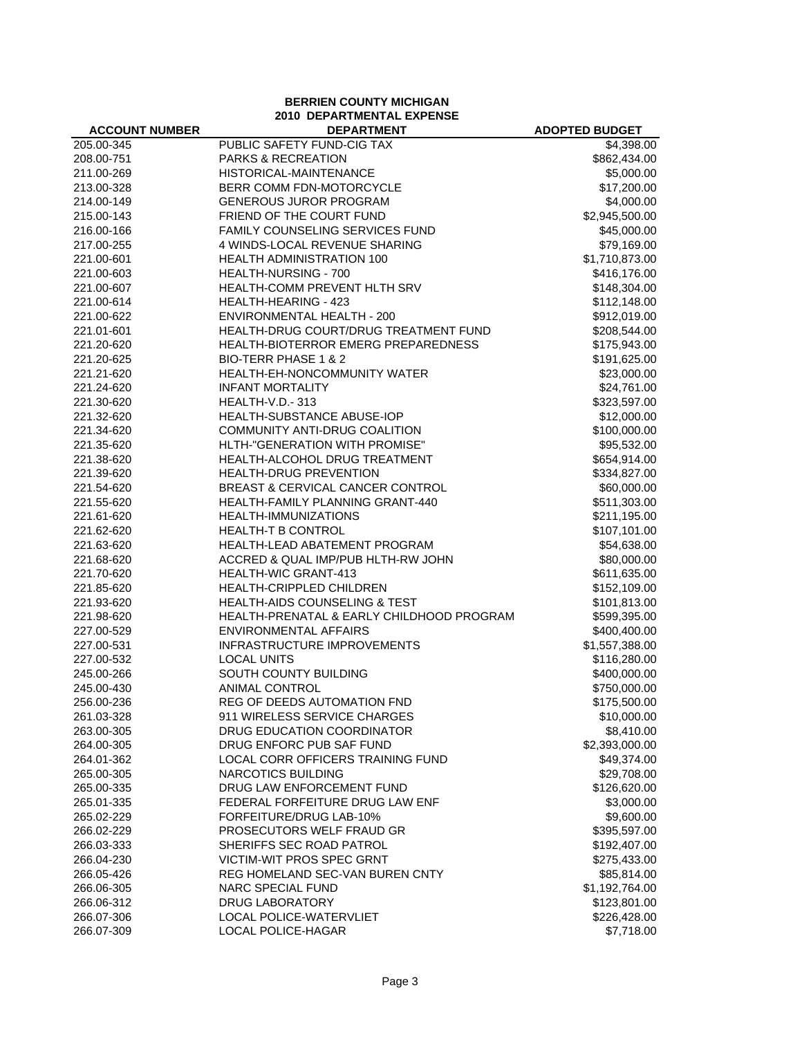**BERRIEN COUNTY MICHIGAN**
**2010 DEPARTMENTAL EXPENSE**

| ACCOUNT NUMBER | DEPARTMENT | ADOPTED BUDGET |
|---|---|---|
| 205.00-345 | PUBLIC SAFETY FUND-CIG TAX | $4,398.00 |
| 208.00-751 | PARKS & RECREATION | $862,434.00 |
| 211.00-269 | HISTORICAL-MAINTENANCE | $5,000.00 |
| 213.00-328 | BERR COMM FDN-MOTORCYCLE | $17,200.00 |
| 214.00-149 | GENEROUS JUROR PROGRAM | $4,000.00 |
| 215.00-143 | FRIEND OF THE COURT FUND | $2,945,500.00 |
| 216.00-166 | FAMILY COUNSELING SERVICES FUND | $45,000.00 |
| 217.00-255 | 4 WINDS-LOCAL REVENUE SHARING | $79,169.00 |
| 221.00-601 | HEALTH ADMINISTRATION 100 | $1,710,873.00 |
| 221.00-603 | HEALTH-NURSING - 700 | $416,176.00 |
| 221.00-607 | HEALTH-COMM PREVENT HLTH SRV | $148,304.00 |
| 221.00-614 | HEALTH-HEARING - 423 | $112,148.00 |
| 221.00-622 | ENVIRONMENTAL HEALTH - 200 | $912,019.00 |
| 221.01-601 | HEALTH-DRUG COURT/DRUG TREATMENT FUND | $208,544.00 |
| 221.20-620 | HEALTH-BIOTERROR EMERG PREPAREDNESS | $175,943.00 |
| 221.20-625 | BIO-TERR PHASE 1 & 2 | $191,625.00 |
| 221.21-620 | HEALTH-EH-NONCOMMUNITY WATER | $23,000.00 |
| 221.24-620 | INFANT MORTALITY | $24,761.00 |
| 221.30-620 | HEALTH-V.D.- 313 | $323,597.00 |
| 221.32-620 | HEALTH-SUBSTANCE ABUSE-IOP | $12,000.00 |
| 221.34-620 | COMMUNITY ANTI-DRUG COALITION | $100,000.00 |
| 221.35-620 | HLTH-"GENERATION WITH PROMISE" | $95,532.00 |
| 221.38-620 | HEALTH-ALCOHOL DRUG TREATMENT | $654,914.00 |
| 221.39-620 | HEALTH-DRUG PREVENTION | $334,827.00 |
| 221.54-620 | BREAST & CERVICAL CANCER CONTROL | $60,000.00 |
| 221.55-620 | HEALTH-FAMILY PLANNING GRANT-440 | $511,303.00 |
| 221.61-620 | HEALTH-IMMUNIZATIONS | $211,195.00 |
| 221.62-620 | HEALTH-T B CONTROL | $107,101.00 |
| 221.63-620 | HEALTH-LEAD ABATEMENT PROGRAM | $54,638.00 |
| 221.68-620 | ACCRED & QUAL IMP/PUB HLTH-RW JOHN | $80,000.00 |
| 221.70-620 | HEALTH-WIC GRANT-413 | $611,635.00 |
| 221.85-620 | HEALTH-CRIPPLED CHILDREN | $152,109.00 |
| 221.93-620 | HEALTH-AIDS COUNSELING & TEST | $101,813.00 |
| 221.98-620 | HEALTH-PRENATAL & EARLY CHILDHOOD PROGRAM | $599,395.00 |
| 227.00-529 | ENVIRONMENTAL AFFAIRS | $400,400.00 |
| 227.00-531 | INFRASTRUCTURE IMPROVEMENTS | $1,557,388.00 |
| 227.00-532 | LOCAL UNITS | $116,280.00 |
| 245.00-266 | SOUTH COUNTY BUILDING | $400,000.00 |
| 245.00-430 | ANIMAL CONTROL | $750,000.00 |
| 256.00-236 | REG OF DEEDS AUTOMATION FND | $175,500.00 |
| 261.03-328 | 911 WIRELESS SERVICE CHARGES | $10,000.00 |
| 263.00-305 | DRUG EDUCATION COORDINATOR | $8,410.00 |
| 264.00-305 | DRUG ENFORC PUB SAF FUND | $2,393,000.00 |
| 264.01-362 | LOCAL CORR OFFICERS TRAINING FUND | $49,374.00 |
| 265.00-305 | NARCOTICS BUILDING | $29,708.00 |
| 265.00-335 | DRUG LAW ENFORCEMENT FUND | $126,620.00 |
| 265.01-335 | FEDERAL FORFEITURE DRUG LAW ENF | $3,000.00 |
| 265.02-229 | FORFEITURE/DRUG LAB-10% | $9,600.00 |
| 266.02-229 | PROSECUTORS WELF FRAUD GR | $395,597.00 |
| 266.03-333 | SHERIFFS SEC ROAD PATROL | $192,407.00 |
| 266.04-230 | VICTIM-WIT PROS SPEC GRNT | $275,433.00 |
| 266.05-426 | REG HOMELAND SEC-VAN BUREN CNTY | $85,814.00 |
| 266.06-305 | NARC SPECIAL FUND | $1,192,764.00 |
| 266.06-312 | DRUG LABORATORY | $123,801.00 |
| 266.07-306 | LOCAL POLICE-WATERVLIET | $226,428.00 |
| 266.07-309 | LOCAL POLICE-HAGAR | $7,718.00 |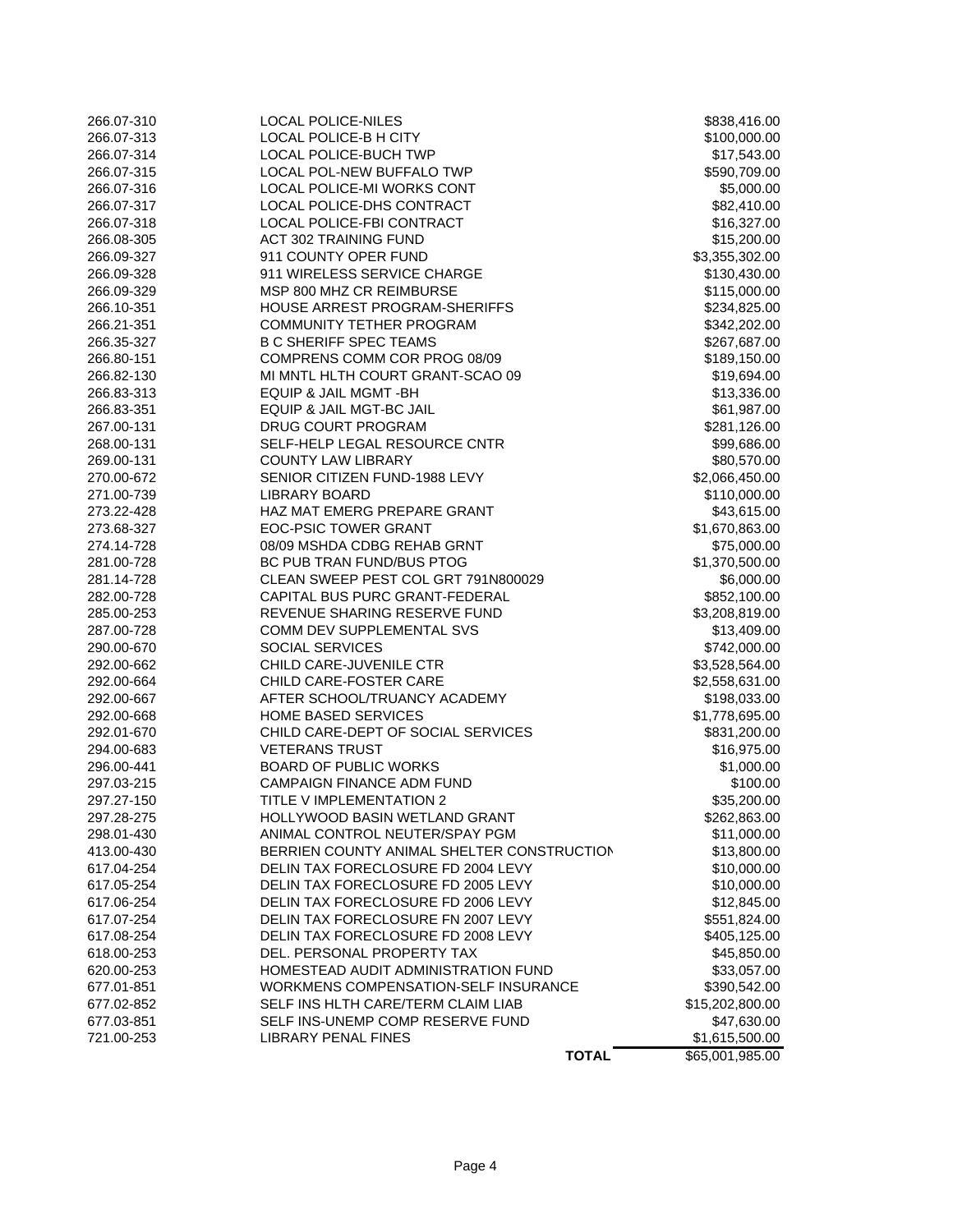| | | |
|---|---|---|
| 266.07-310 | LOCAL POLICE-NILES | $838,416.00 |
| 266.07-313 | LOCAL POLICE-B H CITY | $100,000.00 |
| 266.07-314 | LOCAL POLICE-BUCH TWP | $17,543.00 |
| 266.07-315 | LOCAL POL-NEW BUFFALO TWP | $590,709.00 |
| 266.07-316 | LOCAL POLICE-MI WORKS CONT | $5,000.00 |
| 266.07-317 | LOCAL POLICE-DHS CONTRACT | $82,410.00 |
| 266.07-318 | LOCAL POLICE-FBI CONTRACT | $16,327.00 |
| 266.08-305 | ACT 302 TRAINING FUND | $15,200.00 |
| 266.09-327 | 911 COUNTY OPER FUND | $3,355,302.00 |
| 266.09-328 | 911 WIRELESS SERVICE CHARGE | $130,430.00 |
| 266.09-329 | MSP 800 MHZ CR REIMBURSE | $115,000.00 |
| 266.10-351 | HOUSE ARREST PROGRAM-SHERIFFS | $234,825.00 |
| 266.21-351 | COMMUNITY TETHER PROGRAM | $342,202.00 |
| 266.35-327 | B C SHERIFF SPEC TEAMS | $267,687.00 |
| 266.80-151 | COMPRENS COMM COR PROG 08/09 | $189,150.00 |
| 266.82-130 | MI MNTL HLTH COURT GRANT-SCAO 09 | $19,694.00 |
| 266.83-313 | EQUIP & JAIL MGMT -BH | $13,336.00 |
| 266.83-351 | EQUIP & JAIL MGT-BC JAIL | $61,987.00 |
| 267.00-131 | DRUG COURT PROGRAM | $281,126.00 |
| 268.00-131 | SELF-HELP LEGAL RESOURCE CNTR | $99,686.00 |
| 269.00-131 | COUNTY LAW LIBRARY | $80,570.00 |
| 270.00-672 | SENIOR CITIZEN FUND-1988 LEVY | $2,066,450.00 |
| 271.00-739 | LIBRARY BOARD | $110,000.00 |
| 273.22-428 | HAZ MAT EMERG PREPARE GRANT | $43,615.00 |
| 273.68-327 | EOC-PSIC TOWER GRANT | $1,670,863.00 |
| 274.14-728 | 08/09 MSHDA CDBG REHAB GRNT | $75,000.00 |
| 281.00-728 | BC PUB TRAN FUND/BUS PTOG | $1,370,500.00 |
| 281.14-728 | CLEAN SWEEP PEST COL GRT 791N800029 | $6,000.00 |
| 282.00-728 | CAPITAL BUS PURC GRANT-FEDERAL | $852,100.00 |
| 285.00-253 | REVENUE SHARING RESERVE FUND | $3,208,819.00 |
| 287.00-728 | COMM DEV SUPPLEMENTAL SVS | $13,409.00 |
| 290.00-670 | SOCIAL SERVICES | $742,000.00 |
| 292.00-662 | CHILD CARE-JUVENILE CTR | $3,528,564.00 |
| 292.00-664 | CHILD CARE-FOSTER CARE | $2,558,631.00 |
| 292.00-667 | AFTER SCHOOL/TRUANCY ACADEMY | $198,033.00 |
| 292.00-668 | HOME BASED SERVICES | $1,778,695.00 |
| 292.01-670 | CHILD CARE-DEPT OF SOCIAL SERVICES | $831,200.00 |
| 294.00-683 | VETERANS TRUST | $16,975.00 |
| 296.00-441 | BOARD OF PUBLIC WORKS | $1,000.00 |
| 297.03-215 | CAMPAIGN FINANCE ADM FUND | $100.00 |
| 297.27-150 | TITLE V IMPLEMENTATION 2 | $35,200.00 |
| 297.28-275 | HOLLYWOOD BASIN WETLAND GRANT | $262,863.00 |
| 298.01-430 | ANIMAL CONTROL NEUTER/SPAY PGM | $11,000.00 |
| 413.00-430 | BERRIEN COUNTY ANIMAL SHELTER CONSTRUCTION | $13,800.00 |
| 617.04-254 | DELIN TAX FORECLOSURE FD 2004 LEVY | $10,000.00 |
| 617.05-254 | DELIN TAX FORECLOSURE FD 2005 LEVY | $10,000.00 |
| 617.06-254 | DELIN TAX FORECLOSURE FD 2006 LEVY | $12,845.00 |
| 617.07-254 | DELIN TAX FORECLOSURE FN 2007 LEVY | $551,824.00 |
| 617.08-254 | DELIN TAX FORECLOSURE FD 2008 LEVY | $405,125.00 |
| 618.00-253 | DEL. PERSONAL PROPERTY TAX | $45,850.00 |
| 620.00-253 | HOMESTEAD AUDIT ADMINISTRATION FUND | $33,057.00 |
| 677.01-851 | WORKMENS COMPENSATION-SELF INSURANCE | $390,542.00 |
| 677.02-852 | SELF INS HLTH CARE/TERM CLAIM LIAB | $15,202,800.00 |
| 677.03-851 | SELF INS-UNEMP COMP RESERVE FUND | $47,630.00 |
| 721.00-253 | LIBRARY PENAL FINES | $1,615,500.00 |
| | **TOTAL** | $65,001,985.00 |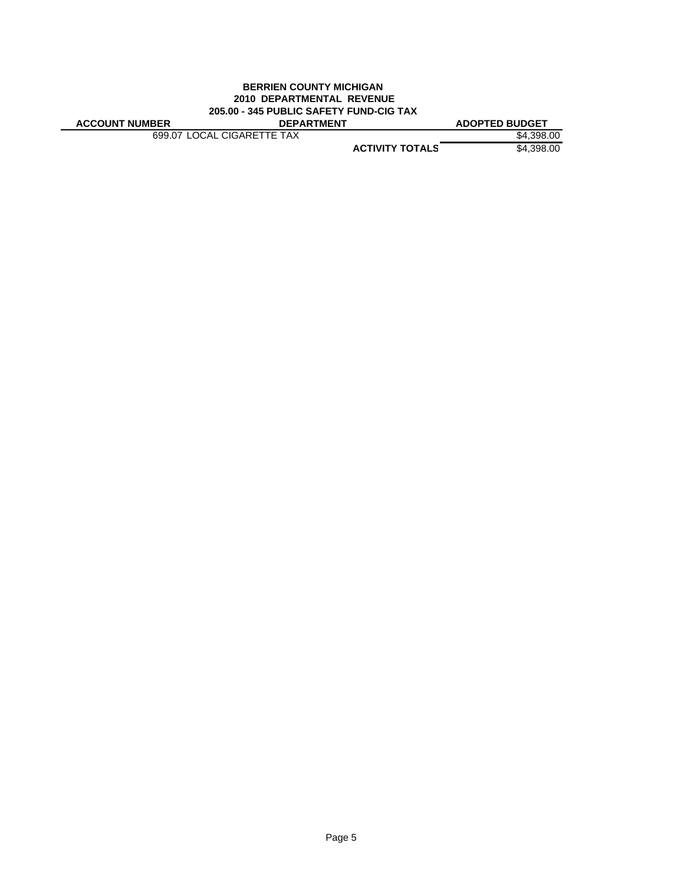**BERRIEN COUNTY MICHIGAN**
**2010 DEPARTMENTAL REVENUE**
**205.00 - 345 PUBLIC SAFETY FUND-CIG TAX**

| ACCOUNT NUMBER | DEPARTMENT | ADOPTED BUDGET |
|---|---|---|
| 699.07 | LOCAL CIGARETTE TAX | $4,398.00 |
| | **ACTIVITY TOTALS** | $4,398.00 |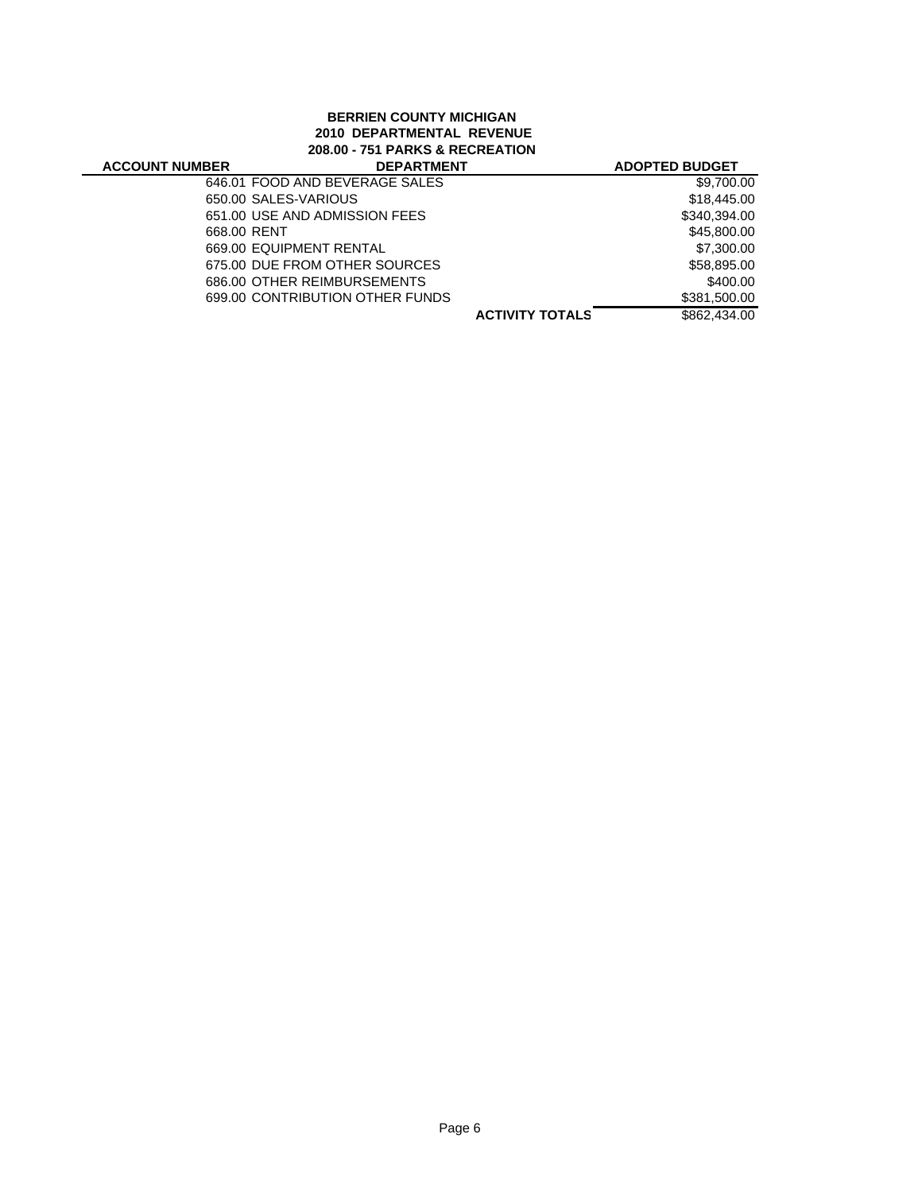**BERRIEN COUNTY MICHIGAN**
**2010 DEPARTMENTAL REVENUE**
**208.00 - 751 PARKS & RECREATION**

| ACCOUNT NUMBER | DEPARTMENT | ADOPTED BUDGET |
|---|---|---|
| 646.01 | FOOD AND BEVERAGE SALES | $9,700.00 |
| 650.00 | SALES-VARIOUS | $18,445.00 |
| 651.00 | USE AND ADMISSION FEES | $340,394.00 |
| 668.00 | RENT | $45,800.00 |
| 669.00 | EQUIPMENT RENTAL | $7,300.00 |
| 675.00 | DUE FROM OTHER SOURCES | $58,895.00 |
| 686.00 | OTHER REIMBURSEMENTS | $400.00 |
| 699.00 | CONTRIBUTION OTHER FUNDS | $381,500.00 |
| | **ACTIVITY TOTALS** | $862,434.00 |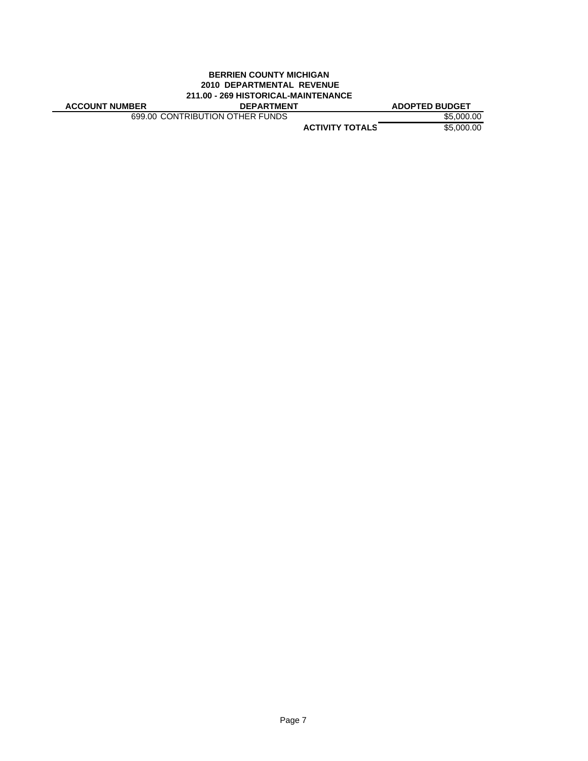**BERRIEN COUNTY MICHIGAN**
**2010 DEPARTMENTAL REVENUE**
**211.00 - 269 HISTORICAL-MAINTENANCE**

| ACCOUNT NUMBER | DEPARTMENT | ADOPTED BUDGET |
|---|---|---|
| | 699.00 CONTRIBUTION OTHER FUNDS | $5,000.00 |
| | **ACTIVITY TOTALS** | $5,000.00 |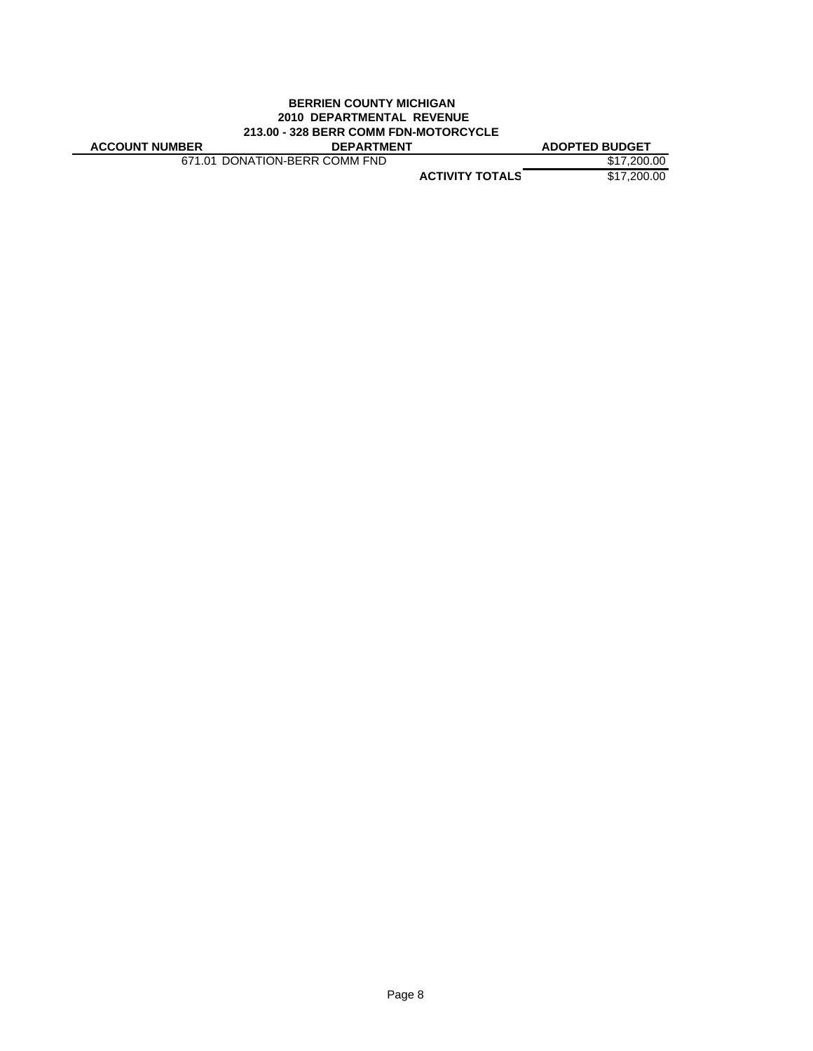**BERRIEN COUNTY MICHIGAN**
**2010 DEPARTMENTAL REVENUE**
**213.00 - 328 BERR COMM FDN-MOTORCYCLE**

| ACCOUNT NUMBER | DEPARTMENT | ADOPTED BUDGET |
|---|---|---|
| 671.01 | DONATION-BERR COMM FND | $17,200.00 |
| | **ACTIVITY TOTALS** | $17,200.00 |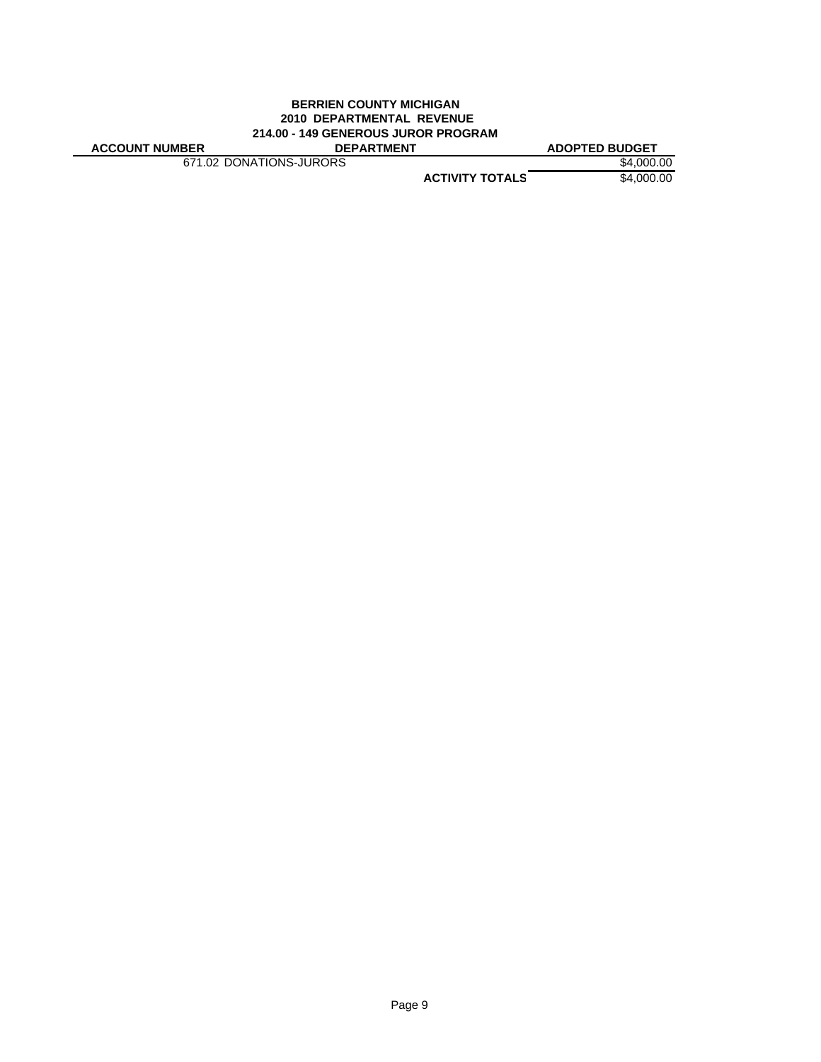**BERRIEN COUNTY MICHIGAN**
**2010 DEPARTMENTAL REVENUE**
**214.00 - 149 GENEROUS JUROR PROGRAM**

| ACCOUNT NUMBER | DEPARTMENT | ADOPTED BUDGET |
|---|---|---|
| 671.02 DONATIONS-JURORS | | $4,000.00 |
| | **ACTIVITY TOTALS** | $4,000.00 |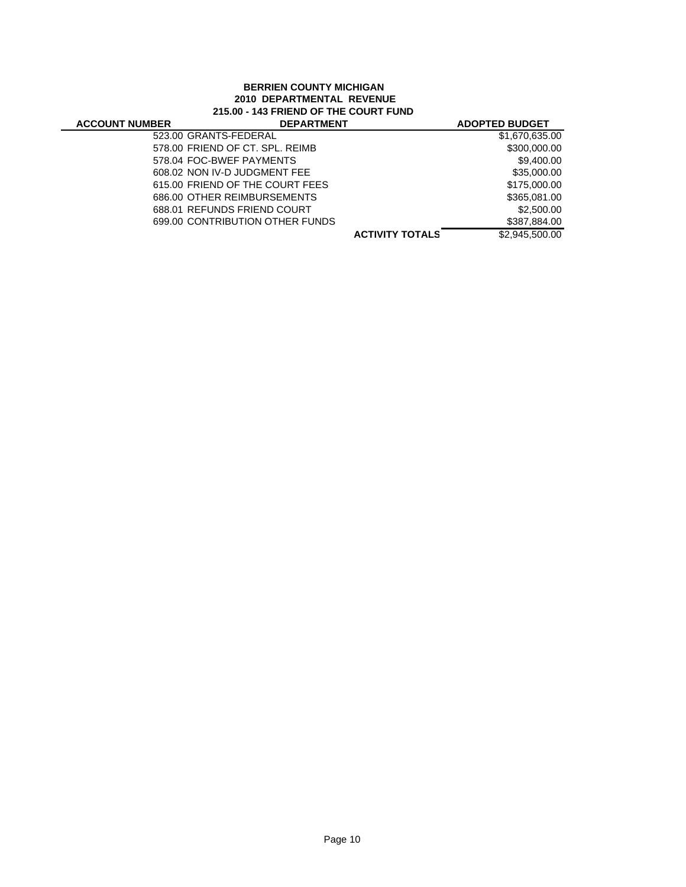**BERRIEN COUNTY MICHIGAN**
**2010 DEPARTMENTAL REVENUE**
**215.00 - 143 FRIEND OF THE COURT FUND**

| ACCOUNT NUMBER | DEPARTMENT | | ADOPTED BUDGET |
|---|---|---|---|
| | 523.00 GRANTS-FEDERAL | | $1,670,635.00 |
| | 578.00 FRIEND OF CT. SPL. REIMB | | $300,000.00 |
| | 578.04 FOC-BWEF PAYMENTS | | $9,400.00 |
| | 608.02 NON IV-D JUDGMENT FEE | | $35,000.00 |
| | 615.00 FRIEND OF THE COURT FEES | | $175,000.00 |
| | 686.00 OTHER REIMBURSEMENTS | | $365,081.00 |
| | 688.01 REFUNDS FRIEND COURT | | $2,500.00 |
| | 699.00 CONTRIBUTION OTHER FUNDS | | $387,884.00 |
| | | **ACTIVITY TOTALS** | $2,945,500.00 |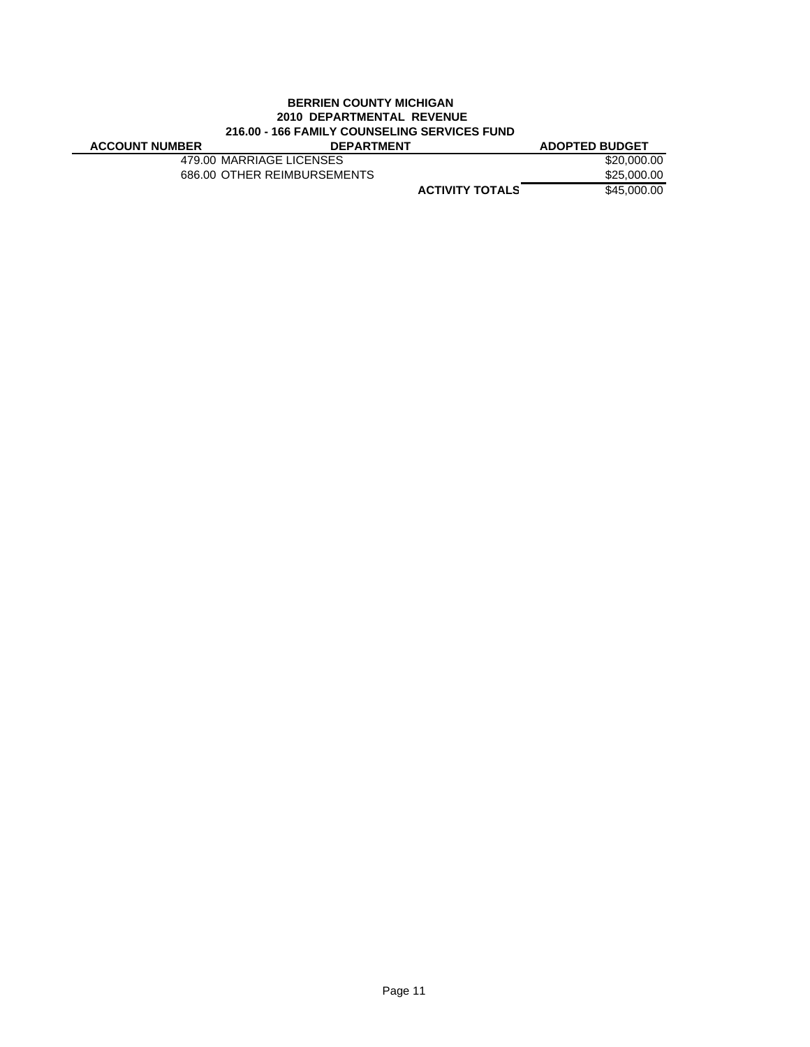**BERRIEN COUNTY MICHIGAN**
**2010 DEPARTMENTAL REVENUE**
**216.00 - 166 FAMILY COUNSELING SERVICES FUND**

| ACCOUNT NUMBER | DEPARTMENT | ADOPTED BUDGET |
|---|---|---|
| 479.00 | MARRIAGE LICENSES | $20,000.00 |
| 686.00 | OTHER REIMBURSEMENTS | $25,000.00 |
| | **ACTIVITY TOTALS** | $45,000.00 |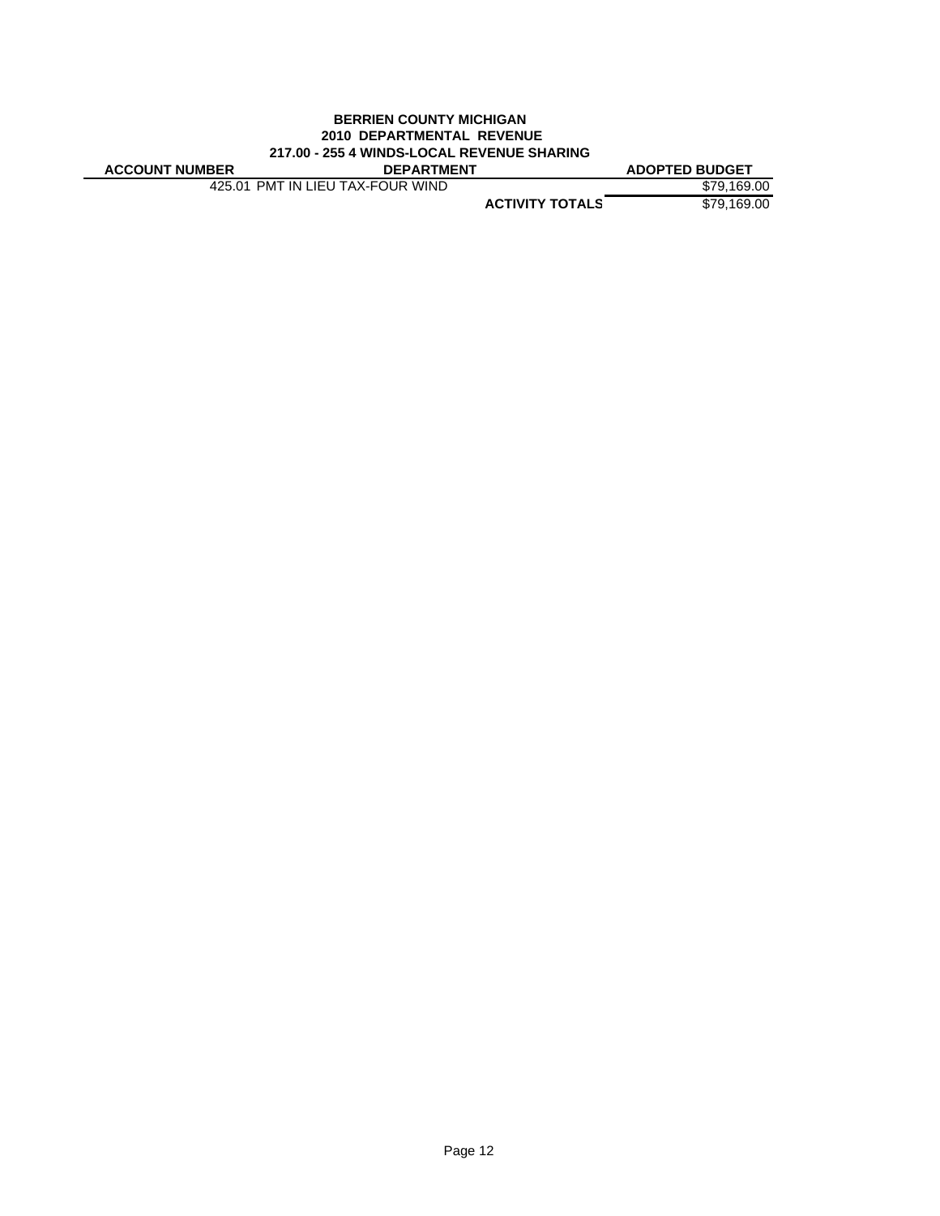**BERRIEN COUNTY MICHIGAN**
**2010 DEPARTMENTAL REVENUE**
**217.00 - 255 4 WINDS-LOCAL REVENUE SHARING**

| ACCOUNT NUMBER | DEPARTMENT | ADOPTED BUDGET |
|---|---|---|
| 425.01 | PMT IN LIEU TAX-FOUR WIND | $79,169.00 |
| | **ACTIVITY TOTALS** | $79,169.00 |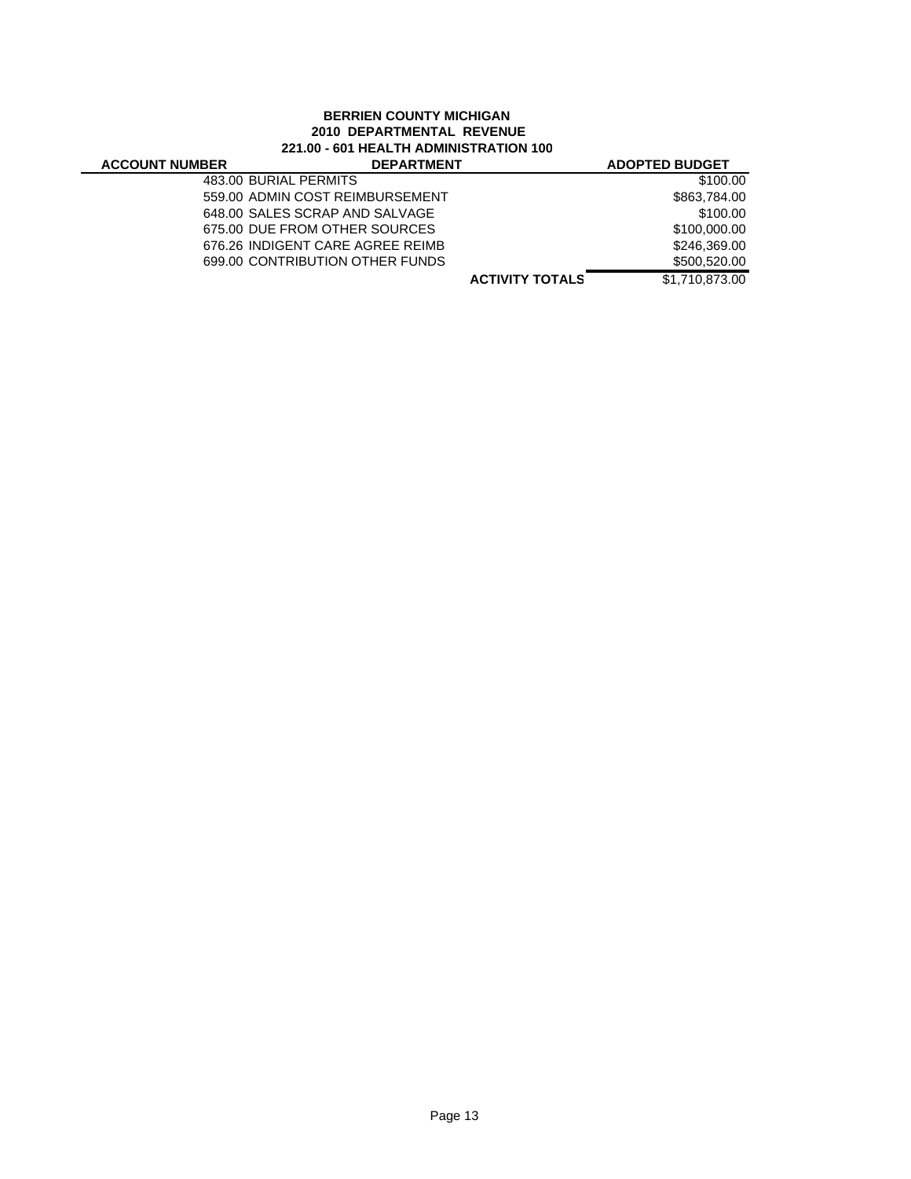**BERRIEN COUNTY MICHIGAN**
**2010 DEPARTMENTAL REVENUE**
**221.00 - 601 HEALTH ADMINISTRATION 100**

| ACCOUNT NUMBER | DEPARTMENT | | ADOPTED BUDGET |
|---|---|---|---|
| | 483.00 BURIAL PERMITS | | $100.00 |
| | 559.00 ADMIN COST REIMBURSEMENT | | $863,784.00 |
| | 648.00 SALES SCRAP AND SALVAGE | | $100.00 |
| | 675.00 DUE FROM OTHER SOURCES | | $100,000.00 |
| | 676.26 INDIGENT CARE AGREE REIMB | | $246,369.00 |
| | 699.00 CONTRIBUTION OTHER FUNDS | | $500,520.00 |
| | | **ACTIVITY TOTALS** | $1,710,873.00 |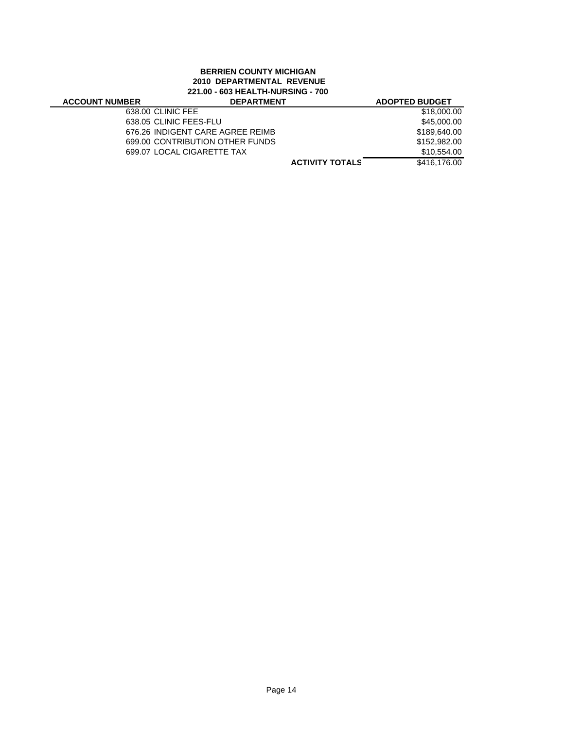**BERRIEN COUNTY MICHIGAN**
**2010 DEPARTMENTAL REVENUE**
**221.00 - 603 HEALTH-NURSING - 700**

| ACCOUNT NUMBER | DEPARTMENT | ADOPTED BUDGET |
|---|---|---|
| 638.00 | CLINIC FEE | $18,000.00 |
| 638.05 | CLINIC FEES-FLU | $45,000.00 |
| 676.26 | INDIGENT CARE AGREE REIMB | $189,640.00 |
| 699.00 | CONTRIBUTION OTHER FUNDS | $152,982.00 |
| 699.07 | LOCAL CIGARETTE TAX | $10,554.00 |
| | **ACTIVITY TOTALS** | $416,176.00 |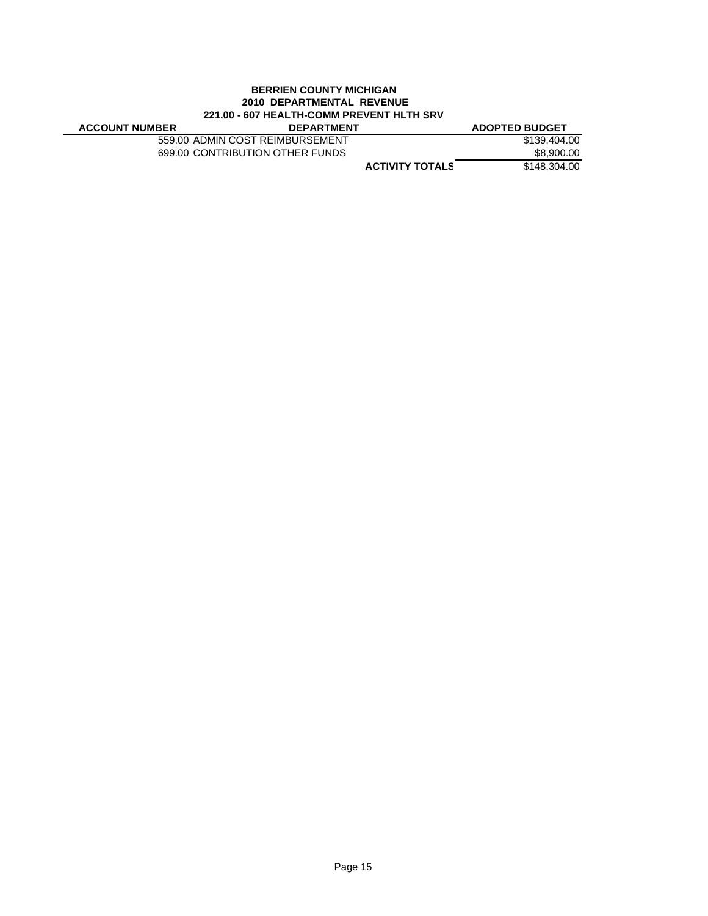**BERRIEN COUNTY MICHIGAN**
**2010 DEPARTMENTAL REVENUE**
**221.00 - 607 HEALTH-COMM PREVENT HLTH SRV**

| ACCOUNT NUMBER | DEPARTMENT | ADOPTED BUDGET |
|---|---|---|
| 559.00 | ADMIN COST REIMBURSEMENT | $139,404.00 |
| 699.00 | CONTRIBUTION OTHER FUNDS | $8,900.00 |
| | **ACTIVITY TOTALS** | $148,304.00 |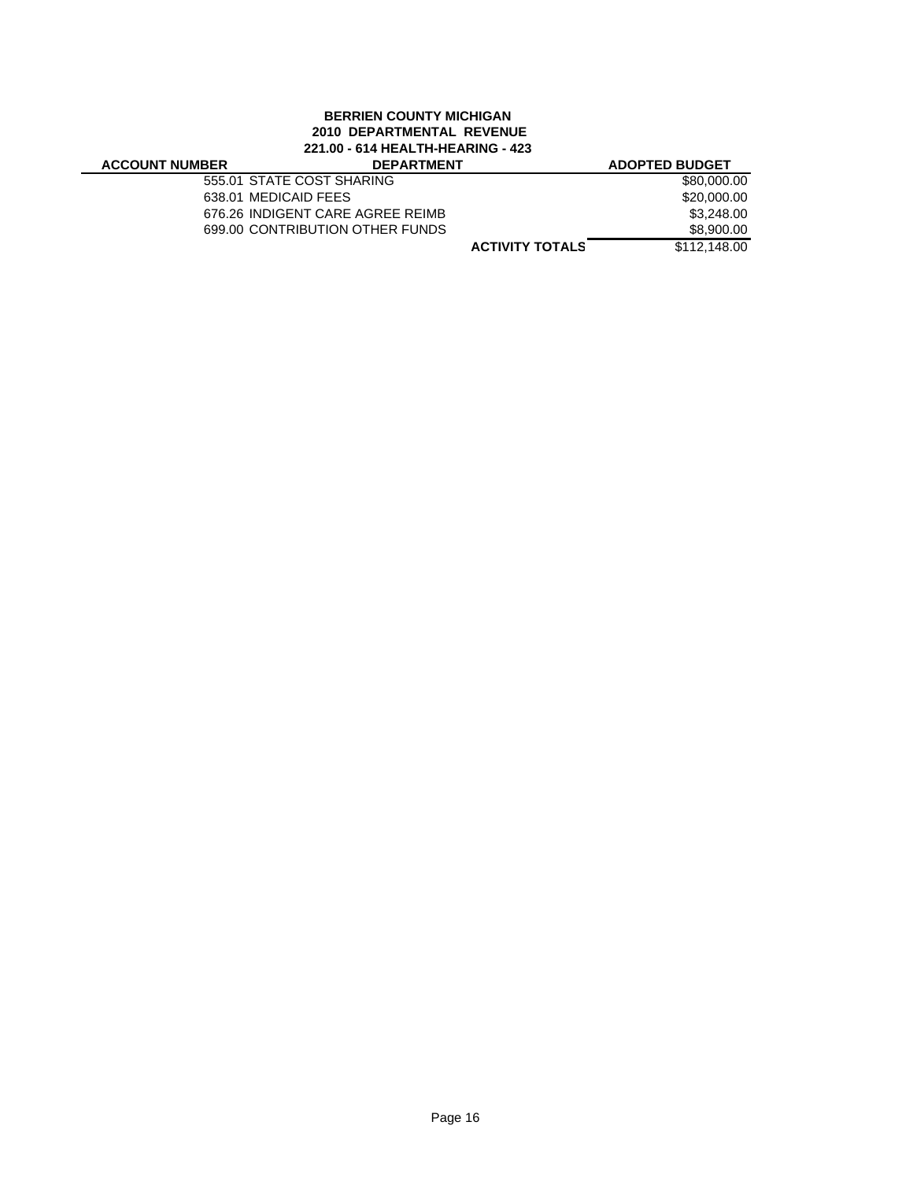**BERRIEN COUNTY MICHIGAN**
**2010 DEPARTMENTAL REVENUE**
**221.00 - 614 HEALTH-HEARING - 423**

| ACCOUNT NUMBER | DEPARTMENT | ADOPTED BUDGET |
|---|---|---|
| | 555.01 STATE COST SHARING | $80,000.00 |
| | 638.01 MEDICAID FEES | $20,000.00 |
| | 676.26 INDIGENT CARE AGREE REIMB | $3,248.00 |
| | 699.00 CONTRIBUTION OTHER FUNDS | $8,900.00 |
| | **ACTIVITY TOTALS** | $112,148.00 |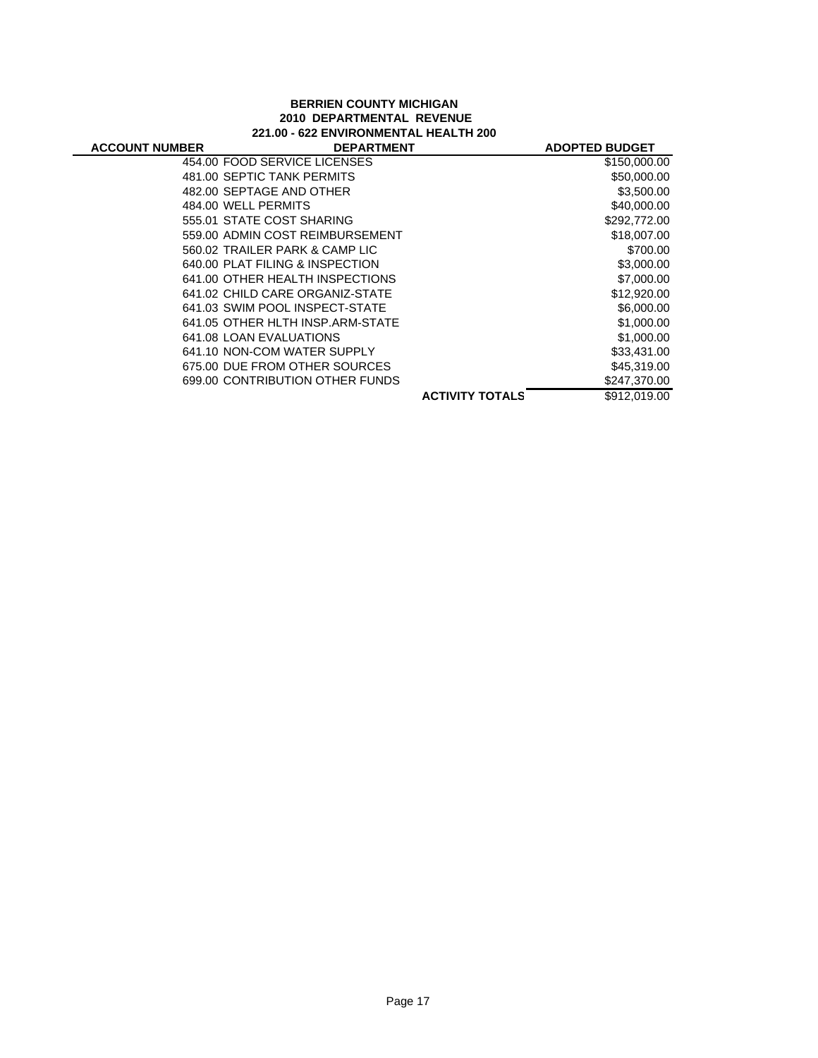**BERRIEN COUNTY MICHIGAN**
**2010 DEPARTMENTAL REVENUE**
**221.00 - 622 ENVIRONMENTAL HEALTH 200**

| ACCOUNT NUMBER | DEPARTMENT | | ADOPTED BUDGET |
|---|---|---|---|
| | 454.00 FOOD SERVICE LICENSES | | $150,000.00 |
| | 481.00 SEPTIC TANK PERMITS | | $50,000.00 |
| | 482.00 SEPTAGE AND OTHER | | $3,500.00 |
| | 484.00 WELL PERMITS | | $40,000.00 |
| | 555.01 STATE COST SHARING | | $292,772.00 |
| | 559.00 ADMIN COST REIMBURSEMENT | | $18,007.00 |
| | 560.02 TRAILER PARK & CAMP LIC | | $700.00 |
| | 640.00 PLAT FILING & INSPECTION | | $3,000.00 |
| | 641.00 OTHER HEALTH INSPECTIONS | | $7,000.00 |
| | 641.02 CHILD CARE ORGANIZ-STATE | | $12,920.00 |
| | 641.03 SWIM POOL INSPECT-STATE | | $6,000.00 |
| | 641.05 OTHER HLTH INSP.ARM-STATE | | $1,000.00 |
| | 641.08 LOAN EVALUATIONS | | $1,000.00 |
| | 641.10 NON-COM WATER SUPPLY | | $33,431.00 |
| | 675.00 DUE FROM OTHER SOURCES | | $45,319.00 |
| | 699.00 CONTRIBUTION OTHER FUNDS | | $247,370.00 |
| | | **ACTIVITY TOTALS** | $912,019.00 |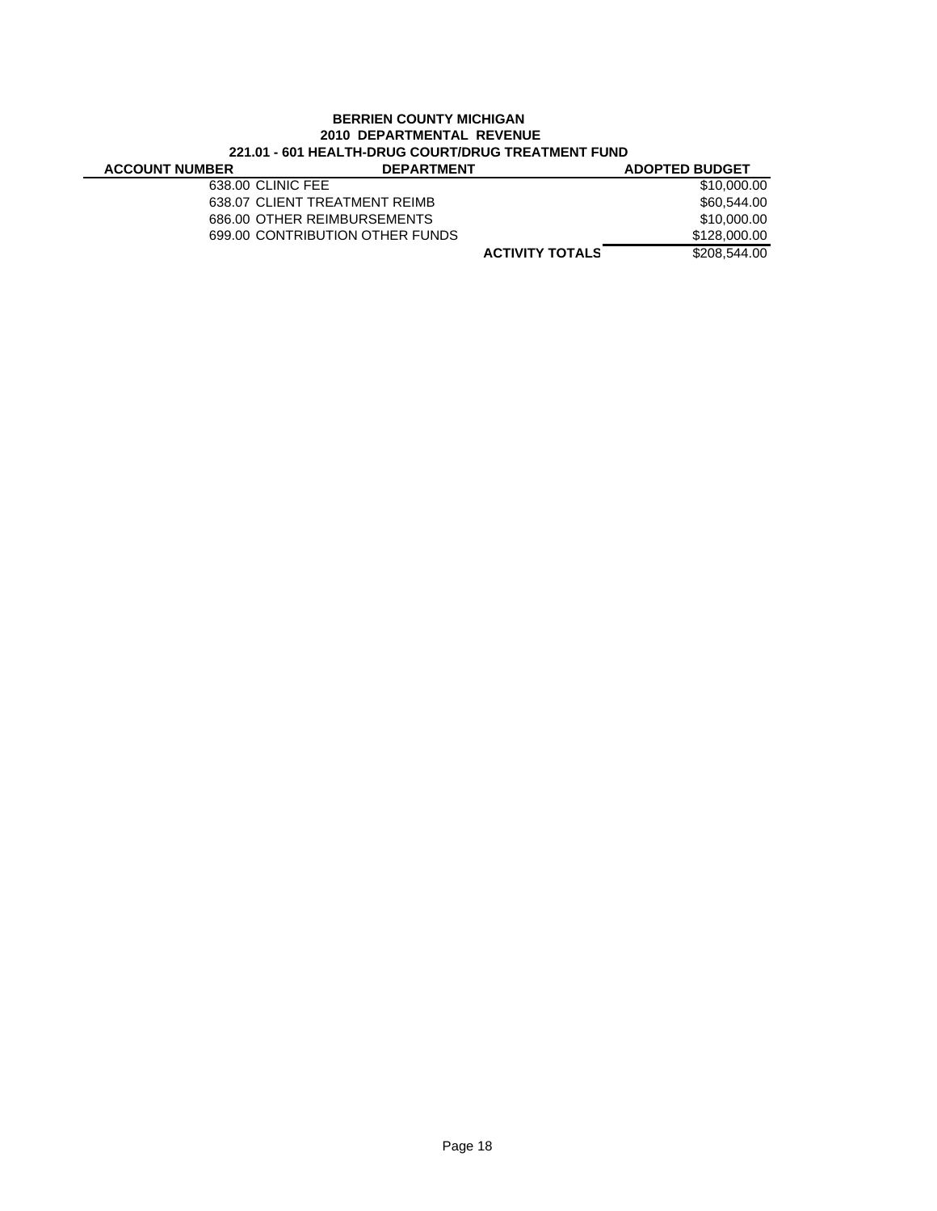**BERRIEN COUNTY MICHIGAN**
**2010 DEPARTMENTAL REVENUE**
**221.01 - 601 HEALTH-DRUG COURT/DRUG TREATMENT FUND**

| ACCOUNT NUMBER | DEPARTMENT | ADOPTED BUDGET |
|---|---|---|
| 638.00 | CLINIC FEE | $10,000.00 |
| 638.07 | CLIENT TREATMENT REIMB | $60,544.00 |
| 686.00 | OTHER REIMBURSEMENTS | $10,000.00 |
| 699.00 | CONTRIBUTION OTHER FUNDS | $128,000.00 |
| | **ACTIVITY TOTALS** | $208,544.00 |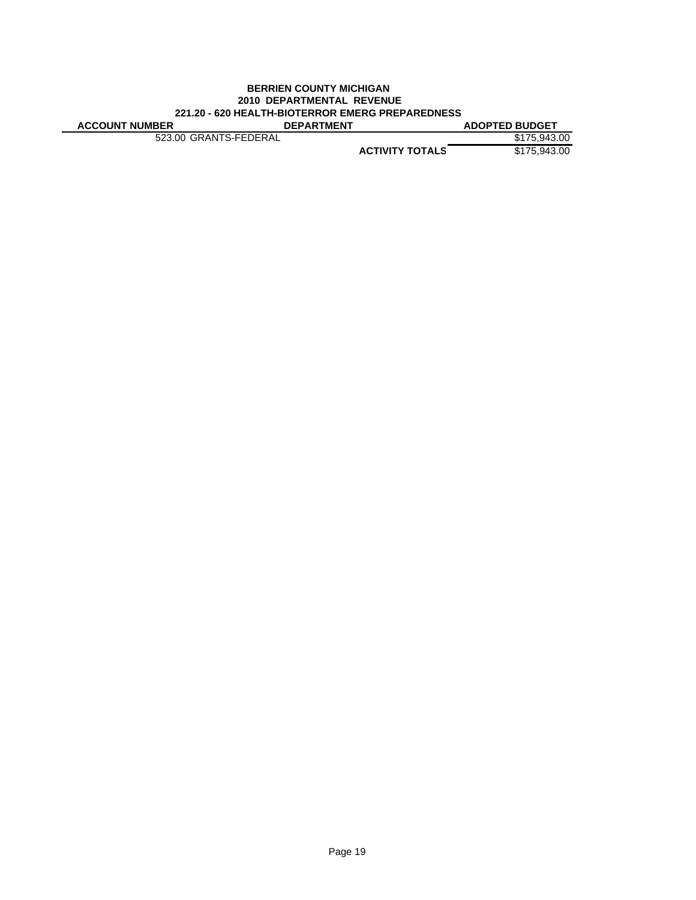**BERRIEN COUNTY MICHIGAN**
**2010 DEPARTMENTAL REVENUE**
**221.20 - 620 HEALTH-BIOTERROR EMERG PREPAREDNESS**

| ACCOUNT NUMBER | DEPARTMENT | ADOPTED BUDGET |
|---|---|---|
| 523.00 GRANTS-FEDERAL | | $175,943.00 |
| | **ACTIVITY TOTALS** | $175,943.00 |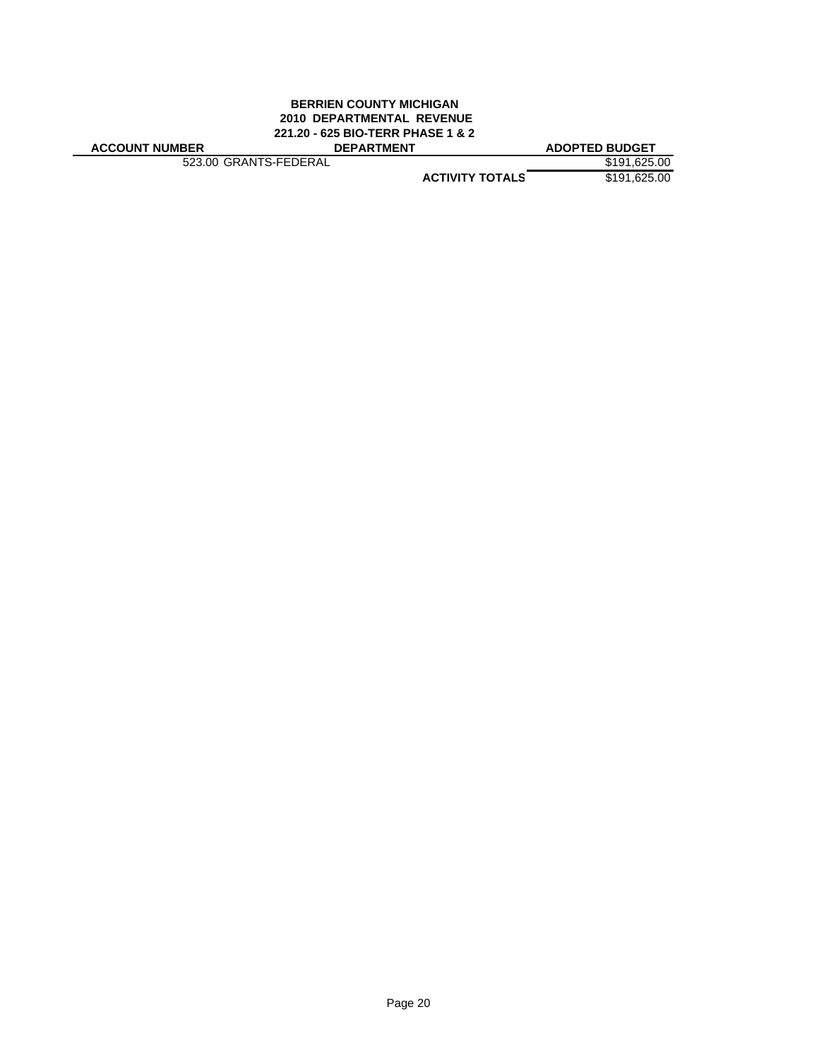**BERRIEN COUNTY MICHIGAN**
**2010 DEPARTMENTAL REVENUE**
**221.20 - 625 BIO-TERR PHASE 1 & 2**

| ACCOUNT NUMBER | DEPARTMENT | ADOPTED BUDGET |
|---|---|---|
| 523.00 GRANTS-FEDERAL | | $191,625.00 |
| | **ACTIVITY TOTALS** | $191,625.00 |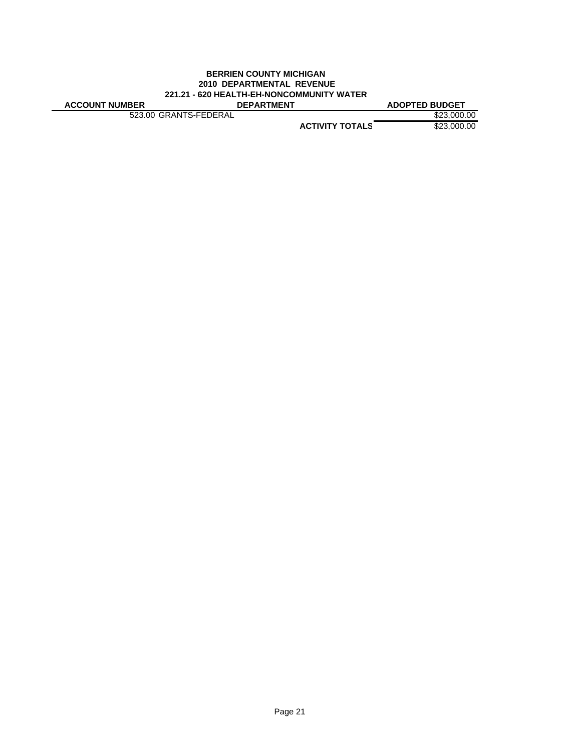**BERRIEN COUNTY MICHIGAN**
**2010 DEPARTMENTAL REVENUE**
**221.21 - 620 HEALTH-EH-NONCOMMUNITY WATER**

| ACCOUNT NUMBER | DEPARTMENT | ADOPTED BUDGET |
|---|---|---|
| 523.00 GRANTS-FEDERAL | | $23,000.00 |
| | **ACTIVITY TOTALS** | $23,000.00 |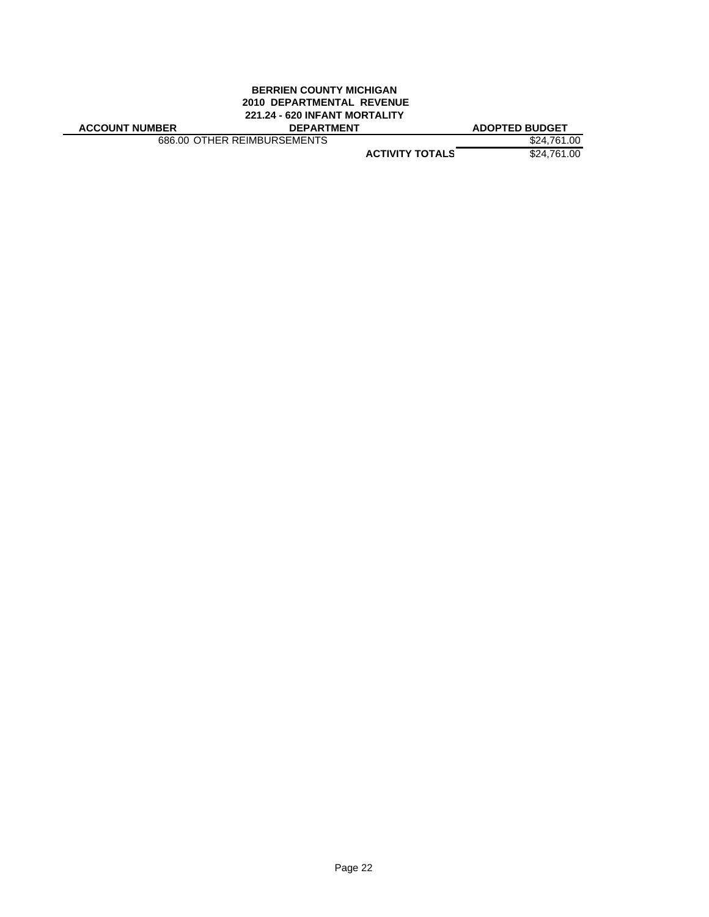**BERRIEN COUNTY MICHIGAN**
**2010 DEPARTMENTAL REVENUE**
**221.24 - 620 INFANT MORTALITY**

| ACCOUNT NUMBER | DEPARTMENT | ADOPTED BUDGET |
|---|---|---|
| 686.00 | OTHER REIMBURSEMENTS | $24,761.00 |
| | **ACTIVITY TOTALS** | $24,761.00 |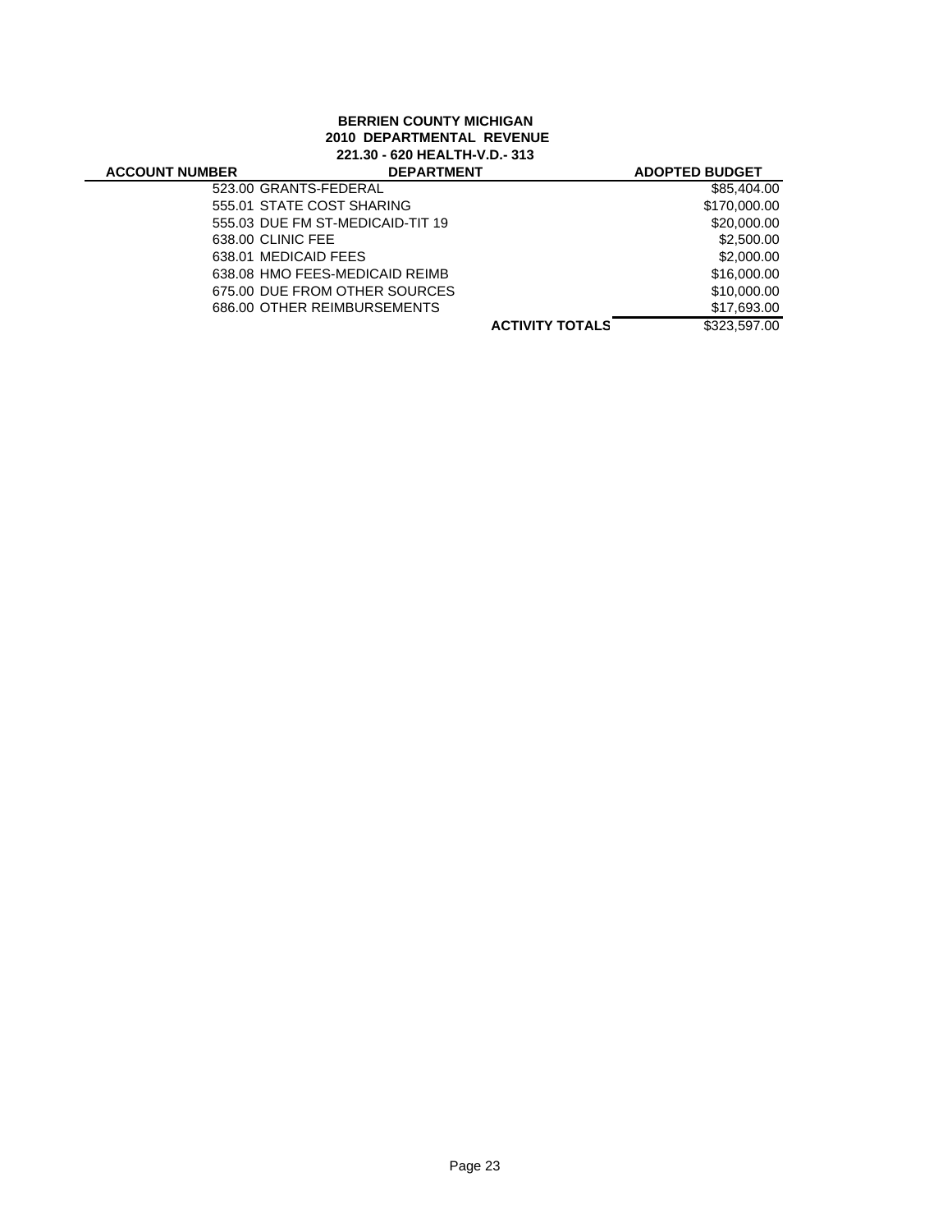**BERRIEN COUNTY MICHIGAN**
**2010 DEPARTMENTAL REVENUE**
**221.30 - 620 HEALTH-V.D.- 313**

| ACCOUNT NUMBER | DEPARTMENT | ADOPTED BUDGET |
|---|---|---|
| 523.00 | GRANTS-FEDERAL | \$85,404.00 |
| 555.01 | STATE COST SHARING | \$170,000.00 |
| 555.03 | DUE FM ST-MEDICAID-TIT 19 | \$20,000.00 |
| 638.00 | CLINIC FEE | \$2,500.00 |
| 638.01 | MEDICAID FEES | \$2,000.00 |
| 638.08 | HMO FEES-MEDICAID REIMB | \$16,000.00 |
| 675.00 | DUE FROM OTHER SOURCES | \$10,000.00 |
| 686.00 | OTHER REIMBURSEMENTS | \$17,693.00 |
| | **ACTIVITY TOTALS** | \$323,597.00 |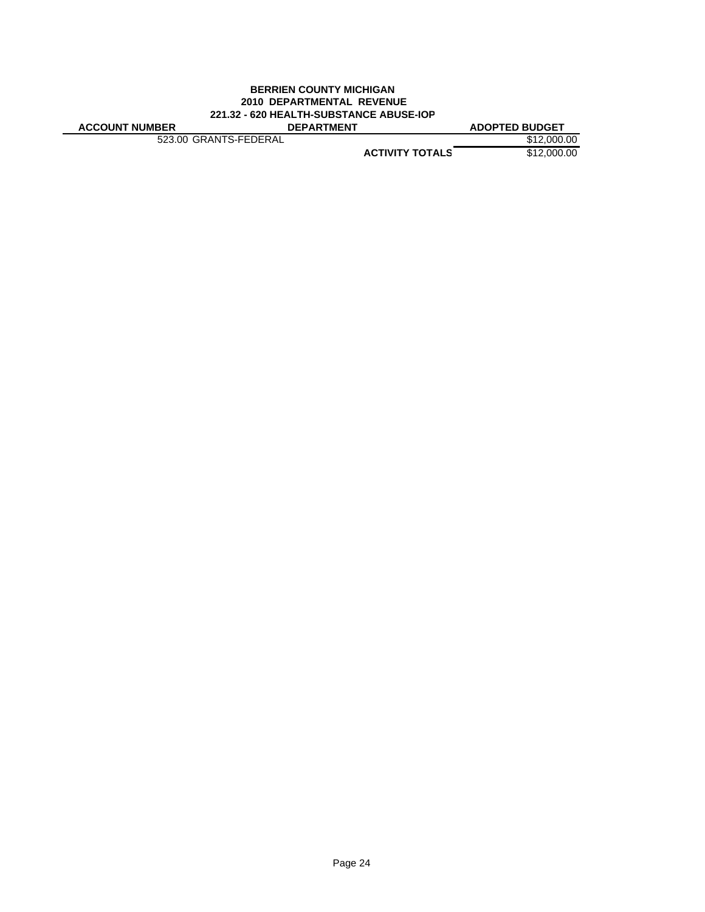**BERRIEN COUNTY MICHIGAN**
**2010 DEPARTMENTAL REVENUE**
**221.32 - 620 HEALTH-SUBSTANCE ABUSE-IOP**

| ACCOUNT NUMBER | DEPARTMENT | ADOPTED BUDGET |
|---|---|---|
| 523.00 GRANTS-FEDERAL | | $12,000.00 |
| | **ACTIVITY TOTALS** | $12,000.00 |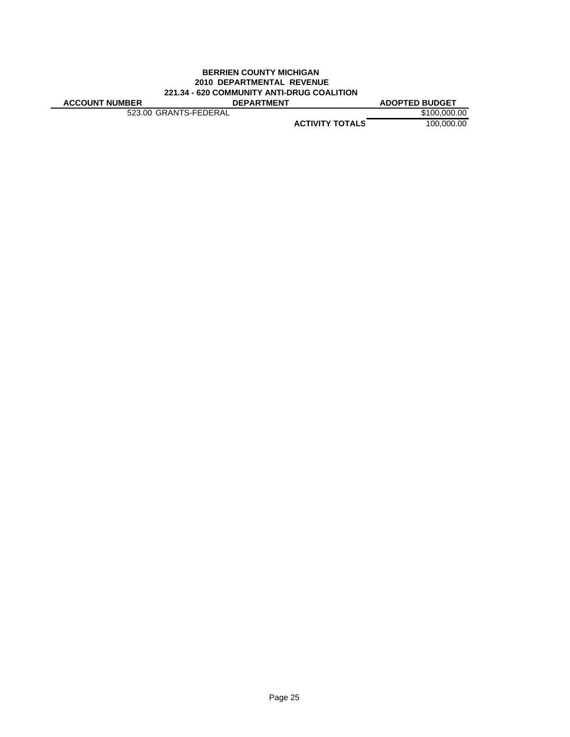**BERRIEN COUNTY MICHIGAN**
**2010 DEPARTMENTAL REVENUE**
**221.34 - 620 COMMUNITY ANTI-DRUG COALITION**

| ACCOUNT NUMBER | DEPARTMENT | ADOPTED BUDGET |
|---|---|---|
| 523.00 GRANTS-FEDERAL | | $100,000.00 |
| | **ACTIVITY TOTALS** | 100,000.00 |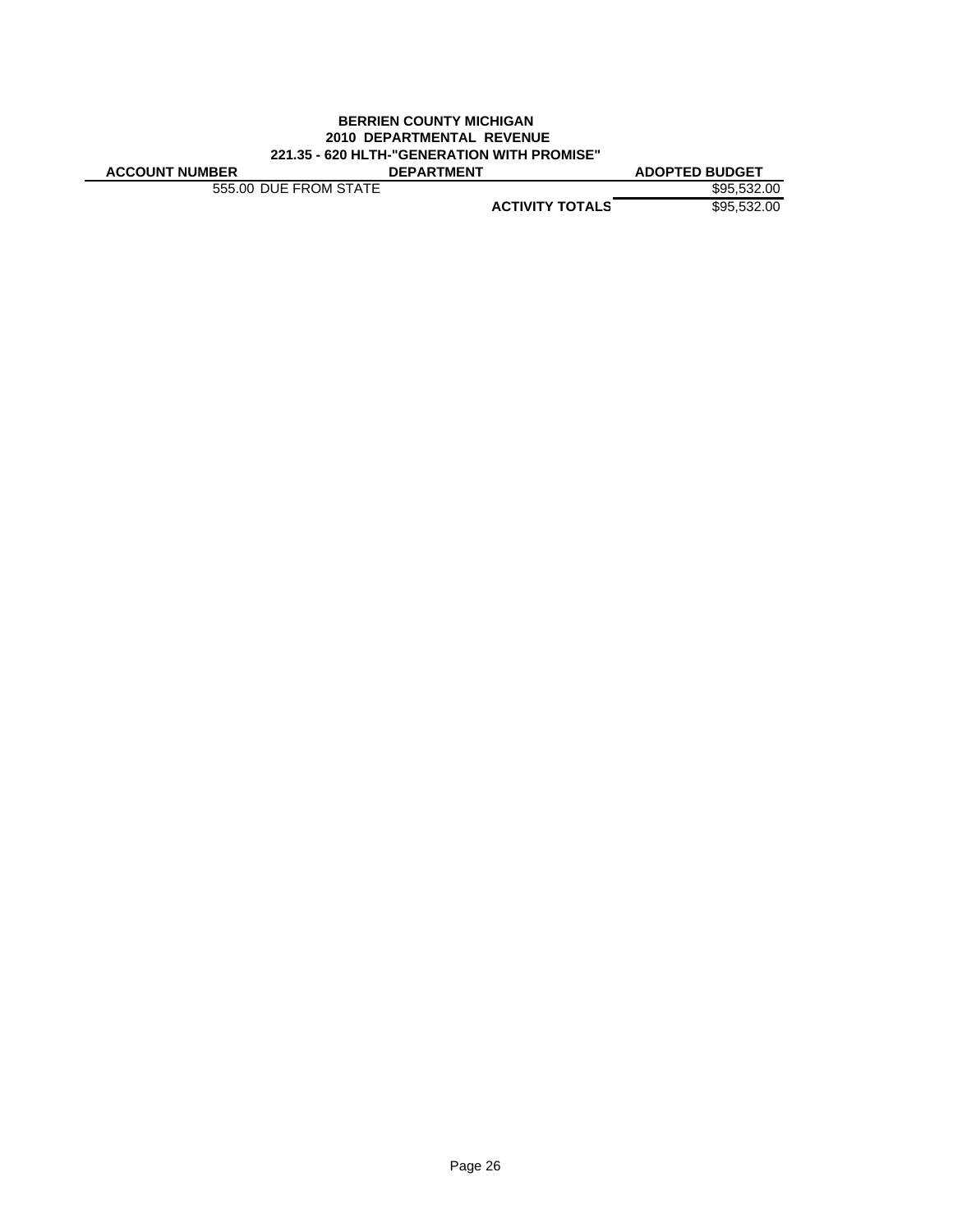**BERRIEN COUNTY MICHIGAN**
**2010 DEPARTMENTAL REVENUE**
**221.35 - 620 HLTH-"GENERATION WITH PROMISE"**

| ACCOUNT NUMBER | DEPARTMENT | ADOPTED BUDGET |
|---|---|---|
| 555.00 DUE FROM STATE | | $95,532.00 |
| | **ACTIVITY TOTALS** | $95,532.00 |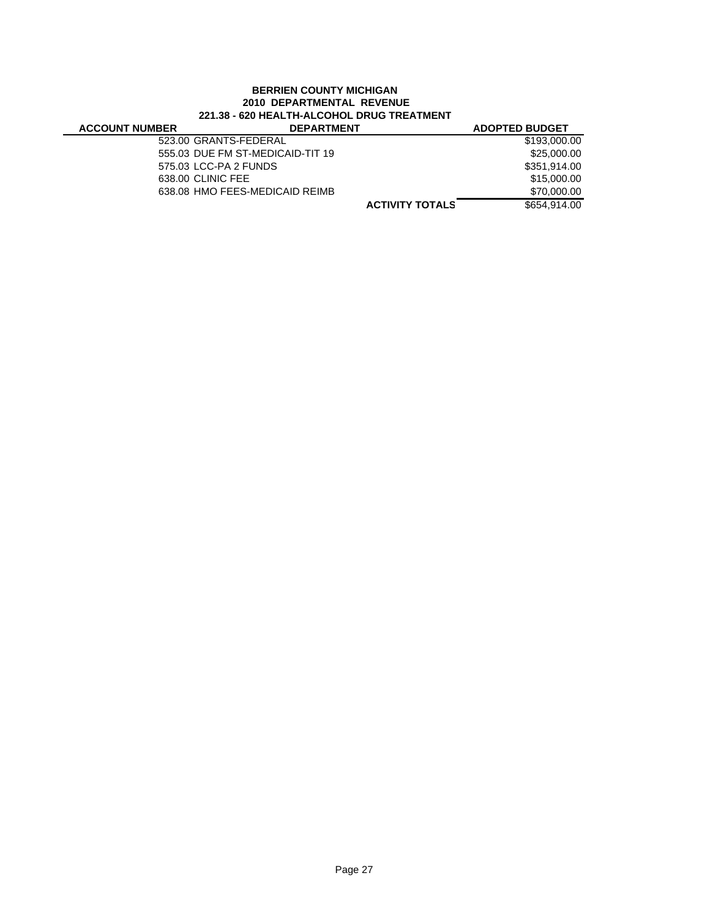**BERRIEN COUNTY MICHIGAN**
**2010 DEPARTMENTAL REVENUE**
**221.38 - 620 HEALTH-ALCOHOL DRUG TREATMENT**

| ACCOUNT NUMBER | DEPARTMENT | ADOPTED BUDGET |
|---|---|---|
| 523.00 | GRANTS-FEDERAL | $193,000.00 |
| 555.03 | DUE FM ST-MEDICAID-TIT 19 | $25,000.00 |
| 575.03 | LCC-PA 2 FUNDS | $351,914.00 |
| 638.00 | CLINIC FEE | $15,000.00 |
| 638.08 | HMO FEES-MEDICAID REIMB | $70,000.00 |
| | **ACTIVITY TOTALS** | $654,914.00 |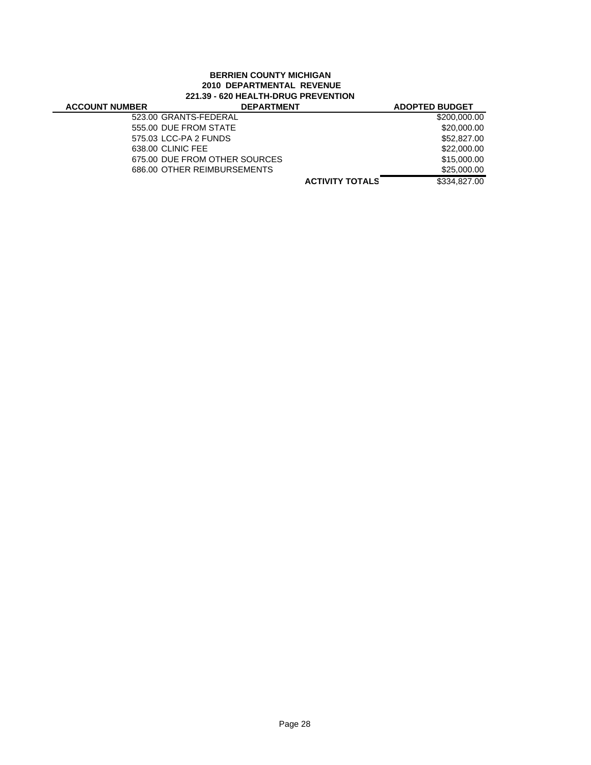**BERRIEN COUNTY MICHIGAN**
**2010 DEPARTMENTAL REVENUE**
**221.39 - 620 HEALTH-DRUG PREVENTION**

| ACCOUNT NUMBER | DEPARTMENT | ADOPTED BUDGET |
|---|---|---|
| 523.00 | GRANTS-FEDERAL | $200,000.00 |
| 555.00 | DUE FROM STATE | $20,000.00 |
| 575.03 | LCC-PA 2 FUNDS | $52,827.00 |
| 638.00 | CLINIC FEE | $22,000.00 |
| 675.00 | DUE FROM OTHER SOURCES | $15,000.00 |
| 686.00 | OTHER REIMBURSEMENTS | $25,000.00 |
| | **ACTIVITY TOTALS** | $334,827.00 |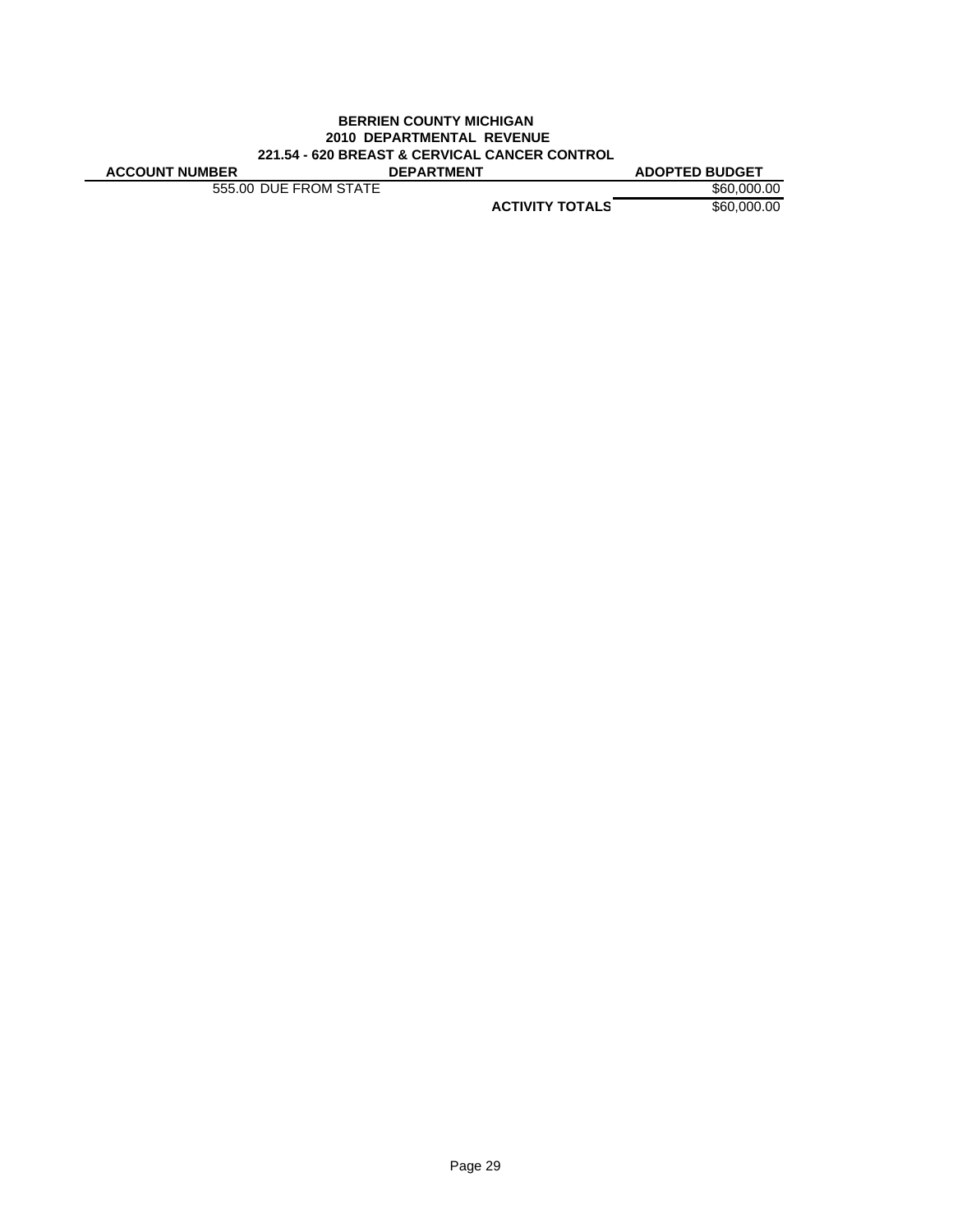**BERRIEN COUNTY MICHIGAN**
**2010 DEPARTMENTAL REVENUE**
**221.54 - 620 BREAST & CERVICAL CANCER CONTROL**

| ACCOUNT NUMBER | DEPARTMENT | ADOPTED BUDGET |
|---|---|---|
| 555.00 DUE FROM STATE | | $60,000.00 |
| | **ACTIVITY TOTALS** | $60,000.00 |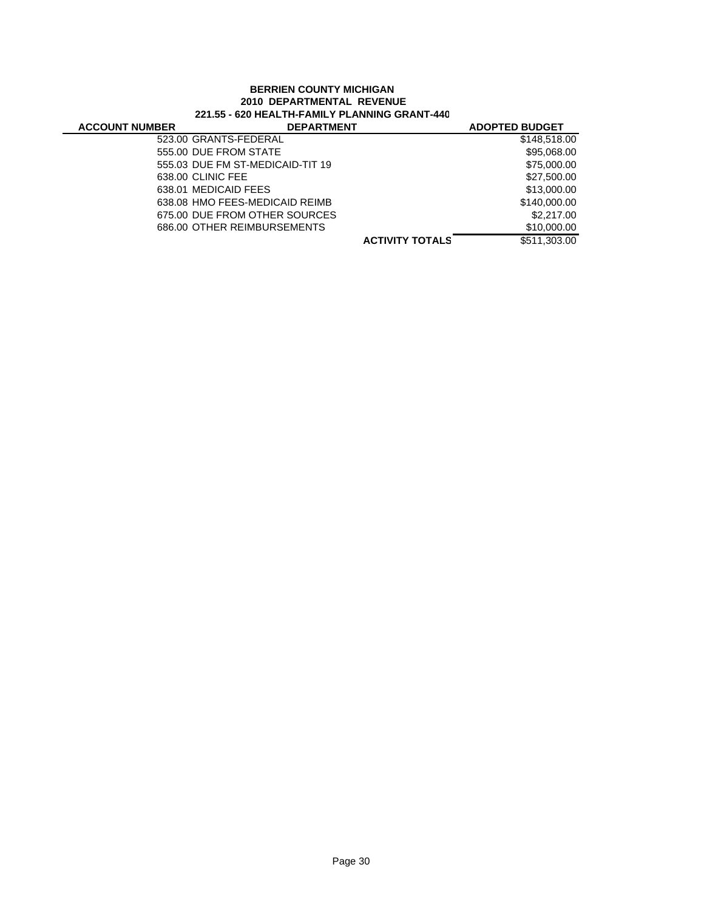**BERRIEN COUNTY MICHIGAN**
**2010 DEPARTMENTAL REVENUE**
**221.55 - 620 HEALTH-FAMILY PLANNING GRANT-440**

| ACCOUNT NUMBER | DEPARTMENT | ADOPTED BUDGET |
|---|---|---|
| 523.00 | GRANTS-FEDERAL | $148,518.00 |
| 555.00 | DUE FROM STATE | $95,068.00 |
| 555.03 | DUE FM ST-MEDICAID-TIT 19 | $75,000.00 |
| 638.00 | CLINIC FEE | $27,500.00 |
| 638.01 | MEDICAID FEES | $13,000.00 |
| 638.08 | HMO FEES-MEDICAID REIMB | $140,000.00 |
| 675.00 | DUE FROM OTHER SOURCES | $2,217.00 |
| 686.00 | OTHER REIMBURSEMENTS | $10,000.00 |
| | **ACTIVITY TOTALS** | $511,303.00 |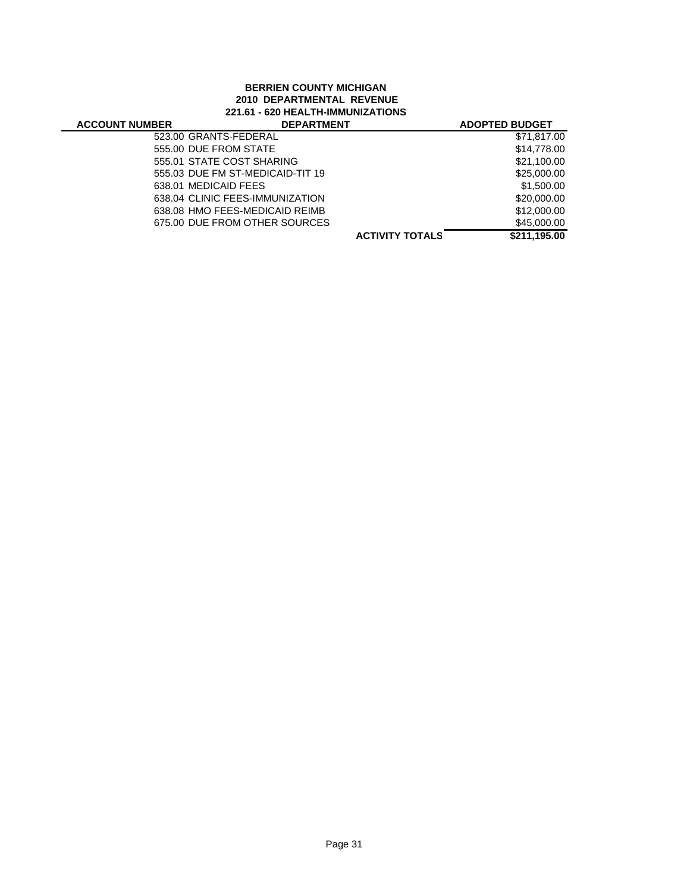**BERRIEN COUNTY MICHIGAN**
**2010 DEPARTMENTAL REVENUE**
**221.61 - 620 HEALTH-IMMUNIZATIONS**

| ACCOUNT NUMBER | DEPARTMENT | ADOPTED BUDGET |
|---|---|---|
| 523.00 | GRANTS-FEDERAL | $71,817.00 |
| 555.00 | DUE FROM STATE | $14,778.00 |
| 555.01 | STATE COST SHARING | $21,100.00 |
| 555.03 | DUE FM ST-MEDICAID-TIT 19 | $25,000.00 |
| 638.01 | MEDICAID FEES | $1,500.00 |
| 638.04 | CLINIC FEES-IMMUNIZATION | $20,000.00 |
| 638.08 | HMO FEES-MEDICAID REIMB | $12,000.00 |
| 675.00 | DUE FROM OTHER SOURCES | $45,000.00 |
| | **ACTIVITY TOTALS** | **$211,195.00** |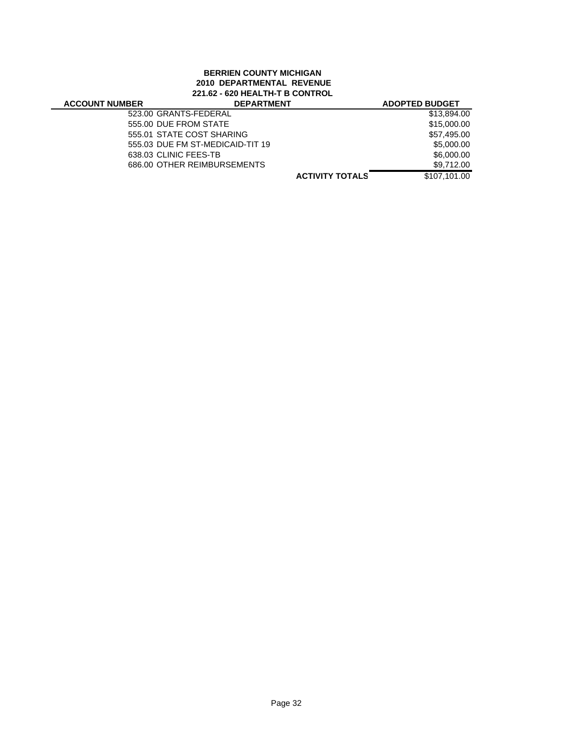**BERRIEN COUNTY MICHIGAN**
**2010 DEPARTMENTAL REVENUE**
**221.62 - 620 HEALTH-T B CONTROL**

| ACCOUNT NUMBER | DEPARTMENT | ADOPTED BUDGET |
|---|---|---|
| | 523.00 GRANTS-FEDERAL | $13,894.00 |
| | 555.00 DUE FROM STATE | $15,000.00 |
| | 555.01 STATE COST SHARING | $57,495.00 |
| | 555.03 DUE FM ST-MEDICAID-TIT 19 | $5,000.00 |
| | 638.03 CLINIC FEES-TB | $6,000.00 |
| | 686.00 OTHER REIMBURSEMENTS | $9,712.00 |
| | **ACTIVITY TOTALS** | $107,101.00 |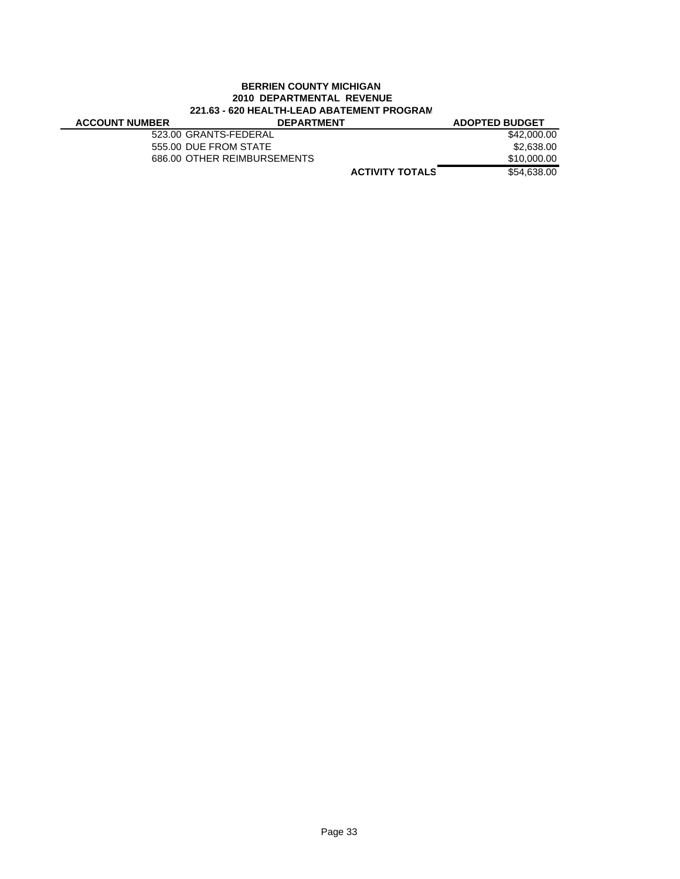**BERRIEN COUNTY MICHIGAN**
**2010 DEPARTMENTAL REVENUE**
**221.63 - 620 HEALTH-LEAD ABATEMENT PROGRAM**

| ACCOUNT NUMBER | DEPARTMENT | ADOPTED BUDGET |
|---|---|---|
| 523.00 | GRANTS-FEDERAL | $42,000.00 |
| 555.00 | DUE FROM STATE | $2,638.00 |
| 686.00 | OTHER REIMBURSEMENTS | $10,000.00 |
| | **ACTIVITY TOTALS** | $54,638.00 |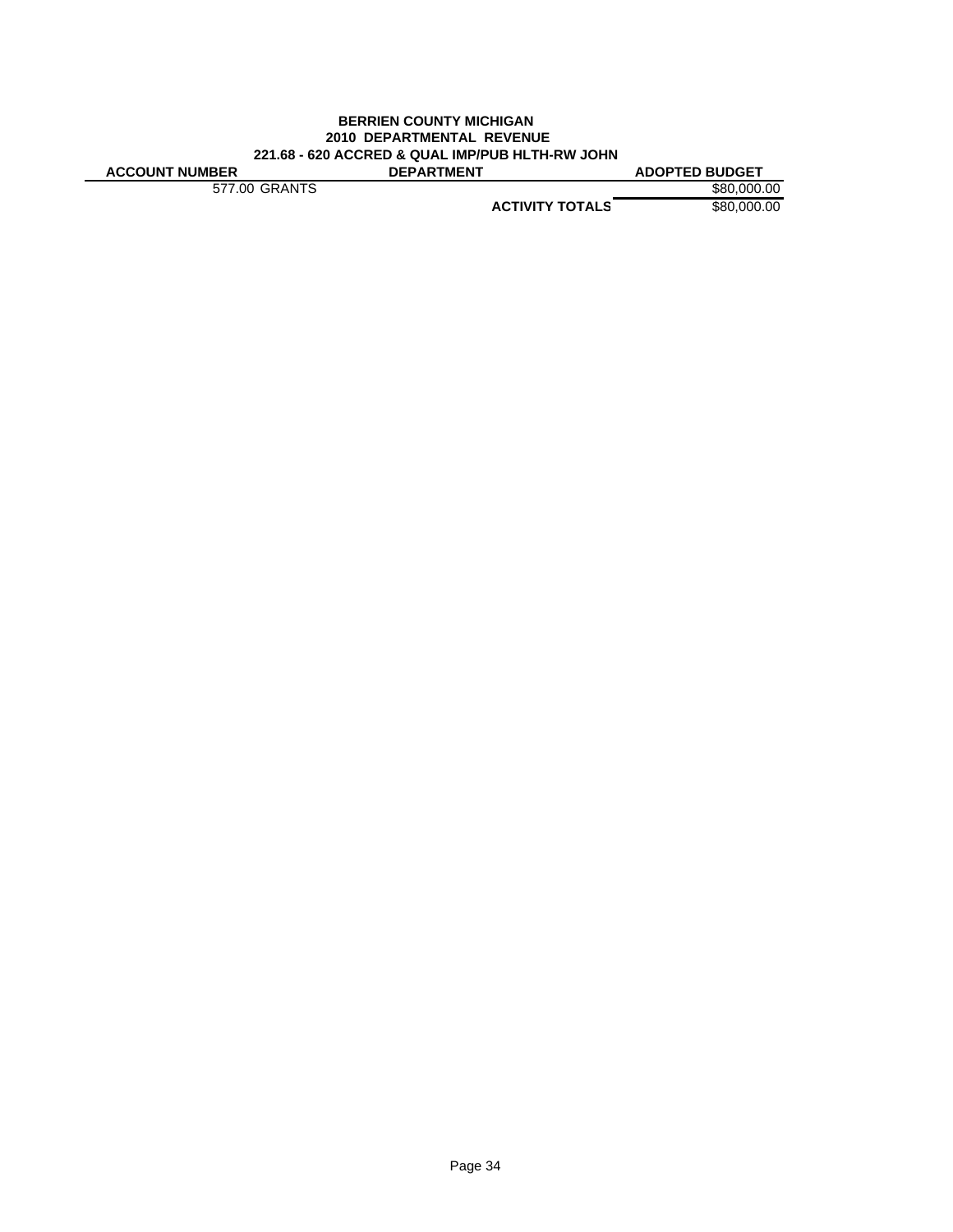**BERRIEN COUNTY MICHIGAN**
**2010 DEPARTMENTAL REVENUE**
**221.68 - 620 ACCRED & QUAL IMP/PUB HLTH-RW JOHN**

| ACCOUNT NUMBER | DEPARTMENT | ADOPTED BUDGET |
|---|---|---|
| 577.00 GRANTS | | $80,000.00 |
| | **ACTIVITY TOTALS** | $80,000.00 |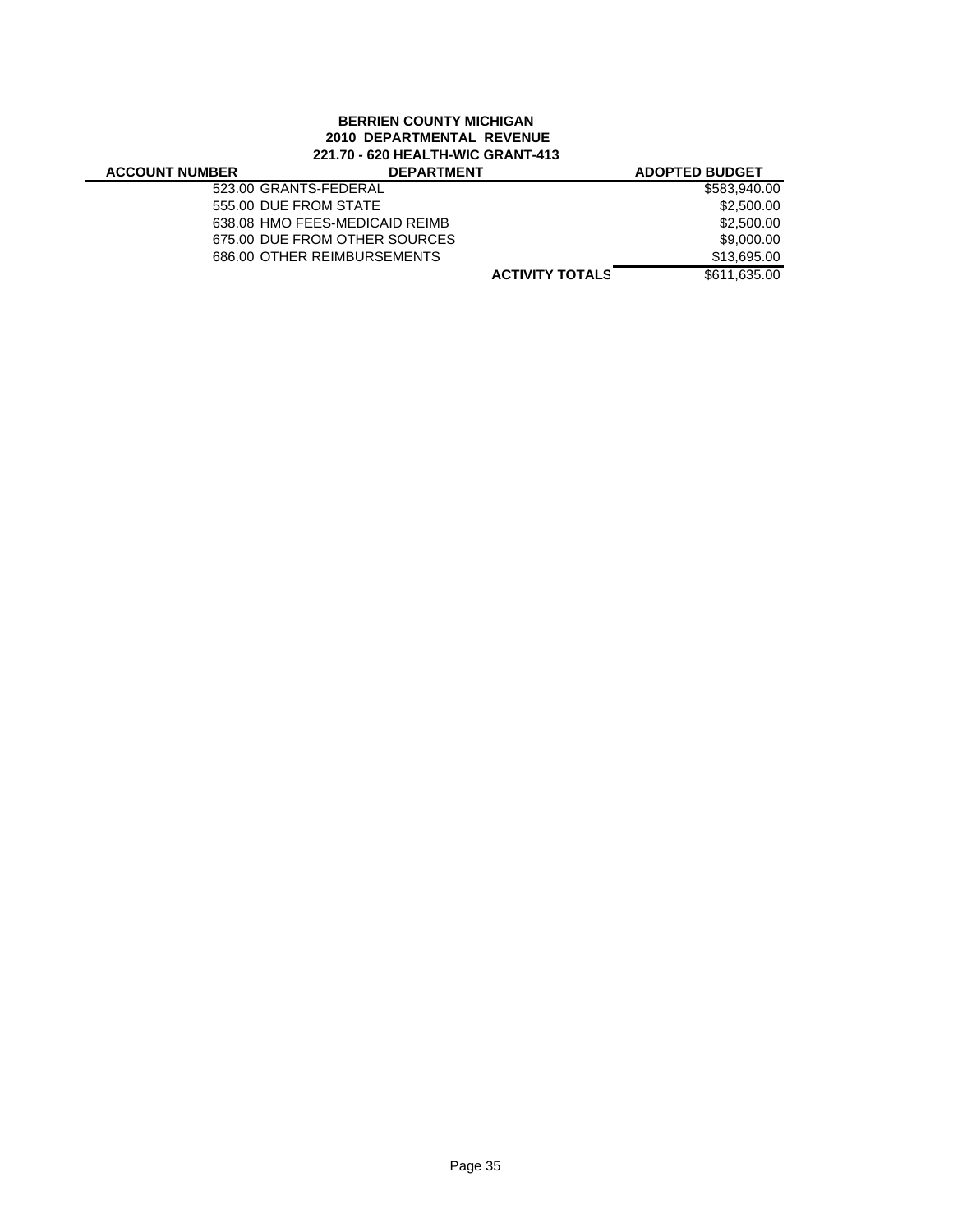**BERRIEN COUNTY MICHIGAN**
**2010 DEPARTMENTAL REVENUE**
**221.70 - 620 HEALTH-WIC GRANT-413**

| ACCOUNT NUMBER | DEPARTMENT | ADOPTED BUDGET |
|---|---|---|
| 523.00 | GRANTS-FEDERAL | $583,940.00 |
| 555.00 | DUE FROM STATE | $2,500.00 |
| 638.08 | HMO FEES-MEDICAID REIMB | $2,500.00 |
| 675.00 | DUE FROM OTHER SOURCES | $9,000.00 |
| 686.00 | OTHER REIMBURSEMENTS | $13,695.00 |
| | **ACTIVITY TOTALS** | $611,635.00 |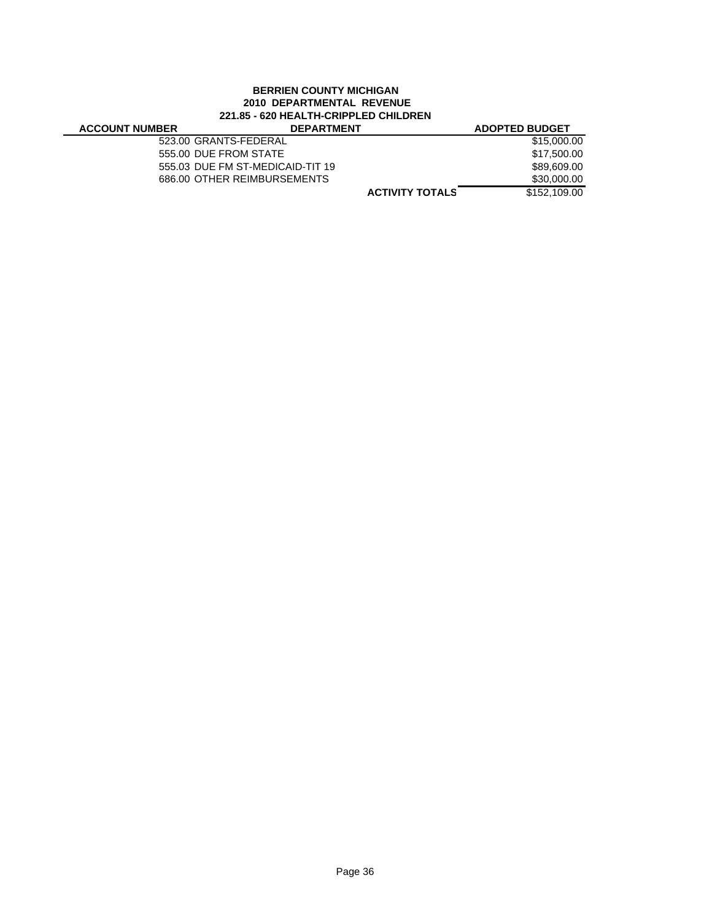**BERRIEN COUNTY MICHIGAN**
**2010 DEPARTMENTAL REVENUE**
**221.85 - 620 HEALTH-CRIPPLED CHILDREN**

| ACCOUNT NUMBER | DEPARTMENT | ADOPTED BUDGET |
|---|---|---|
| 523.00 | GRANTS-FEDERAL | $15,000.00 |
| 555.00 | DUE FROM STATE | $17,500.00 |
| 555.03 | DUE FM ST-MEDICAID-TIT 19 | $89,609.00 |
| 686.00 | OTHER REIMBURSEMENTS | $30,000.00 |
| | **ACTIVITY TOTALS** | $152,109.00 |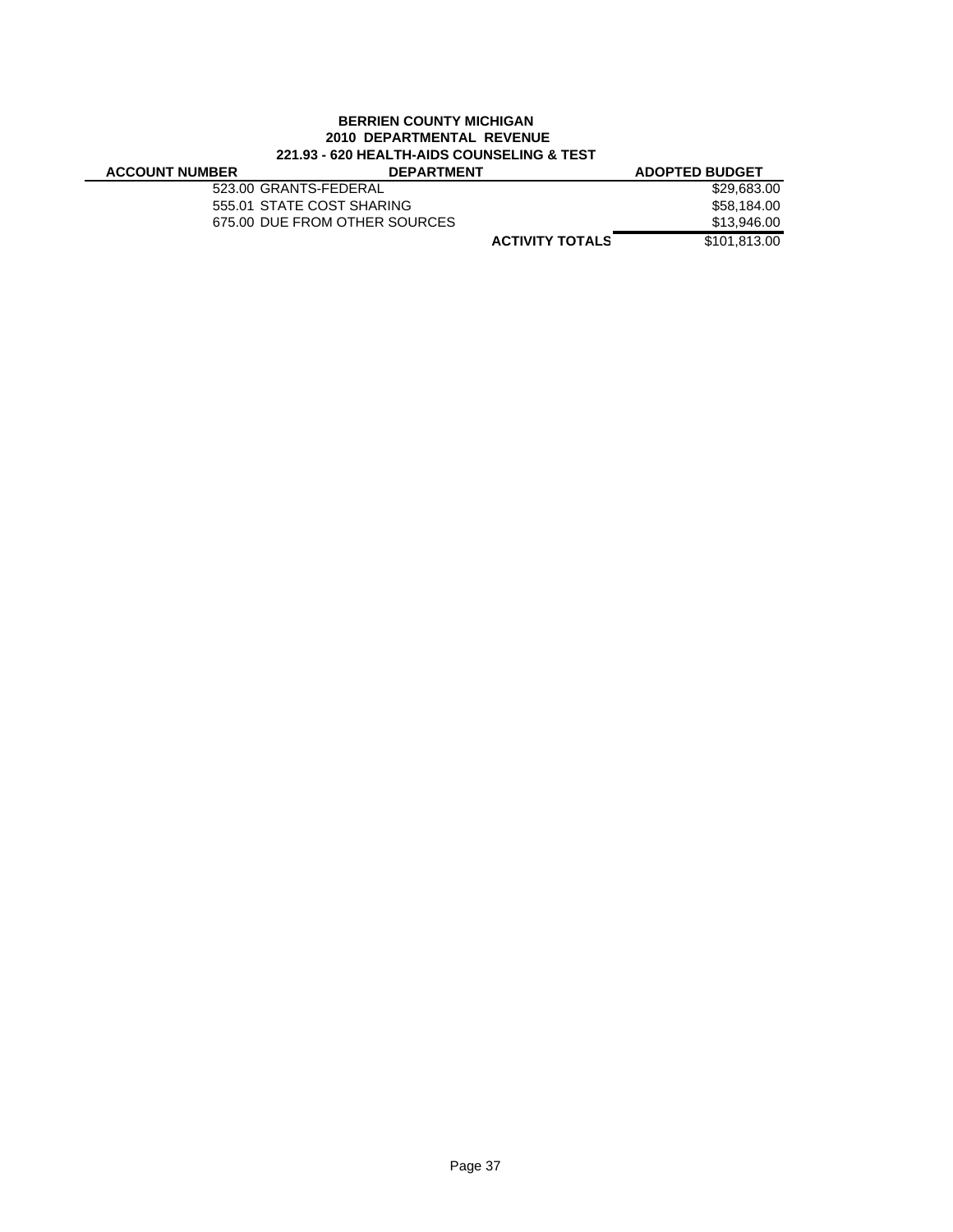**BERRIEN COUNTY MICHIGAN**
**2010 DEPARTMENTAL REVENUE**
**221.93 - 620 HEALTH-AIDS COUNSELING & TEST**

| ACCOUNT NUMBER | DEPARTMENT | ADOPTED BUDGET |
|---|---|---|
| 523.00 | GRANTS-FEDERAL | $29,683.00 |
| 555.01 | STATE COST SHARING | $58,184.00 |
| 675.00 | DUE FROM OTHER SOURCES | $13,946.00 |
| | **ACTIVITY TOTALS** | $101,813.00 |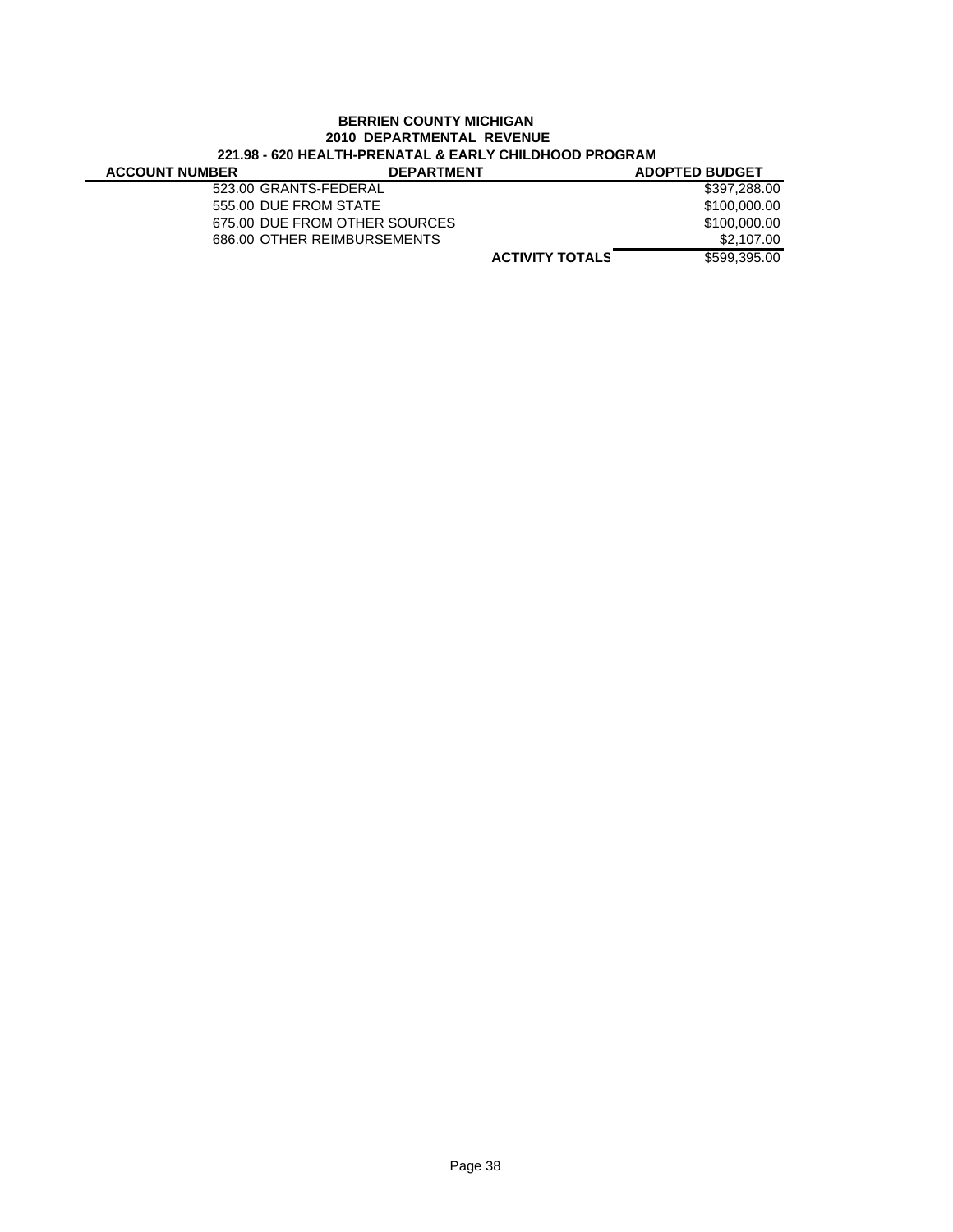**BERRIEN COUNTY MICHIGAN**
**2010 DEPARTMENTAL REVENUE**
**221.98 - 620 HEALTH-PRENATAL & EARLY CHILDHOOD PROGRAM**

| ACCOUNT NUMBER | DEPARTMENT | | ADOPTED BUDGET |
|---|---|---|---|
| 523.00 | GRANTS-FEDERAL | | $397,288.00 |
| 555.00 | DUE FROM STATE | | $100,000.00 |
| 675.00 | DUE FROM OTHER SOURCES | | $100,000.00 |
| 686.00 | OTHER REIMBURSEMENTS | | $2,107.00 |
| | | **ACTIVITY TOTALS** | $599,395.00 |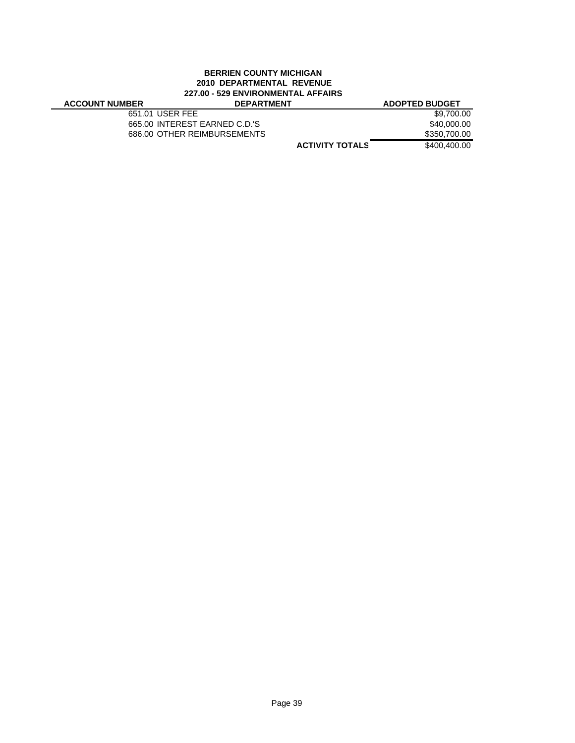**BERRIEN COUNTY MICHIGAN**
**2010 DEPARTMENTAL REVENUE**
**227.00 - 529 ENVIRONMENTAL AFFAIRS**

| ACCOUNT NUMBER | DEPARTMENT | | ADOPTED BUDGET |
|---|---|---|---|
| 651.01 | USER FEE | | $9,700.00 |
| 665.00 | INTEREST EARNED C.D.'S | | $40,000.00 |
| 686.00 | OTHER REIMBURSEMENTS | | $350,700.00 |
| | | **ACTIVITY TOTALS** | $400,400.00 |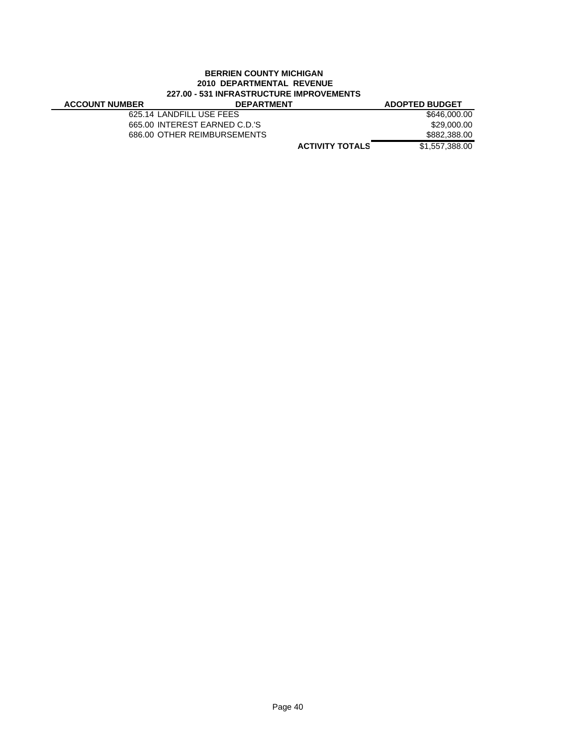**BERRIEN COUNTY MICHIGAN**
**2010 DEPARTMENTAL REVENUE**
**227.00 - 531 INFRASTRUCTURE IMPROVEMENTS**

| ACCOUNT NUMBER | DEPARTMENT | | ADOPTED BUDGET |
|---|---|---|---|
| | 625.14 LANDFILL USE FEES | | $646,000.00 |
| | 665.00 INTEREST EARNED C.D.'S | | $29,000.00 |
| | 686.00 OTHER REIMBURSEMENTS | | $882,388.00 |
| | | **ACTIVITY TOTALS** | $1,557,388.00 |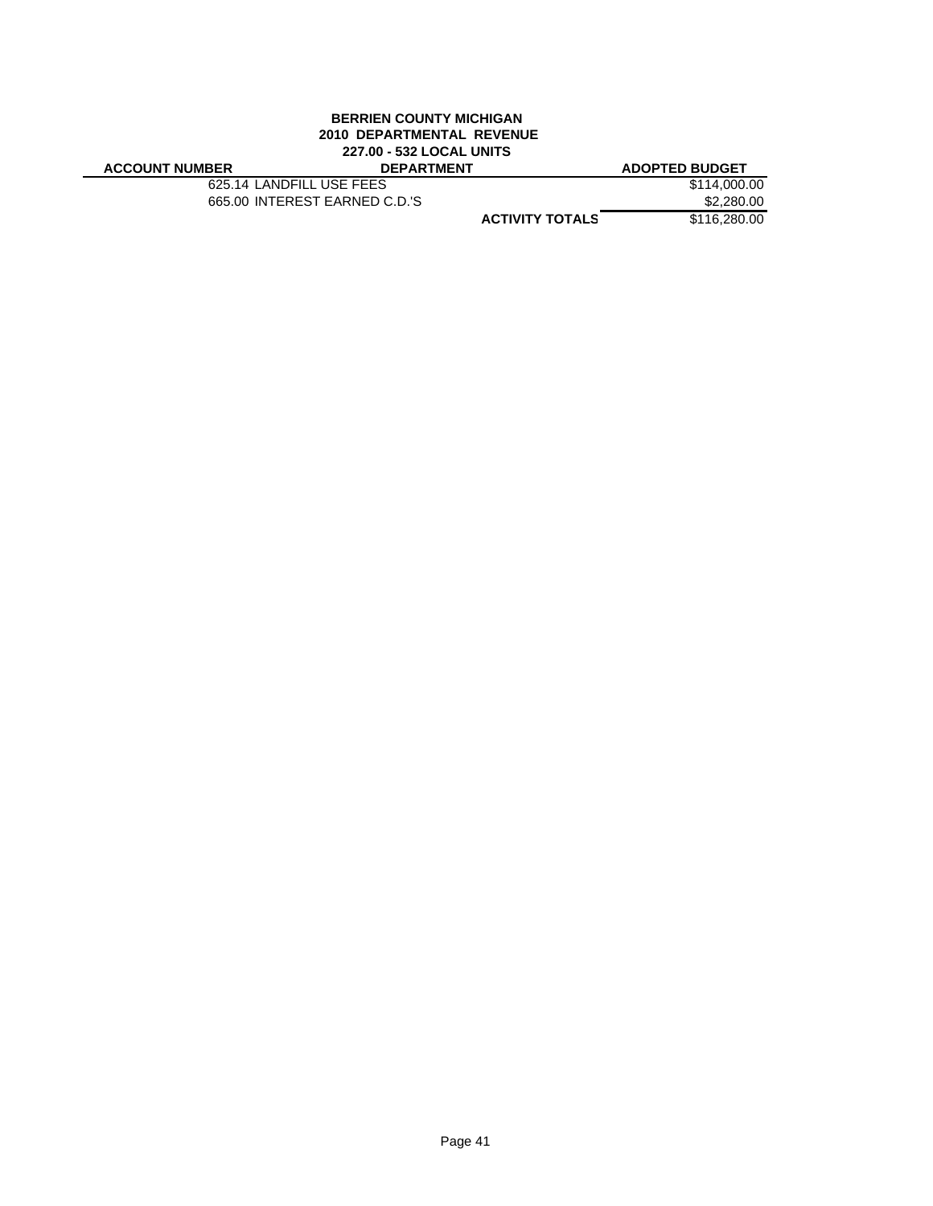**BERRIEN COUNTY MICHIGAN**
**2010 DEPARTMENTAL REVENUE**
**227.00 - 532 LOCAL UNITS**

| ACCOUNT NUMBER | DEPARTMENT | ADOPTED BUDGET |
|---|---|---|
| | 625.14 LANDFILL USE FEES | $114,000.00 |
| | 665.00 INTEREST EARNED C.D.'S | $2,280.00 |
| | **ACTIVITY TOTALS** | $116,280.00 |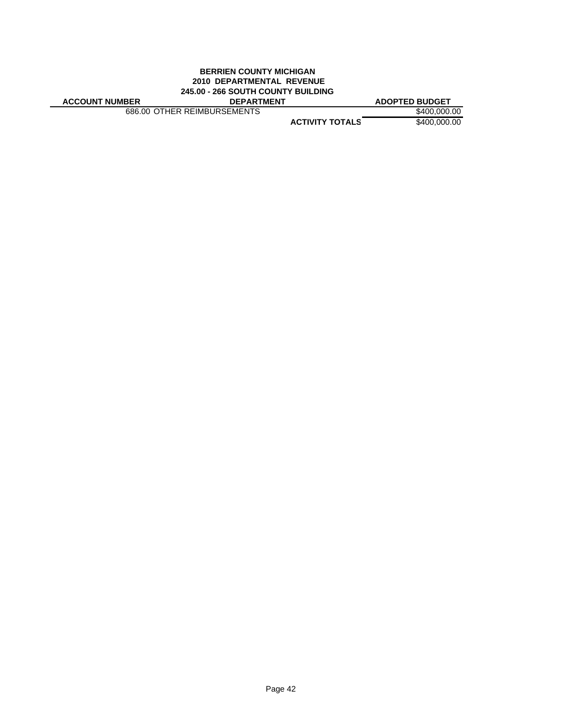**BERRIEN COUNTY MICHIGAN**
**2010 DEPARTMENTAL REVENUE**
**245.00 - 266 SOUTH COUNTY BUILDING**

| ACCOUNT NUMBER | DEPARTMENT | ADOPTED BUDGET |
|---|---|---|
| 686.00 | OTHER REIMBURSEMENTS | $400,000.00 |
| | **ACTIVITY TOTALS** | $400,000.00 |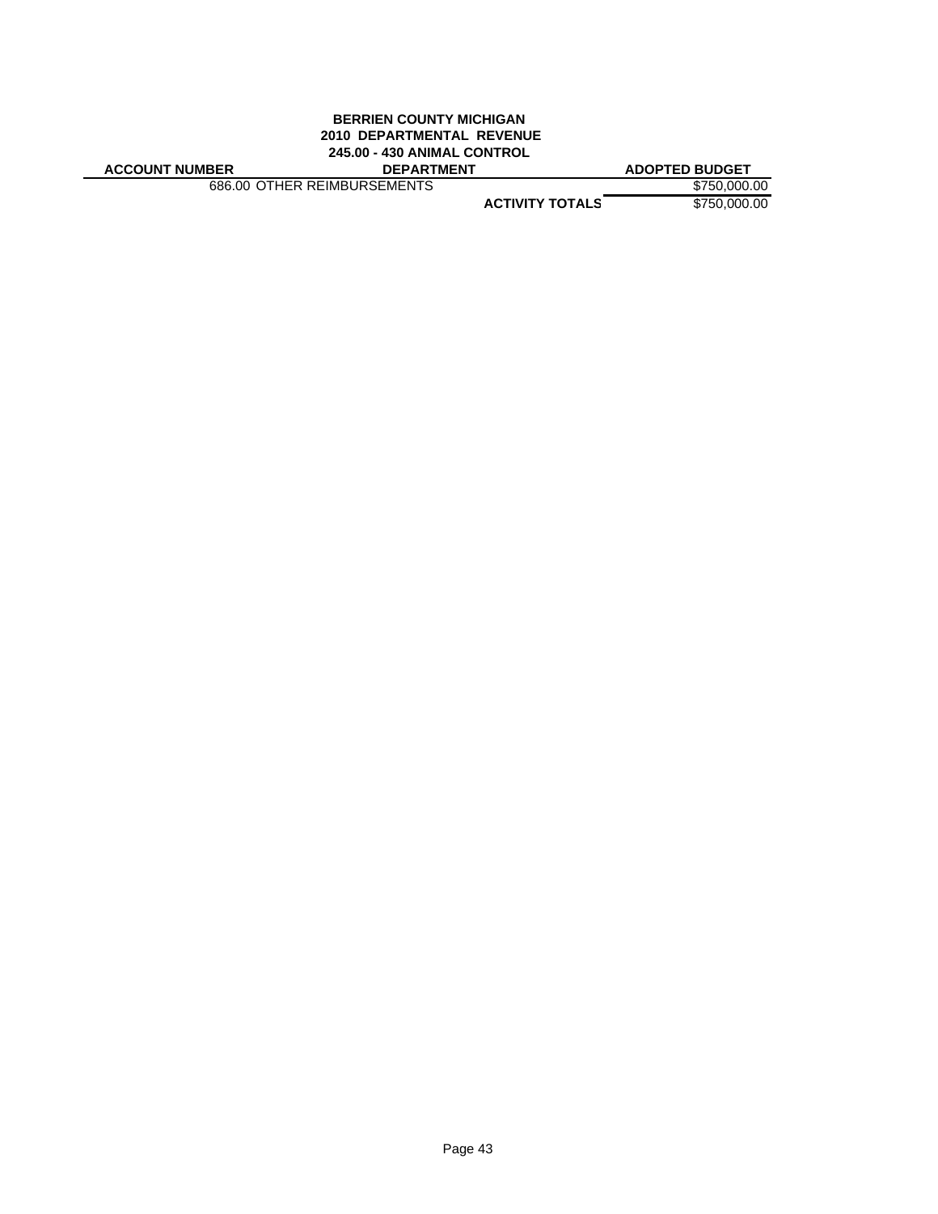**BERRIEN COUNTY MICHIGAN**
**2010 DEPARTMENTAL REVENUE**
**245.00 - 430 ANIMAL CONTROL**

| ACCOUNT NUMBER | DEPARTMENT | | ADOPTED BUDGET |
|---|---|---|---|
| | 686.00 OTHER REIMBURSEMENTS | | $750,000.00 |
| | | **ACTIVITY TOTALS** | $750,000.00 |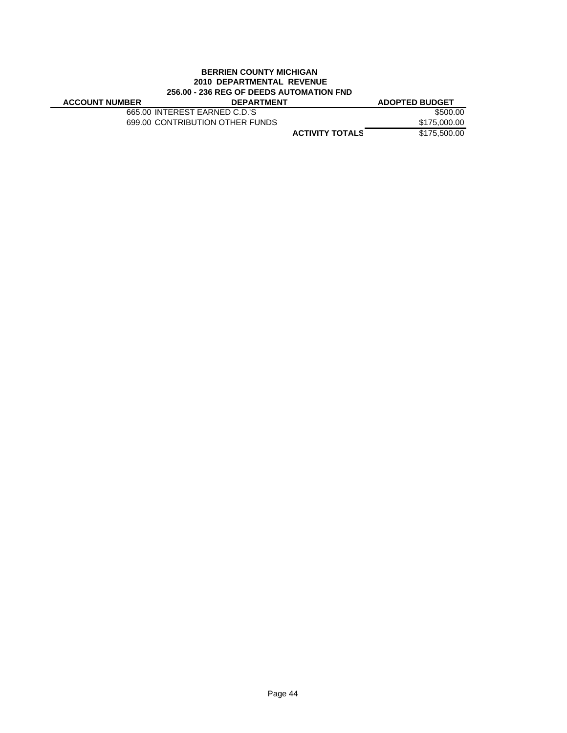**BERRIEN COUNTY MICHIGAN**
**2010 DEPARTMENTAL REVENUE**
**256.00 - 236 REG OF DEEDS AUTOMATION FND**

| ACCOUNT NUMBER | DEPARTMENT | ADOPTED BUDGET |
|---|---|---|
| 665.00 | INTEREST EARNED C.D.'S | $500.00 |
| 699.00 | CONTRIBUTION OTHER FUNDS | $175,000.00 |
| | **ACTIVITY TOTALS** | $175,500.00 |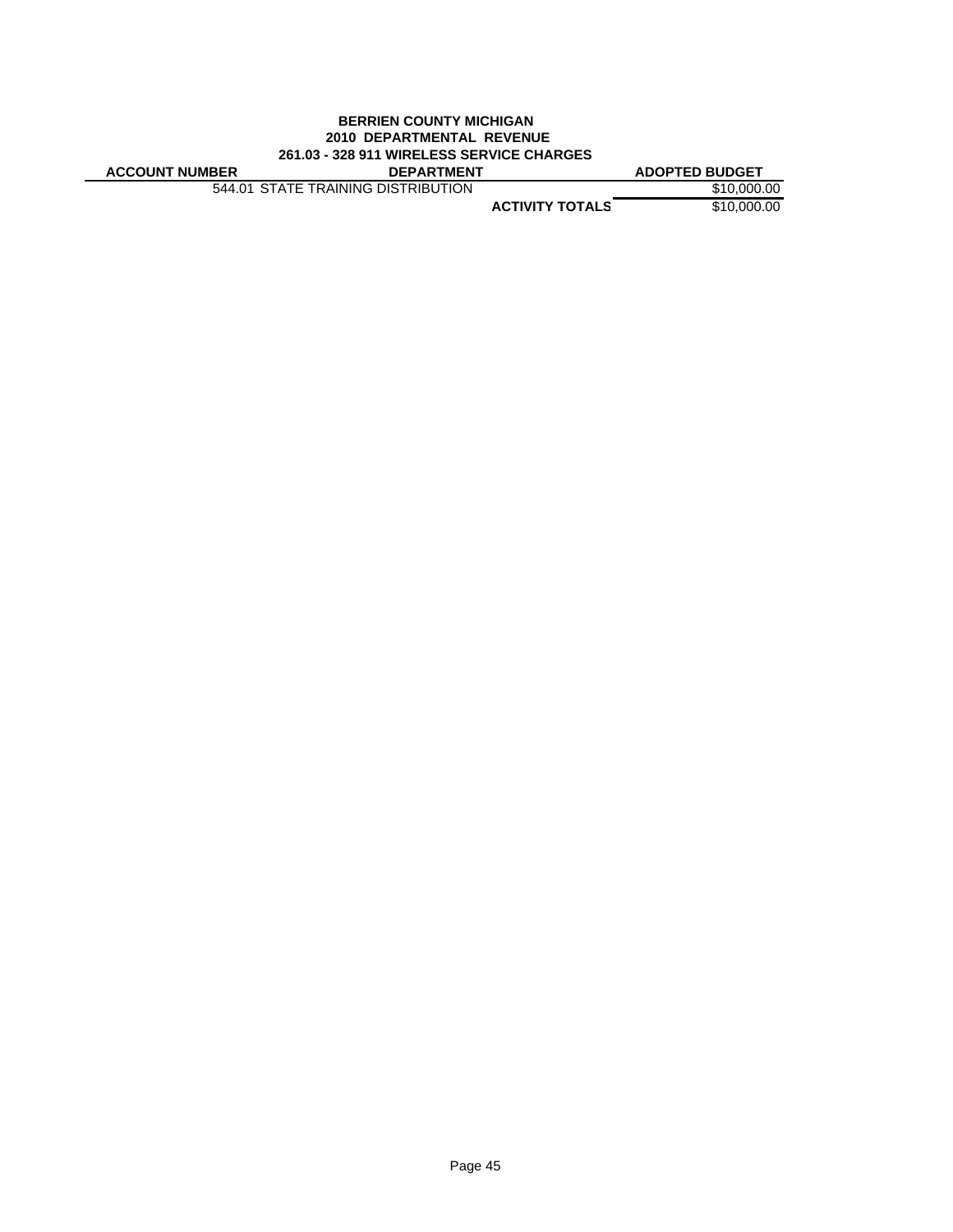**BERRIEN COUNTY MICHIGAN**
**2010 DEPARTMENTAL REVENUE**
**261.03 - 328 911 WIRELESS SERVICE CHARGES**

| ACCOUNT NUMBER | DEPARTMENT | ADOPTED BUDGET |
|---|---|---|
| | 544.01 STATE TRAINING DISTRIBUTION | $10,000.00 |
| | **ACTIVITY TOTALS** | $10,000.00 |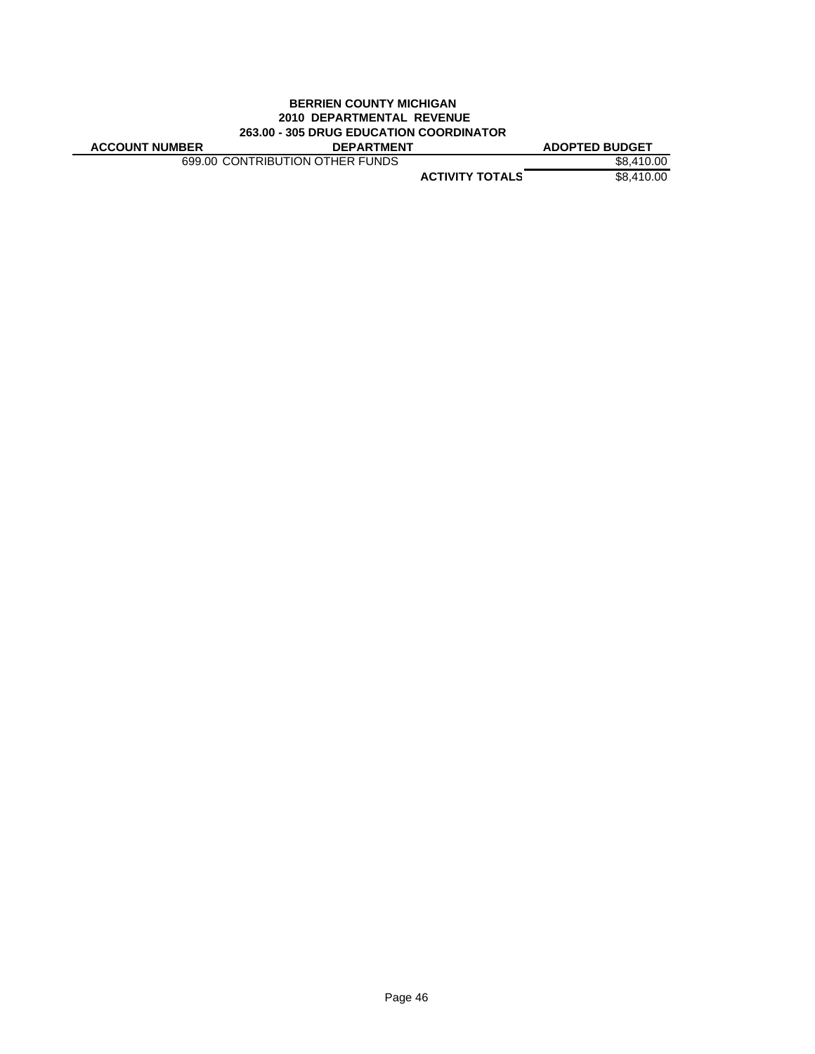**BERRIEN COUNTY MICHIGAN**
**2010 DEPARTMENTAL REVENUE**
**263.00 - 305 DRUG EDUCATION COORDINATOR**

| ACCOUNT NUMBER | DEPARTMENT | | ADOPTED BUDGET |
|---|---|---|---|
| 699.00 | CONTRIBUTION OTHER FUNDS | | $8,410.00 |
| | | **ACTIVITY TOTALS** | $8,410.00 |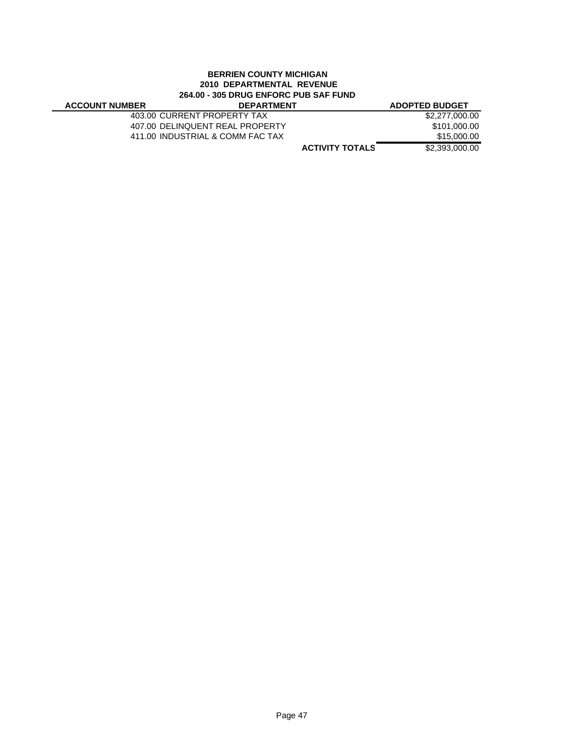**BERRIEN COUNTY MICHIGAN**
**2010 DEPARTMENTAL REVENUE**
**264.00 - 305 DRUG ENFORC PUB SAF FUND**

| ACCOUNT NUMBER | DEPARTMENT | | ADOPTED BUDGET |
|---|---|---|---|
| | 403.00 CURRENT PROPERTY TAX | | $2,277,000.00 |
| | 407.00 DELINQUENT REAL PROPERTY | | $101,000.00 |
| | 411.00 INDUSTRIAL & COMM FAC TAX | | $15,000.00 |
| | | **ACTIVITY TOTALS** | $2,393,000.00 |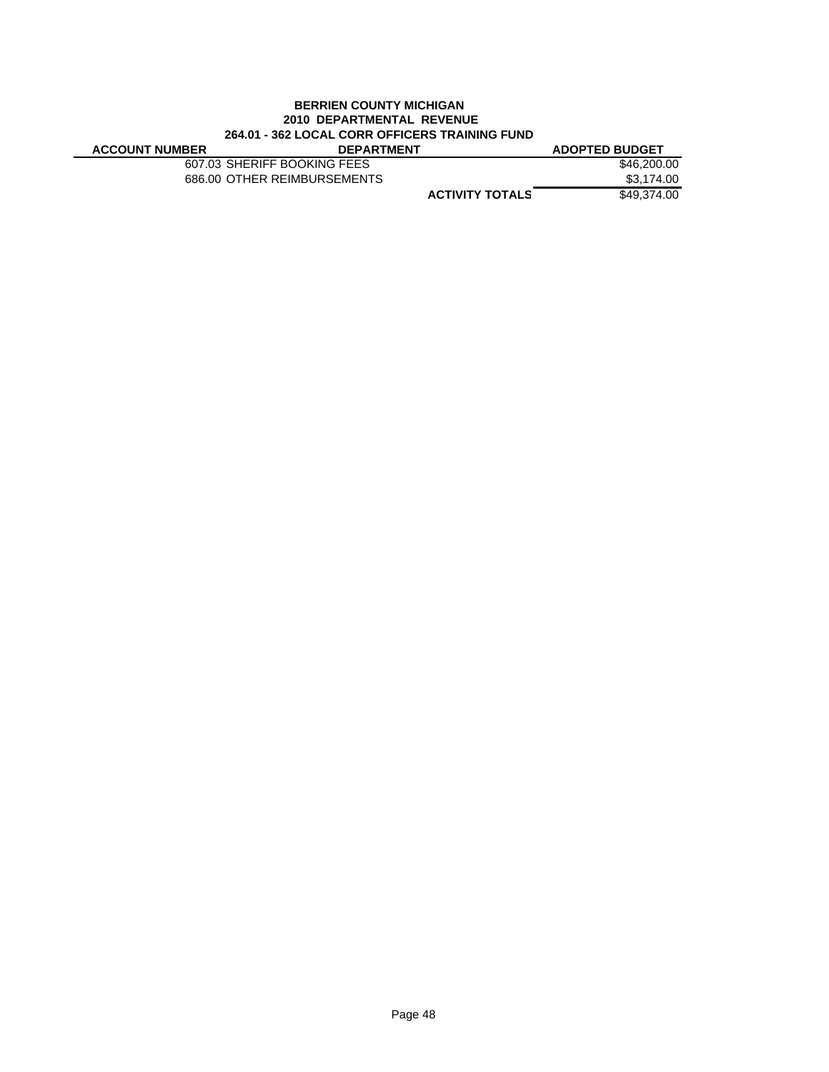**BERRIEN COUNTY MICHIGAN**
**2010 DEPARTMENTAL REVENUE**
**264.01 - 362 LOCAL CORR OFFICERS TRAINING FUND**

| ACCOUNT NUMBER | DEPARTMENT | | ADOPTED BUDGET |
|---|---|---|---|
| 607.03 | SHERIFF BOOKING FEES | | $46,200.00 |
| 686.00 | OTHER REIMBURSEMENTS | | $3,174.00 |
| | | **ACTIVITY TOTALS** | $49,374.00 |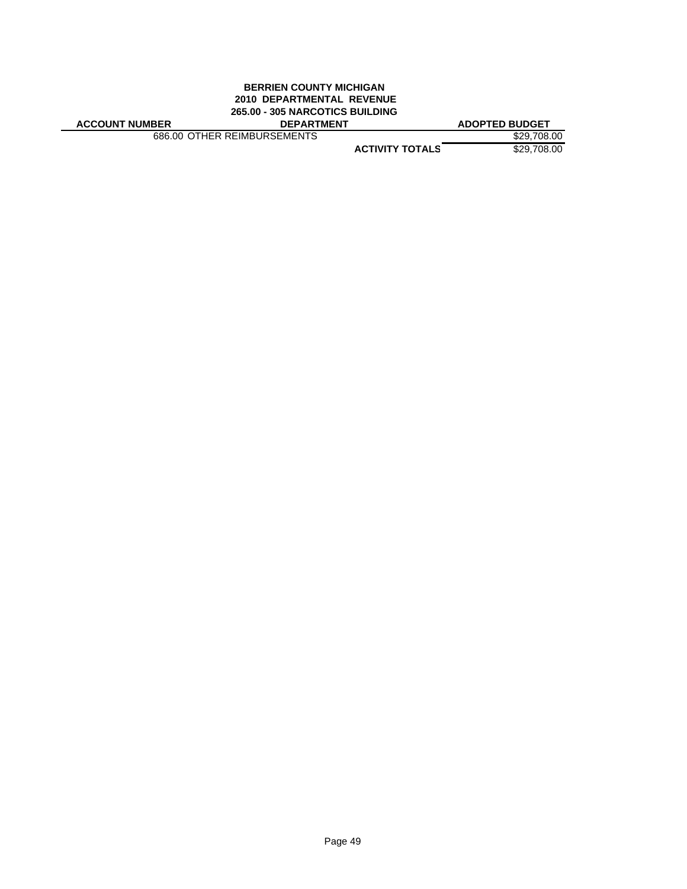**BERRIEN COUNTY MICHIGAN**
**2010 DEPARTMENTAL REVENUE**
**265.00 - 305 NARCOTICS BUILDING**

| ACCOUNT NUMBER | DEPARTMENT | ADOPTED BUDGET |
|---|---|---|
| 686.00 | OTHER REIMBURSEMENTS | $29,708.00 |
| | **ACTIVITY TOTALS** | $29,708.00 |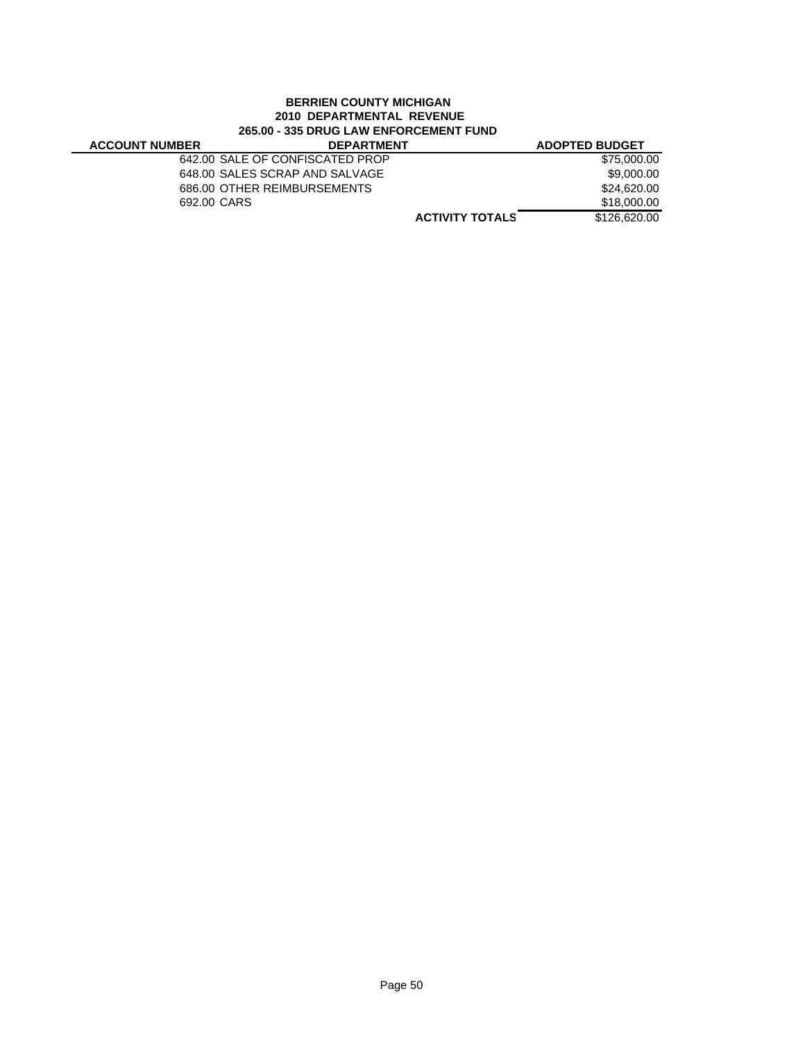**BERRIEN COUNTY MICHIGAN**
**2010 DEPARTMENTAL REVENUE**
**265.00 - 335 DRUG LAW ENFORCEMENT FUND**

| ACCOUNT NUMBER | DEPARTMENT | | ADOPTED BUDGET |
|---|---|---|---|
| 642.00 | SALE OF CONFISCATED PROP | | $75,000.00 |
| 648.00 | SALES SCRAP AND SALVAGE | | $9,000.00 |
| 686.00 | OTHER REIMBURSEMENTS | | $24,620.00 |
| 692.00 | CARS | | $18,000.00 |
| | | **ACTIVITY TOTALS** | $126,620.00 |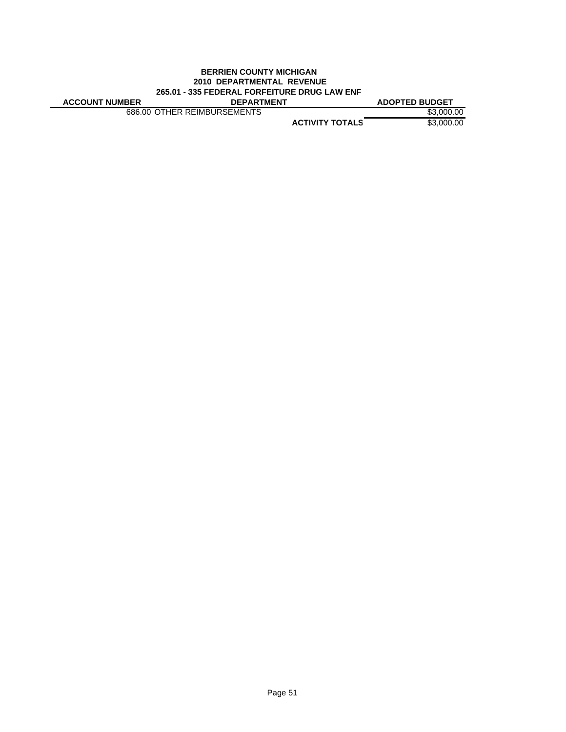**BERRIEN COUNTY MICHIGAN**
**2010 DEPARTMENTAL REVENUE**
**265.01 - 335 FEDERAL FORFEITURE DRUG LAW ENF**

| ACCOUNT NUMBER | DEPARTMENT | ADOPTED BUDGET |
|---|---|---|
| 686.00 | OTHER REIMBURSEMENTS | $3,000.00 |
| | **ACTIVITY TOTALS** | $3,000.00 |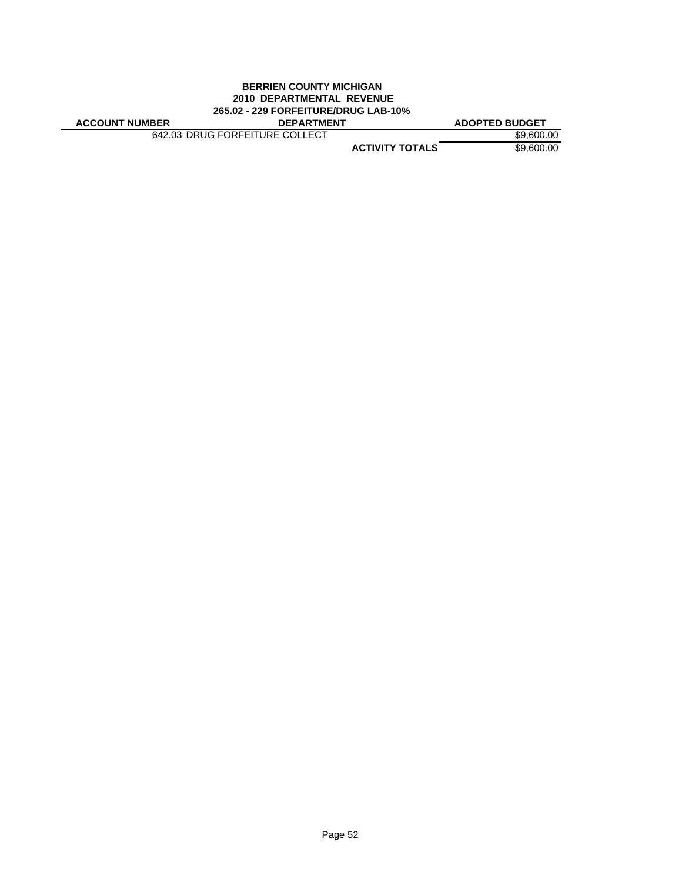**BERRIEN COUNTY MICHIGAN**
**2010 DEPARTMENTAL REVENUE**
**265.02 - 229 FORFEITURE/DRUG LAB-10%**

| ACCOUNT NUMBER | DEPARTMENT | ADOPTED BUDGET |
|---|---|---|
| | 642.03 DRUG FORFEITURE COLLECT | $9,600.00 |
| | **ACTIVITY TOTALS** | $9,600.00 |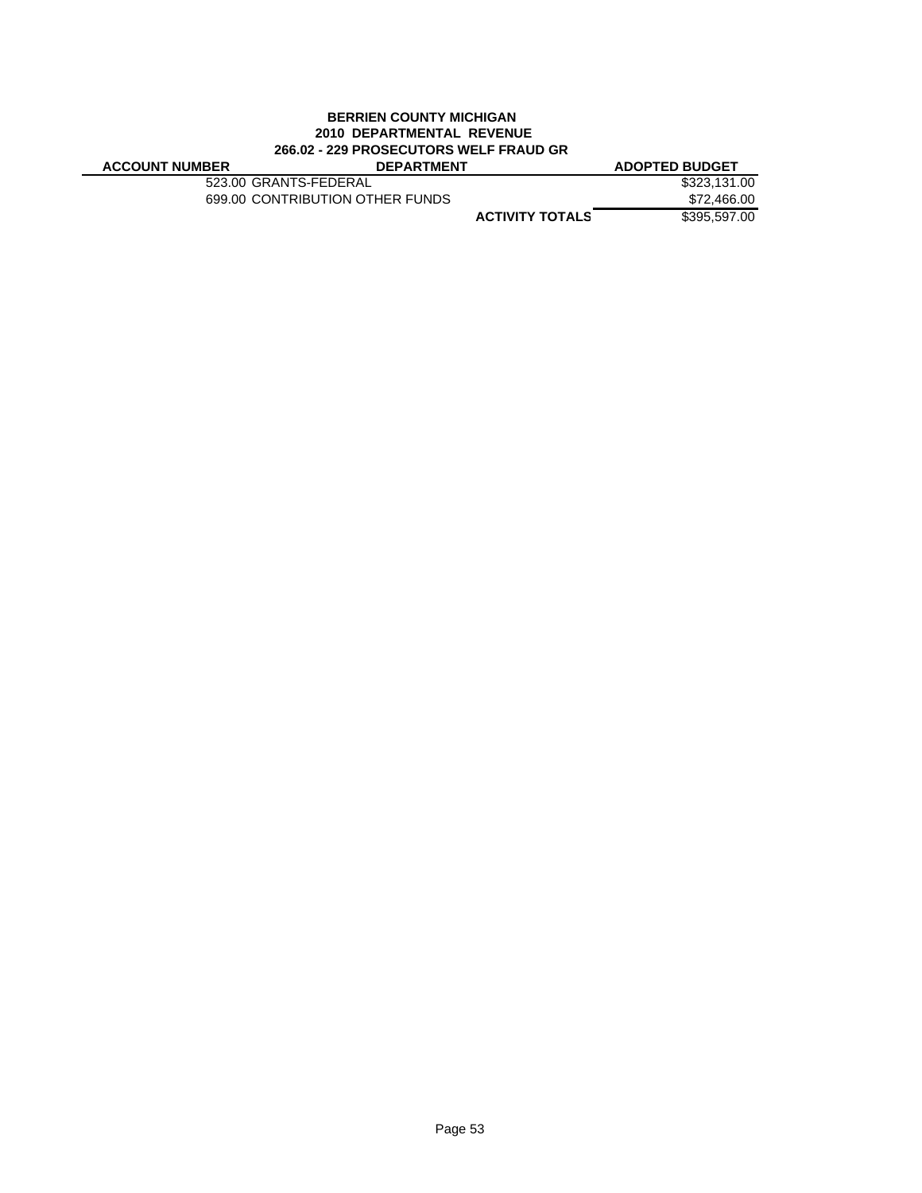**BERRIEN COUNTY MICHIGAN**
**2010 DEPARTMENTAL REVENUE**
**266.02 - 229 PROSECUTORS WELF FRAUD GR**

| ACCOUNT NUMBER | DEPARTMENT | | ADOPTED BUDGET |
|---|---|---|---|
| | 523.00 GRANTS-FEDERAL | | $323,131.00 |
| | 699.00 CONTRIBUTION OTHER FUNDS | | $72,466.00 |
| | | **ACTIVITY TOTALS** | $395,597.00 |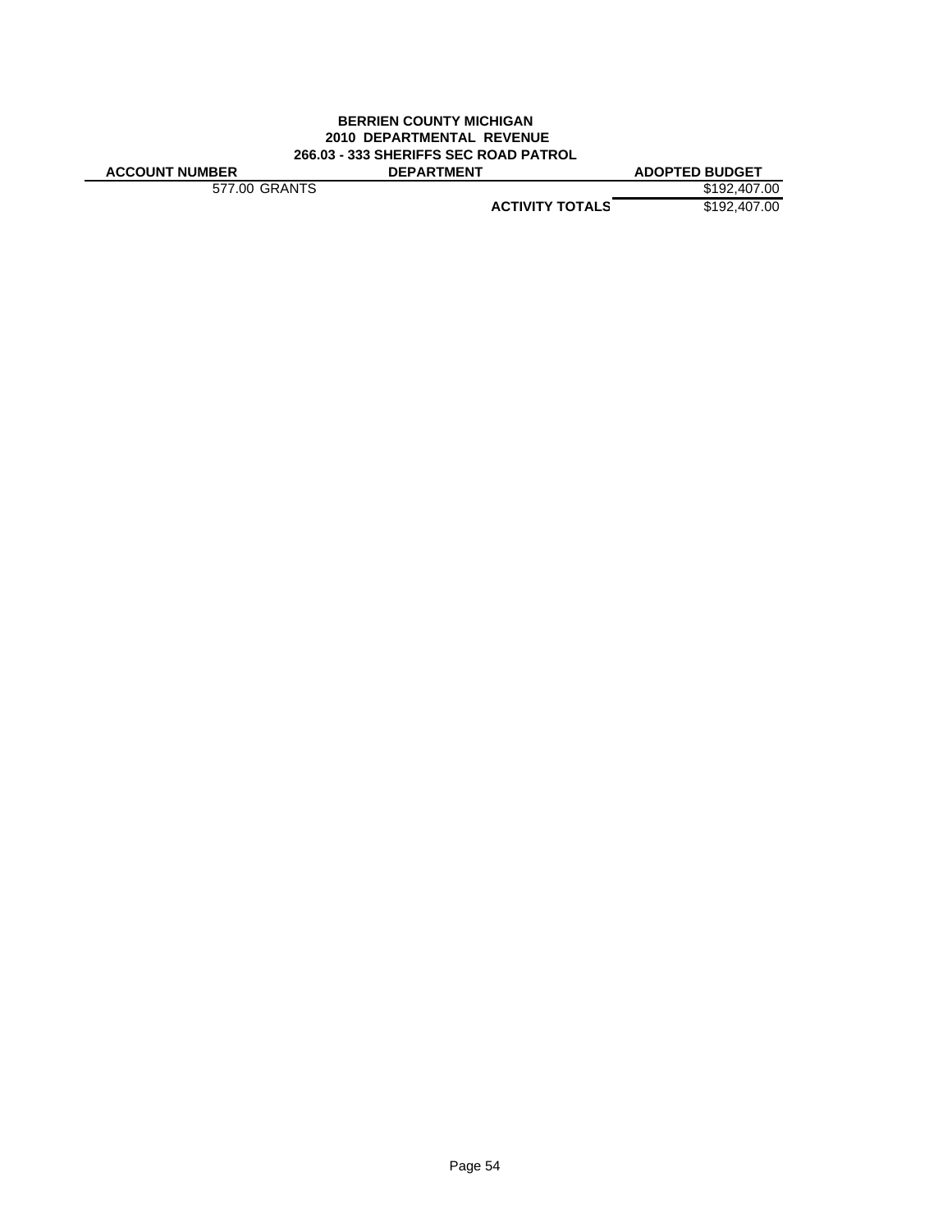**BERRIEN COUNTY MICHIGAN**
**2010 DEPARTMENTAL REVENUE**
**266.03 - 333 SHERIFFS SEC ROAD PATROL**

| ACCOUNT NUMBER | DEPARTMENT | ADOPTED BUDGET |
|---|---|---|
| 577.00 GRANTS | | $192,407.00 |
| | **ACTIVITY TOTALS** | $192,407.00 |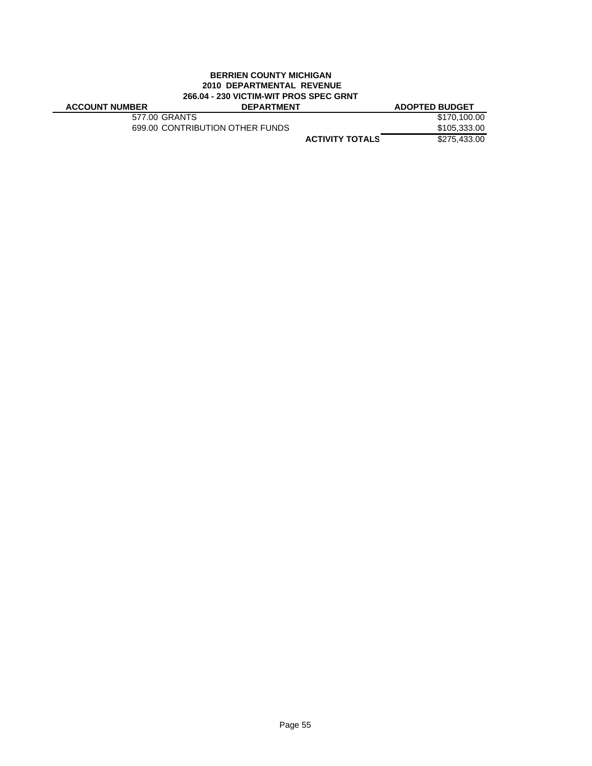**BERRIEN COUNTY MICHIGAN**
**2010 DEPARTMENTAL REVENUE**
**266.04 - 230 VICTIM-WIT PROS SPEC GRNT**

| ACCOUNT NUMBER | DEPARTMENT | ADOPTED BUDGET |
|---|---|---|
| 577.00 | GRANTS | $170,100.00 |
| 699.00 | CONTRIBUTION OTHER FUNDS | $105,333.00 |
| | **ACTIVITY TOTALS** | $275,433.00 |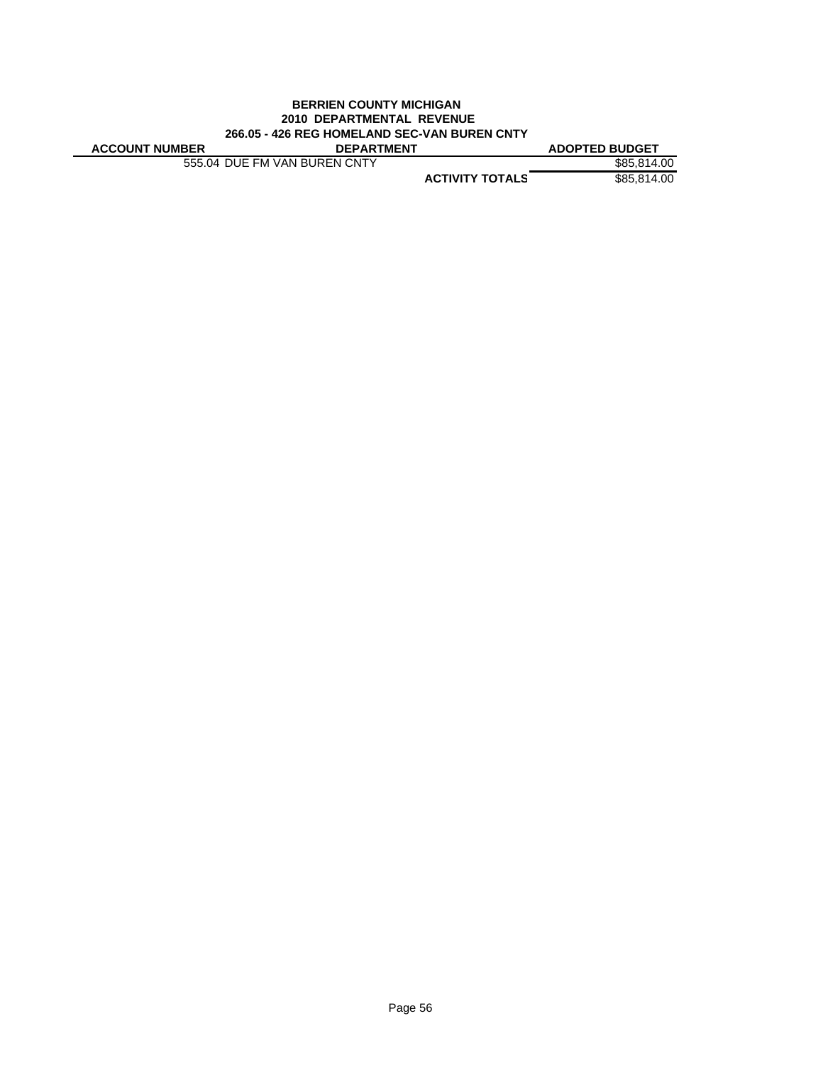**BERRIEN COUNTY MICHIGAN**
**2010 DEPARTMENTAL REVENUE**
**266.05 - 426 REG HOMELAND SEC-VAN BUREN CNTY**

| ACCOUNT NUMBER | DEPARTMENT | ADOPTED BUDGET |
|---|---|---|
| 555.04 | DUE FM VAN BUREN CNTY | $85,814.00 |
| | **ACTIVITY TOTALS** | $85,814.00 |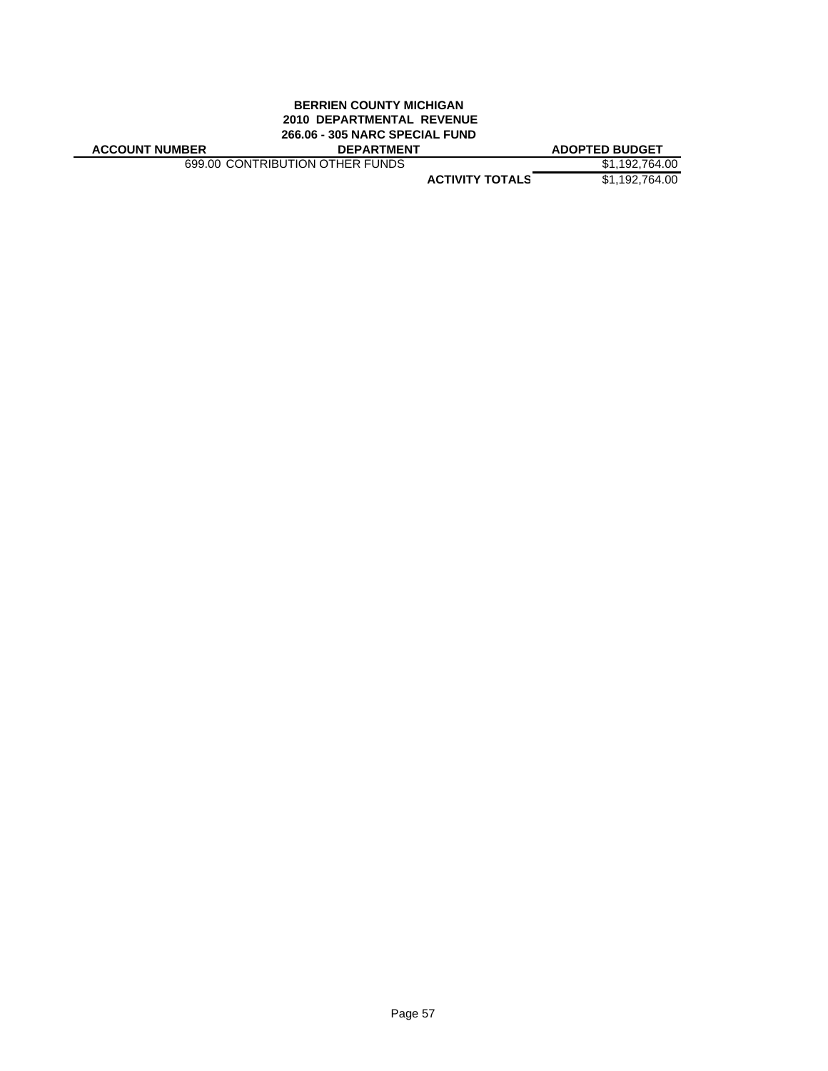**BERRIEN COUNTY MICHIGAN**
**2010 DEPARTMENTAL REVENUE**
**266.06 - 305 NARC SPECIAL FUND**

| ACCOUNT NUMBER | DEPARTMENT | | ADOPTED BUDGET |
|---|---|---|---|
| 699.00 | CONTRIBUTION OTHER FUNDS | | $1,192,764.00 |
| | | **ACTIVITY TOTALS** | $1,192,764.00 |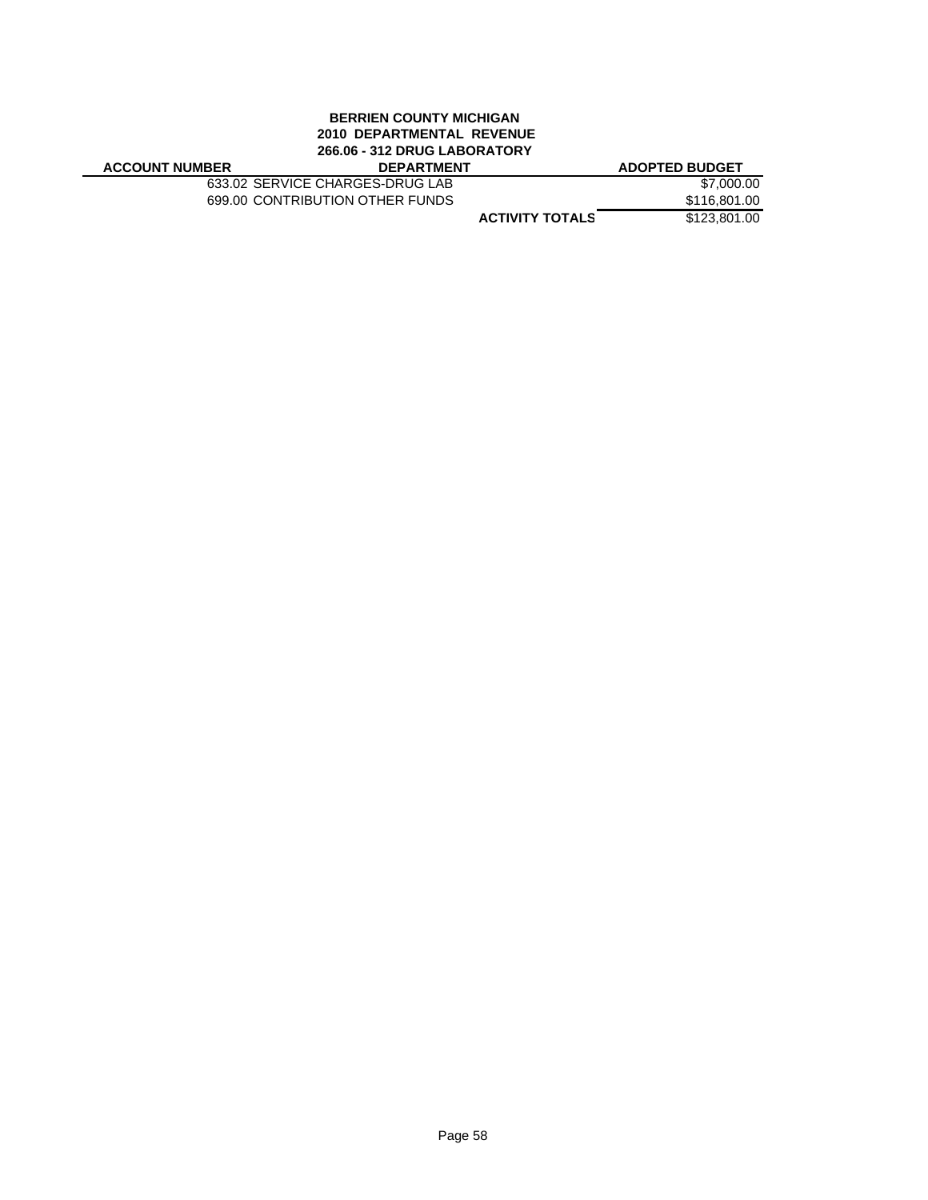**BERRIEN COUNTY MICHIGAN**
**2010 DEPARTMENTAL REVENUE**
**266.06 - 312 DRUG LABORATORY**

| ACCOUNT NUMBER | DEPARTMENT | ADOPTED BUDGET |
|---|---|---|
| 633.02 | SERVICE CHARGES-DRUG LAB | $7,000.00 |
| 699.00 | CONTRIBUTION OTHER FUNDS | $116,801.00 |
| | **ACTIVITY TOTALS** | $123,801.00 |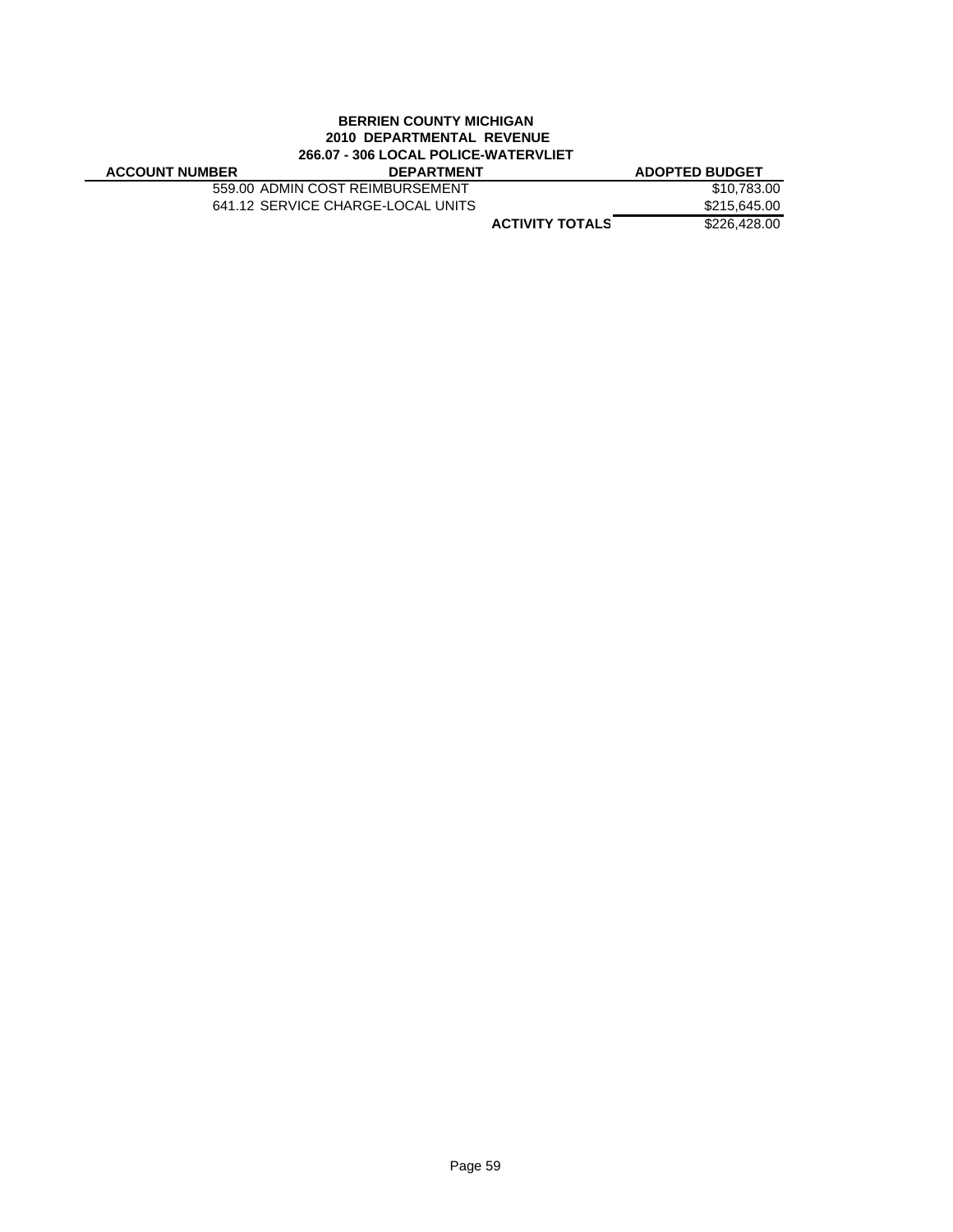**BERRIEN COUNTY MICHIGAN**
**2010 DEPARTMENTAL REVENUE**
**266.07 - 306 LOCAL POLICE-WATERVLIET**

| ACCOUNT NUMBER | DEPARTMENT | | ADOPTED BUDGET |
|---|---|---|---|
| | 559.00 ADMIN COST REIMBURSEMENT | | \$10,783.00 |
| | 641.12 SERVICE CHARGE-LOCAL UNITS | | \$215,645.00 |
| | | **ACTIVITY TOTALS** | \$226,428.00 |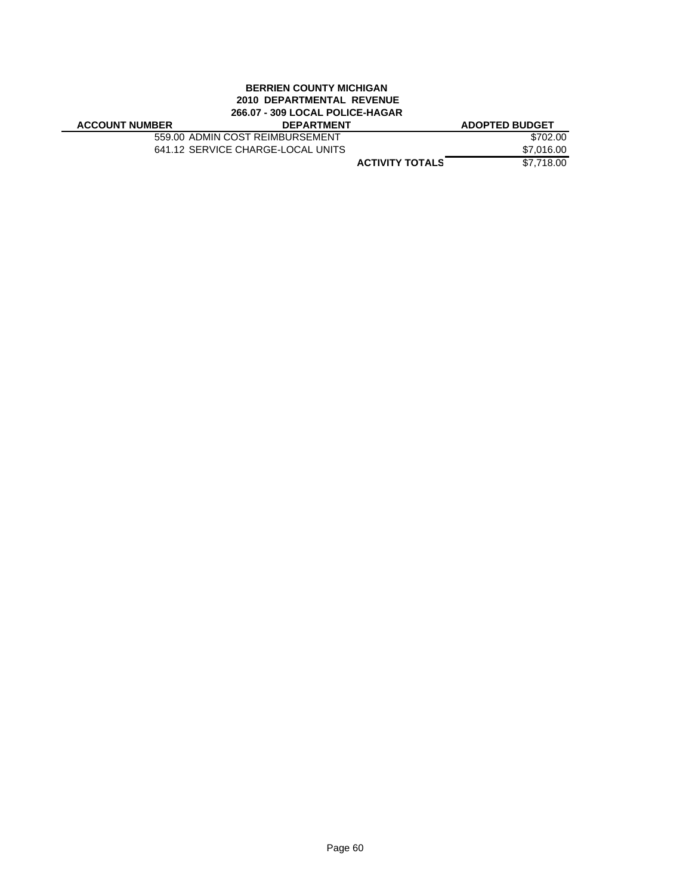**BERRIEN COUNTY MICHIGAN**
**2010 DEPARTMENTAL REVENUE**
**266.07 - 309 LOCAL POLICE-HAGAR**

| ACCOUNT NUMBER | DEPARTMENT | ADOPTED BUDGET |
|---|---|---|
| 559.00 | ADMIN COST REIMBURSEMENT | $702.00 |
| 641.12 | SERVICE CHARGE-LOCAL UNITS | $7,016.00 |
| | **ACTIVITY TOTALS** | $7,718.00 |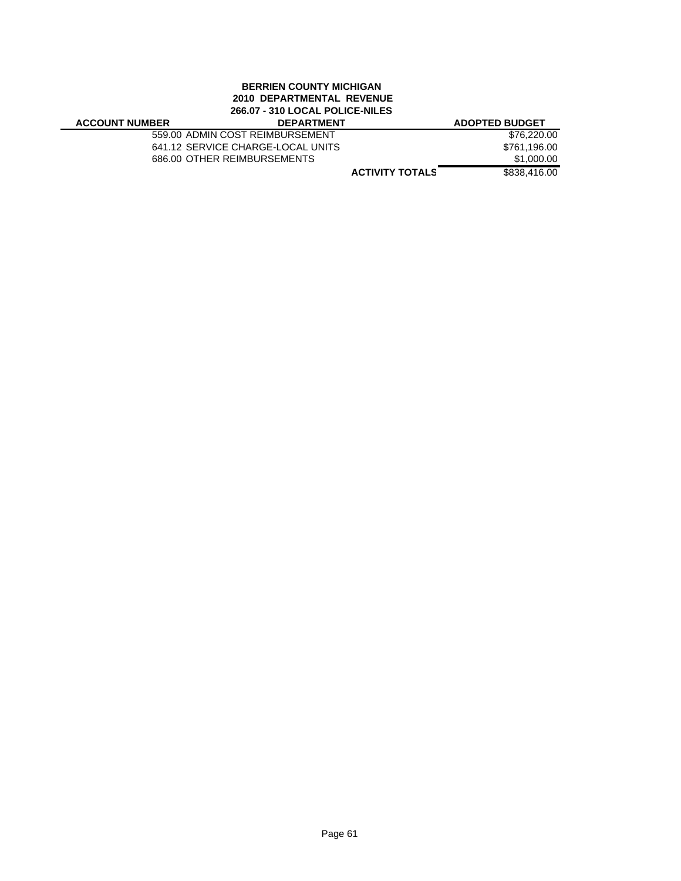**BERRIEN COUNTY MICHIGAN**
**2010 DEPARTMENTAL REVENUE**
**266.07 - 310 LOCAL POLICE-NILES**

| ACCOUNT NUMBER | DEPARTMENT | | ADOPTED BUDGET |
|---|---|---|---|
| | 559.00 ADMIN COST REIMBURSEMENT | | $76,220.00 |
| | 641.12 SERVICE CHARGE-LOCAL UNITS | | $761,196.00 |
| | 686.00 OTHER REIMBURSEMENTS | | $1,000.00 |
| | | **ACTIVITY TOTALS** | $838,416.00 |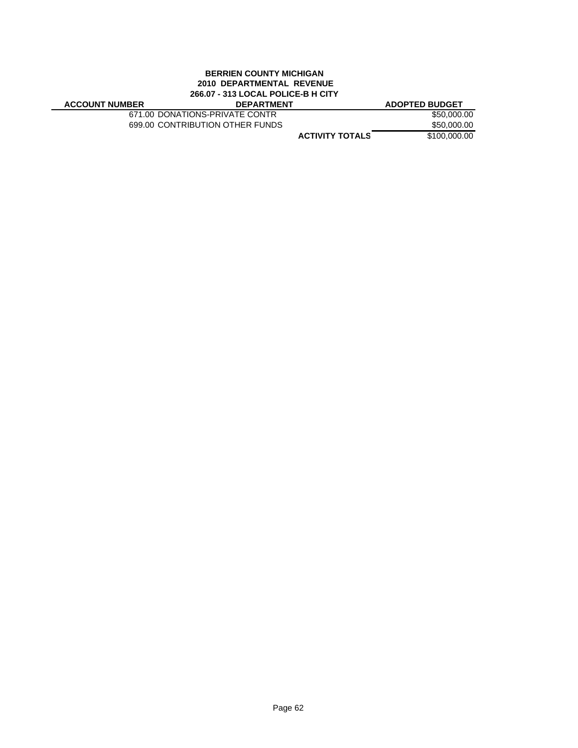**BERRIEN COUNTY MICHIGAN**
**2010 DEPARTMENTAL REVENUE**
**266.07 - 313 LOCAL POLICE-B H CITY**

| ACCOUNT NUMBER | DEPARTMENT | | ADOPTED BUDGET |
|---|---|---|---|
| 671.00 | DONATIONS-PRIVATE CONTR | | $50,000.00 |
| 699.00 | CONTRIBUTION OTHER FUNDS | | $50,000.00 |
| | | **ACTIVITY TOTALS** | $100,000.00 |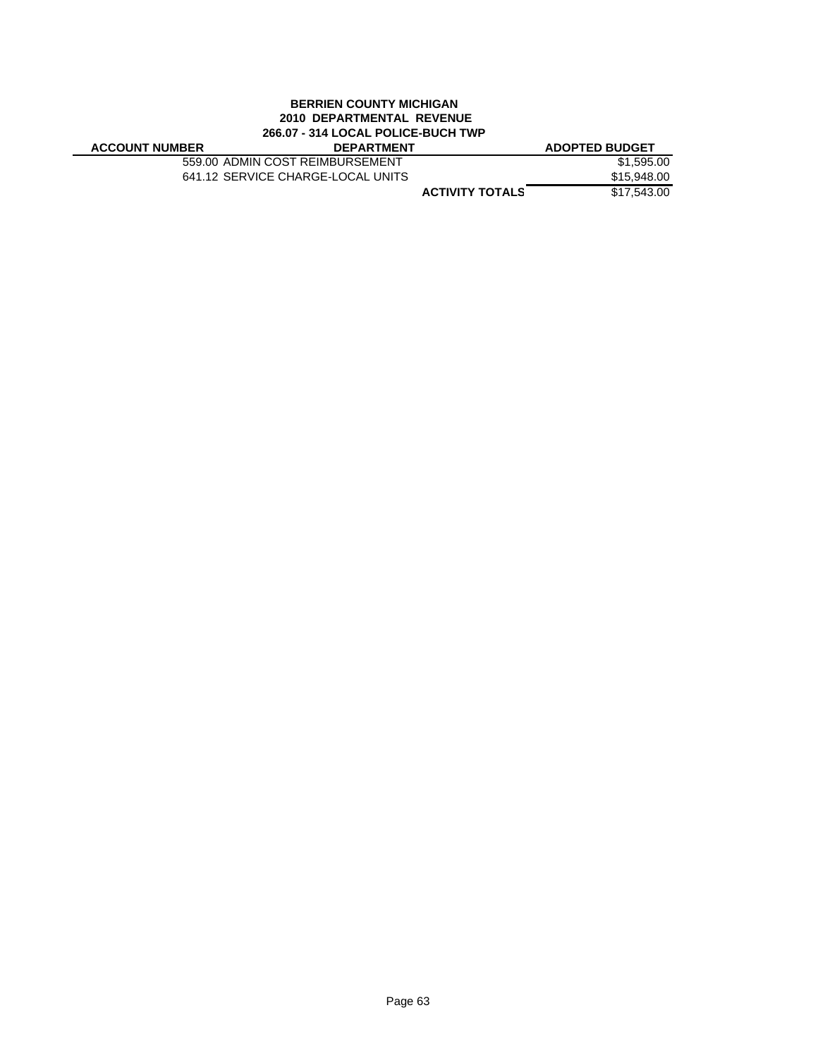**BERRIEN COUNTY MICHIGAN**
**2010 DEPARTMENTAL REVENUE**
**266.07 - 314 LOCAL POLICE-BUCH TWP**

| ACCOUNT NUMBER | DEPARTMENT | ADOPTED BUDGET |
|---|---|---|
| 559.00 | ADMIN COST REIMBURSEMENT | $1,595.00 |
| 641.12 | SERVICE CHARGE-LOCAL UNITS | $15,948.00 |
| | **ACTIVITY TOTALS** | $17,543.00 |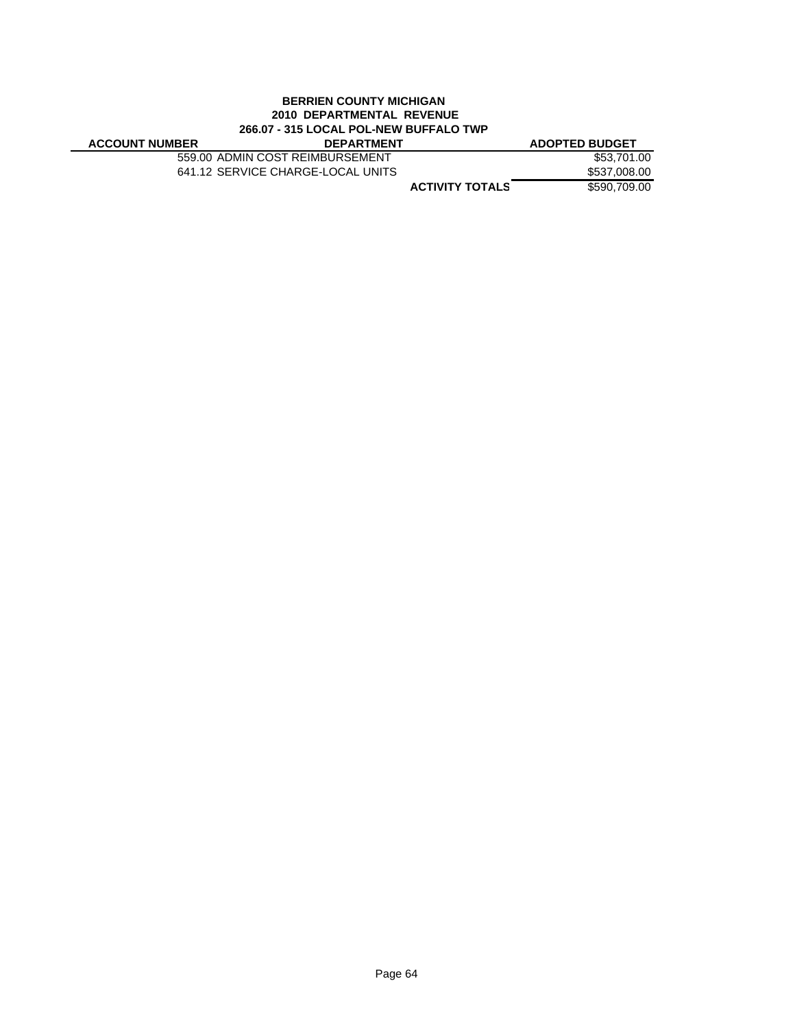**BERRIEN COUNTY MICHIGAN**
**2010 DEPARTMENTAL REVENUE**
**266.07 - 315 LOCAL POL-NEW BUFFALO TWP**

| ACCOUNT NUMBER | DEPARTMENT | ADOPTED BUDGET |
|---|---|---|
| 559.00 | ADMIN COST REIMBURSEMENT | $53,701.00 |
| 641.12 | SERVICE CHARGE-LOCAL UNITS | $537,008.00 |
| | **ACTIVITY TOTALS** | $590,709.00 |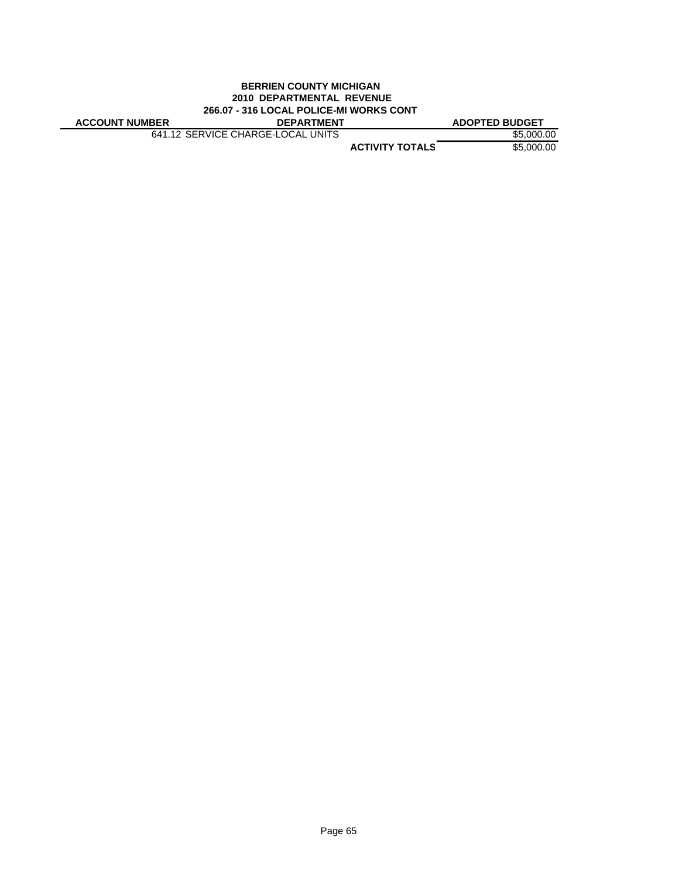**BERRIEN COUNTY MICHIGAN**
**2010 DEPARTMENTAL REVENUE**
**266.07 - 316 LOCAL POLICE-MI WORKS CONT**

| ACCOUNT NUMBER | DEPARTMENT | ADOPTED BUDGET |
|---|---|---|
| 641.12 | SERVICE CHARGE-LOCAL UNITS | $5,000.00 |
| | **ACTIVITY TOTALS** | $5,000.00 |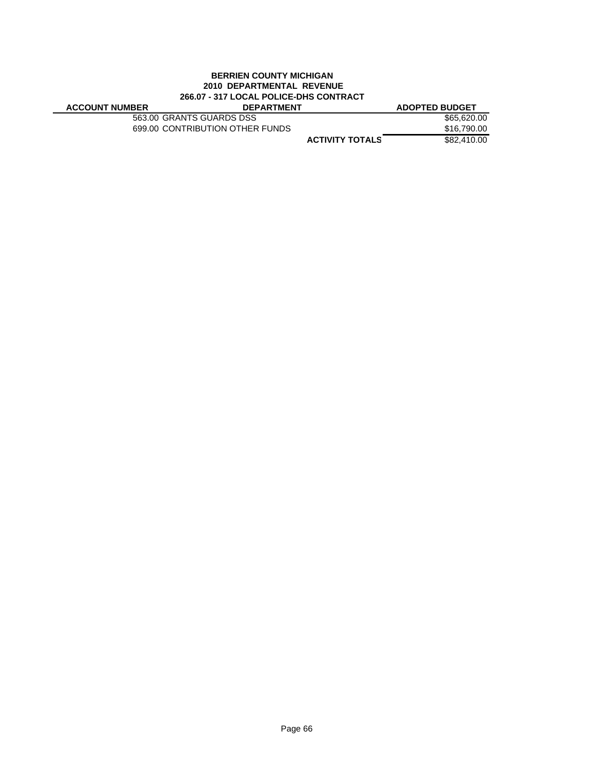**BERRIEN COUNTY MICHIGAN**
**2010 DEPARTMENTAL REVENUE**
**266.07 - 317 LOCAL POLICE-DHS CONTRACT**

| ACCOUNT NUMBER | DEPARTMENT | ADOPTED BUDGET |
|---|---|---|
| 563.00 | GRANTS GUARDS DSS | $65,620.00 |
| 699.00 | CONTRIBUTION OTHER FUNDS | $16,790.00 |
| | **ACTIVITY TOTALS** | $82,410.00 |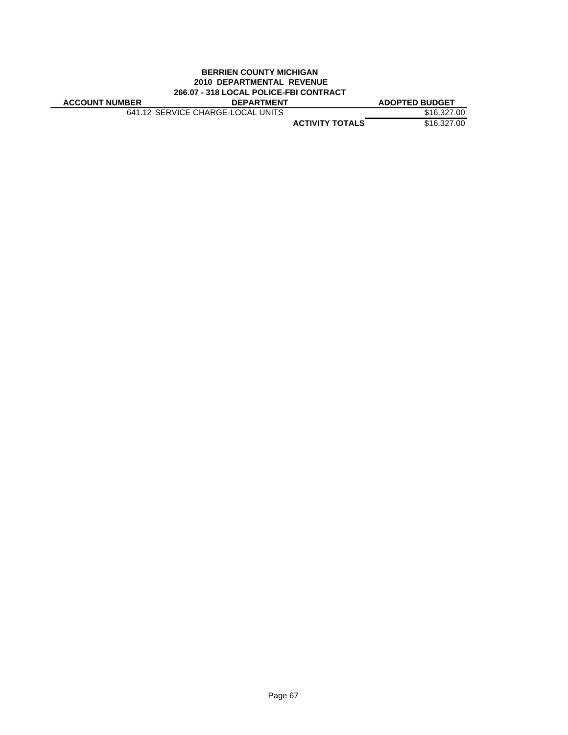**BERRIEN COUNTY MICHIGAN**
**2010 DEPARTMENTAL REVENUE**
**266.07 - 318 LOCAL POLICE-FBI CONTRACT**

| ACCOUNT NUMBER | DEPARTMENT | ADOPTED BUDGET |
|---|---|---|
| 641.12 | SERVICE CHARGE-LOCAL UNITS | $16,327.00 |
| | **ACTIVITY TOTALS** | $16,327.00 |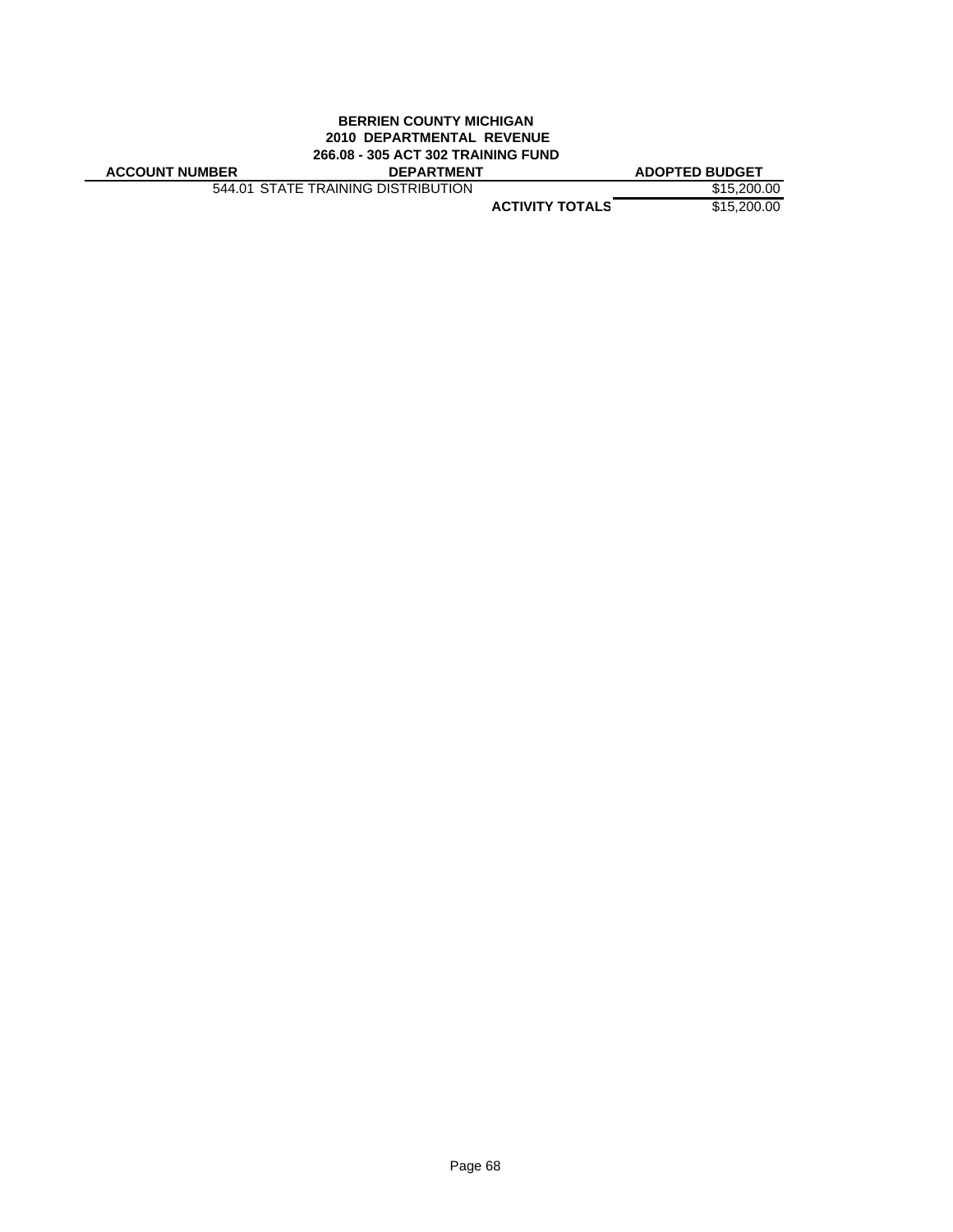**BERRIEN COUNTY MICHIGAN**
**2010 DEPARTMENTAL REVENUE**
**266.08 - 305 ACT 302 TRAINING FUND**

| ACCOUNT NUMBER | DEPARTMENT | ADOPTED BUDGET |
|---|---|---|
| 544.01 | STATE TRAINING DISTRIBUTION | $15,200.00 |
| | **ACTIVITY TOTALS** | $15,200.00 |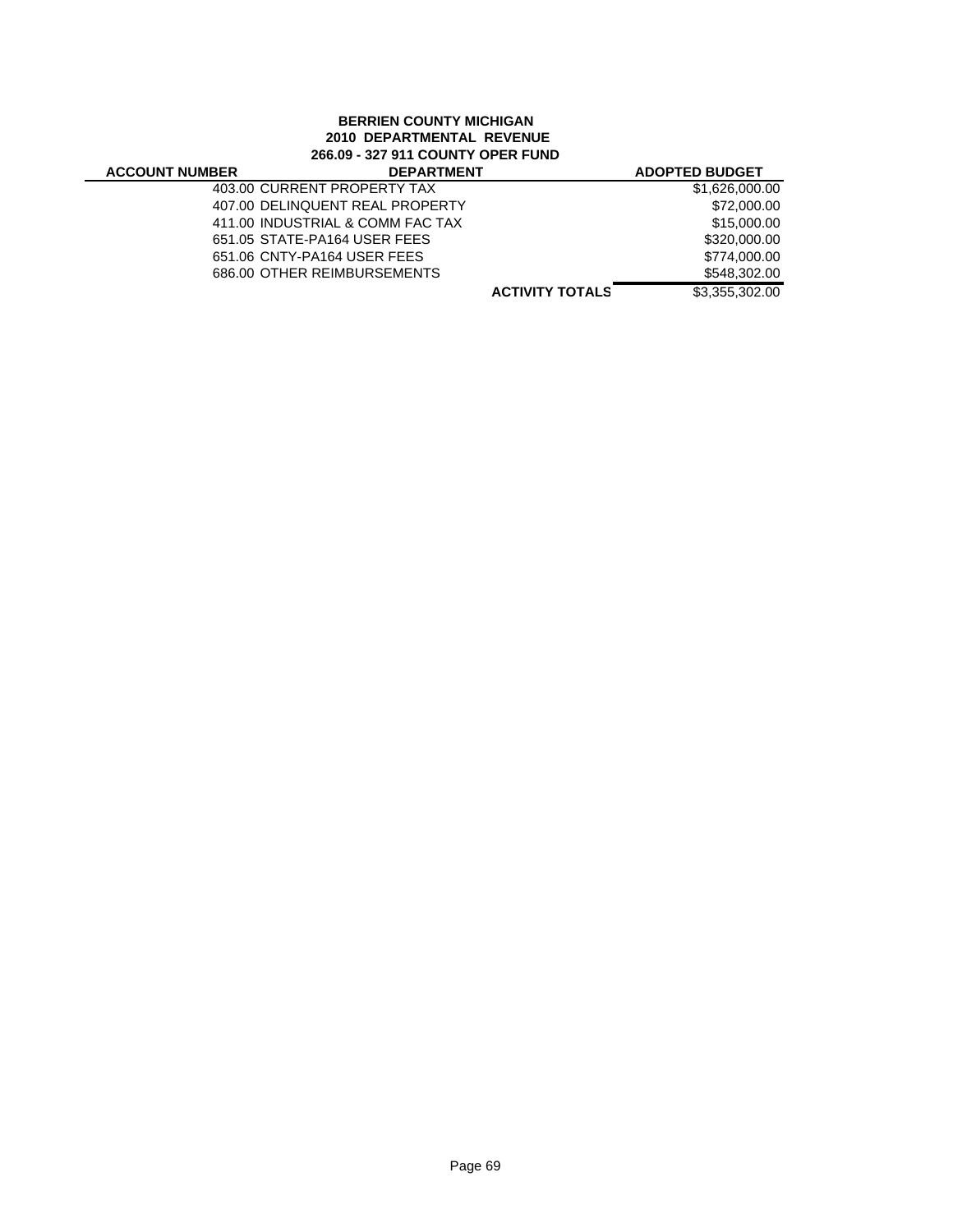**BERRIEN COUNTY MICHIGAN**
**2010 DEPARTMENTAL REVENUE**
**266.09 - 327 911 COUNTY OPER FUND**

| ACCOUNT NUMBER | DEPARTMENT | ADOPTED BUDGET |
|---|---|---|
| | 403.00 CURRENT PROPERTY TAX | $1,626,000.00 |
| | 407.00 DELINQUENT REAL PROPERTY | $72,000.00 |
| | 411.00 INDUSTRIAL & COMM FAC TAX | $15,000.00 |
| | 651.05 STATE-PA164 USER FEES | $320,000.00 |
| | 651.06 CNTY-PA164 USER FEES | $774,000.00 |
| | 686.00 OTHER REIMBURSEMENTS | $548,302.00 |
| | **ACTIVITY TOTALS** | $3,355,302.00 |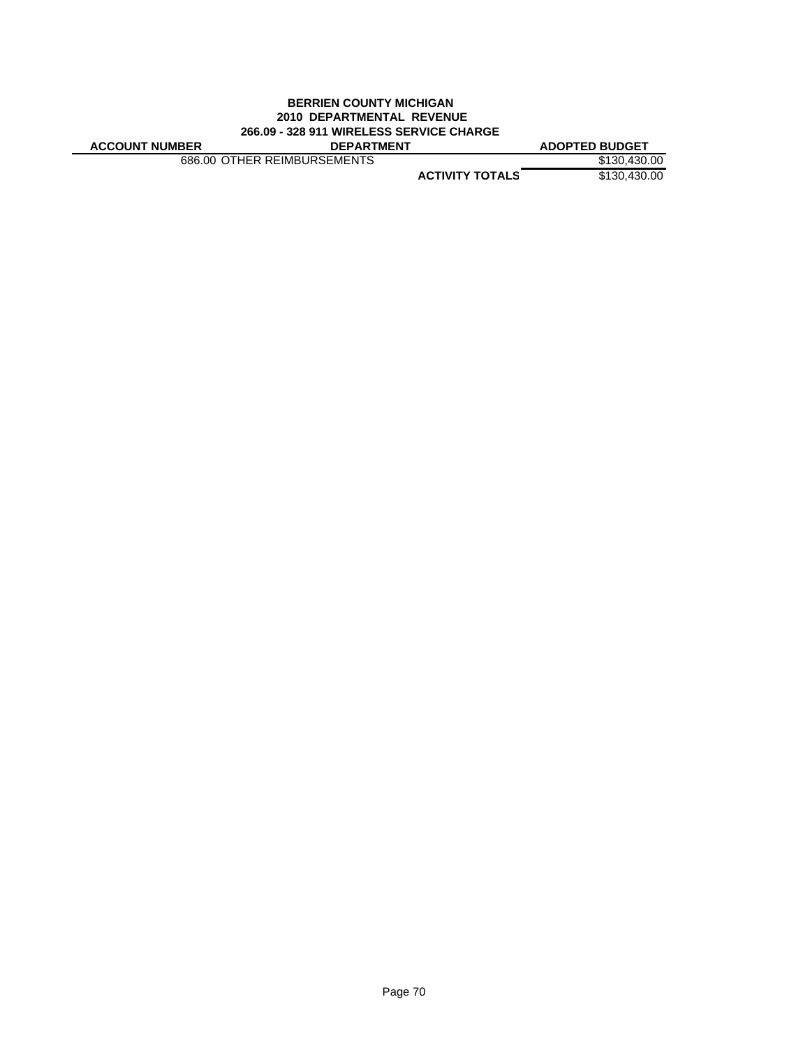**BERRIEN COUNTY MICHIGAN**
**2010 DEPARTMENTAL REVENUE**
**266.09 - 328 911 WIRELESS SERVICE CHARGE**

| ACCOUNT NUMBER | DEPARTMENT | ADOPTED BUDGET |
|---|---|---|
| 686.00 | OTHER REIMBURSEMENTS | $130,430.00 |
| | **ACTIVITY TOTALS** | $130,430.00 |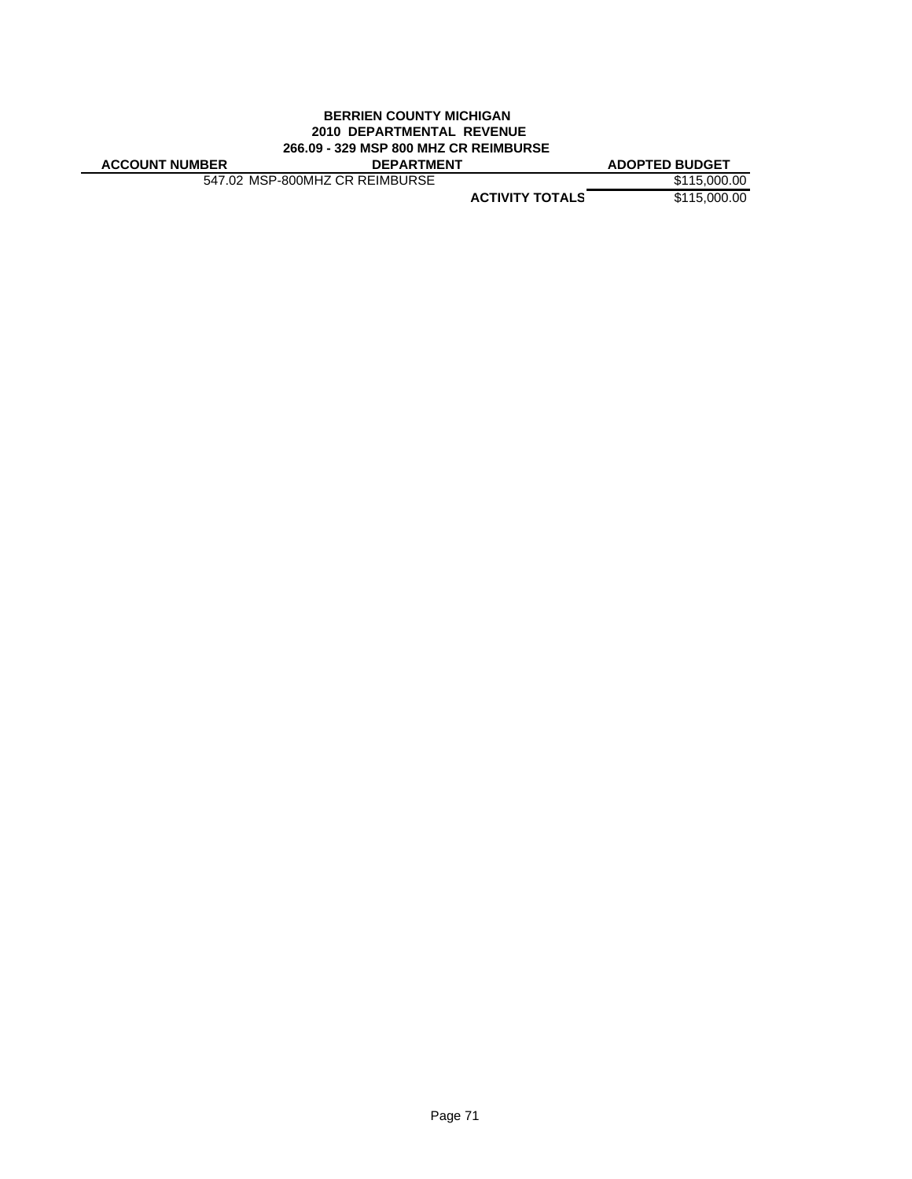**BERRIEN COUNTY MICHIGAN**
**2010 DEPARTMENTAL REVENUE**
**266.09 - 329 MSP 800 MHZ CR REIMBURSE**

| ACCOUNT NUMBER | DEPARTMENT | | ADOPTED BUDGET |
|---|---|---|---|
| | 547.02 MSP-800MHZ CR REIMBURSE | | $115,000.00 |
| | | **ACTIVITY TOTALS** | $115,000.00 |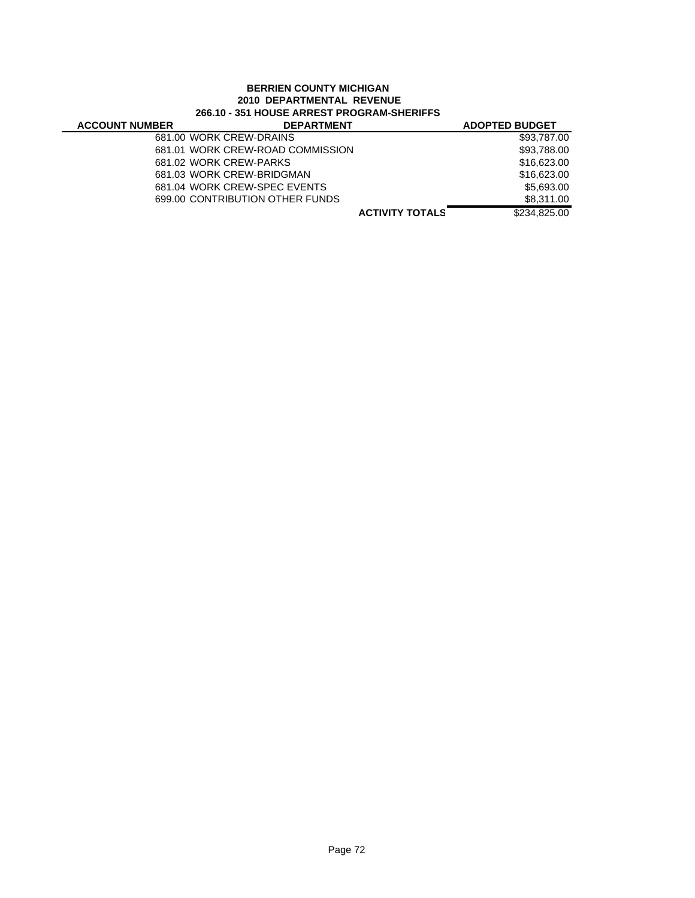**BERRIEN COUNTY MICHIGAN**
**2010 DEPARTMENTAL REVENUE**
**266.10 - 351 HOUSE ARREST PROGRAM-SHERIFFS**

| ACCOUNT NUMBER | DEPARTMENT | ADOPTED BUDGET |
|---|---|---|
| | 681.00 WORK CREW-DRAINS | $93,787.00 |
| | 681.01 WORK CREW-ROAD COMMISSION | $93,788.00 |
| | 681.02 WORK CREW-PARKS | $16,623.00 |
| | 681.03 WORK CREW-BRIDGMAN | $16,623.00 |
| | 681.04 WORK CREW-SPEC EVENTS | $5,693.00 |
| | 699.00 CONTRIBUTION OTHER FUNDS | $8,311.00 |
| | **ACTIVITY TOTALS** | $234,825.00 |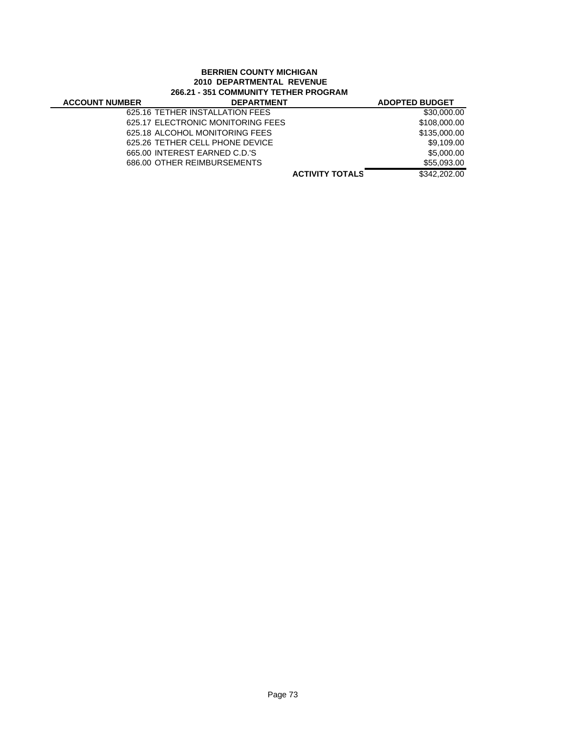**BERRIEN COUNTY MICHIGAN**
**2010 DEPARTMENTAL REVENUE**
**266.21 - 351 COMMUNITY TETHER PROGRAM**

| ACCOUNT NUMBER | DEPARTMENT | | ADOPTED BUDGET |
|---|---|---|---|
| | 625.16 TETHER INSTALLATION FEES | | $30,000.00 |
| | 625.17 ELECTRONIC MONITORING FEES | | $108,000.00 |
| | 625.18 ALCOHOL MONITORING FEES | | $135,000.00 |
| | 625.26 TETHER CELL PHONE DEVICE | | $9,109.00 |
| | 665.00 INTEREST EARNED C.D.'S | | $5,000.00 |
| | 686.00 OTHER REIMBURSEMENTS | | $55,093.00 |
| | | **ACTIVITY TOTALS** | $342,202.00 |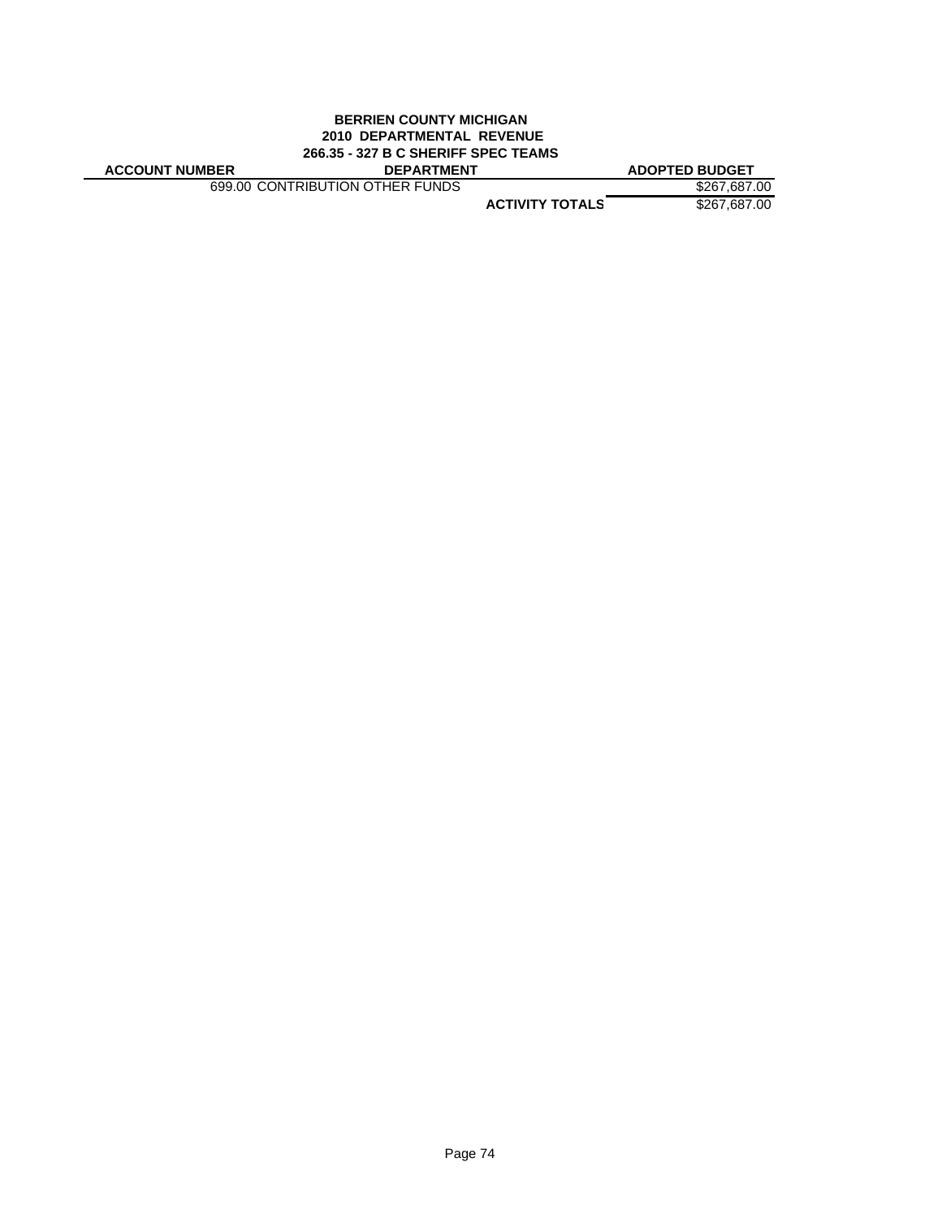**BERRIEN COUNTY MICHIGAN**
**2010 DEPARTMENTAL REVENUE**
**266.35 - 327 B C SHERIFF SPEC TEAMS**

| ACCOUNT NUMBER | DEPARTMENT | ADOPTED BUDGET |
|---|---|---|
| 699.00 | CONTRIBUTION OTHER FUNDS | $267,687.00 |
| | **ACTIVITY TOTALS** | $267,687.00 |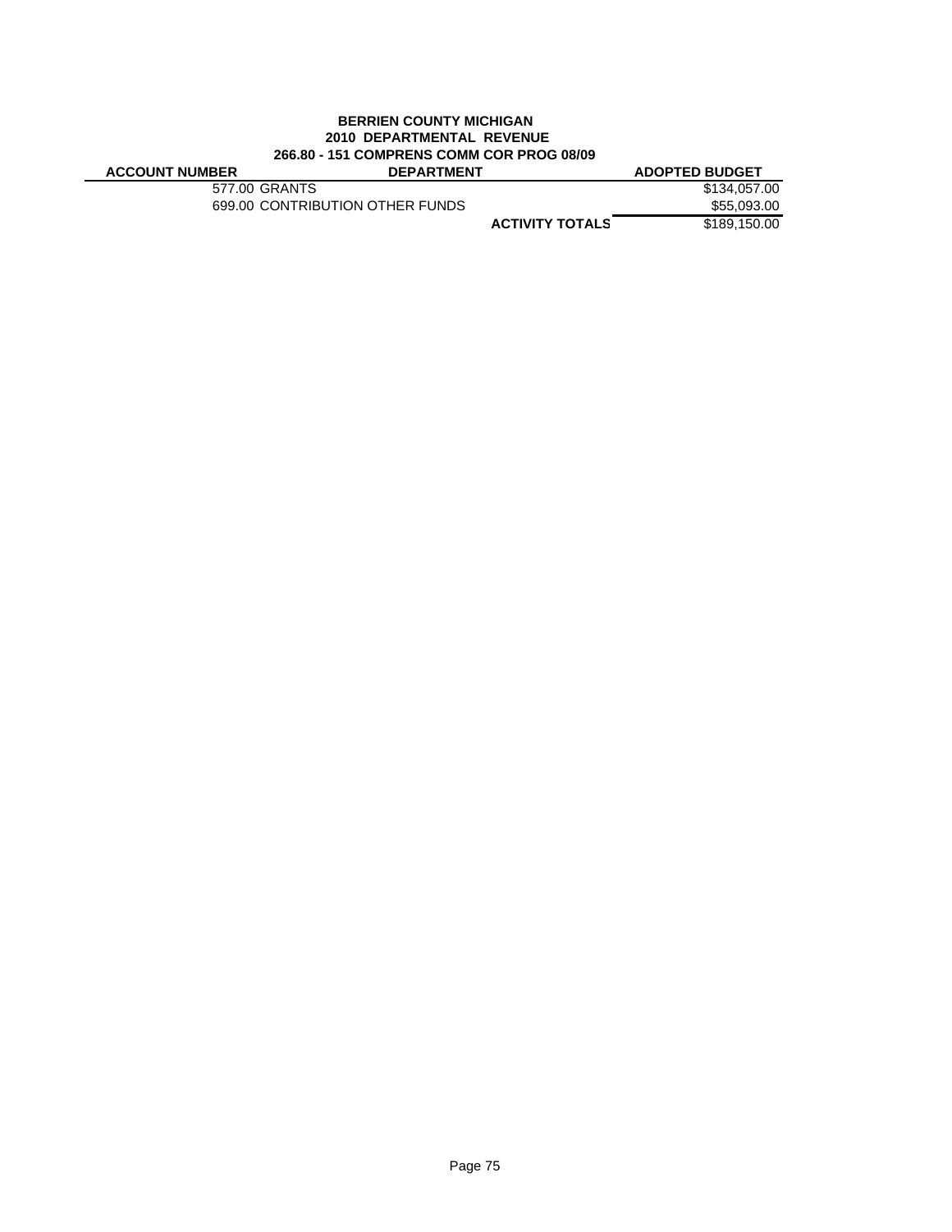**BERRIEN COUNTY MICHIGAN**
**2010 DEPARTMENTAL REVENUE**
**266.80 - 151 COMPRENS COMM COR PROG 08/09**

| ACCOUNT NUMBER | DEPARTMENT | | ADOPTED BUDGET |
|---|---|---|---|
| 577.00 | GRANTS | | $134,057.00 |
| 699.00 | CONTRIBUTION OTHER FUNDS | | $55,093.00 |
| | | **ACTIVITY TOTALS** | $189,150.00 |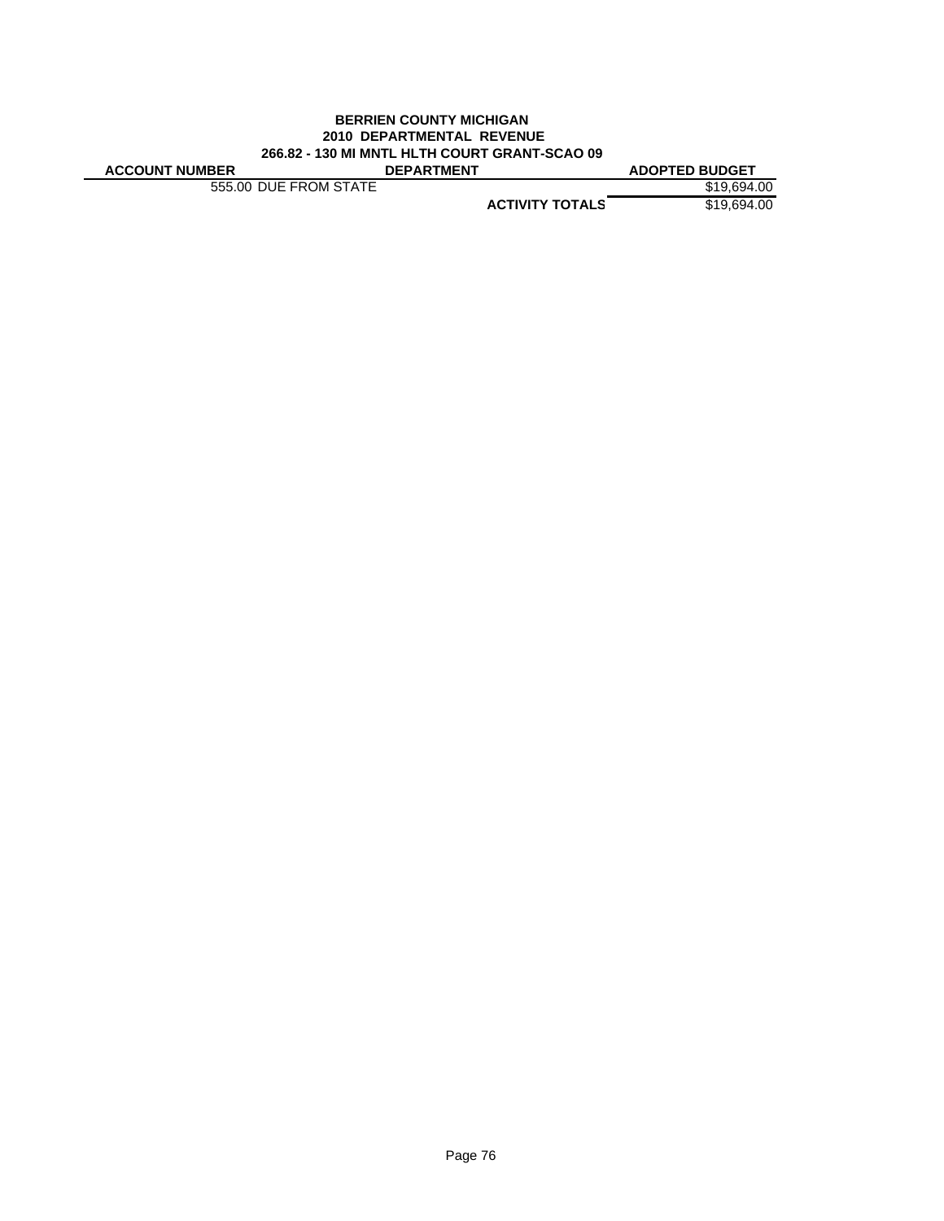**BERRIEN COUNTY MICHIGAN**
**2010 DEPARTMENTAL REVENUE**
**266.82 - 130 MI MNTL HLTH COURT GRANT-SCAO 09**

| ACCOUNT NUMBER | DEPARTMENT | ADOPTED BUDGET |
|---|---|---|
| 555.00 DUE FROM STATE | | $19,694.00 |
| | **ACTIVITY TOTALS** | $19,694.00 |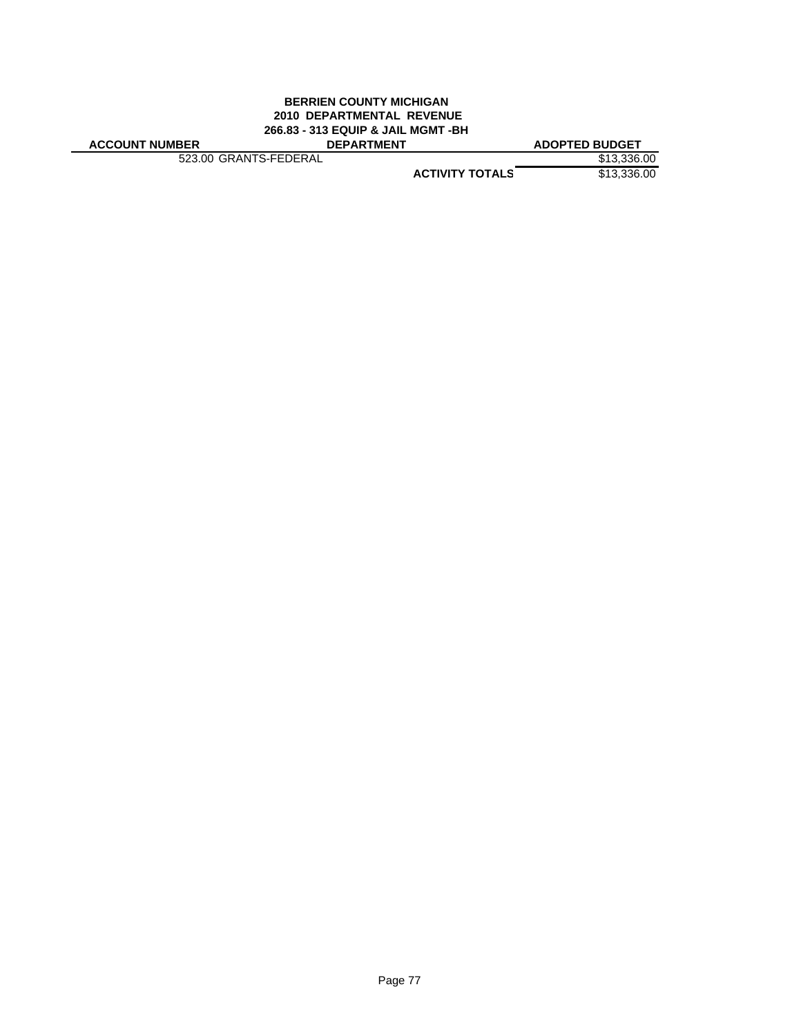**BERRIEN COUNTY MICHIGAN**
**2010 DEPARTMENTAL REVENUE**
**266.83 - 313 EQUIP & JAIL MGMT -BH**

| ACCOUNT NUMBER | DEPARTMENT | ADOPTED BUDGET |
|---|---|---|
| 523.00 GRANTS-FEDERAL | | $13,336.00 |
| | **ACTIVITY TOTALS** | $13,336.00 |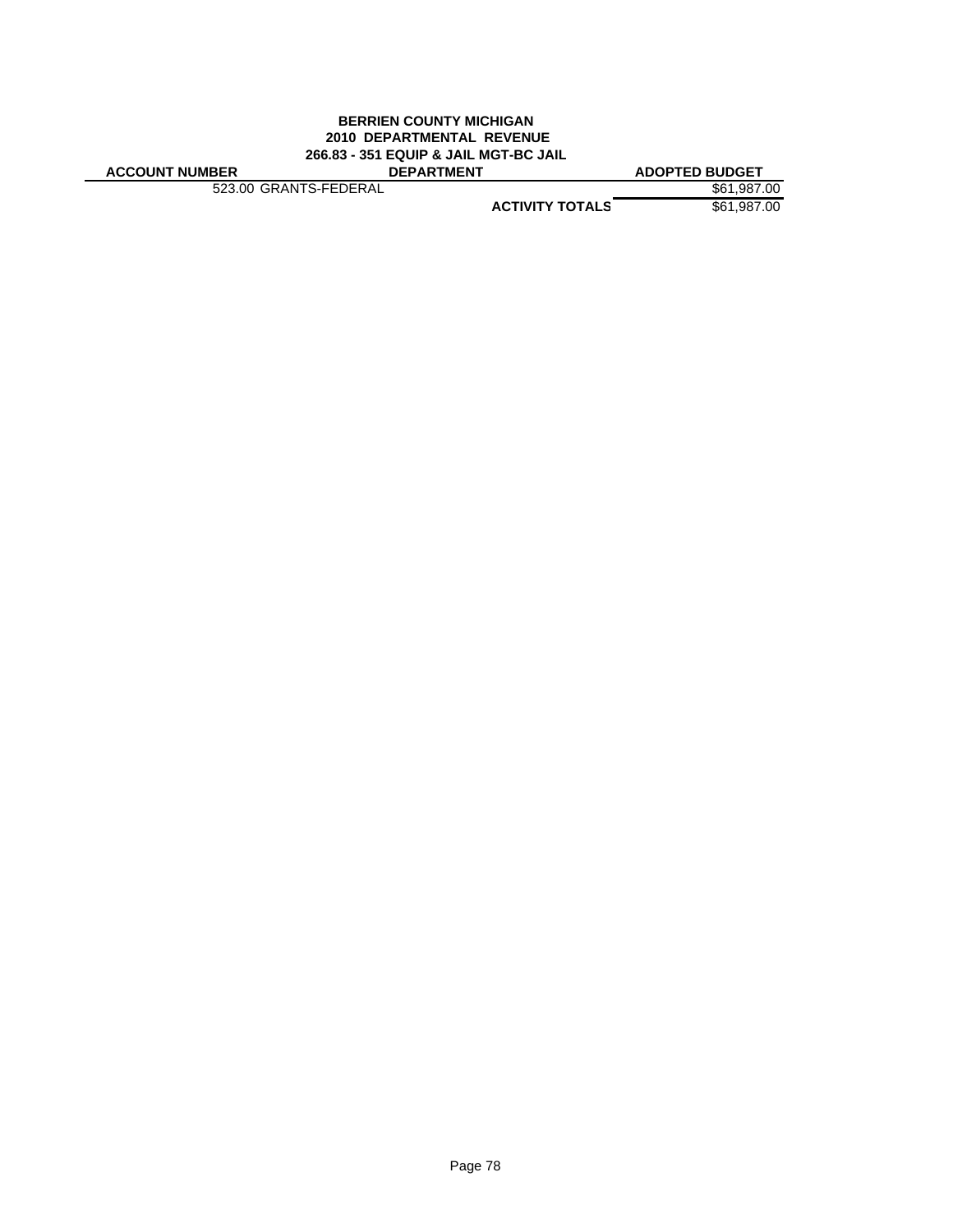**BERRIEN COUNTY MICHIGAN**
**2010 DEPARTMENTAL REVENUE**
**266.83 - 351 EQUIP & JAIL MGT-BC JAIL**

| ACCOUNT NUMBER | DEPARTMENT | ADOPTED BUDGET |
|---|---|---|
| 523.00 GRANTS-FEDERAL | | $61,987.00 |
| | **ACTIVITY TOTALS** | $61,987.00 |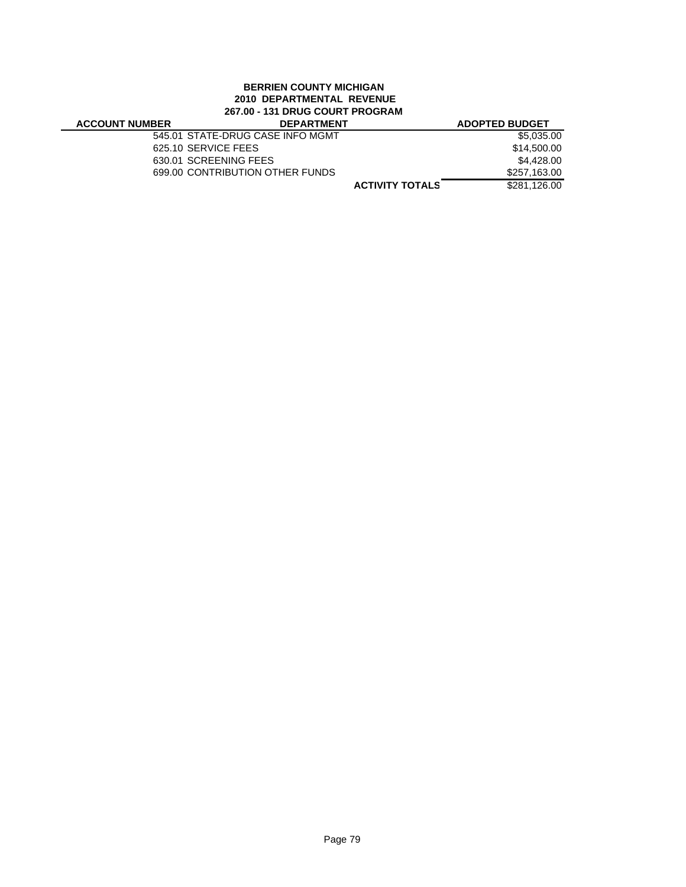**BERRIEN COUNTY MICHIGAN**
**2010 DEPARTMENTAL REVENUE**
**267.00 - 131 DRUG COURT PROGRAM**

| ACCOUNT NUMBER | DEPARTMENT | | ADOPTED BUDGET |
|---|---|---|---|
| | 545.01 STATE-DRUG CASE INFO MGMT | | $5,035.00 |
| | 625.10 SERVICE FEES | | $14,500.00 |
| | 630.01 SCREENING FEES | | $4,428.00 |
| | 699.00 CONTRIBUTION OTHER FUNDS | | $257,163.00 |
| | | **ACTIVITY TOTALS** | $281,126.00 |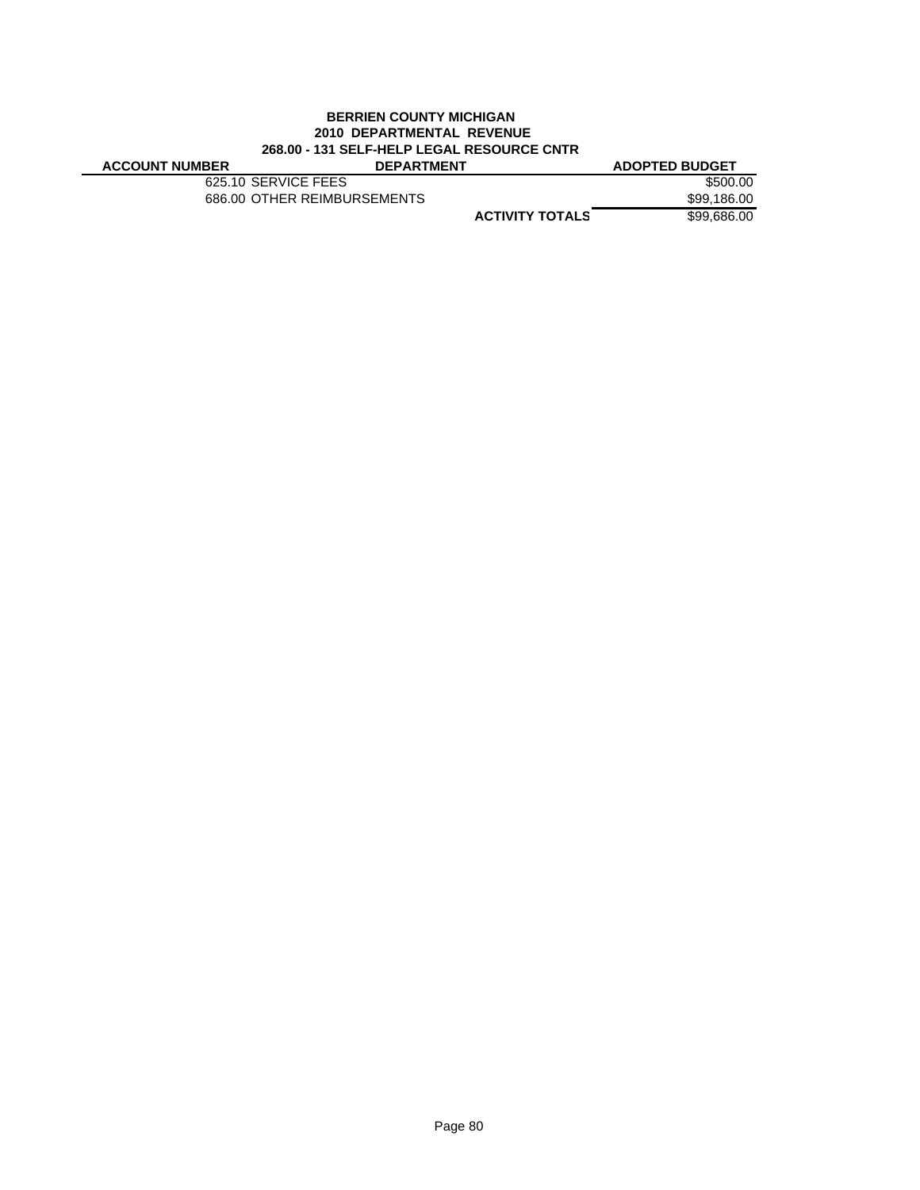**BERRIEN COUNTY MICHIGAN**
**2010 DEPARTMENTAL REVENUE**
**268.00 - 131 SELF-HELP LEGAL RESOURCE CNTR**

| ACCOUNT NUMBER | DEPARTMENT | | ADOPTED BUDGET |
|---|---|---|---|
| | 625.10 SERVICE FEES | | $500.00 |
| | 686.00 OTHER REIMBURSEMENTS | | $99,186.00 |
| | | **ACTIVITY TOTALS** | $99,686.00 |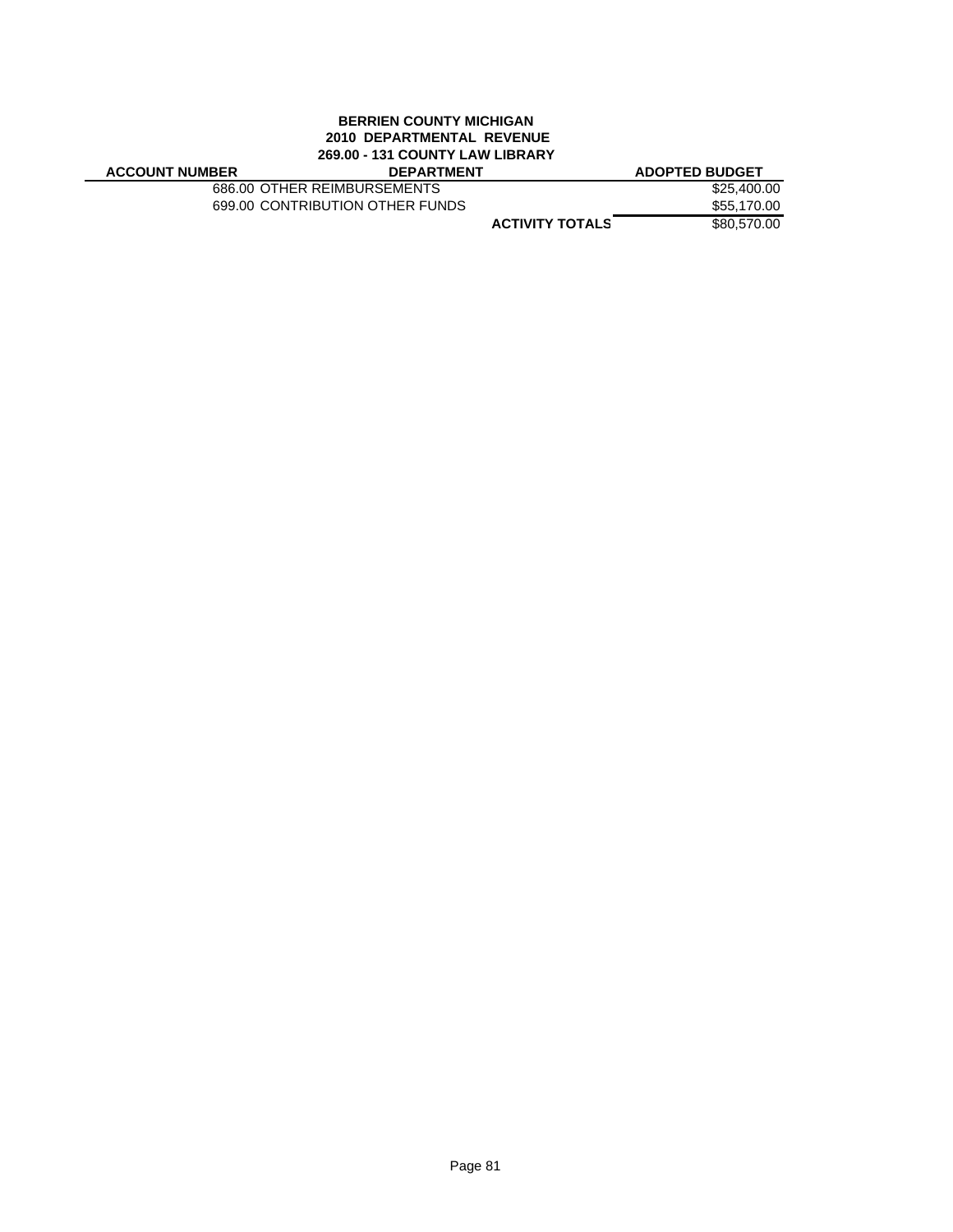**BERRIEN COUNTY MICHIGAN**
**2010 DEPARTMENTAL REVENUE**
**269.00 - 131 COUNTY LAW LIBRARY**

| ACCOUNT NUMBER | DEPARTMENT | | ADOPTED BUDGET |
|---|---|---|---|
| | 686.00 OTHER REIMBURSEMENTS | | $25,400.00 |
| | 699.00 CONTRIBUTION OTHER FUNDS | | $55,170.00 |
| | | **ACTIVITY TOTALS** | $80,570.00 |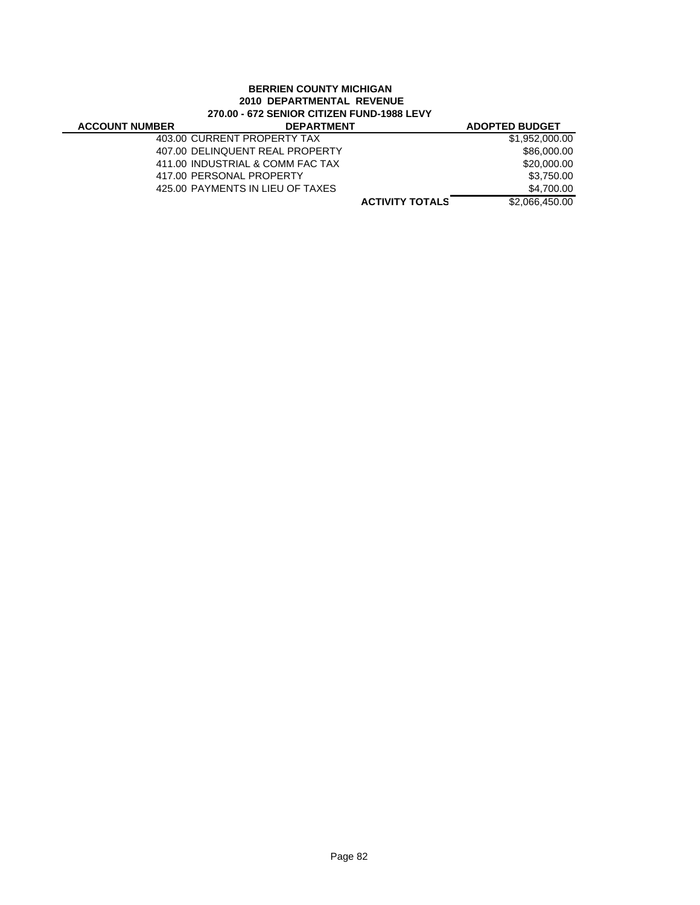**BERRIEN COUNTY MICHIGAN**
**2010 DEPARTMENTAL REVENUE**
**270.00 - 672 SENIOR CITIZEN FUND-1988 LEVY**

| ACCOUNT NUMBER | DEPARTMENT | ADOPTED BUDGET |
|---|---|---|
| | 403.00 CURRENT PROPERTY TAX | $1,952,000.00 |
| | 407.00 DELINQUENT REAL PROPERTY | $86,000.00 |
| | 411.00 INDUSTRIAL & COMM FAC TAX | $20,000.00 |
| | 417.00 PERSONAL PROPERTY | $3,750.00 |
| | 425.00 PAYMENTS IN LIEU OF TAXES | $4,700.00 |
| | **ACTIVITY TOTALS** | $2,066,450.00 |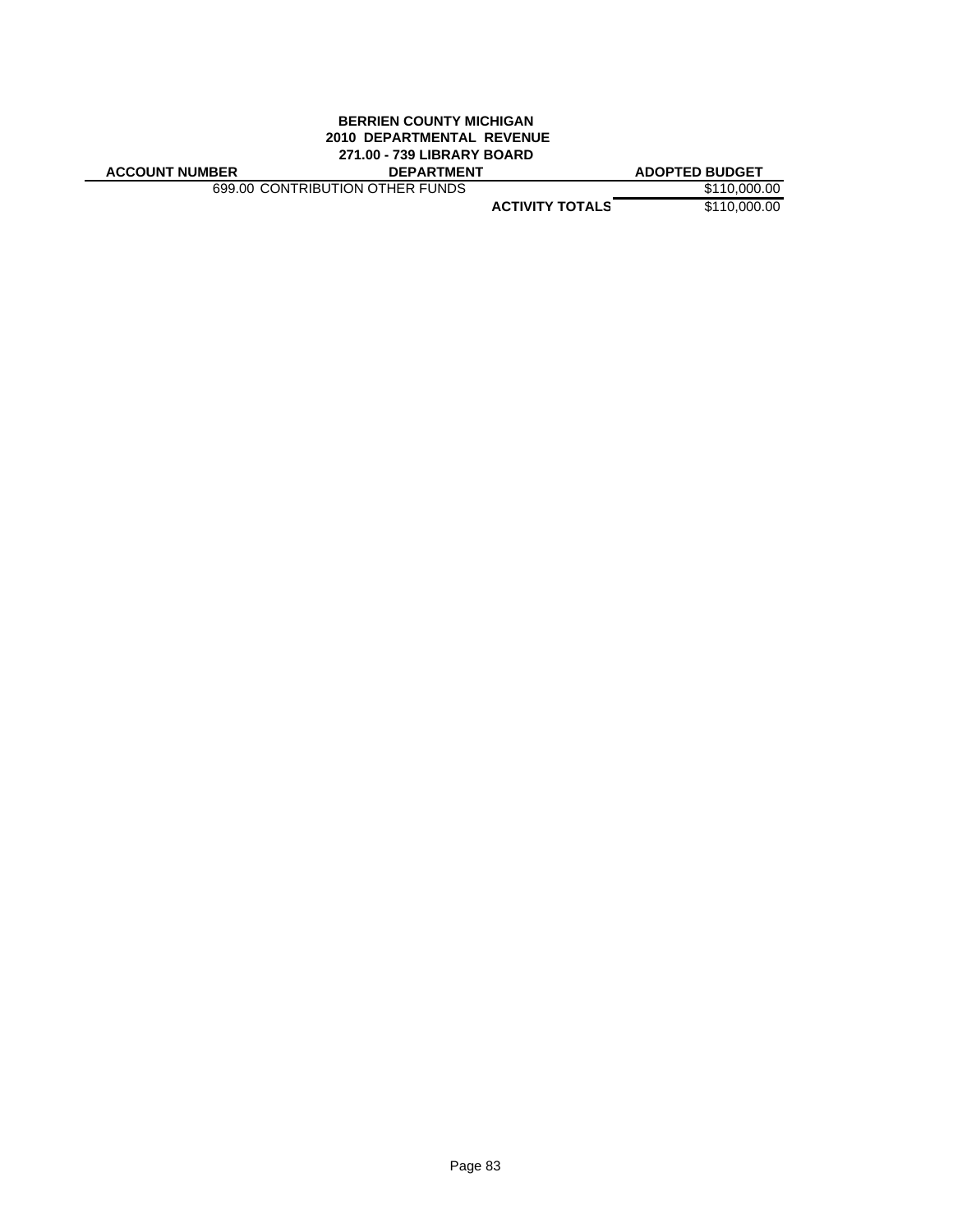**BERRIEN COUNTY MICHIGAN**
**2010 DEPARTMENTAL REVENUE**
**271.00 - 739 LIBRARY BOARD**

| ACCOUNT NUMBER | DEPARTMENT | | ADOPTED BUDGET |
|---|---|---|---|
| 699.00 | CONTRIBUTION OTHER FUNDS | | $110,000.00 |
| | | **ACTIVITY TOTALS** | $110,000.00 |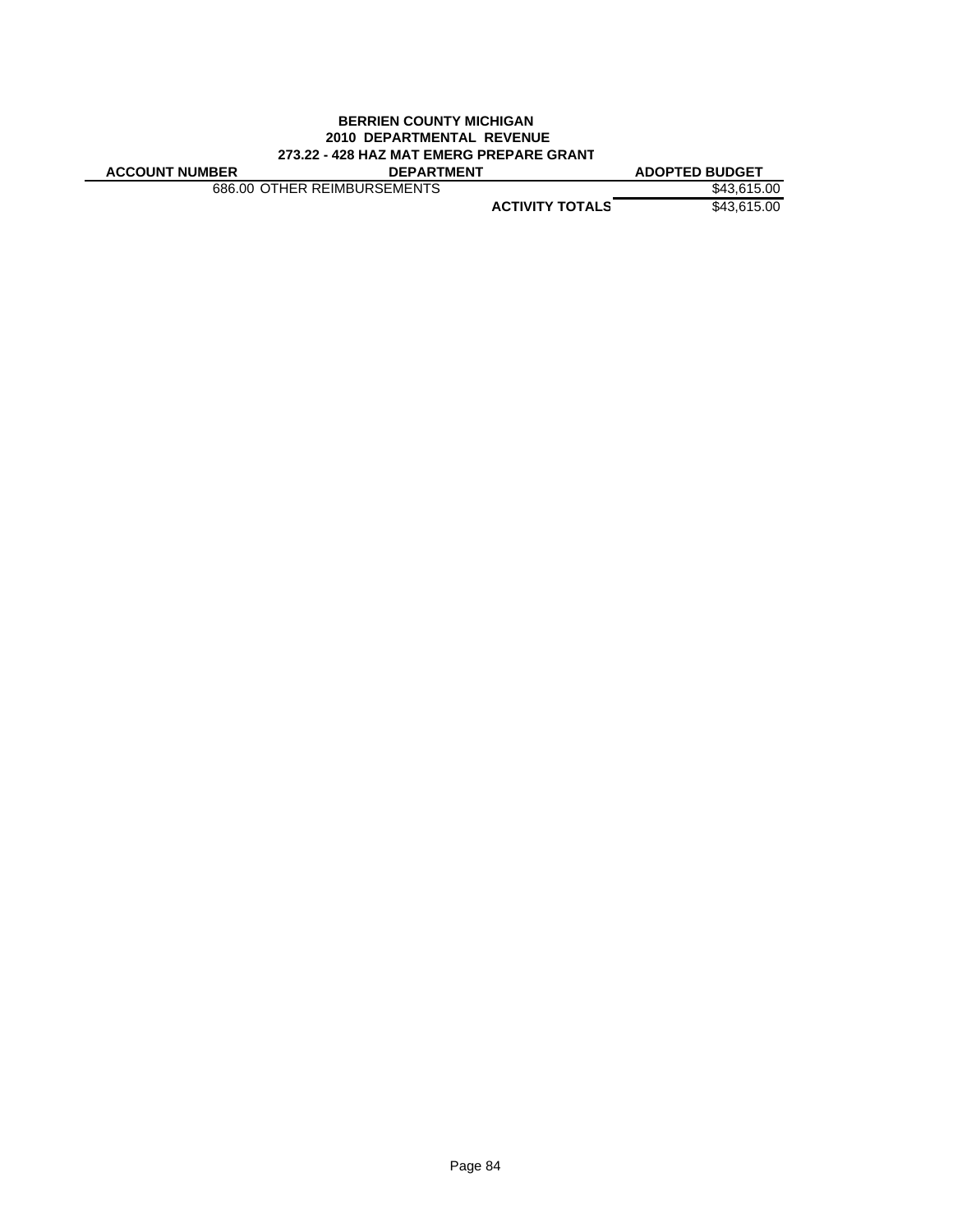**BERRIEN COUNTY MICHIGAN**
**2010 DEPARTMENTAL REVENUE**
**273.22 - 428 HAZ MAT EMERG PREPARE GRANT**

| ACCOUNT NUMBER | DEPARTMENT | ADOPTED BUDGET |
|---|---|---|
| 686.00 | OTHER REIMBURSEMENTS | $43,615.00 |
| | **ACTIVITY TOTALS** | $43,615.00 |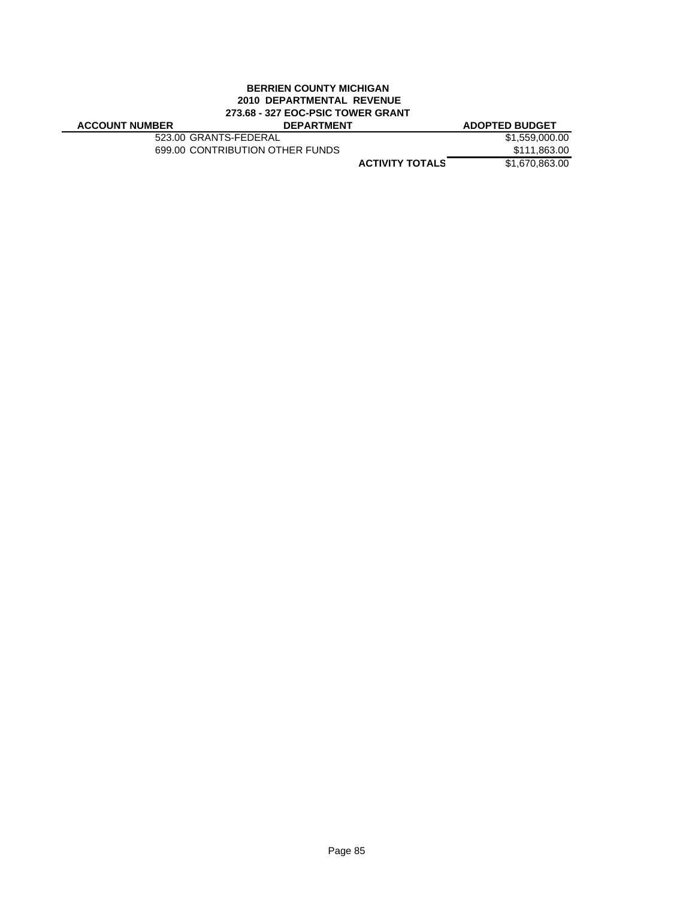**BERRIEN COUNTY MICHIGAN**
**2010 DEPARTMENTAL REVENUE**
**273.68 - 327 EOC-PSIC TOWER GRANT**

| ACCOUNT NUMBER | DEPARTMENT | ADOPTED BUDGET |
|---|---|---|
| 523.00 | GRANTS-FEDERAL | $1,559,000.00 |
| 699.00 | CONTRIBUTION OTHER FUNDS | $111,863.00 |
| | **ACTIVITY TOTALS** | $1,670,863.00 |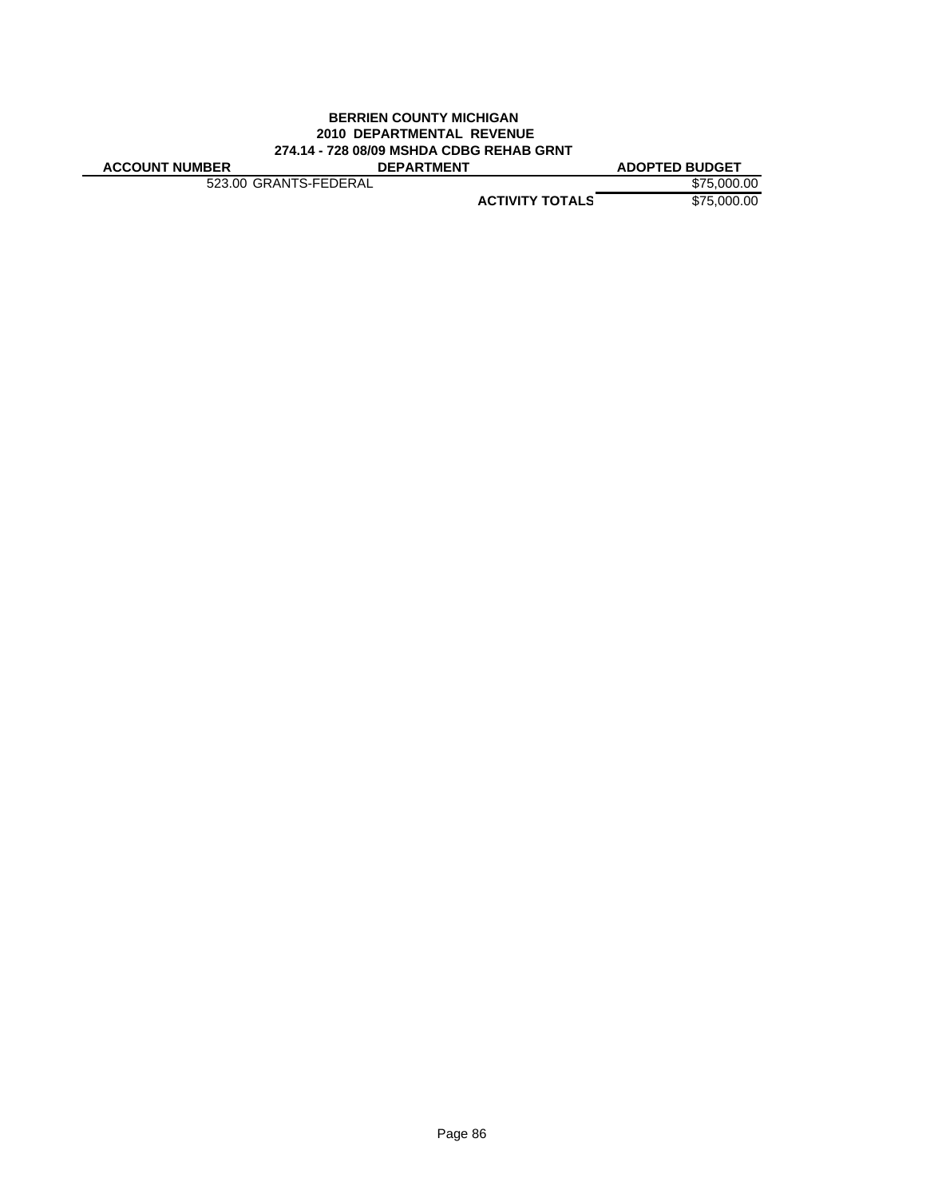**BERRIEN COUNTY MICHIGAN**
**2010 DEPARTMENTAL REVENUE**
**274.14 - 728 08/09 MSHDA CDBG REHAB GRNT**

| ACCOUNT NUMBER | DEPARTMENT | ADOPTED BUDGET |
|---|---|---|
| 523.00 GRANTS-FEDERAL | | $75,000.00 |
| | **ACTIVITY TOTALS** | $75,000.00 |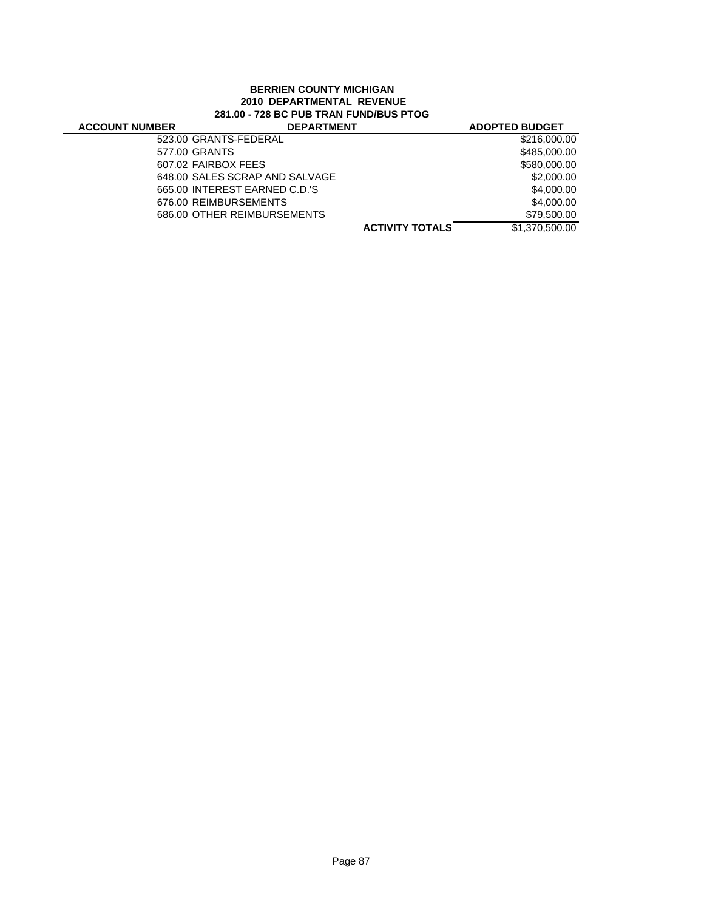**BERRIEN COUNTY MICHIGAN**
**2010 DEPARTMENTAL REVENUE**
**281.00 - 728 BC PUB TRAN FUND/BUS PTOG**

| ACCOUNT NUMBER | DEPARTMENT | ADOPTED BUDGET |
|---|---|---|
| 523.00 | GRANTS-FEDERAL | $216,000.00 |
| 577.00 | GRANTS | $485,000.00 |
| 607.02 | FAIRBOX FEES | $580,000.00 |
| 648.00 | SALES SCRAP AND SALVAGE | $2,000.00 |
| 665.00 | INTEREST EARNED C.D.'S | $4,000.00 |
| 676.00 | REIMBURSEMENTS | $4,000.00 |
| 686.00 | OTHER REIMBURSEMENTS | $79,500.00 |
| | **ACTIVITY TOTALS** | $1,370,500.00 |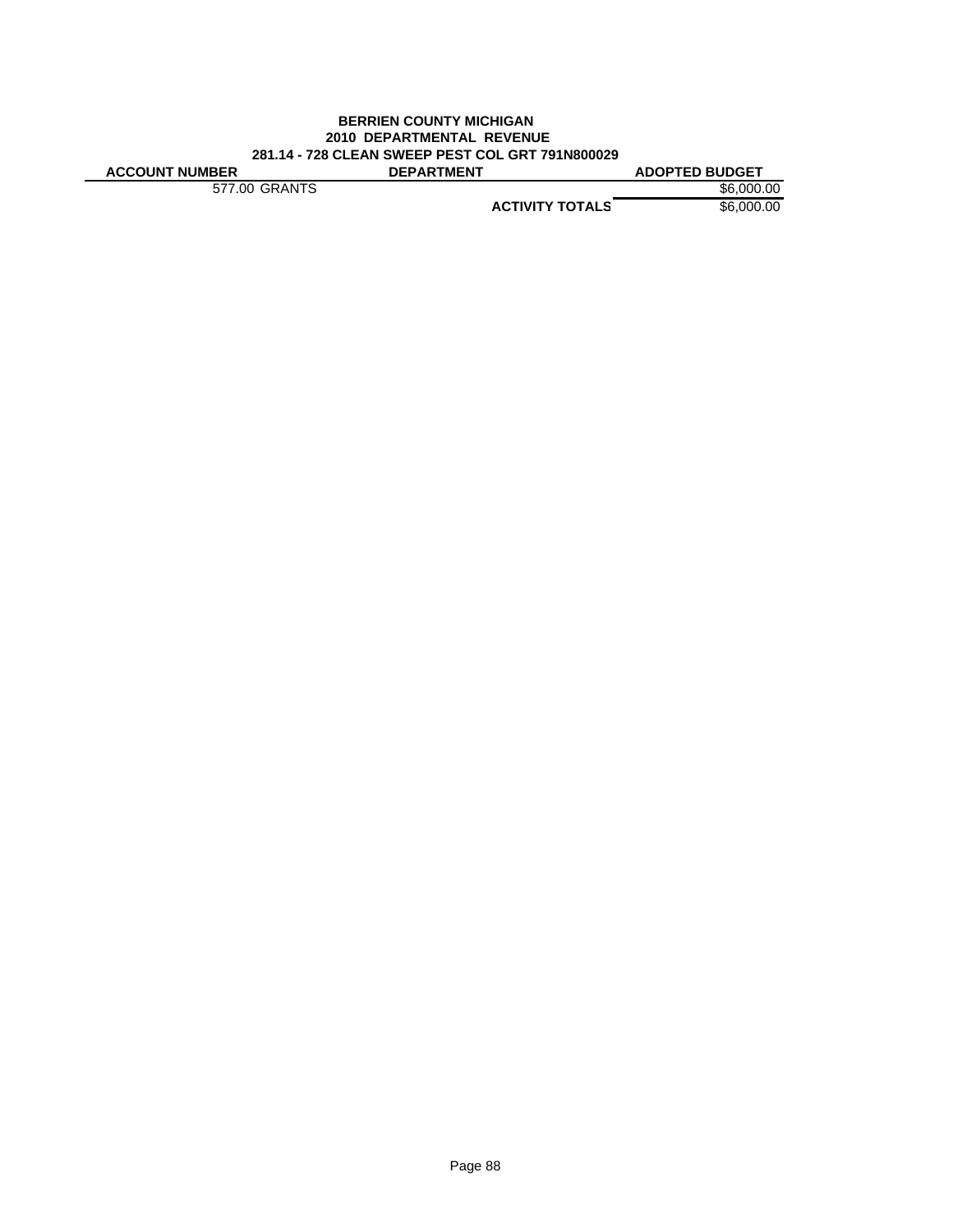**BERRIEN COUNTY MICHIGAN**
**2010 DEPARTMENTAL REVENUE**
**281.14 - 728 CLEAN SWEEP PEST COL GRT 791N800029**

| ACCOUNT NUMBER | DEPARTMENT | ADOPTED BUDGET |
|---|---|---|
| 577.00 GRANTS | | $6,000.00 |
| | **ACTIVITY TOTALS** | $6,000.00 |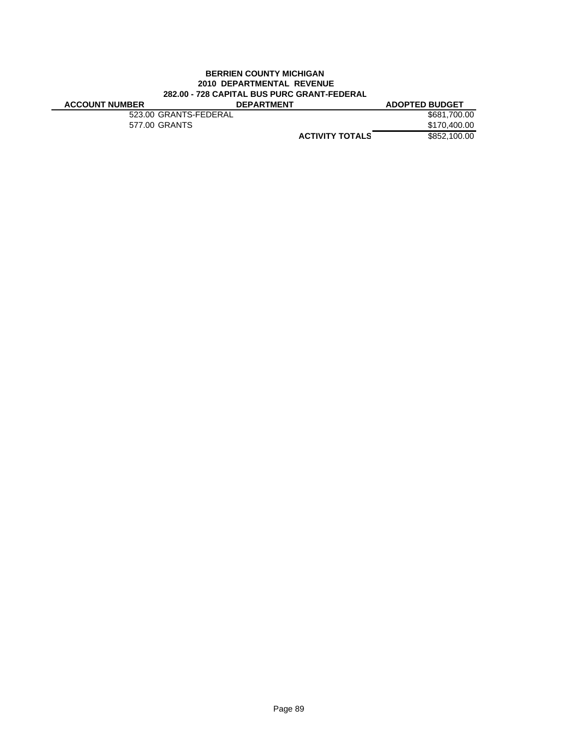**BERRIEN COUNTY MICHIGAN**
**2010 DEPARTMENTAL REVENUE**
**282.00 - 728 CAPITAL BUS PURC GRANT-FEDERAL**

| ACCOUNT NUMBER | DEPARTMENT | ADOPTED BUDGET |
|---|---|---|
| 523.00 GRANTS-FEDERAL | | $681,700.00 |
| 577.00 GRANTS | | $170,400.00 |
| | **ACTIVITY TOTALS** | $852,100.00 |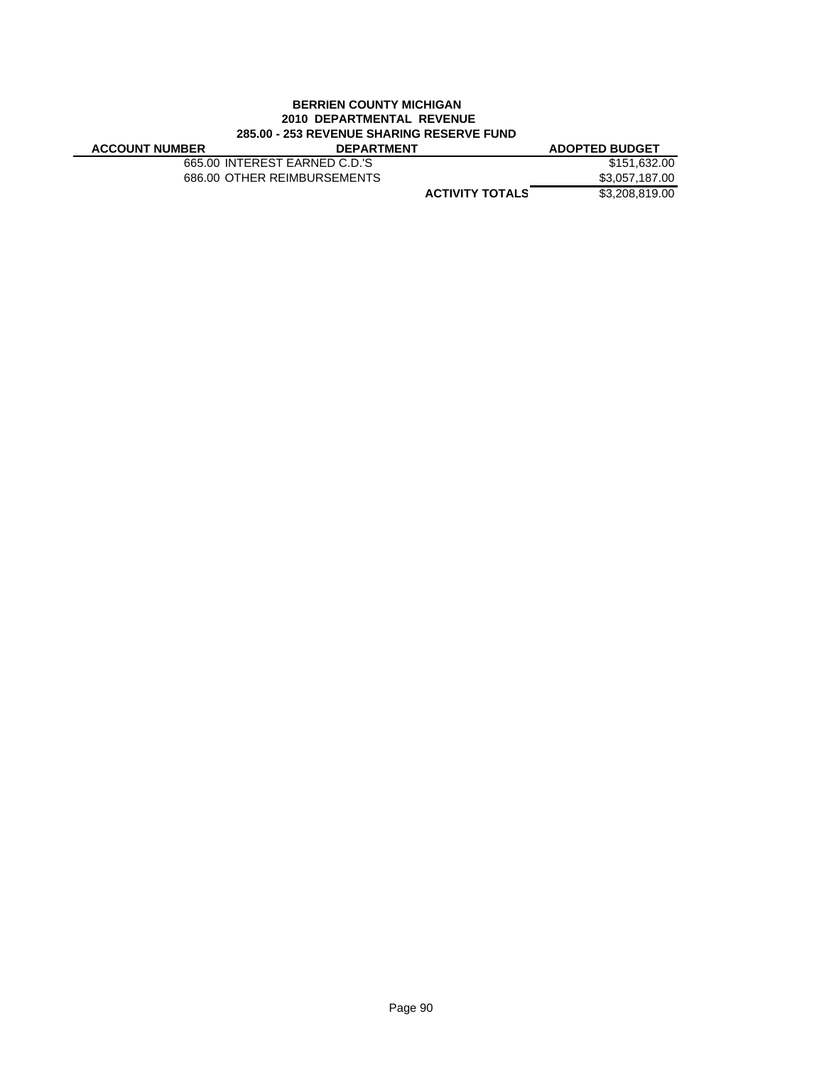**BERRIEN COUNTY MICHIGAN**
**2010 DEPARTMENTAL REVENUE**
**285.00 - 253 REVENUE SHARING RESERVE FUND**

| ACCOUNT NUMBER | DEPARTMENT | | ADOPTED BUDGET |
|---|---|---|---|
| | 665.00 INTEREST EARNED C.D.'S | | $151,632.00 |
| | 686.00 OTHER REIMBURSEMENTS | | $3,057,187.00 |
| | | **ACTIVITY TOTALS** | $3,208,819.00 |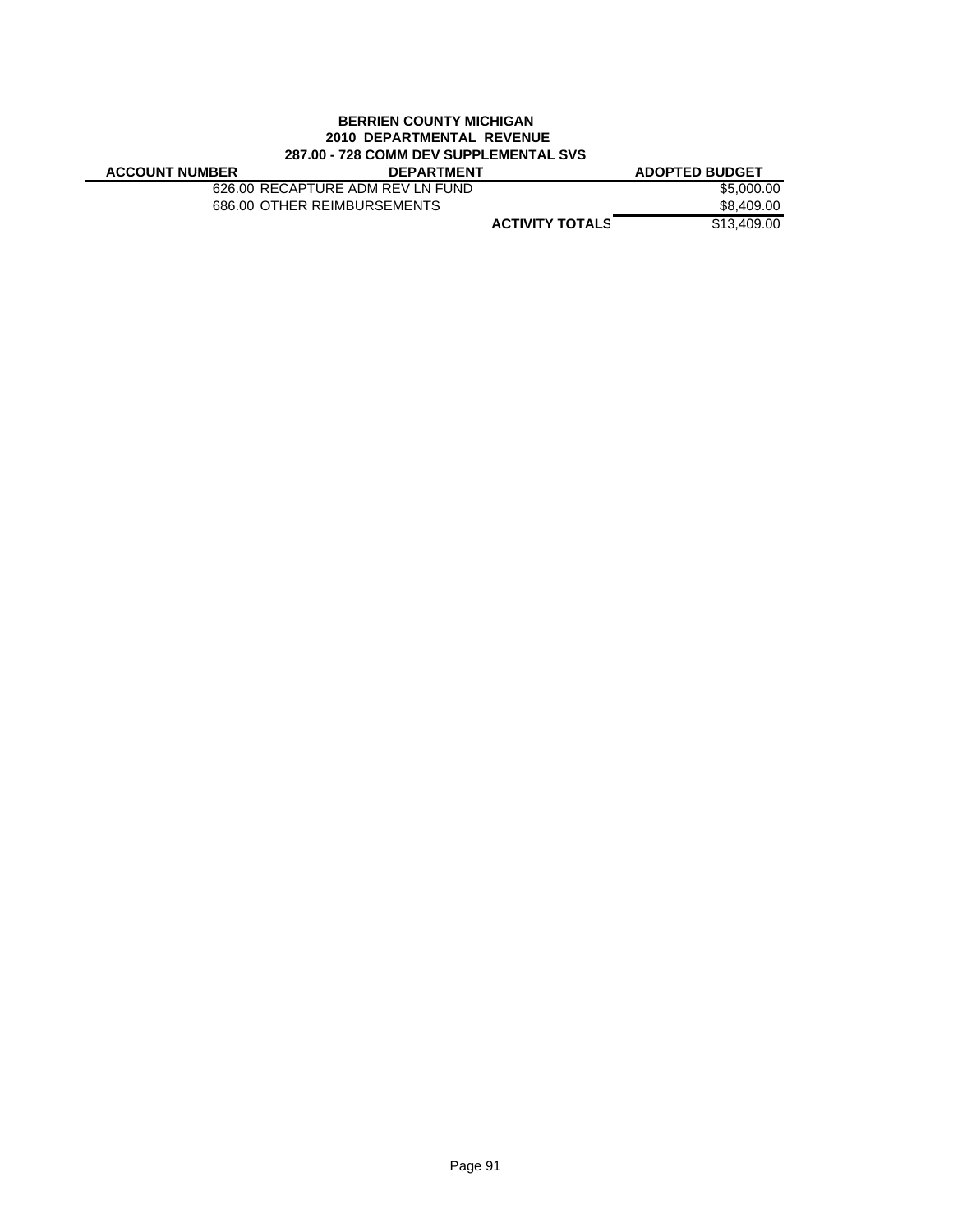**BERRIEN COUNTY MICHIGAN**
**2010 DEPARTMENTAL REVENUE**
**287.00 - 728 COMM DEV SUPPLEMENTAL SVS**

| ACCOUNT NUMBER | DEPARTMENT | | ADOPTED BUDGET |
|---|---|---|---|
| | 626.00 RECAPTURE ADM REV LN FUND | | $5,000.00 |
| | 686.00 OTHER REIMBURSEMENTS | | $8,409.00 |
| | | **ACTIVITY TOTALS** | $13,409.00 |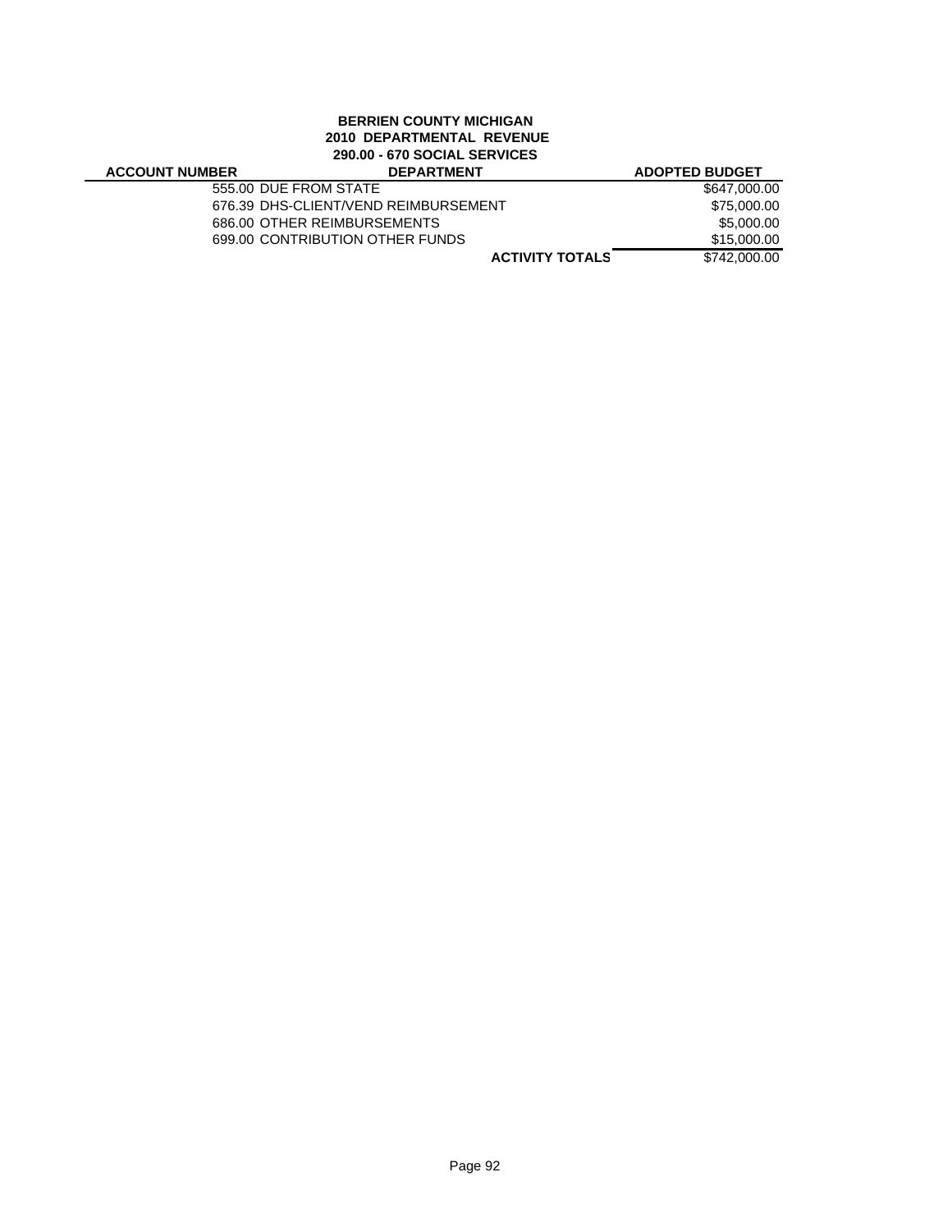**BERRIEN COUNTY MICHIGAN**
**2010 DEPARTMENTAL REVENUE**
**290.00 - 670 SOCIAL SERVICES**

| ACCOUNT NUMBER | DEPARTMENT | ADOPTED BUDGET |
|---|---|---|
| 555.00 | DUE FROM STATE | $647,000.00 |
| 676.39 | DHS-CLIENT/VEND REIMBURSEMENT | $75,000.00 |
| 686.00 | OTHER REIMBURSEMENTS | $5,000.00 |
| 699.00 | CONTRIBUTION OTHER FUNDS | $15,000.00 |
| | **ACTIVITY TOTALS** | $742,000.00 |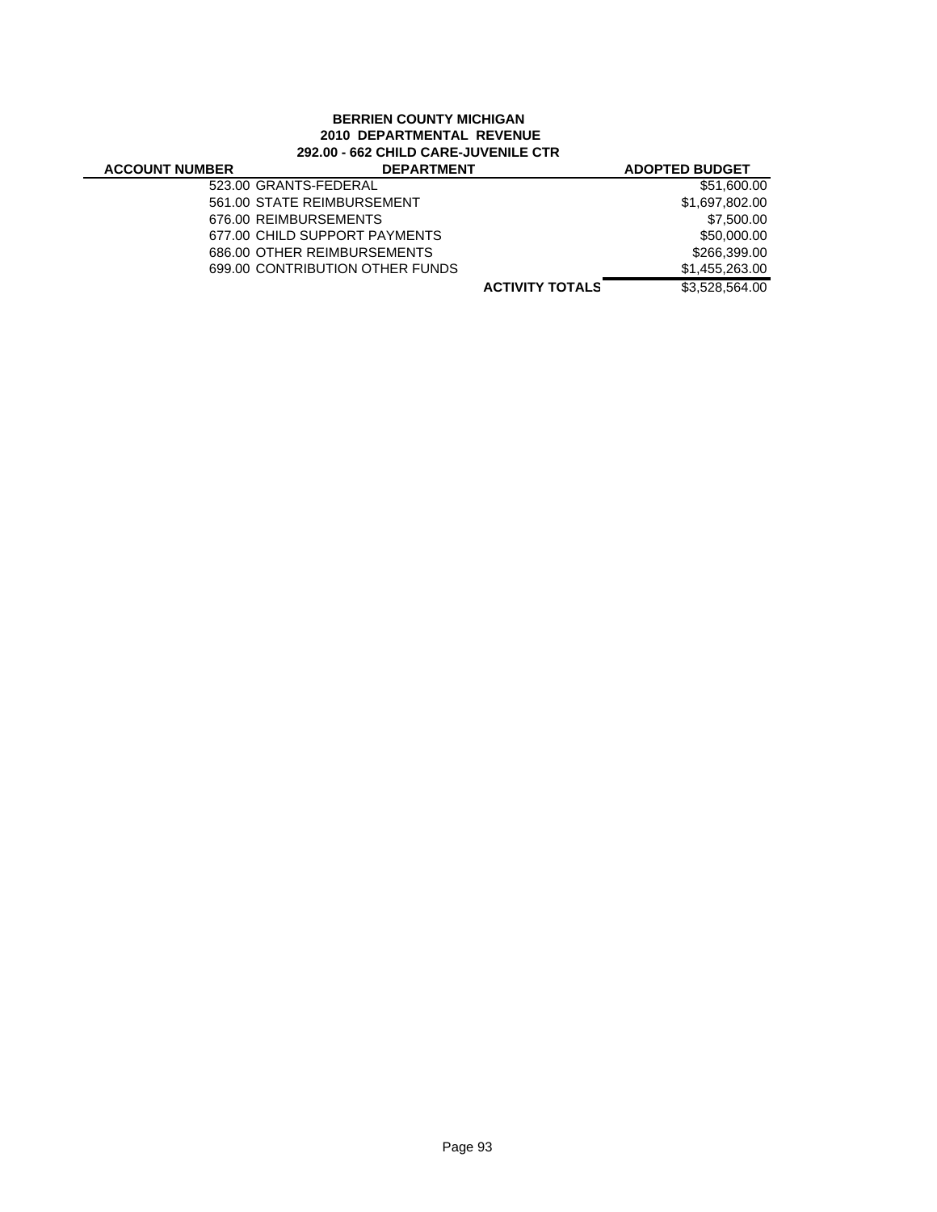**BERRIEN COUNTY MICHIGAN**
**2010 DEPARTMENTAL REVENUE**
**292.00 - 662 CHILD CARE-JUVENILE CTR**

| ACCOUNT NUMBER | DEPARTMENT | ADOPTED BUDGET |
|---|---|---|
| | 523.00 GRANTS-FEDERAL | $51,600.00 |
| | 561.00 STATE REIMBURSEMENT | $1,697,802.00 |
| | 676.00 REIMBURSEMENTS | $7,500.00 |
| | 677.00 CHILD SUPPORT PAYMENTS | $50,000.00 |
| | 686.00 OTHER REIMBURSEMENTS | $266,399.00 |
| | 699.00 CONTRIBUTION OTHER FUNDS | $1,455,263.00 |
| | **ACTIVITY TOTALS** | $3,528,564.00 |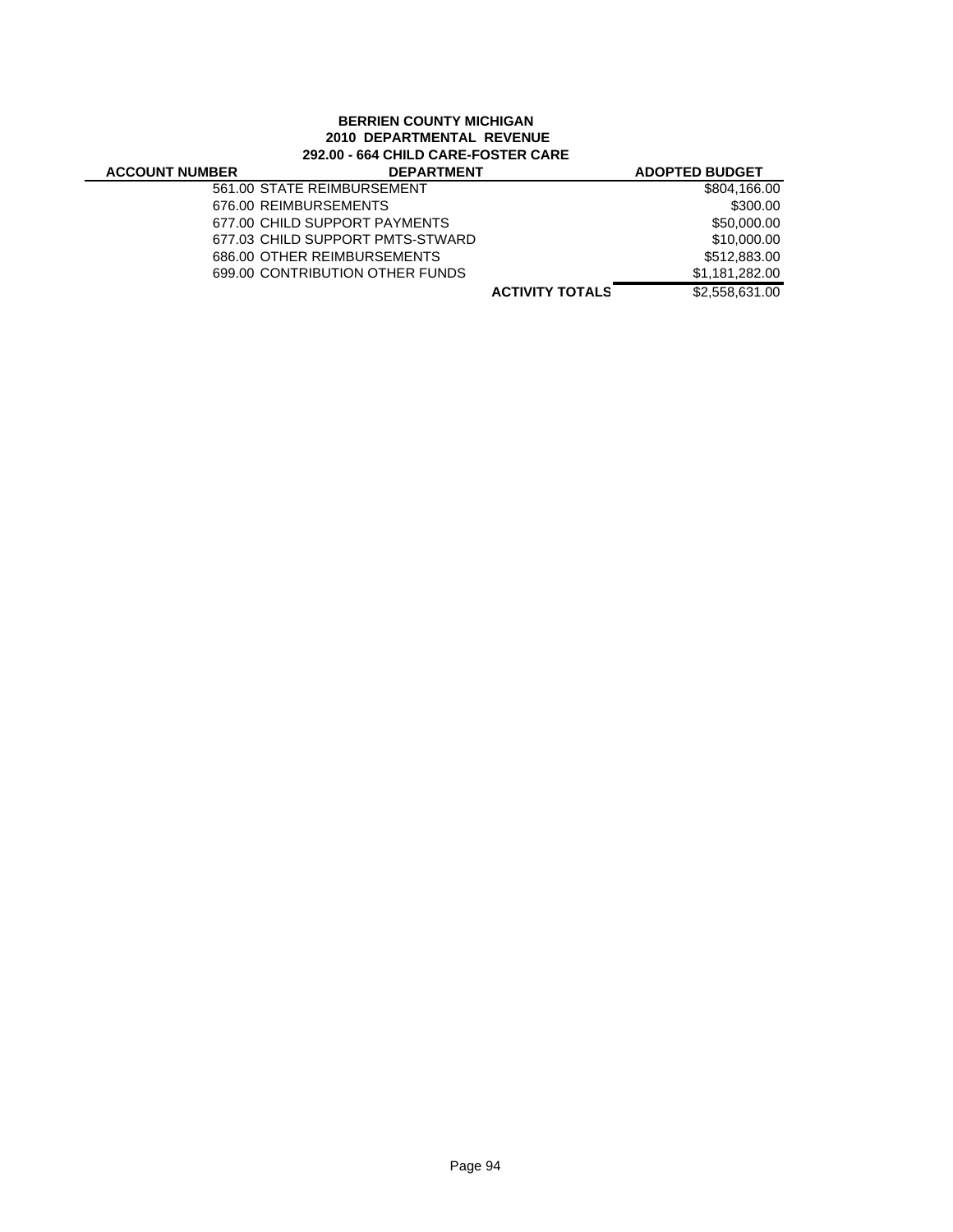**BERRIEN COUNTY MICHIGAN**
**2010 DEPARTMENTAL REVENUE**
**292.00 - 664 CHILD CARE-FOSTER CARE**

| ACCOUNT NUMBER | DEPARTMENT | ADOPTED BUDGET |
|---|---|---|
| | 561.00 STATE REIMBURSEMENT | $804,166.00 |
| | 676.00 REIMBURSEMENTS | $300.00 |
| | 677.00 CHILD SUPPORT PAYMENTS | $50,000.00 |
| | 677.03 CHILD SUPPORT PMTS-STWARD | $10,000.00 |
| | 686.00 OTHER REIMBURSEMENTS | $512,883.00 |
| | 699.00 CONTRIBUTION OTHER FUNDS | $1,181,282.00 |
| | **ACTIVITY TOTALS** | $2,558,631.00 |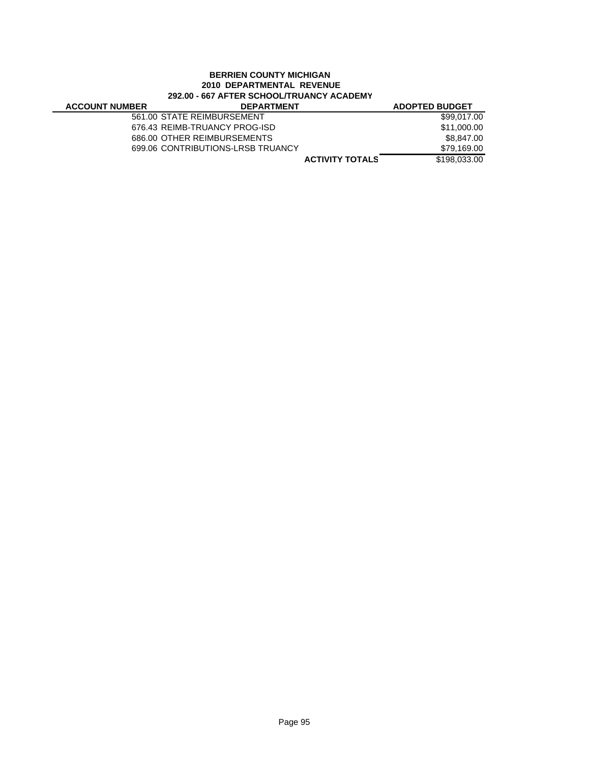**BERRIEN COUNTY MICHIGAN**
**2010 DEPARTMENTAL REVENUE**
**292.00 - 667 AFTER SCHOOL/TRUANCY ACADEMY**

| ACCOUNT NUMBER | DEPARTMENT | ADOPTED BUDGET |
|---|---|---|
| | 561.00 STATE REIMBURSEMENT | $99,017.00 |
| | 676.43 REIMB-TRUANCY PROG-ISD | $11,000.00 |
| | 686.00 OTHER REIMBURSEMENTS | $8,847.00 |
| | 699.06 CONTRIBUTIONS-LRSB TRUANCY | $79,169.00 |
| | **ACTIVITY TOTALS** | $198,033.00 |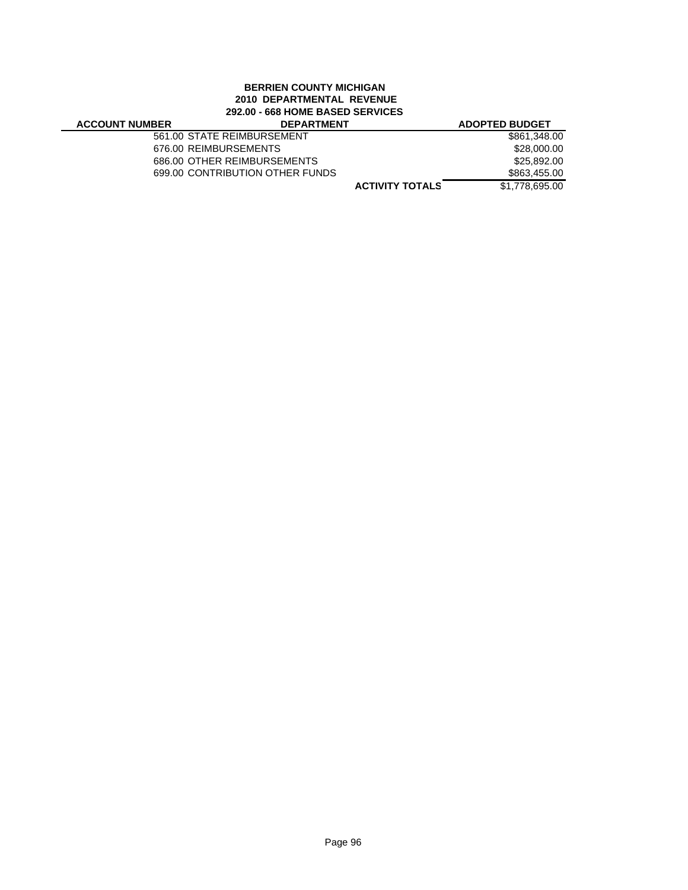**BERRIEN COUNTY MICHIGAN**
**2010 DEPARTMENTAL REVENUE**
**292.00 - 668 HOME BASED SERVICES**

| ACCOUNT NUMBER | DEPARTMENT | ADOPTED BUDGET |
|---|---|---|
| | 561.00 STATE REIMBURSEMENT | $861,348.00 |
| | 676.00 REIMBURSEMENTS | $28,000.00 |
| | 686.00 OTHER REIMBURSEMENTS | $25,892.00 |
| | 699.00 CONTRIBUTION OTHER FUNDS | $863,455.00 |
| | **ACTIVITY TOTALS** | $1,778,695.00 |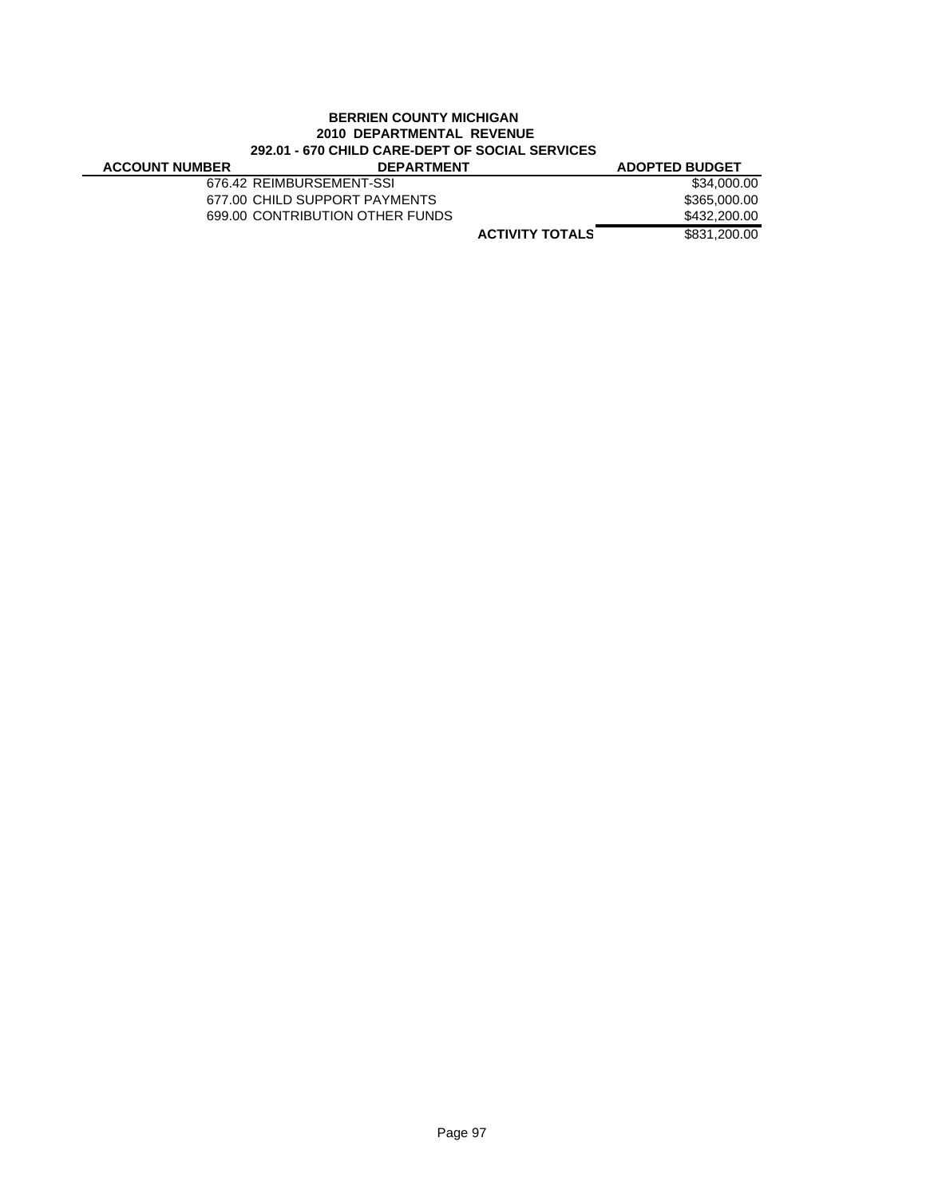**BERRIEN COUNTY MICHIGAN**
**2010 DEPARTMENTAL REVENUE**
**292.01 - 670 CHILD CARE-DEPT OF SOCIAL SERVICES**

| ACCOUNT NUMBER | DEPARTMENT | ADOPTED BUDGET |
|---|---|---|
| 676.42 | REIMBURSEMENT-SSI | $34,000.00 |
| 677.00 | CHILD SUPPORT PAYMENTS | $365,000.00 |
| 699.00 | CONTRIBUTION OTHER FUNDS | $432,200.00 |
| | **ACTIVITY TOTALS** | $831,200.00 |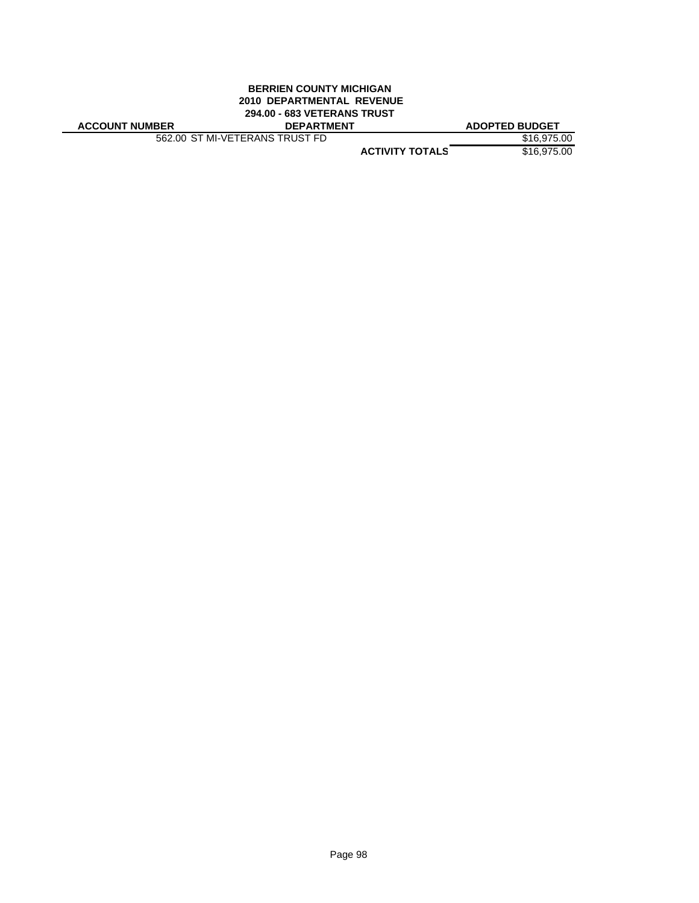**BERRIEN COUNTY MICHIGAN**
**2010 DEPARTMENTAL REVENUE**
**294.00 - 683 VETERANS TRUST**

| ACCOUNT NUMBER | DEPARTMENT | ADOPTED BUDGET |
|---|---|---|
| 562.00 | ST MI-VETERANS TRUST FD | $16,975.00 |
| | **ACTIVITY TOTALS** | $16,975.00 |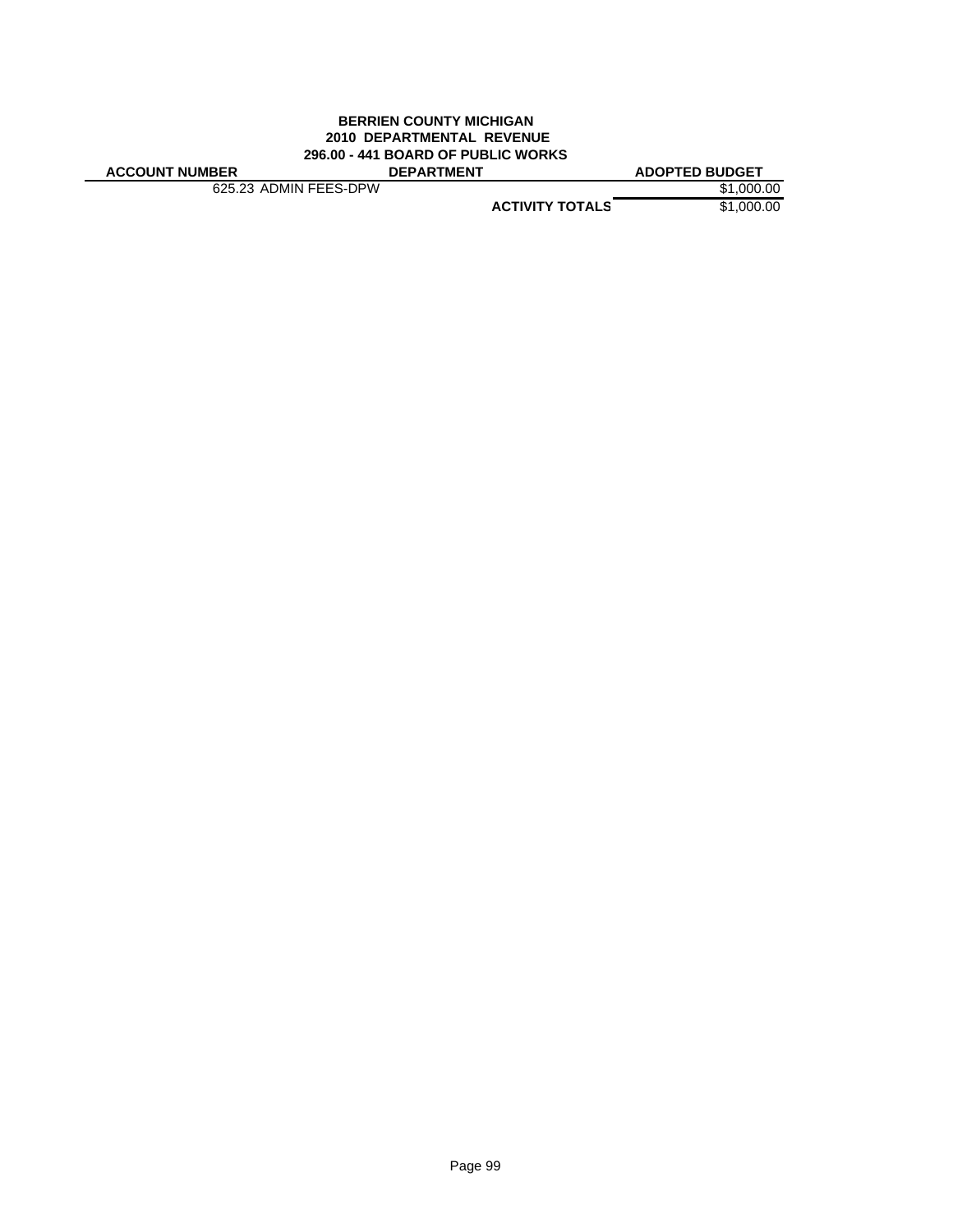**BERRIEN COUNTY MICHIGAN**
**2010 DEPARTMENTAL REVENUE**
**296.00 - 441 BOARD OF PUBLIC WORKS**

| ACCOUNT NUMBER | DEPARTMENT | ADOPTED BUDGET |
|---|---|---|
| 625.23 ADMIN FEES-DPW | | $1,000.00 |
| | **ACTIVITY TOTALS** | $1,000.00 |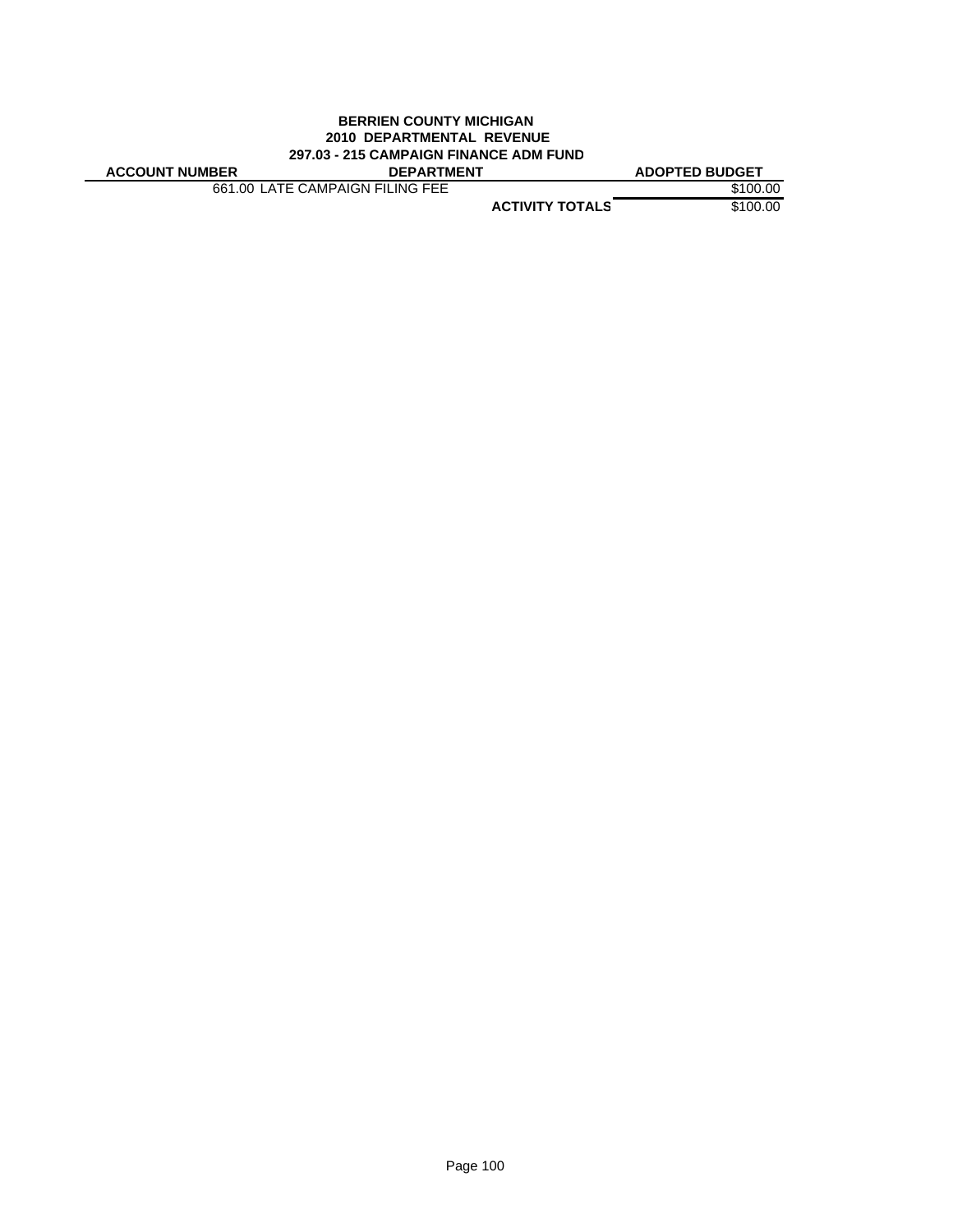**BERRIEN COUNTY MICHIGAN**
**2010 DEPARTMENTAL REVENUE**
**297.03 - 215 CAMPAIGN FINANCE ADM FUND**

| ACCOUNT NUMBER | DEPARTMENT | ADOPTED BUDGET |
|---|---|---|
| 661.00 | LATE CAMPAIGN FILING FEE | $100.00 |
| | **ACTIVITY TOTALS** | $100.00 |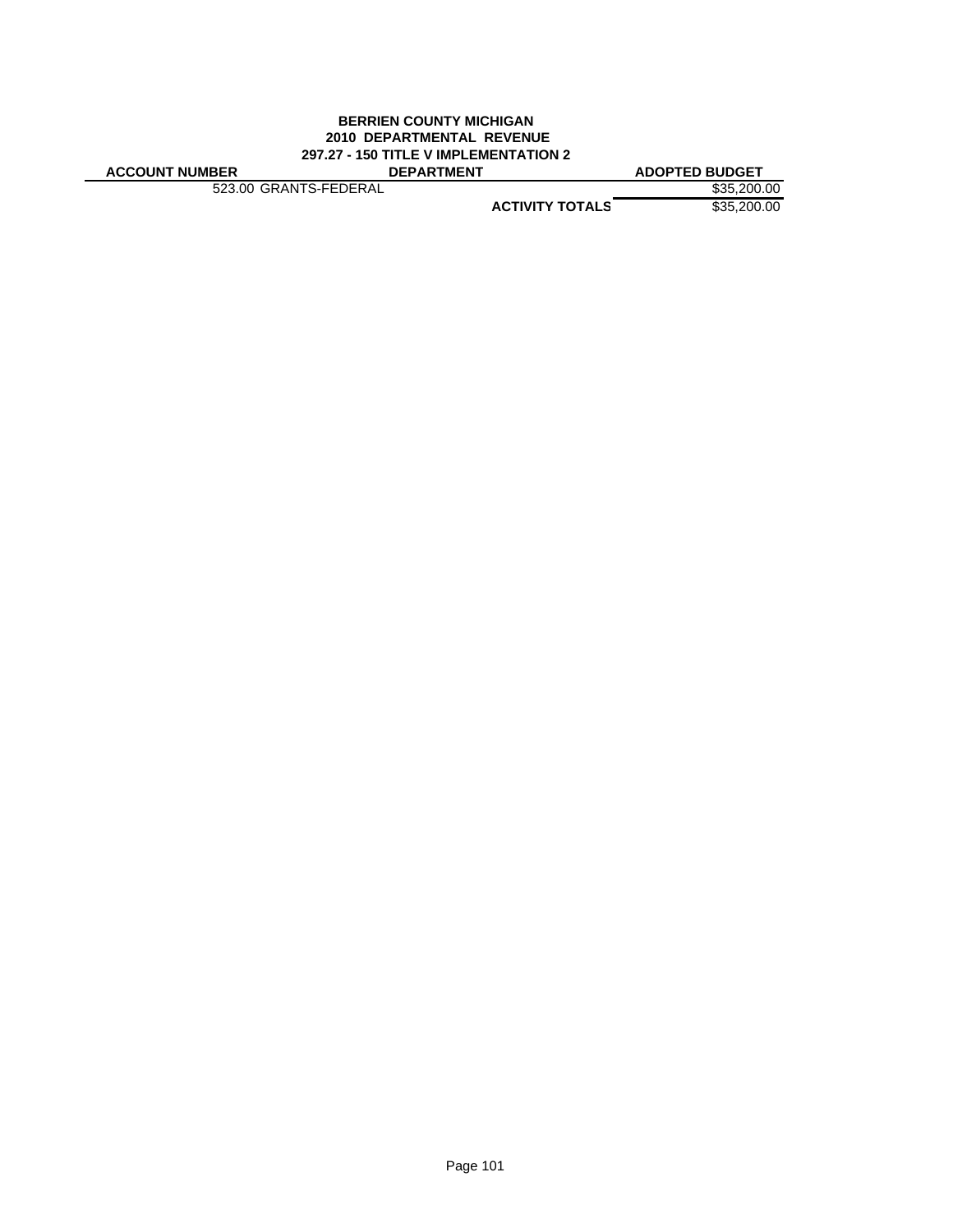**BERRIEN COUNTY MICHIGAN**
**2010 DEPARTMENTAL REVENUE**
**297.27 - 150 TITLE V IMPLEMENTATION 2**

| ACCOUNT NUMBER | DEPARTMENT | ADOPTED BUDGET |
|---|---|---|
| 523.00 GRANTS-FEDERAL | | $35,200.00 |
| | **ACTIVITY TOTALS** | $35,200.00 |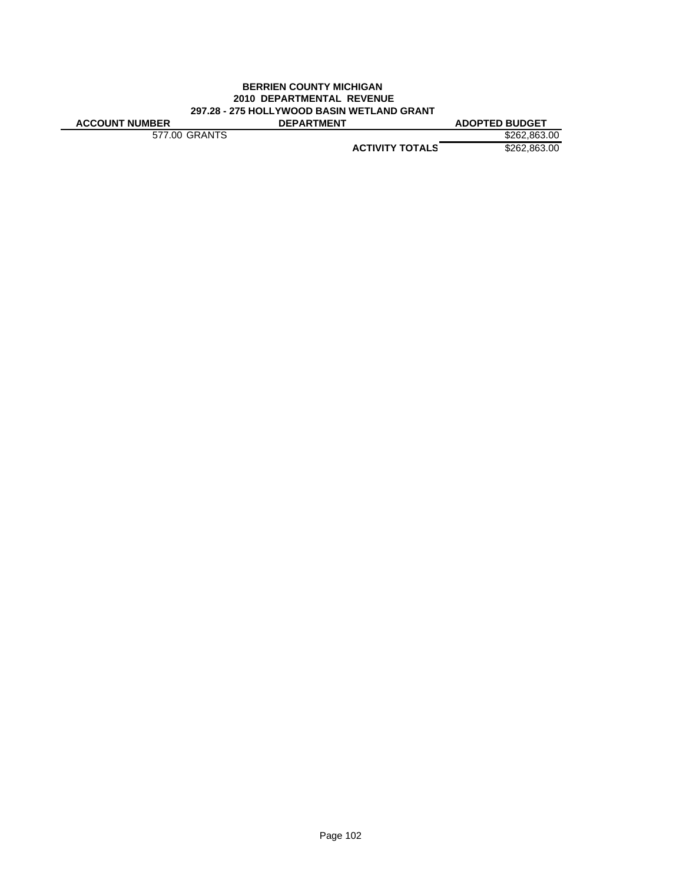**BERRIEN COUNTY MICHIGAN**
**2010 DEPARTMENTAL REVENUE**
**297.28 - 275 HOLLYWOOD BASIN WETLAND GRANT**

| ACCOUNT NUMBER | DEPARTMENT | ADOPTED BUDGET |
|---|---|---|
| 577.00 GRANTS | | $262,863.00 |
| | **ACTIVITY TOTALS** | $262,863.00 |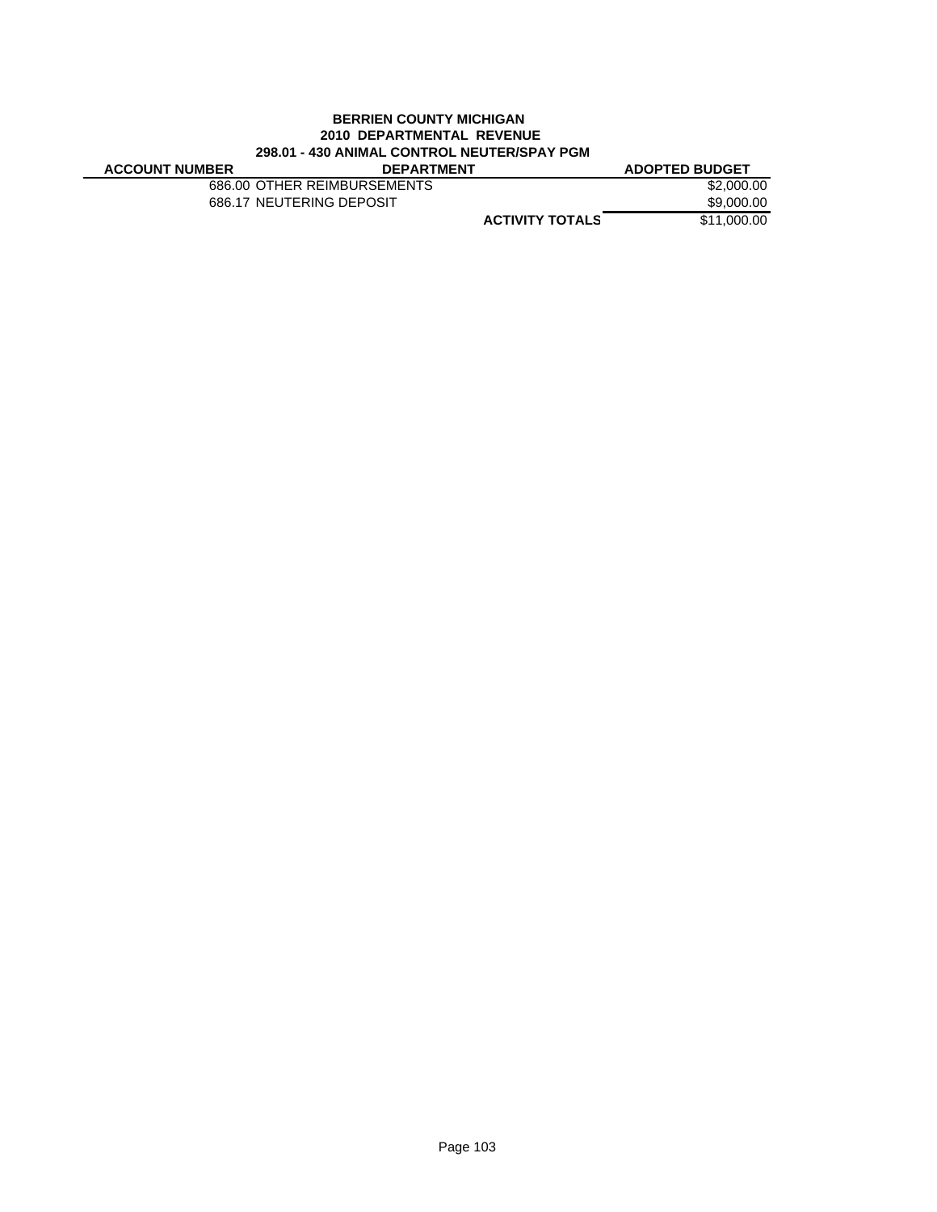**BERRIEN COUNTY MICHIGAN**
**2010 DEPARTMENTAL REVENUE**
**298.01 - 430 ANIMAL CONTROL NEUTER/SPAY PGM**

| ACCOUNT NUMBER | DEPARTMENT | ADOPTED BUDGET |
|---|---|---|
| 686.00 | OTHER REIMBURSEMENTS | $2,000.00 |
| 686.17 | NEUTERING DEPOSIT | $9,000.00 |
| | **ACTIVITY TOTALS** | $11,000.00 |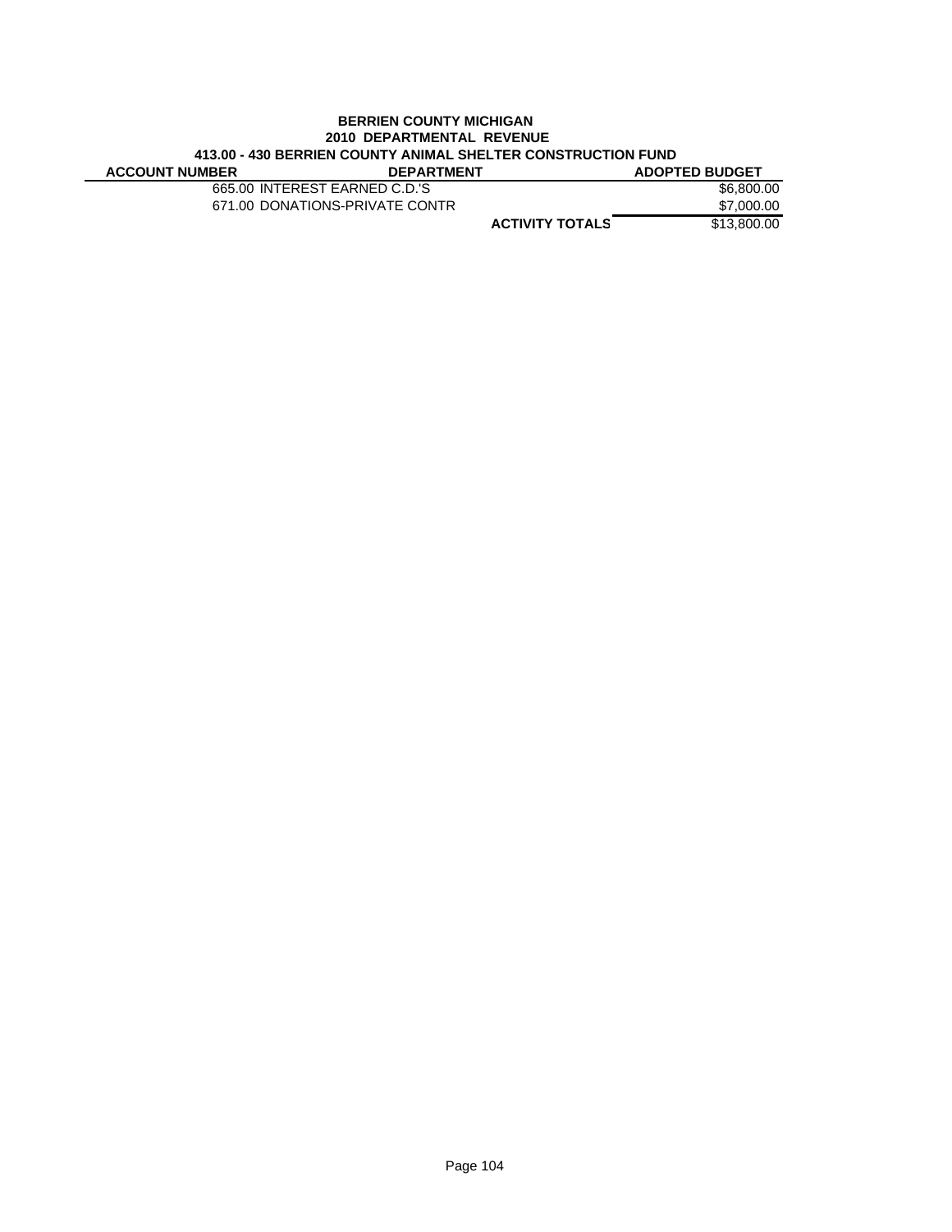**BERRIEN COUNTY MICHIGAN**
**2010 DEPARTMENTAL REVENUE**
**413.00 - 430 BERRIEN COUNTY ANIMAL SHELTER CONSTRUCTION FUND**

| ACCOUNT NUMBER | DEPARTMENT | | ADOPTED BUDGET |
|---|---|---|---|
| 665.00 | INTEREST EARNED C.D.'S | | $6,800.00 |
| 671.00 | DONATIONS-PRIVATE CONTR | | $7,000.00 |
| | | **ACTIVITY TOTALS** | $13,800.00 |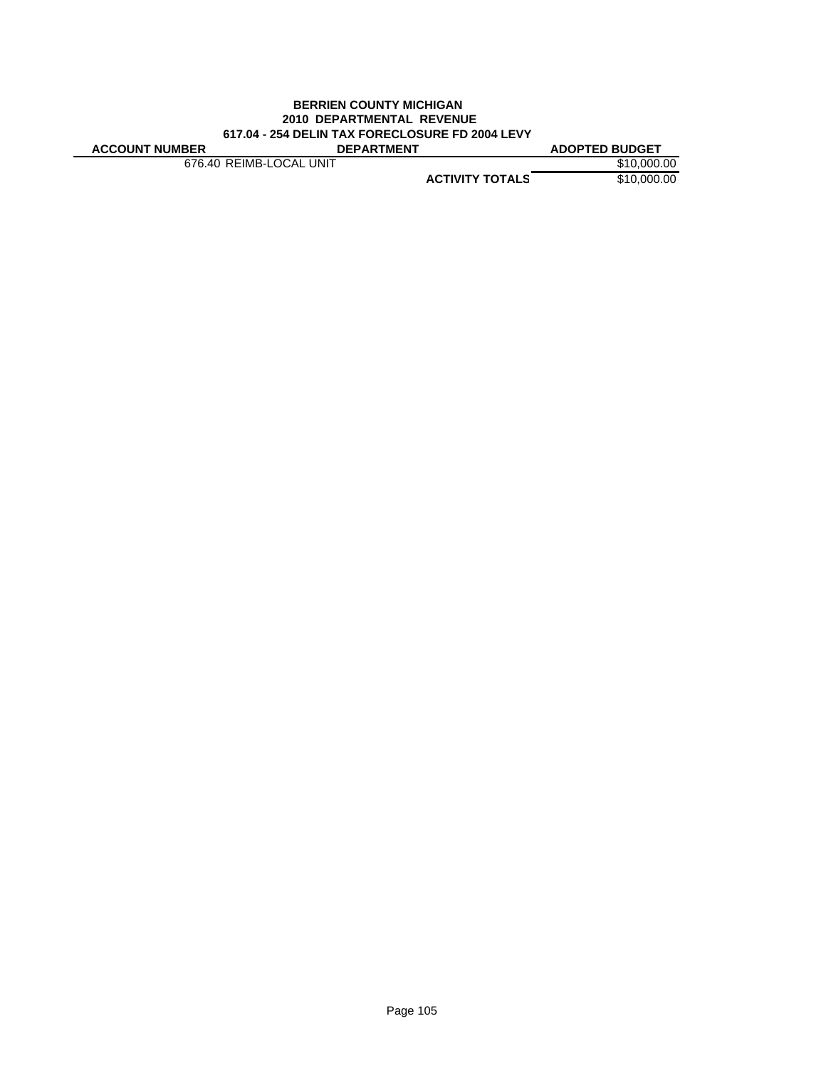**BERRIEN COUNTY MICHIGAN**
**2010 DEPARTMENTAL REVENUE**
**617.04 - 254 DELIN TAX FORECLOSURE FD 2004 LEVY**

| ACCOUNT NUMBER | DEPARTMENT | ADOPTED BUDGET |
|---|---|---|
| 676.40 | REIMB-LOCAL UNIT | $10,000.00 |
| | **ACTIVITY TOTALS** | $10,000.00 |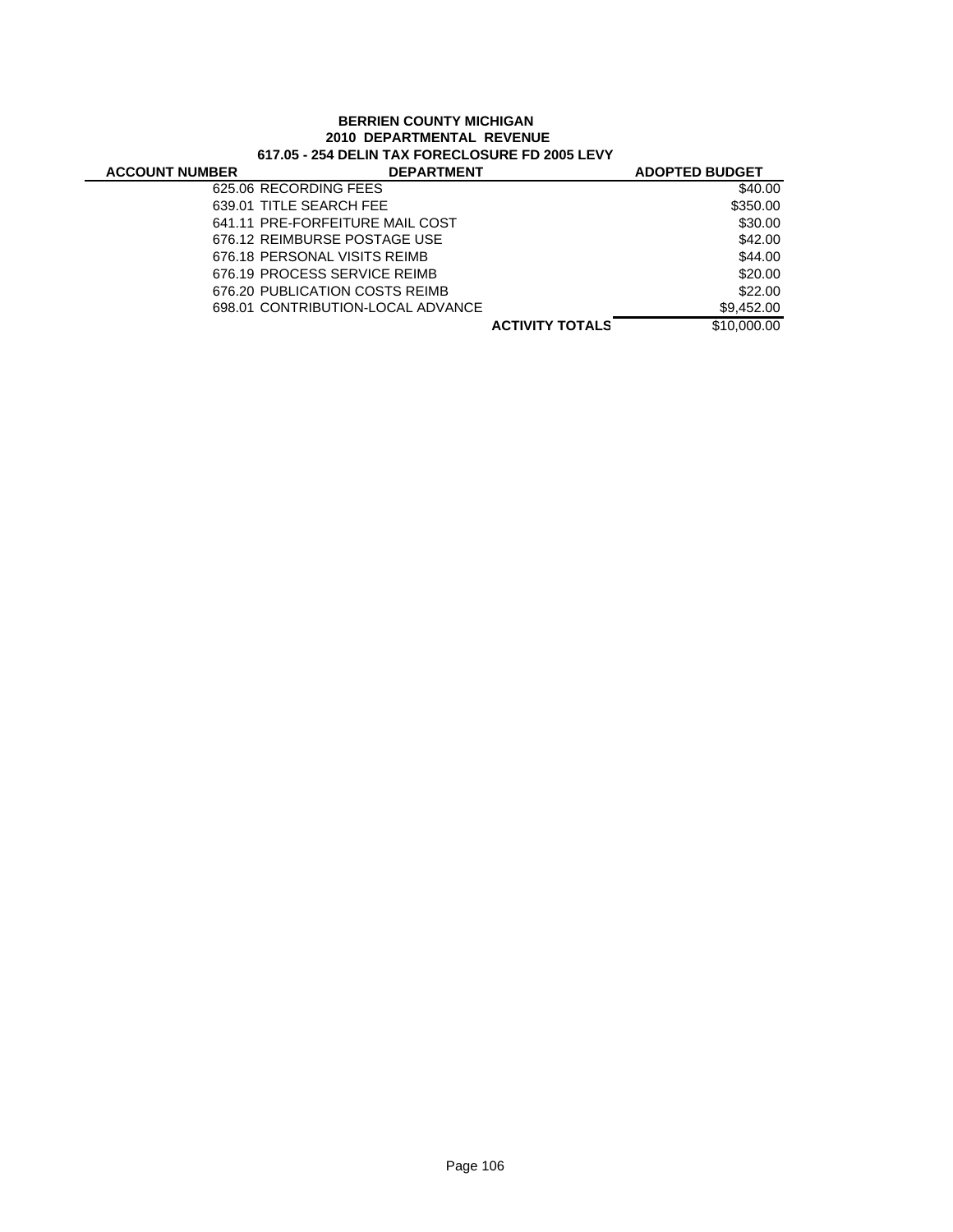**BERRIEN COUNTY MICHIGAN**
**2010 DEPARTMENTAL REVENUE**
**617.05 - 254 DELIN TAX FORECLOSURE FD 2005 LEVY**

| ACCOUNT NUMBER | DEPARTMENT | ADOPTED BUDGET |
|---|---|---|
| 625.06 | RECORDING FEES | $40.00 |
| 639.01 | TITLE SEARCH FEE | $350.00 |
| 641.11 | PRE-FORFEITURE MAIL COST | $30.00 |
| 676.12 | REIMBURSE POSTAGE USE | $42.00 |
| 676.18 | PERSONAL VISITS REIMB | $44.00 |
| 676.19 | PROCESS SERVICE REIMB | $20.00 |
| 676.20 | PUBLICATION COSTS REIMB | $22.00 |
| 698.01 | CONTRIBUTION-LOCAL ADVANCE | $9,452.00 |
| | **ACTIVITY TOTALS** | $10,000.00 |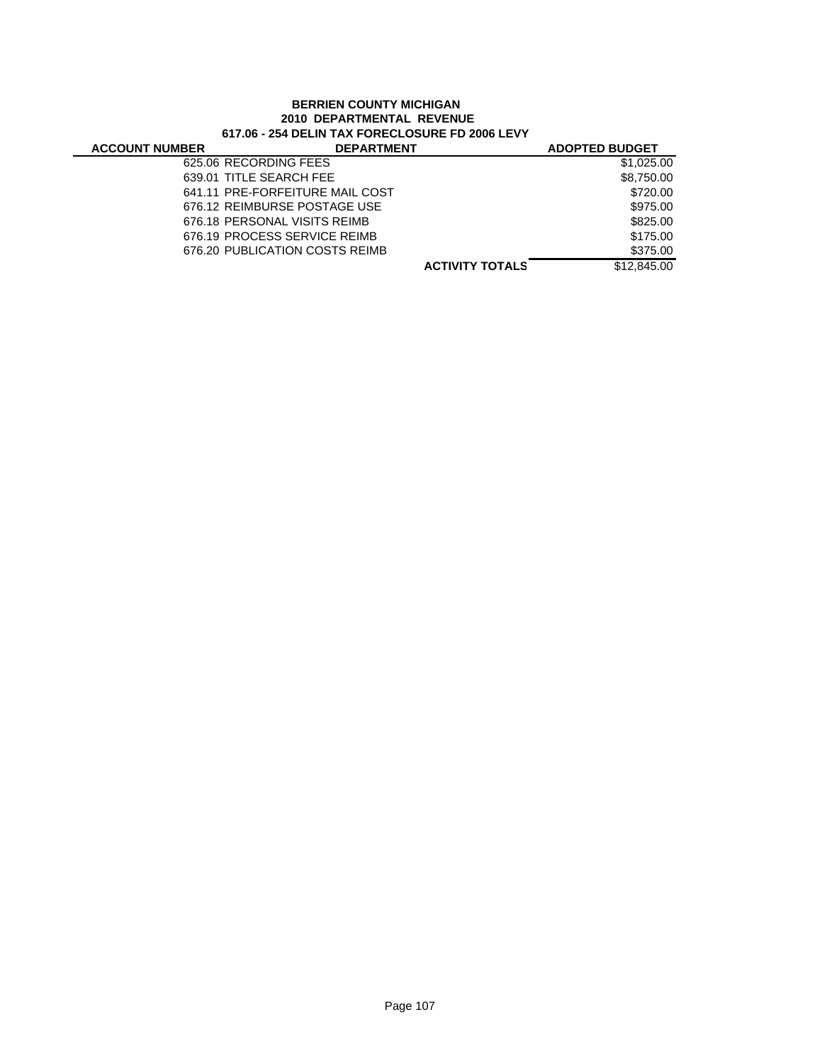**BERRIEN COUNTY MICHIGAN**
**2010 DEPARTMENTAL REVENUE**
**617.06 - 254 DELIN TAX FORECLOSURE FD 2006 LEVY**

| ACCOUNT NUMBER | DEPARTMENT | ADOPTED BUDGET |
|---|---|---|
| | 625.06 RECORDING FEES | $1,025.00 |
| | 639.01 TITLE SEARCH FEE | $8,750.00 |
| | 641.11 PRE-FORFEITURE MAIL COST | $720.00 |
| | 676.12 REIMBURSE POSTAGE USE | $975.00 |
| | 676.18 PERSONAL VISITS REIMB | $825.00 |
| | 676.19 PROCESS SERVICE REIMB | $175.00 |
| | 676.20 PUBLICATION COSTS REIMB | $375.00 |
| | **ACTIVITY TOTALS** | $12,845.00 |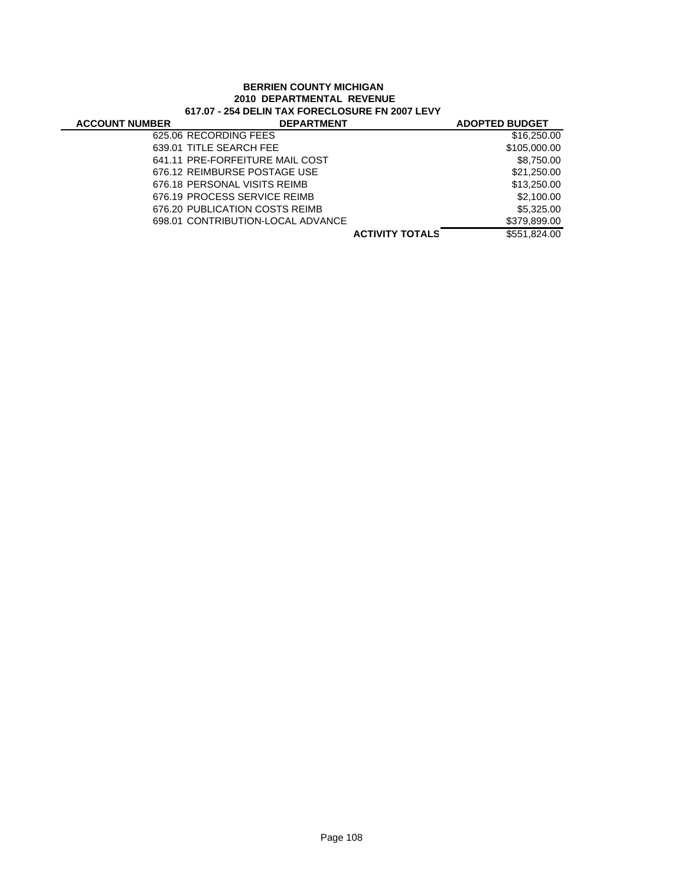**BERRIEN COUNTY MICHIGAN**
**2010 DEPARTMENTAL REVENUE**
**617.07 - 254 DELIN TAX FORECLOSURE FN 2007 LEVY**

| ACCOUNT NUMBER | DEPARTMENT | ADOPTED BUDGET |
|---|---|---|
| 625.06 | RECORDING FEES | $16,250.00 |
| 639.01 | TITLE SEARCH FEE | $105,000.00 |
| 641.11 | PRE-FORFEITURE MAIL COST | $8,750.00 |
| 676.12 | REIMBURSE POSTAGE USE | $21,250.00 |
| 676.18 | PERSONAL VISITS REIMB | $13,250.00 |
| 676.19 | PROCESS SERVICE REIMB | $2,100.00 |
| 676.20 | PUBLICATION COSTS REIMB | $5,325.00 |
| 698.01 | CONTRIBUTION-LOCAL ADVANCE | $379,899.00 |
| | **ACTIVITY TOTALS** | $551,824.00 |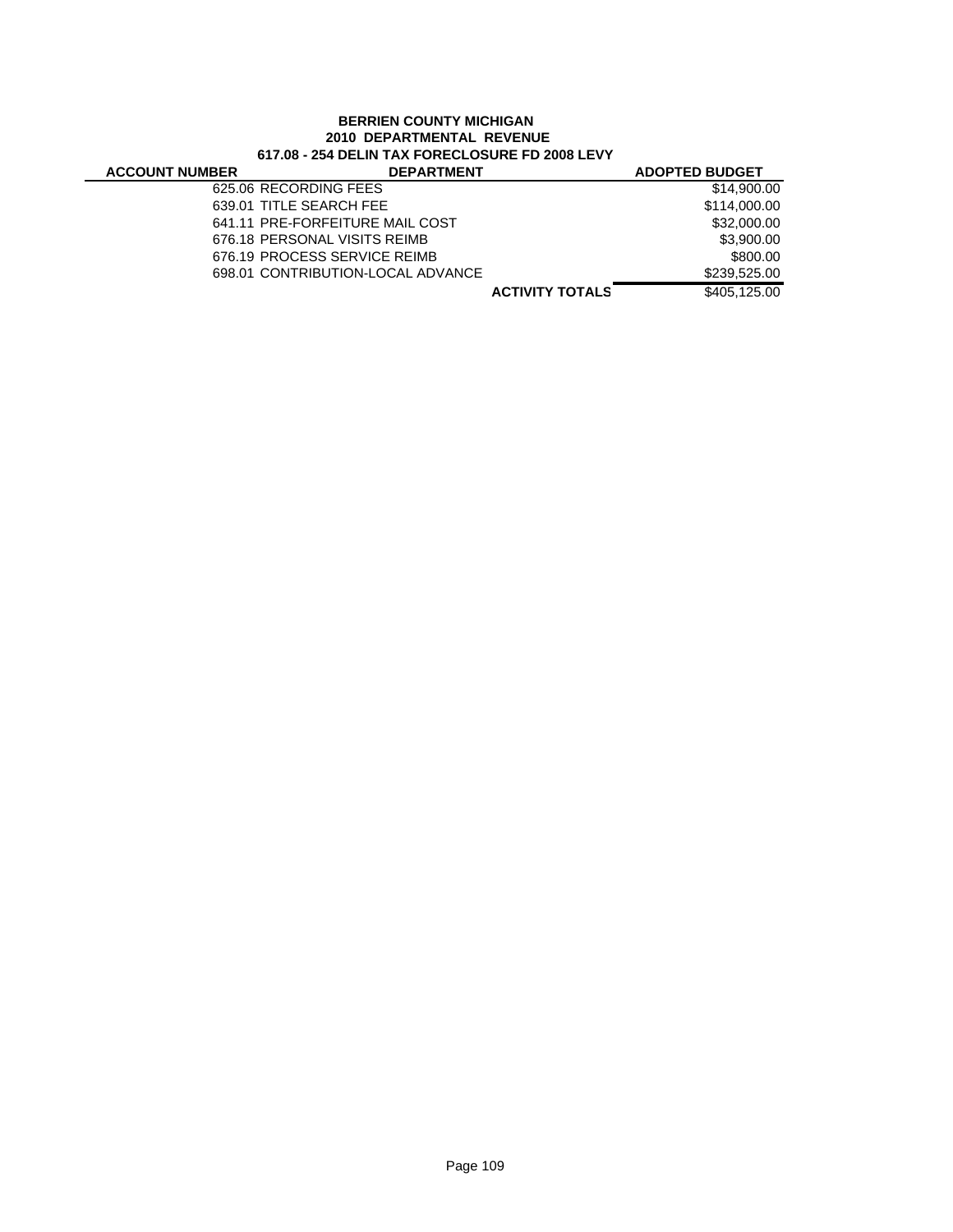**BERRIEN COUNTY MICHIGAN**
**2010 DEPARTMENTAL REVENUE**
**617.08 - 254 DELIN TAX FORECLOSURE FD 2008 LEVY**

| ACCOUNT NUMBER | DEPARTMENT | ADOPTED BUDGET |
|---|---|---|
| | 625.06 RECORDING FEES | $14,900.00 |
| | 639.01 TITLE SEARCH FEE | $114,000.00 |
| | 641.11 PRE-FORFEITURE MAIL COST | $32,000.00 |
| | 676.18 PERSONAL VISITS REIMB | $3,900.00 |
| | 676.19 PROCESS SERVICE REIMB | $800.00 |
| | 698.01 CONTRIBUTION-LOCAL ADVANCE | $239,525.00 |
| | **ACTIVITY TOTALS** | $405,125.00 |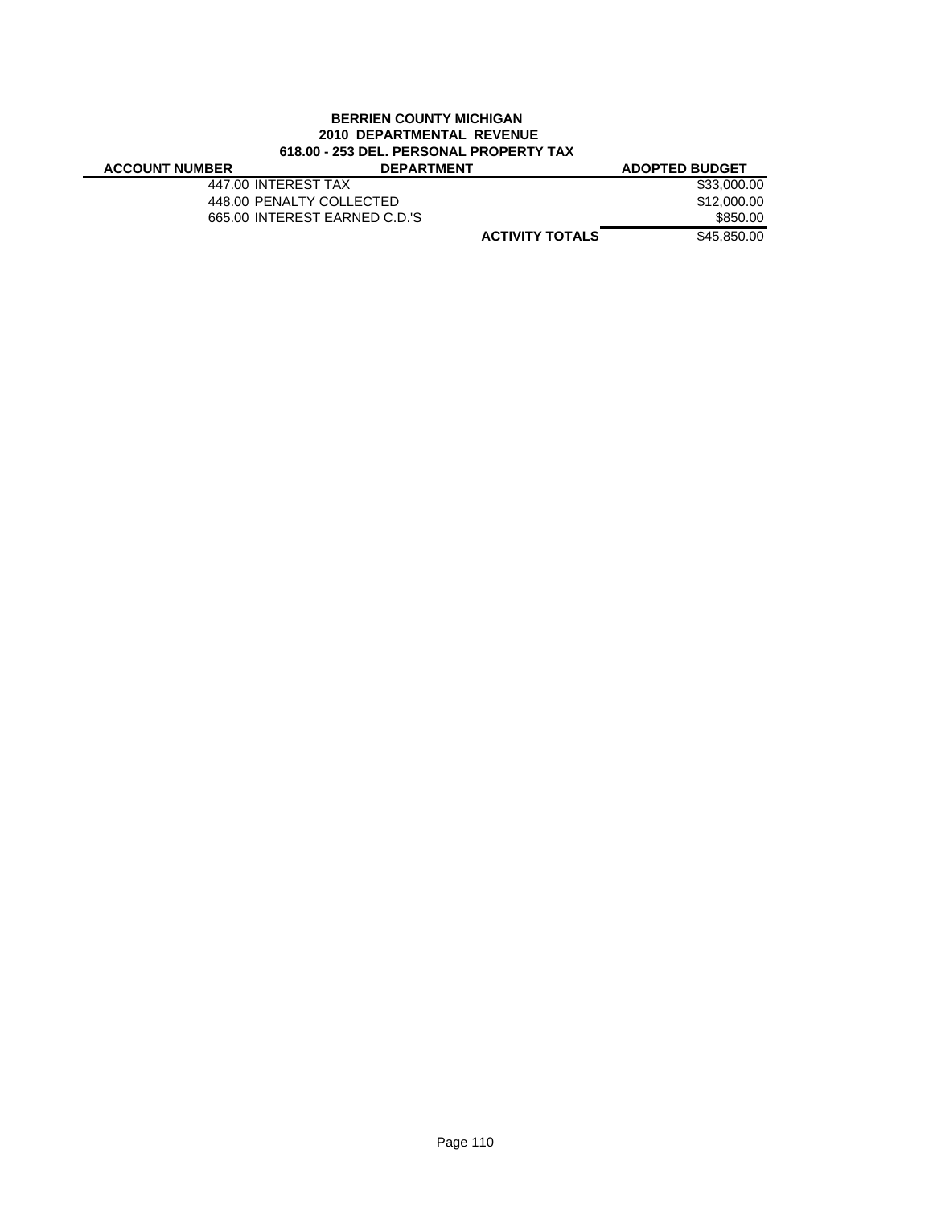**BERRIEN COUNTY MICHIGAN**
**2010 DEPARTMENTAL REVENUE**
**618.00 - 253 DEL. PERSONAL PROPERTY TAX**

| ACCOUNT NUMBER | DEPARTMENT | ADOPTED BUDGET |
|---|---|---|
| 447.00 | INTEREST TAX | $33,000.00 |
| 448.00 | PENALTY COLLECTED | $12,000.00 |
| 665.00 | INTEREST EARNED C.D.'S | $850.00 |
| | **ACTIVITY TOTALS** | $45,850.00 |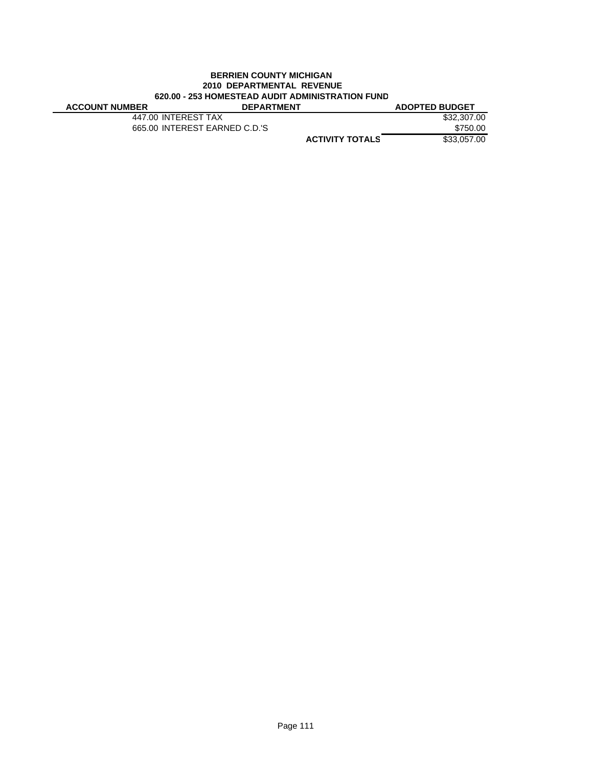**BERRIEN COUNTY MICHIGAN**
**2010 DEPARTMENTAL REVENUE**
**620.00 - 253 HOMESTEAD AUDIT ADMINISTRATION FUND**

| ACCOUNT NUMBER | DEPARTMENT | | ADOPTED BUDGET |
|---|---|---|---|
| 447.00 | INTEREST TAX | | $32,307.00 |
| 665.00 | INTEREST EARNED C.D.'S | | $750.00 |
| | | **ACTIVITY TOTALS** | $33,057.00 |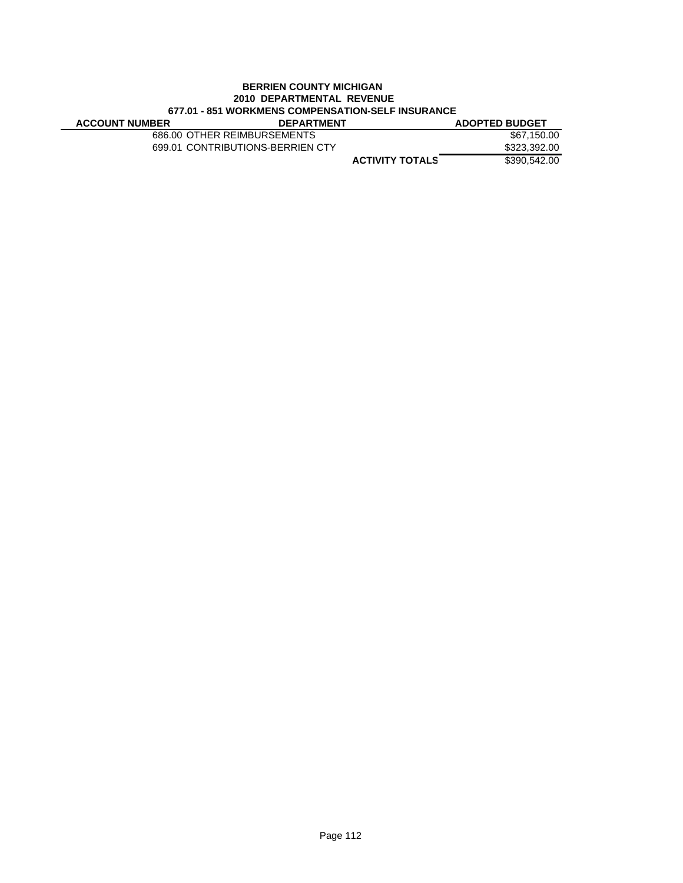**BERRIEN COUNTY MICHIGAN**
**2010 DEPARTMENTAL REVENUE**
**677.01 - 851 WORKMENS COMPENSATION-SELF INSURANCE**

| ACCOUNT NUMBER | DEPARTMENT | ADOPTED BUDGET |
|---|---|---|
| 686.00 | OTHER REIMBURSEMENTS | $67,150.00 |
| 699.01 | CONTRIBUTIONS-BERRIEN CTY | $323,392.00 |
| | **ACTIVITY TOTALS** | $390,542.00 |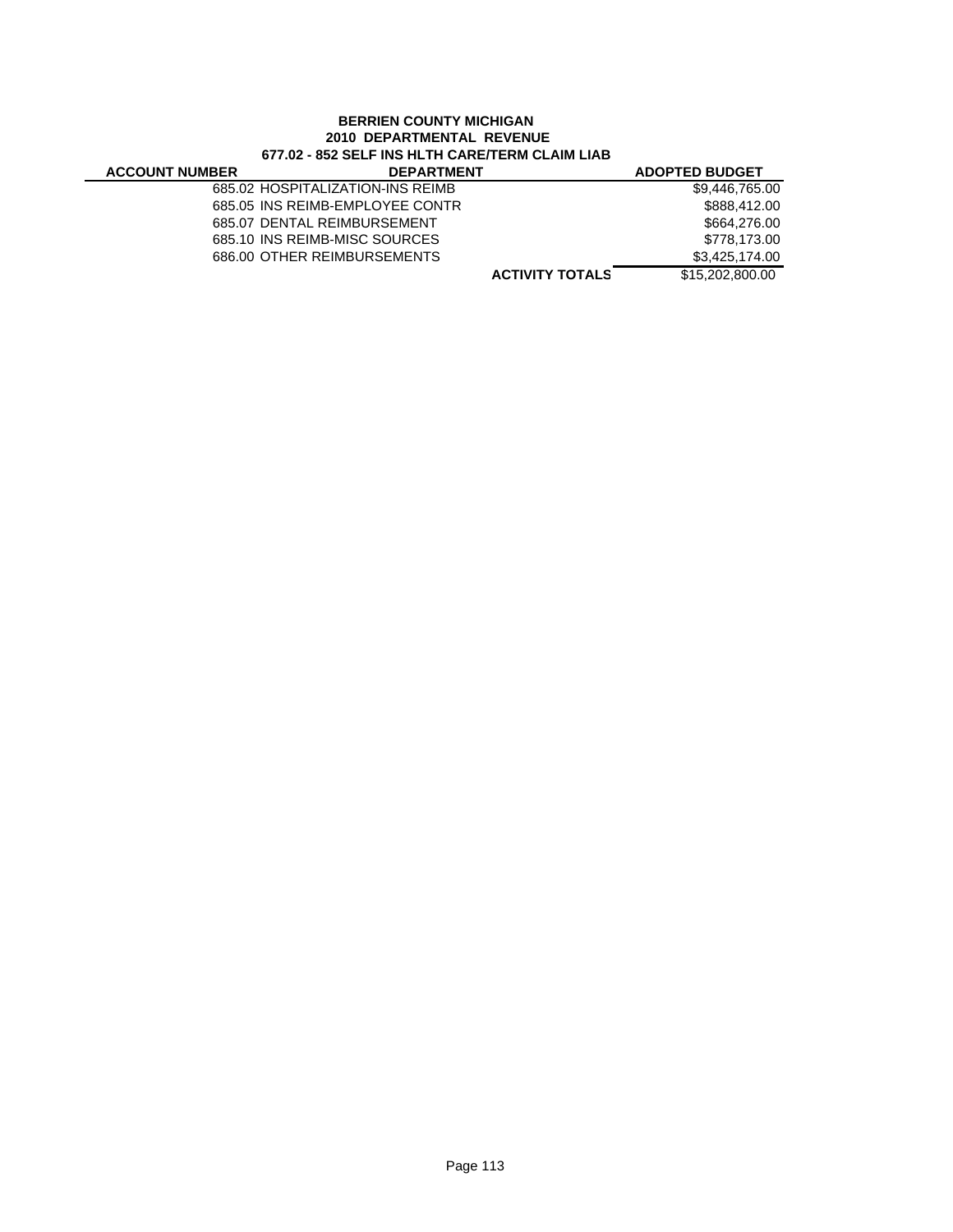**BERRIEN COUNTY MICHIGAN**
**2010 DEPARTMENTAL REVENUE**
**677.02 - 852 SELF INS HLTH CARE/TERM CLAIM LIAB**

| ACCOUNT NUMBER | DEPARTMENT | | ADOPTED BUDGET |
|---|---|---|---|
| 685.02 | HOSPITALIZATION-INS REIMB | | $9,446,765.00 |
| 685.05 | INS REIMB-EMPLOYEE CONTR | | $888,412.00 |
| 685.07 | DENTAL REIMBURSEMENT | | $664,276.00 |
| 685.10 | INS REIMB-MISC SOURCES | | $778,173.00 |
| 686.00 | OTHER REIMBURSEMENTS | | $3,425,174.00 |
| | | **ACTIVITY TOTALS** | $15,202,800.00 |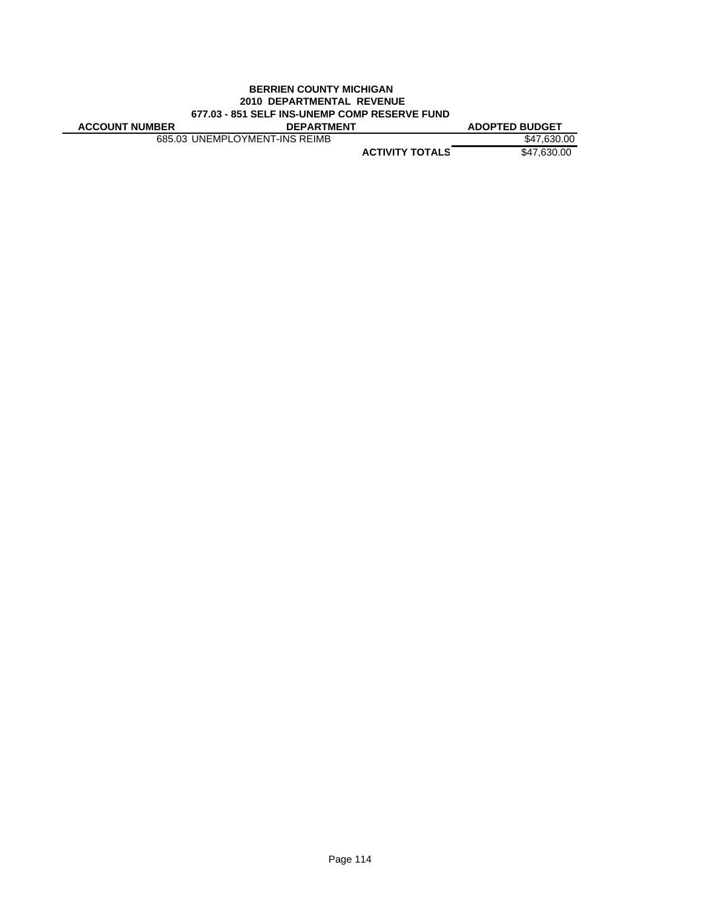**BERRIEN COUNTY MICHIGAN**
**2010 DEPARTMENTAL REVENUE**
**677.03 - 851 SELF INS-UNEMP COMP RESERVE FUND**

| ACCOUNT NUMBER | DEPARTMENT | | ADOPTED BUDGET |
|---|---|---|---|
| | 685.03 UNEMPLOYMENT-INS REIMB | | $47,630.00 |
| | | **ACTIVITY TOTALS** | $47,630.00 |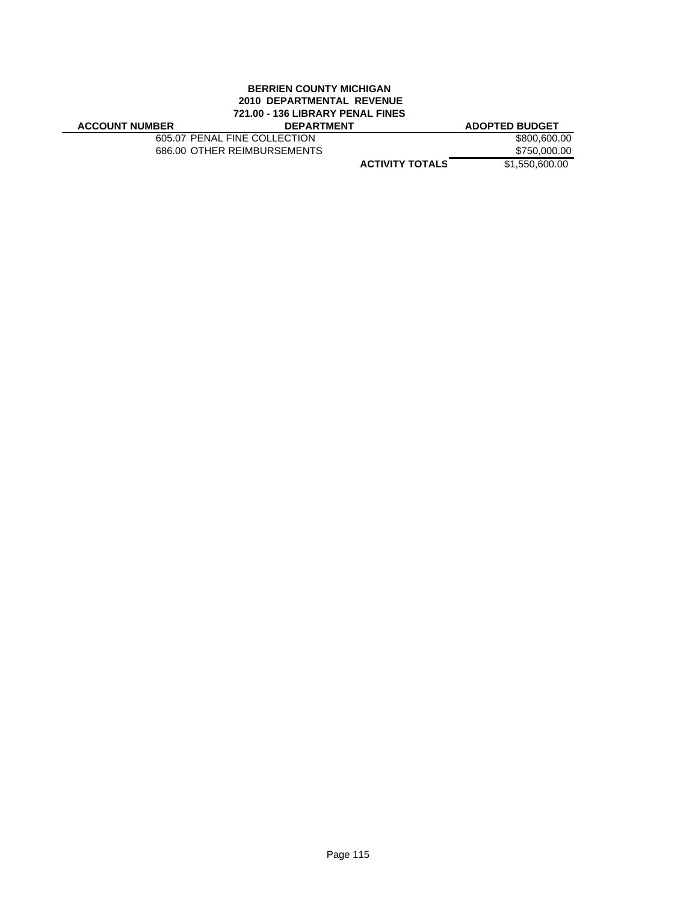**BERRIEN COUNTY MICHIGAN**
**2010 DEPARTMENTAL REVENUE**
**721.00 - 136 LIBRARY PENAL FINES**

| ACCOUNT NUMBER | DEPARTMENT | | ADOPTED BUDGET |
|---|---|---|---|
| 605.07 | PENAL FINE COLLECTION | | $800,600.00 |
| 686.00 | OTHER REIMBURSEMENTS | | $750,000.00 |
| | | **ACTIVITY TOTALS** | $1,550,600.00 |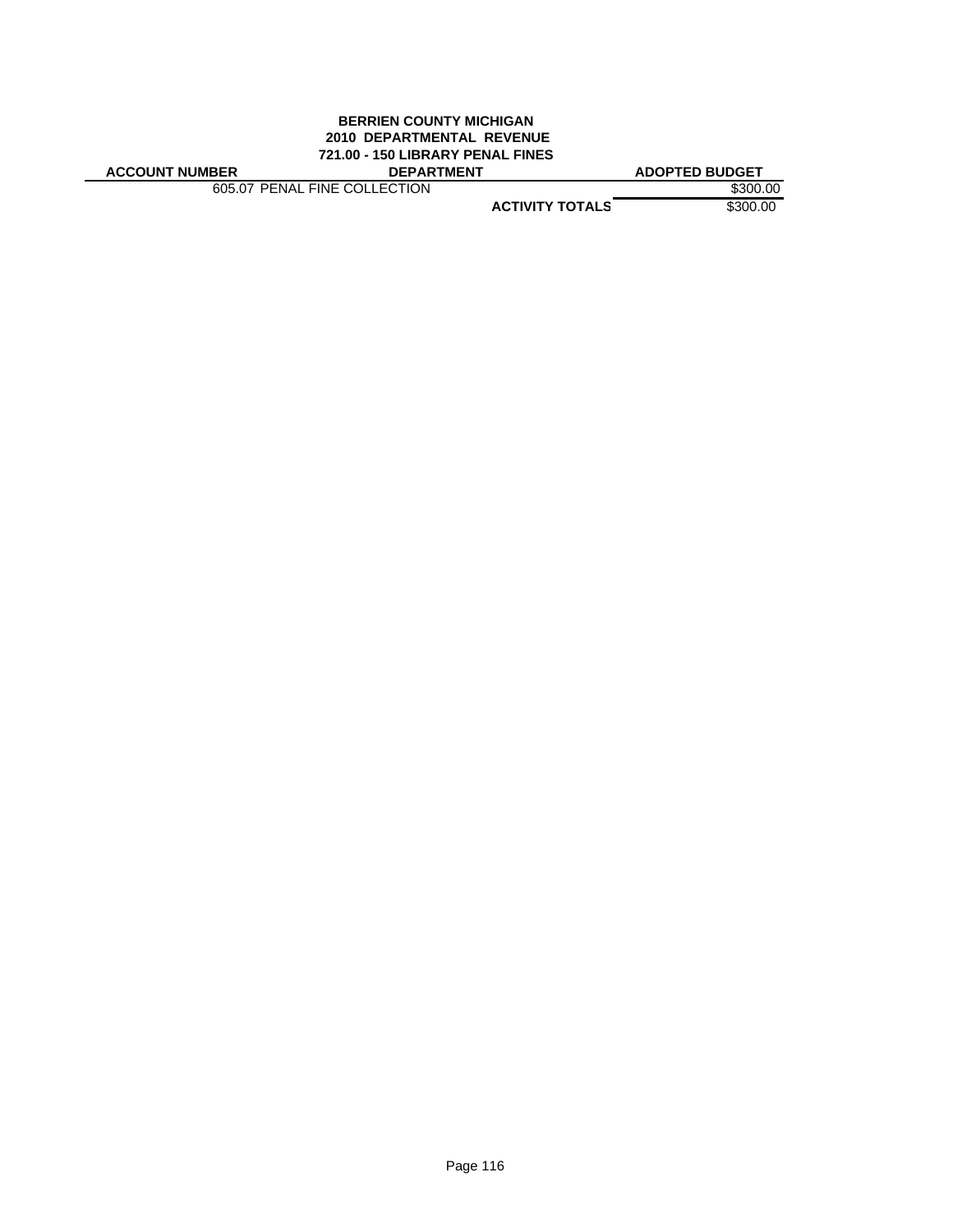**BERRIEN COUNTY MICHIGAN**
**2010 DEPARTMENTAL REVENUE**
**721.00 - 150 LIBRARY PENAL FINES**

| ACCOUNT NUMBER | DEPARTMENT | ADOPTED BUDGET |
|---|---|---|
| 605.07 | PENAL FINE COLLECTION | $300.00 |
| | **ACTIVITY TOTALS** | $300.00 |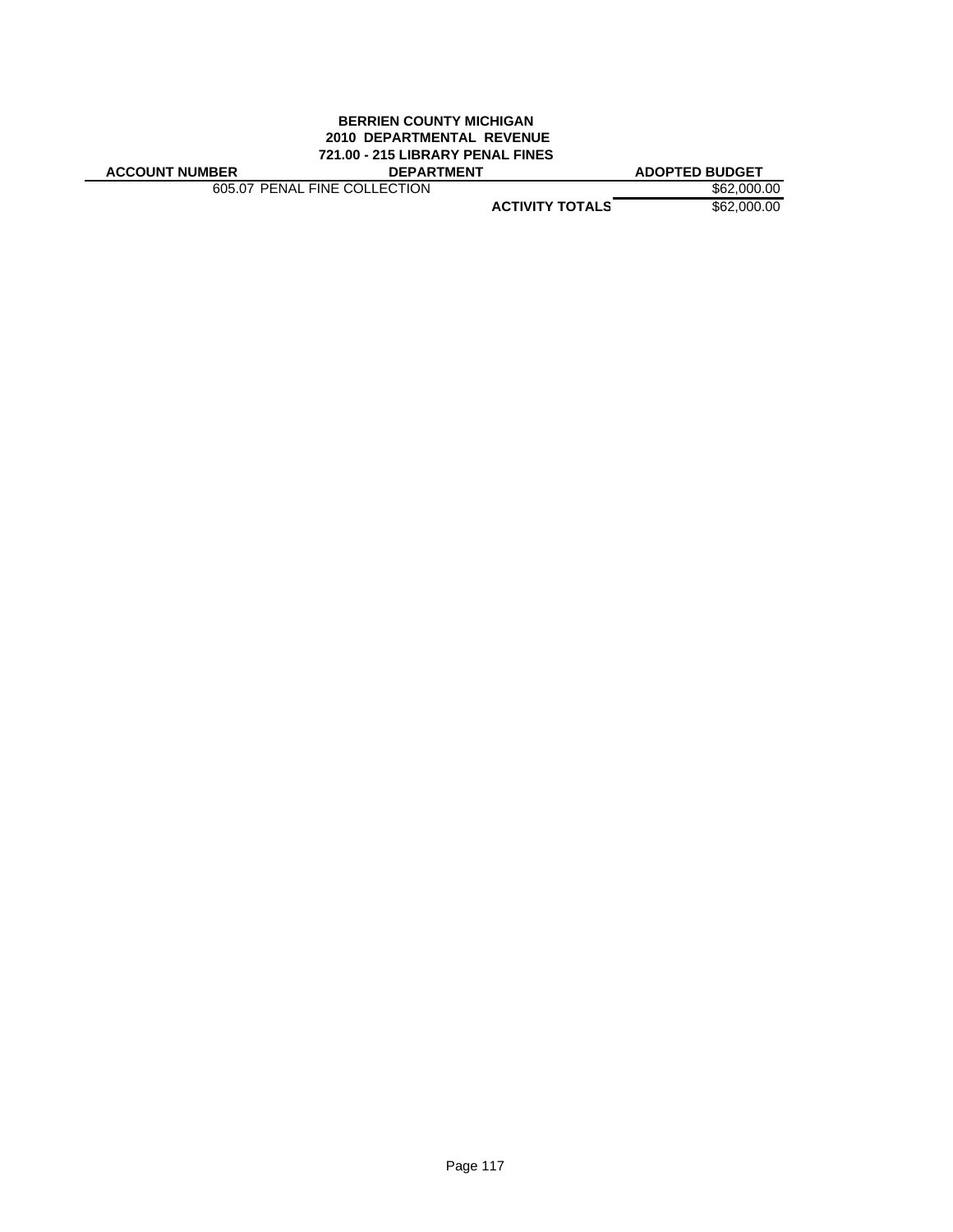**BERRIEN COUNTY MICHIGAN**
**2010 DEPARTMENTAL REVENUE**
**721.00 - 215 LIBRARY PENAL FINES**

| ACCOUNT NUMBER | DEPARTMENT | ADOPTED BUDGET |
|---|---|---|
| 605.07 PENAL FINE COLLECTION | | $62,000.00 |
| | **ACTIVITY TOTALS** | $62,000.00 |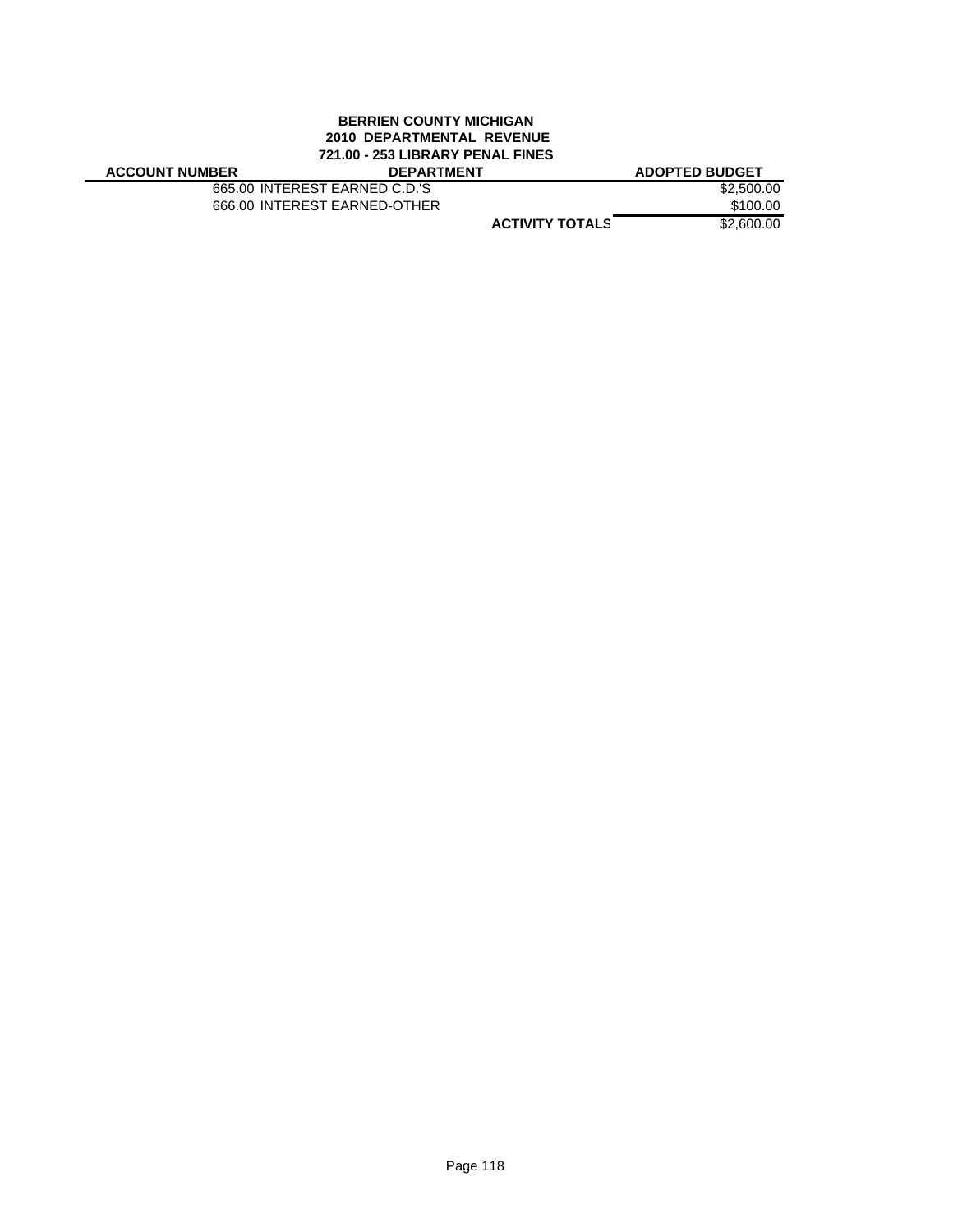**BERRIEN COUNTY MICHIGAN**
**2010 DEPARTMENTAL REVENUE**
**721.00 - 253 LIBRARY PENAL FINES**

| ACCOUNT NUMBER | DEPARTMENT | | ADOPTED BUDGET |
|---|---|---|---|
| | 665.00 INTEREST EARNED C.D.'S | | $2,500.00 |
| | 666.00 INTEREST EARNED-OTHER | | $100.00 |
| | | **ACTIVITY TOTALS** | $2,600.00 |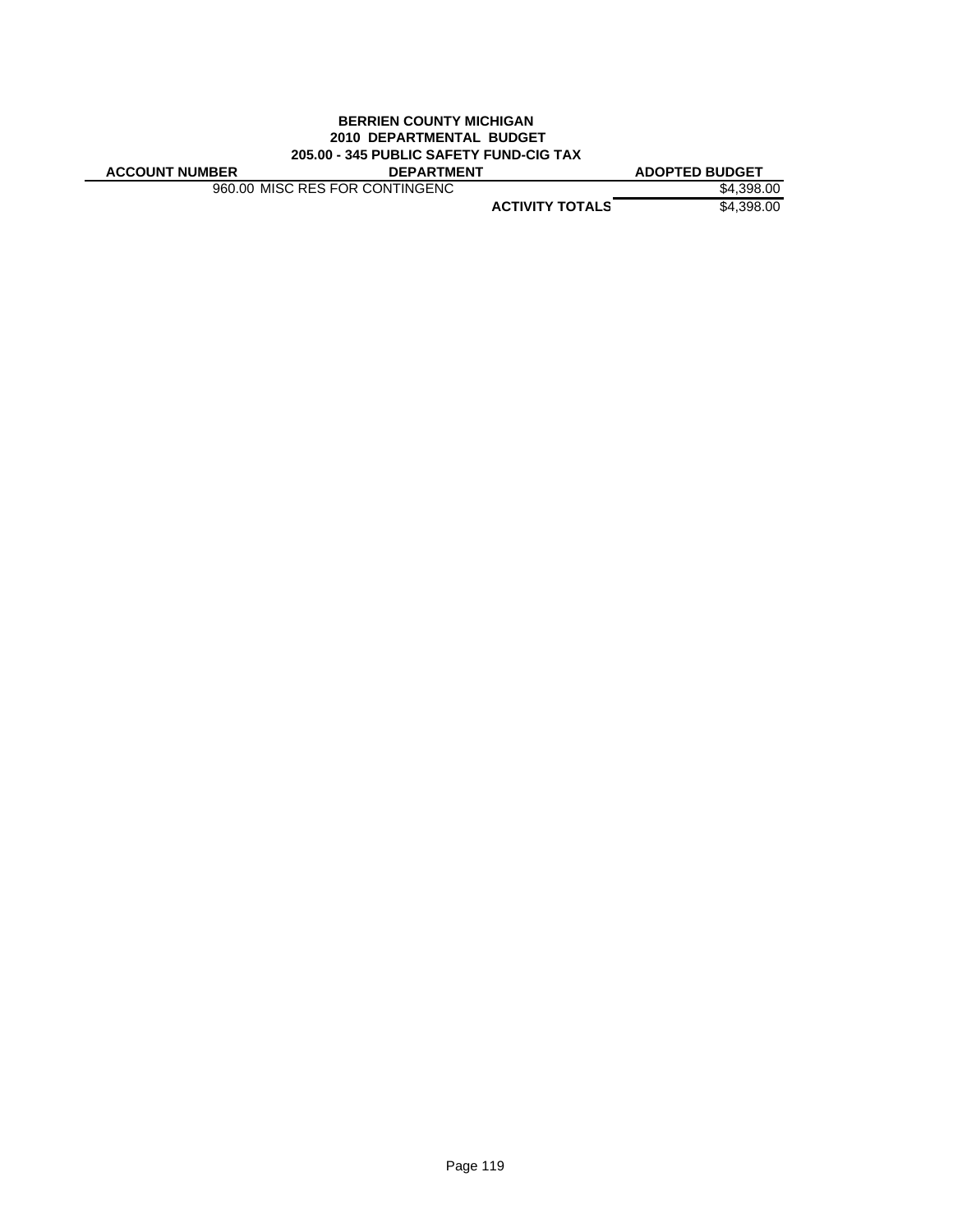**BERRIEN COUNTY MICHIGAN**
**2010 DEPARTMENTAL BUDGET**
**205.00 - 345 PUBLIC SAFETY FUND-CIG TAX**

| ACCOUNT NUMBER | DEPARTMENT | ADOPTED BUDGET |
|---|---|---|
| 960.00 | MISC RES FOR CONTINGENC | $4,398.00 |
| | **ACTIVITY TOTALS** | $4,398.00 |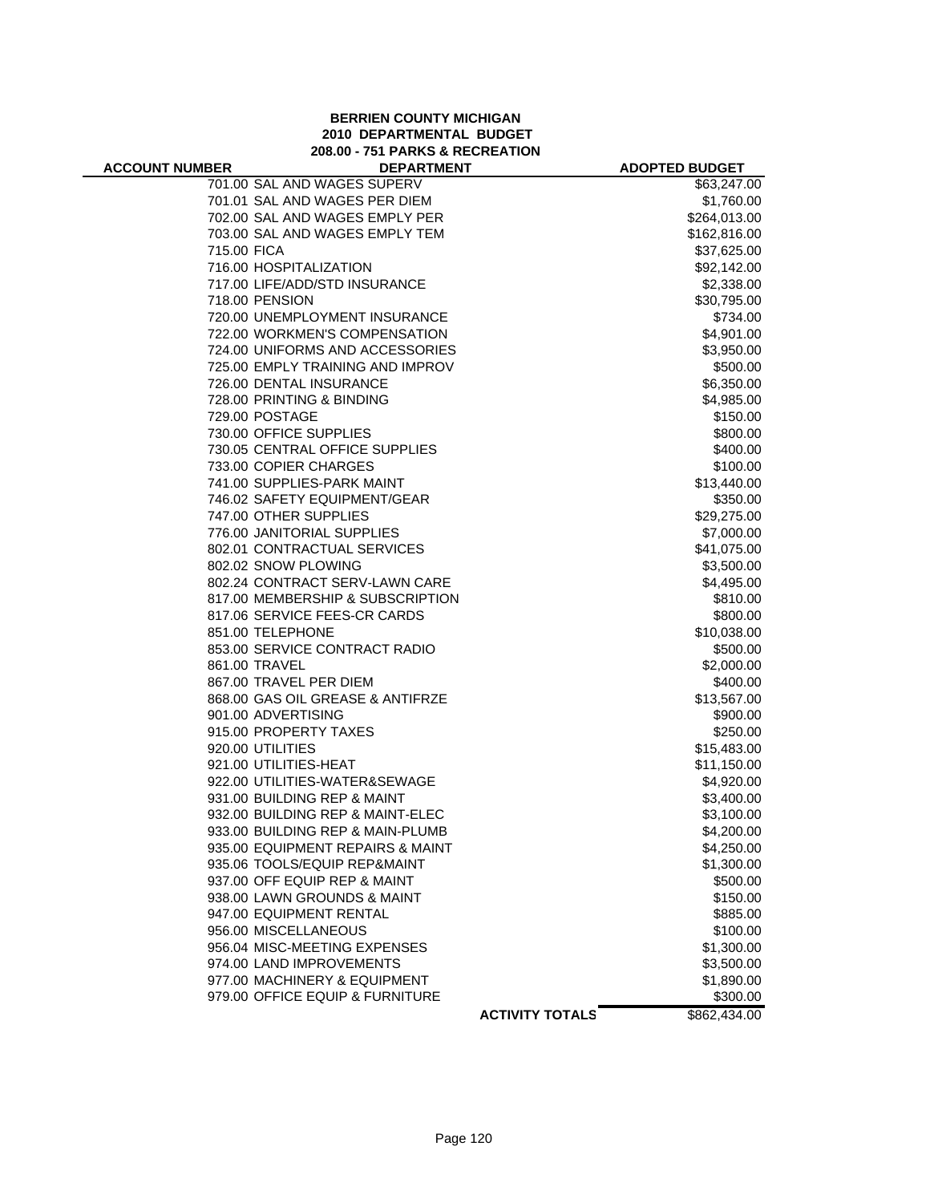**BERRIEN COUNTY MICHIGAN**
**2010 DEPARTMENTAL BUDGET**
**208.00 - 751 PARKS & RECREATION**

| ACCOUNT NUMBER | DEPARTMENT | ADOPTED BUDGET |
|---|---|---|
| 701.00 | SAL AND WAGES SUPERV | $63,247.00 |
| 701.01 | SAL AND WAGES PER DIEM | $1,760.00 |
| 702.00 | SAL AND WAGES EMPLY PER | $264,013.00 |
| 703.00 | SAL AND WAGES EMPLY TEM | $162,816.00 |
| 715.00 | FICA | $37,625.00 |
| 716.00 | HOSPITALIZATION | $92,142.00 |
| 717.00 | LIFE/ADD/STD INSURANCE | $2,338.00 |
| 718.00 | PENSION | $30,795.00 |
| 720.00 | UNEMPLOYMENT INSURANCE | $734.00 |
| 722.00 | WORKMEN'S COMPENSATION | $4,901.00 |
| 724.00 | UNIFORMS AND ACCESSORIES | $3,950.00 |
| 725.00 | EMPLY TRAINING AND IMPROV | $500.00 |
| 726.00 | DENTAL INSURANCE | $6,350.00 |
| 728.00 | PRINTING & BINDING | $4,985.00 |
| 729.00 | POSTAGE | $150.00 |
| 730.00 | OFFICE SUPPLIES | $800.00 |
| 730.05 | CENTRAL OFFICE SUPPLIES | $400.00 |
| 733.00 | COPIER CHARGES | $100.00 |
| 741.00 | SUPPLIES-PARK MAINT | $13,440.00 |
| 746.02 | SAFETY EQUIPMENT/GEAR | $350.00 |
| 747.00 | OTHER SUPPLIES | $29,275.00 |
| 776.00 | JANITORIAL SUPPLIES | $7,000.00 |
| 802.01 | CONTRACTUAL SERVICES | $41,075.00 |
| 802.02 | SNOW PLOWING | $3,500.00 |
| 802.24 | CONTRACT SERV-LAWN CARE | $4,495.00 |
| 817.00 | MEMBERSHIP & SUBSCRIPTION | $810.00 |
| 817.06 | SERVICE FEES-CR CARDS | $800.00 |
| 851.00 | TELEPHONE | $10,038.00 |
| 853.00 | SERVICE CONTRACT RADIO | $500.00 |
| 861.00 | TRAVEL | $2,000.00 |
| 867.00 | TRAVEL PER DIEM | $400.00 |
| 868.00 | GAS OIL GREASE & ANTIFRZE | $13,567.00 |
| 901.00 | ADVERTISING | $900.00 |
| 915.00 | PROPERTY TAXES | $250.00 |
| 920.00 | UTILITIES | $15,483.00 |
| 921.00 | UTILITIES-HEAT | $11,150.00 |
| 922.00 | UTILITIES-WATER&SEWAGE | $4,920.00 |
| 931.00 | BUILDING REP & MAINT | $3,400.00 |
| 932.00 | BUILDING REP & MAINT-ELEC | $3,100.00 |
| 933.00 | BUILDING REP & MAIN-PLUMB | $4,200.00 |
| 935.00 | EQUIPMENT REPAIRS & MAINT | $4,250.00 |
| 935.06 | TOOLS/EQUIP REP&MAINT | $1,300.00 |
| 937.00 | OFF EQUIP REP & MAINT | $500.00 |
| 938.00 | LAWN GROUNDS & MAINT | $150.00 |
| 947.00 | EQUIPMENT RENTAL | $885.00 |
| 956.00 | MISCELLANEOUS | $100.00 |
| 956.04 | MISC-MEETING EXPENSES | $1,300.00 |
| 974.00 | LAND IMPROVEMENTS | $3,500.00 |
| 977.00 | MACHINERY & EQUIPMENT | $1,890.00 |
| 979.00 | OFFICE EQUIP & FURNITURE | $300.00 |
| | **ACTIVITY TOTALS** | $862,434.00 |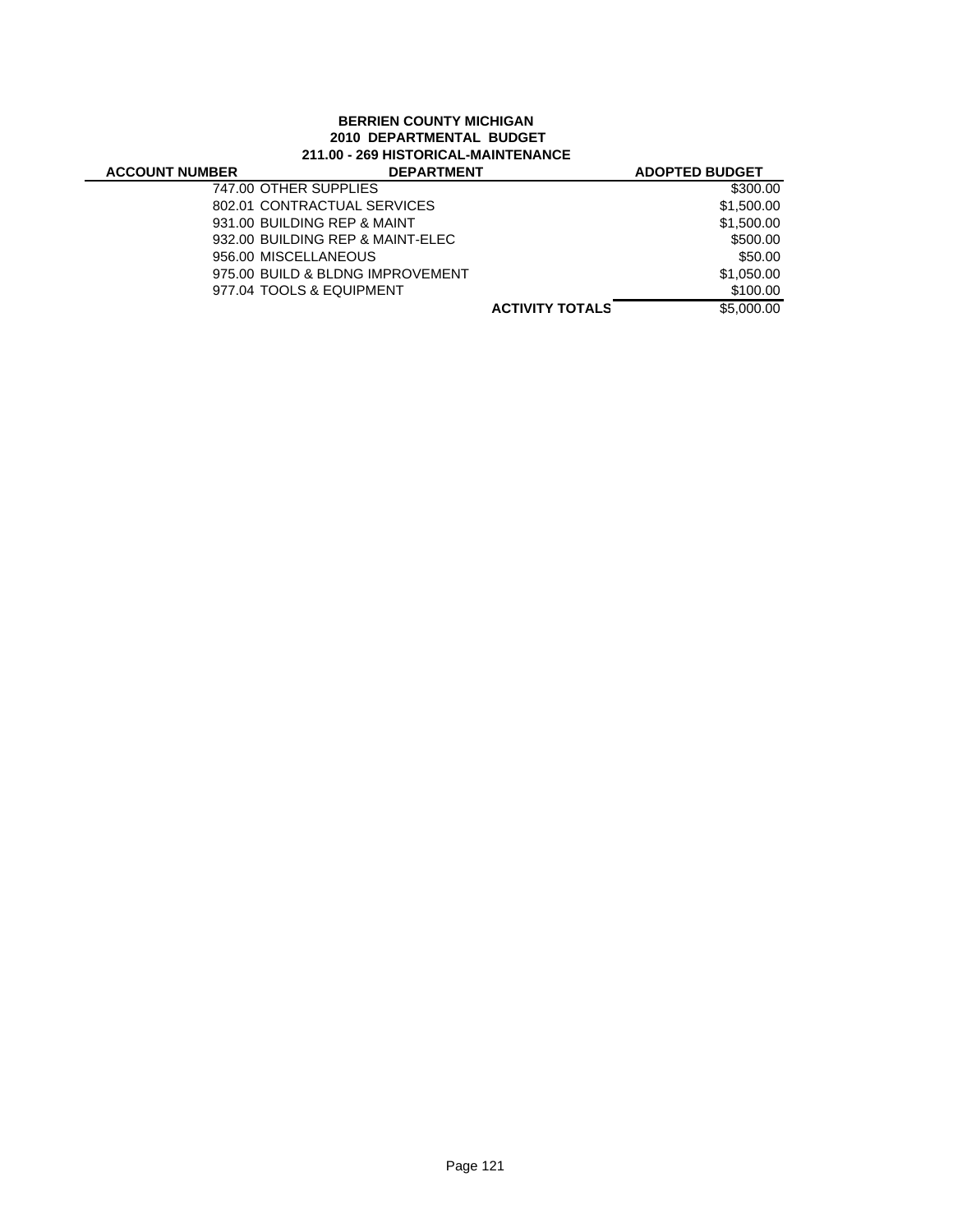**BERRIEN COUNTY MICHIGAN**
**2010 DEPARTMENTAL BUDGET**
**211.00 - 269 HISTORICAL-MAINTENANCE**

| ACCOUNT NUMBER | DEPARTMENT | ADOPTED BUDGET |
|---|---|---|
| 747.00 | OTHER SUPPLIES | $300.00 |
| 802.01 | CONTRACTUAL SERVICES | $1,500.00 |
| 931.00 | BUILDING REP & MAINT | $1,500.00 |
| 932.00 | BUILDING REP & MAINT-ELEC | $500.00 |
| 956.00 | MISCELLANEOUS | $50.00 |
| 975.00 | BUILD & BLDNG IMPROVEMENT | $1,050.00 |
| 977.04 | TOOLS & EQUIPMENT | $100.00 |
| | **ACTIVITY TOTALS** | $5,000.00 |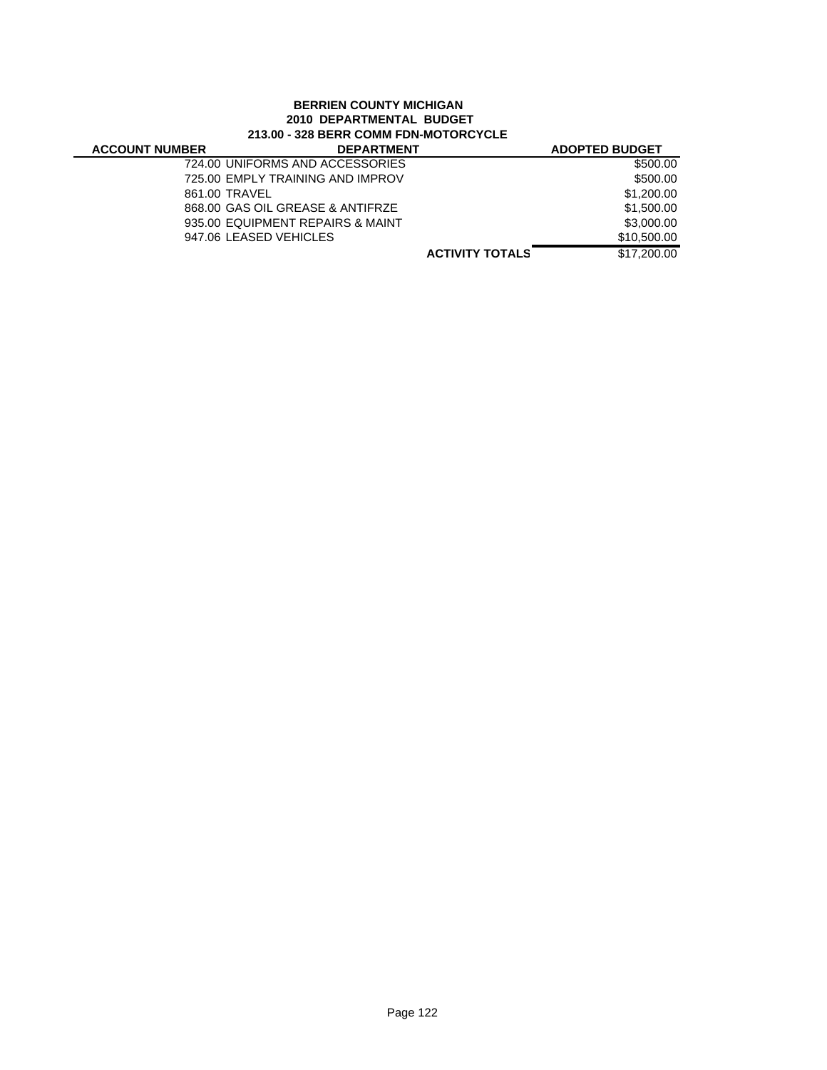**BERRIEN COUNTY MICHIGAN**
**2010 DEPARTMENTAL BUDGET**
**213.00 - 328 BERR COMM FDN-MOTORCYCLE**

| ACCOUNT NUMBER | DEPARTMENT | | ADOPTED BUDGET |
|---|---|---|---|
| | 724.00 UNIFORMS AND ACCESSORIES | | $500.00 |
| | 725.00 EMPLY TRAINING AND IMPROV | | $500.00 |
| | 861.00 TRAVEL | | $1,200.00 |
| | 868.00 GAS OIL GREASE & ANTIFRZE | | $1,500.00 |
| | 935.00 EQUIPMENT REPAIRS & MAINT | | $3,000.00 |
| | 947.06 LEASED VEHICLES | | $10,500.00 |
| | | **ACTIVITY TOTALS** | $17,200.00 |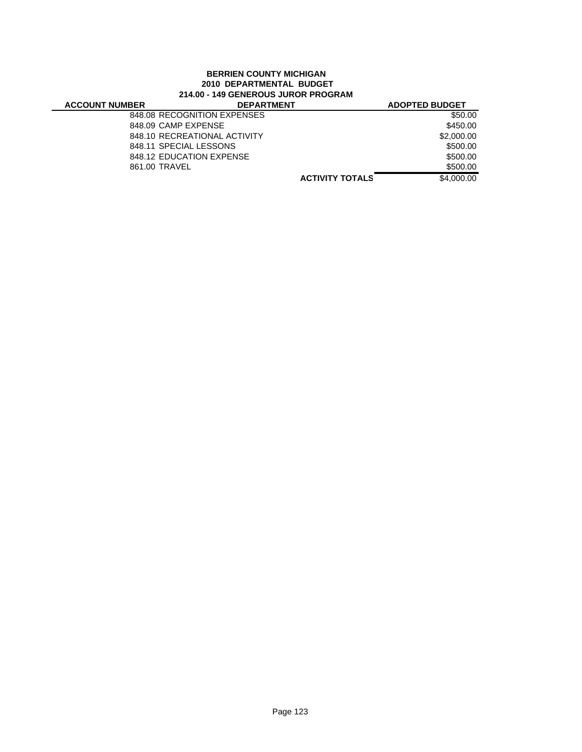**BERRIEN COUNTY MICHIGAN**
**2010 DEPARTMENTAL BUDGET**
**214.00 - 149 GENEROUS JUROR PROGRAM**

| ACCOUNT NUMBER | DEPARTMENT | ADOPTED BUDGET |
|---|---|---|
| | 848.08 RECOGNITION EXPENSES | $50.00 |
| | 848.09 CAMP EXPENSE | $450.00 |
| | 848.10 RECREATIONAL ACTIVITY | $2,000.00 |
| | 848.11 SPECIAL LESSONS | $500.00 |
| | 848.12 EDUCATION EXPENSE | $500.00 |
| | 861.00 TRAVEL | $500.00 |
| | **ACTIVITY TOTALS** | $4,000.00 |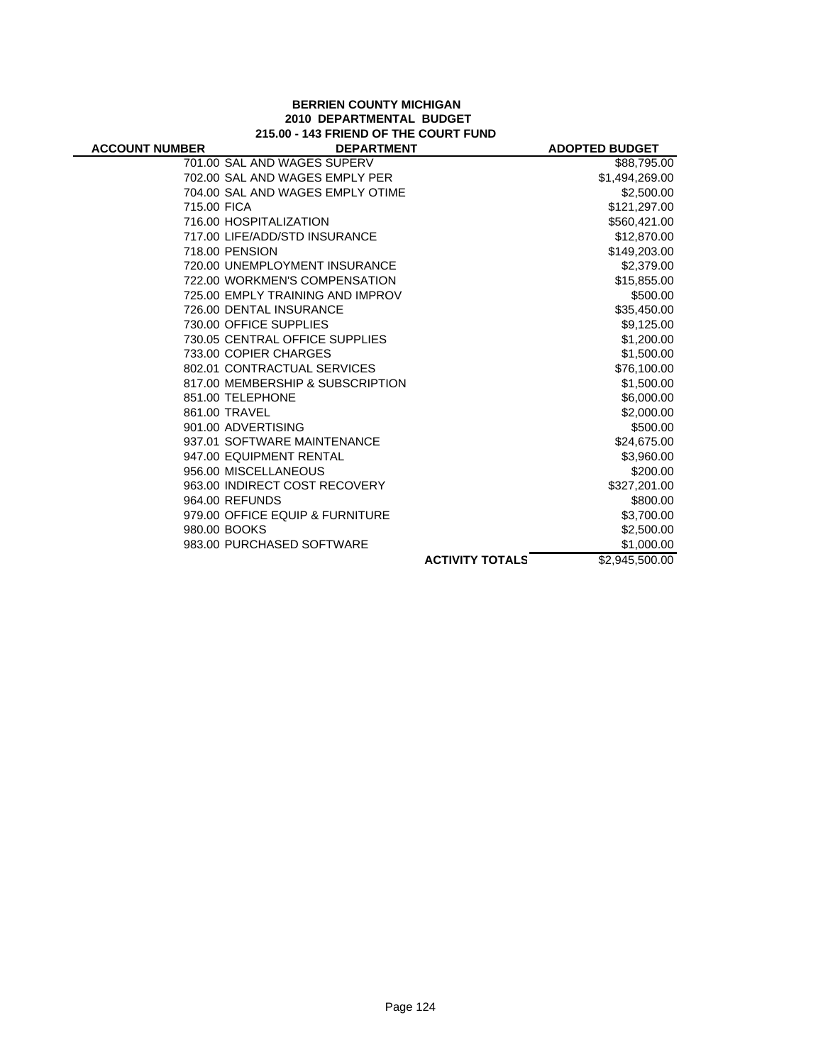**BERRIEN COUNTY MICHIGAN**
**2010 DEPARTMENTAL BUDGET**
**215.00 - 143 FRIEND OF THE COURT FUND**

| ACCOUNT NUMBER | DEPARTMENT | | ADOPTED BUDGET |
|---|---|---|---|
| 701.00 | SAL AND WAGES SUPERV | | $88,795.00 |
| 702.00 | SAL AND WAGES EMPLY PER | | $1,494,269.00 |
| 704.00 | SAL AND WAGES EMPLY OTIME | | $2,500.00 |
| 715.00 | FICA | | $121,297.00 |
| 716.00 | HOSPITALIZATION | | $560,421.00 |
| 717.00 | LIFE/ADD/STD INSURANCE | | $12,870.00 |
| 718.00 | PENSION | | $149,203.00 |
| 720.00 | UNEMPLOYMENT INSURANCE | | $2,379.00 |
| 722.00 | WORKMEN'S COMPENSATION | | $15,855.00 |
| 725.00 | EMPLY TRAINING AND IMPROV | | $500.00 |
| 726.00 | DENTAL INSURANCE | | $35,450.00 |
| 730.00 | OFFICE SUPPLIES | | $9,125.00 |
| 730.05 | CENTRAL OFFICE SUPPLIES | | $1,200.00 |
| 733.00 | COPIER CHARGES | | $1,500.00 |
| 802.01 | CONTRACTUAL SERVICES | | $76,100.00 |
| 817.00 | MEMBERSHIP & SUBSCRIPTION | | $1,500.00 |
| 851.00 | TELEPHONE | | $6,000.00 |
| 861.00 | TRAVEL | | $2,000.00 |
| 901.00 | ADVERTISING | | $500.00 |
| 937.01 | SOFTWARE MAINTENANCE | | $24,675.00 |
| 947.00 | EQUIPMENT RENTAL | | $3,960.00 |
| 956.00 | MISCELLANEOUS | | $200.00 |
| 963.00 | INDIRECT COST RECOVERY | | $327,201.00 |
| 964.00 | REFUNDS | | $800.00 |
| 979.00 | OFFICE EQUIP & FURNITURE | | $3,700.00 |
| 980.00 | BOOKS | | $2,500.00 |
| 983.00 | PURCHASED SOFTWARE | | $1,000.00 |
| | | **ACTIVITY TOTALS** | $2,945,500.00 |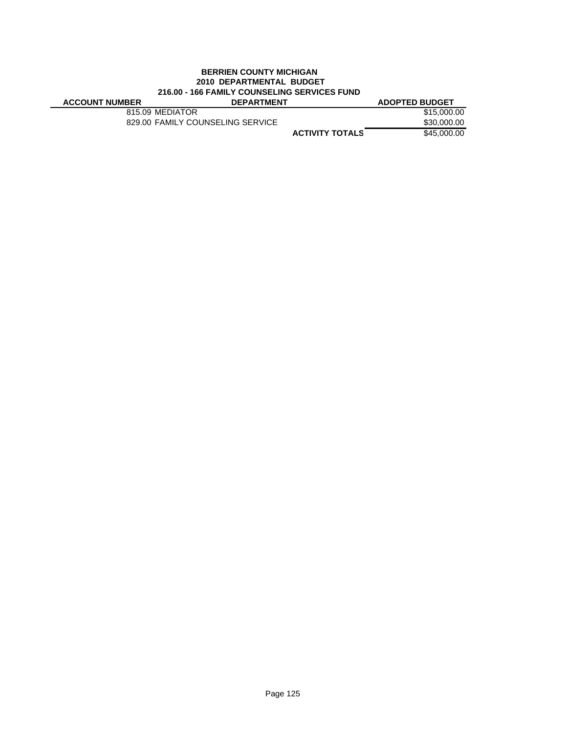**BERRIEN COUNTY MICHIGAN**
**2010 DEPARTMENTAL BUDGET**
**216.00 - 166 FAMILY COUNSELING SERVICES FUND**

| ACCOUNT NUMBER | DEPARTMENT | | ADOPTED BUDGET |
|---|---|---|---|
| 815.09 | MEDIATOR | | $15,000.00 |
| 829.00 | FAMILY COUNSELING SERVICE | | $30,000.00 |
| | | **ACTIVITY TOTALS** | $45,000.00 |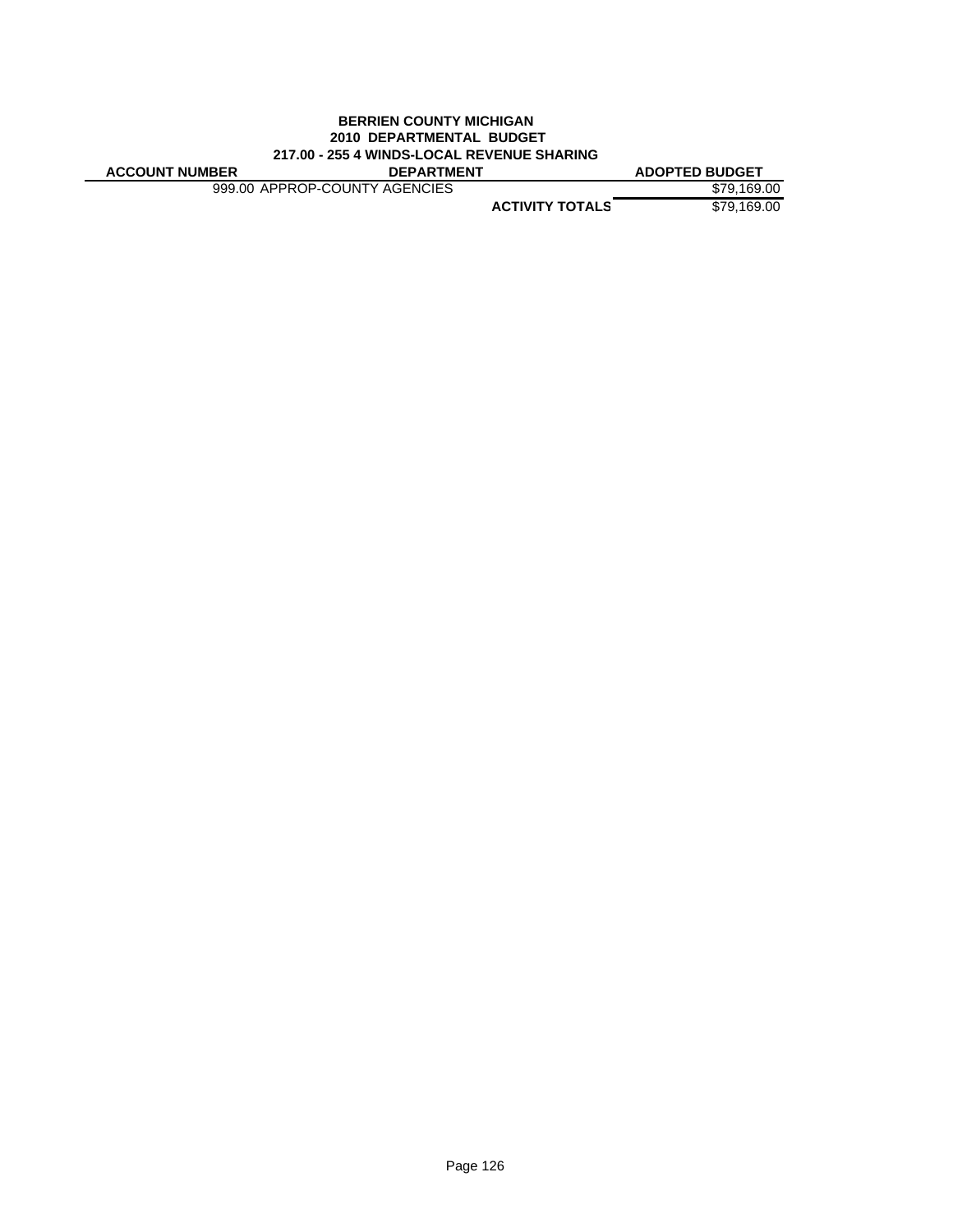**BERRIEN COUNTY MICHIGAN**
**2010 DEPARTMENTAL BUDGET**
**217.00 - 255 4 WINDS-LOCAL REVENUE SHARING**

| ACCOUNT NUMBER | DEPARTMENT | ADOPTED BUDGET |
|---|---|---|
| 999.00 | APPROP-COUNTY AGENCIES | $79,169.00 |
| | **ACTIVITY TOTALS** | $79,169.00 |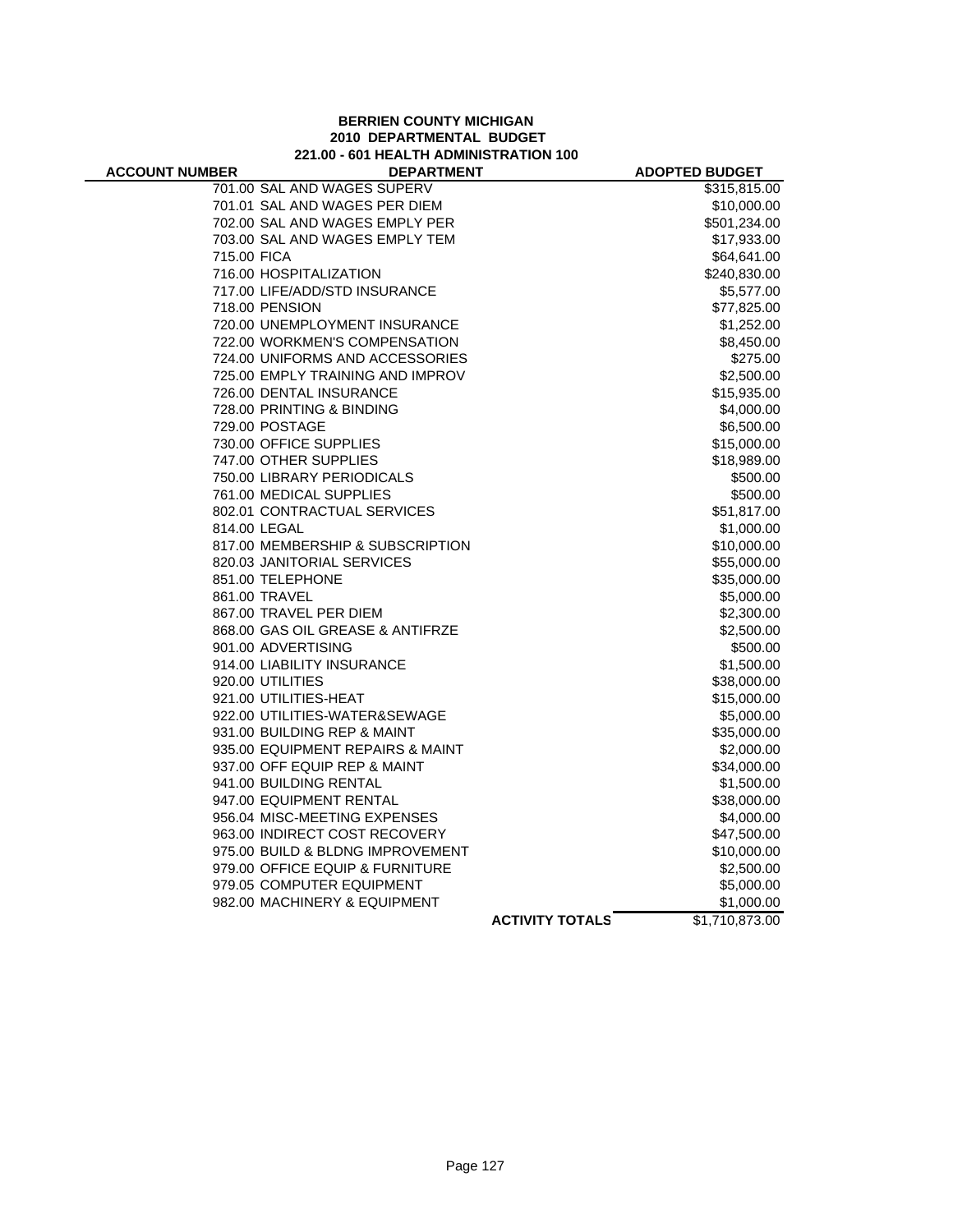**BERRIEN COUNTY MICHIGAN**
**2010 DEPARTMENTAL BUDGET**
**221.00 - 601 HEALTH ADMINISTRATION 100**

| ACCOUNT NUMBER | DEPARTMENT | | ADOPTED BUDGET |
|---|---|---|---|
| 701.00 | SAL AND WAGES SUPERV | | $315,815.00 |
| 701.01 | SAL AND WAGES PER DIEM | | $10,000.00 |
| 702.00 | SAL AND WAGES EMPLY PER | | $501,234.00 |
| 703.00 | SAL AND WAGES EMPLY TEM | | $17,933.00 |
| 715.00 | FICA | | $64,641.00 |
| 716.00 | HOSPITALIZATION | | $240,830.00 |
| 717.00 | LIFE/ADD/STD INSURANCE | | $5,577.00 |
| 718.00 | PENSION | | $77,825.00 |
| 720.00 | UNEMPLOYMENT INSURANCE | | $1,252.00 |
| 722.00 | WORKMEN'S COMPENSATION | | $8,450.00 |
| 724.00 | UNIFORMS AND ACCESSORIES | | $275.00 |
| 725.00 | EMPLY TRAINING AND IMPROV | | $2,500.00 |
| 726.00 | DENTAL INSURANCE | | $15,935.00 |
| 728.00 | PRINTING & BINDING | | $4,000.00 |
| 729.00 | POSTAGE | | $6,500.00 |
| 730.00 | OFFICE SUPPLIES | | $15,000.00 |
| 747.00 | OTHER SUPPLIES | | $18,989.00 |
| 750.00 | LIBRARY PERIODICALS | | $500.00 |
| 761.00 | MEDICAL SUPPLIES | | $500.00 |
| 802.01 | CONTRACTUAL SERVICES | | $51,817.00 |
| 814.00 | LEGAL | | $1,000.00 |
| 817.00 | MEMBERSHIP & SUBSCRIPTION | | $10,000.00 |
| 820.03 | JANITORIAL SERVICES | | $55,000.00 |
| 851.00 | TELEPHONE | | $35,000.00 |
| 861.00 | TRAVEL | | $5,000.00 |
| 867.00 | TRAVEL PER DIEM | | $2,300.00 |
| 868.00 | GAS OIL GREASE & ANTIFRZE | | $2,500.00 |
| 901.00 | ADVERTISING | | $500.00 |
| 914.00 | LIABILITY INSURANCE | | $1,500.00 |
| 920.00 | UTILITIES | | $38,000.00 |
| 921.00 | UTILITIES-HEAT | | $15,000.00 |
| 922.00 | UTILITIES-WATER&SEWAGE | | $5,000.00 |
| 931.00 | BUILDING REP & MAINT | | $35,000.00 |
| 935.00 | EQUIPMENT REPAIRS & MAINT | | $2,000.00 |
| 937.00 | OFF EQUIP REP & MAINT | | $34,000.00 |
| 941.00 | BUILDING RENTAL | | $1,500.00 |
| 947.00 | EQUIPMENT RENTAL | | $38,000.00 |
| 956.04 | MISC-MEETING EXPENSES | | $4,000.00 |
| 963.00 | INDIRECT COST RECOVERY | | $47,500.00 |
| 975.00 | BUILD & BLDNG IMPROVEMENT | | $10,000.00 |
| 979.00 | OFFICE EQUIP & FURNITURE | | $2,500.00 |
| 979.05 | COMPUTER EQUIPMENT | | $5,000.00 |
| 982.00 | MACHINERY & EQUIPMENT | | $1,000.00 |
| | | **ACTIVITY TOTALS** | $1,710,873.00 |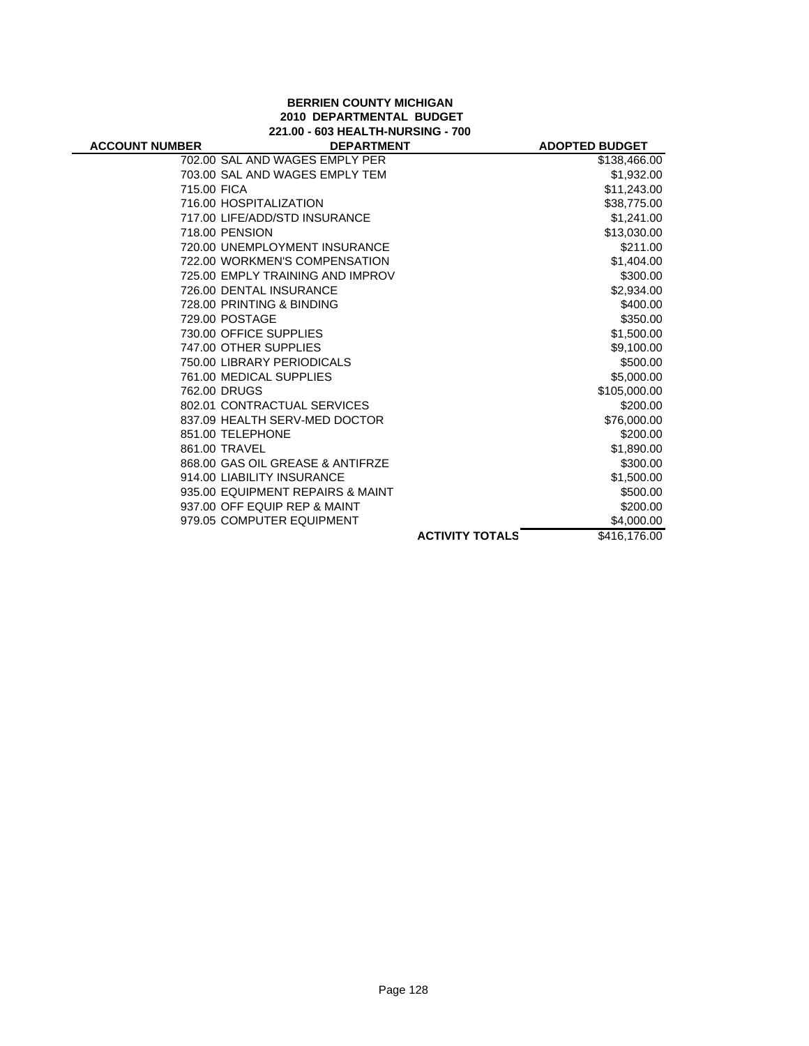**BERRIEN COUNTY MICHIGAN**
**2010 DEPARTMENTAL BUDGET**
**221.00 - 603 HEALTH-NURSING - 700**

| ACCOUNT NUMBER | DEPARTMENT | | ADOPTED BUDGET |
|---|---|---|---|
| 702.00 | SAL AND WAGES EMPLY PER | | $138,466.00 |
| 703.00 | SAL AND WAGES EMPLY TEM | | $1,932.00 |
| 715.00 | FICA | | $11,243.00 |
| 716.00 | HOSPITALIZATION | | $38,775.00 |
| 717.00 | LIFE/ADD/STD INSURANCE | | $1,241.00 |
| 718.00 | PENSION | | $13,030.00 |
| 720.00 | UNEMPLOYMENT INSURANCE | | $211.00 |
| 722.00 | WORKMEN'S COMPENSATION | | $1,404.00 |
| 725.00 | EMPLY TRAINING AND IMPROV | | $300.00 |
| 726.00 | DENTAL INSURANCE | | $2,934.00 |
| 728.00 | PRINTING & BINDING | | $400.00 |
| 729.00 | POSTAGE | | $350.00 |
| 730.00 | OFFICE SUPPLIES | | $1,500.00 |
| 747.00 | OTHER SUPPLIES | | $9,100.00 |
| 750.00 | LIBRARY PERIODICALS | | $500.00 |
| 761.00 | MEDICAL SUPPLIES | | $5,000.00 |
| 762.00 | DRUGS | | $105,000.00 |
| 802.01 | CONTRACTUAL SERVICES | | $200.00 |
| 837.09 | HEALTH SERV-MED DOCTOR | | $76,000.00 |
| 851.00 | TELEPHONE | | $200.00 |
| 861.00 | TRAVEL | | $1,890.00 |
| 868.00 | GAS OIL GREASE & ANTIFRZE | | $300.00 |
| 914.00 | LIABILITY INSURANCE | | $1,500.00 |
| 935.00 | EQUIPMENT REPAIRS & MAINT | | $500.00 |
| 937.00 | OFF EQUIP REP & MAINT | | $200.00 |
| 979.05 | COMPUTER EQUIPMENT | | $4,000.00 |
| | | **ACTIVITY TOTALS** | $416,176.00 |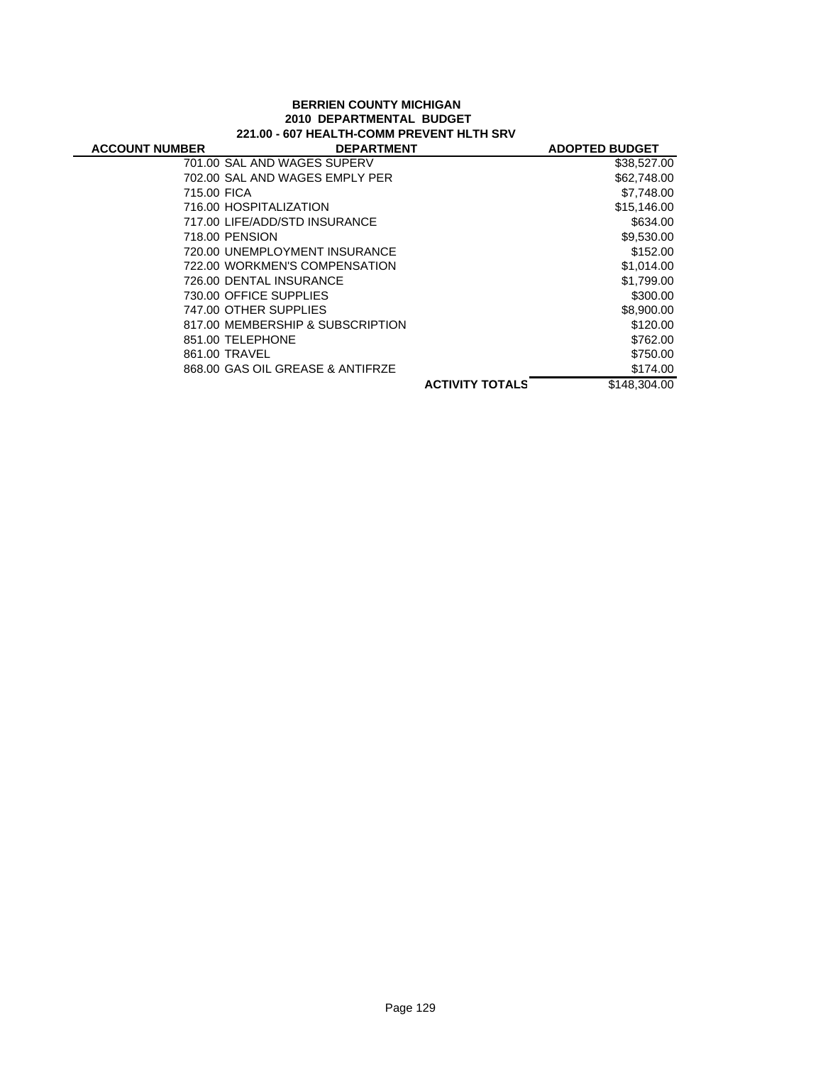**BERRIEN COUNTY MICHIGAN**

**2010 DEPARTMENTAL BUDGET**

**221.00 - 607 HEALTH-COMM PREVENT HLTH SRV**

| ACCOUNT NUMBER | DEPARTMENT | | ADOPTED BUDGET |
|---|---|---|---|
| 701.00 | SAL AND WAGES SUPERV | | $38,527.00 |
| 702.00 | SAL AND WAGES EMPLY PER | | $62,748.00 |
| 715.00 | FICA | | $7,748.00 |
| 716.00 | HOSPITALIZATION | | $15,146.00 |
| 717.00 | LIFE/ADD/STD INSURANCE | | $634.00 |
| 718.00 | PENSION | | $9,530.00 |
| 720.00 | UNEMPLOYMENT INSURANCE | | $152.00 |
| 722.00 | WORKMEN'S COMPENSATION | | $1,014.00 |
| 726.00 | DENTAL INSURANCE | | $1,799.00 |
| 730.00 | OFFICE SUPPLIES | | $300.00 |
| 747.00 | OTHER SUPPLIES | | $8,900.00 |
| 817.00 | MEMBERSHIP & SUBSCRIPTION | | $120.00 |
| 851.00 | TELEPHONE | | $762.00 |
| 861.00 | TRAVEL | | $750.00 |
| 868.00 | GAS OIL GREASE & ANTIFRZE | | $174.00 |
| | | **ACTIVITY TOTALS** | $148,304.00 |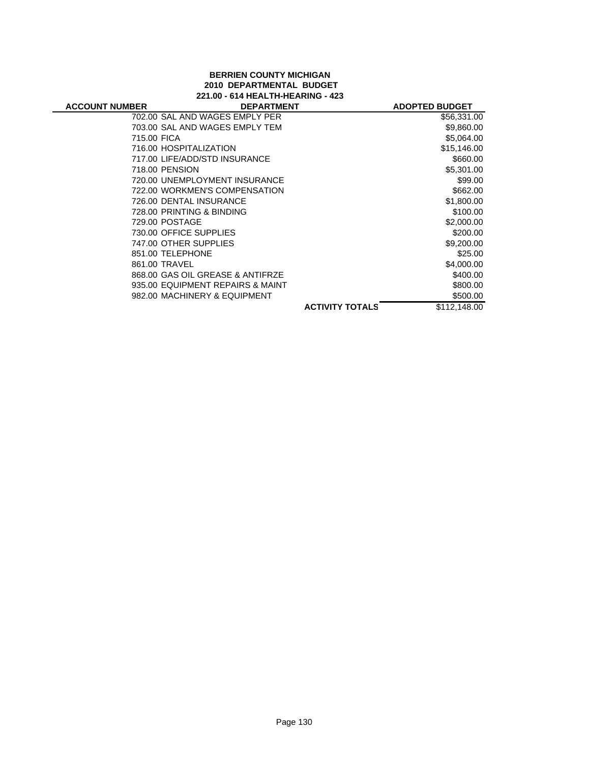**BERRIEN COUNTY MICHIGAN**
**2010 DEPARTMENTAL BUDGET**
**221.00 - 614 HEALTH-HEARING - 423**

| ACCOUNT NUMBER | DEPARTMENT | | ADOPTED BUDGET |
|---|---|---|---|
| 702.00 | SAL AND WAGES EMPLY PER | | $56,331.00 |
| 703.00 | SAL AND WAGES EMPLY TEM | | $9,860.00 |
| 715.00 | FICA | | $5,064.00 |
| 716.00 | HOSPITALIZATION | | $15,146.00 |
| 717.00 | LIFE/ADD/STD INSURANCE | | $660.00 |
| 718.00 | PENSION | | $5,301.00 |
| 720.00 | UNEMPLOYMENT INSURANCE | | $99.00 |
| 722.00 | WORKMEN'S COMPENSATION | | $662.00 |
| 726.00 | DENTAL INSURANCE | | $1,800.00 |
| 728.00 | PRINTING & BINDING | | $100.00 |
| 729.00 | POSTAGE | | $2,000.00 |
| 730.00 | OFFICE SUPPLIES | | $200.00 |
| 747.00 | OTHER SUPPLIES | | $9,200.00 |
| 851.00 | TELEPHONE | | $25.00 |
| 861.00 | TRAVEL | | $4,000.00 |
| 868.00 | GAS OIL GREASE & ANTIFRZE | | $400.00 |
| 935.00 | EQUIPMENT REPAIRS & MAINT | | $800.00 |
| 982.00 | MACHINERY & EQUIPMENT | | $500.00 |
| | | **ACTIVITY TOTALS** | $112,148.00 |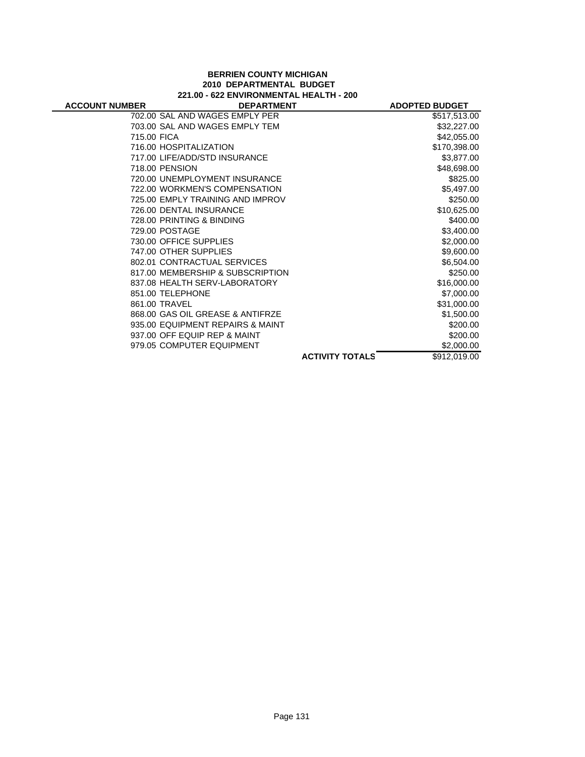**BERRIEN COUNTY MICHIGAN**
**2010 DEPARTMENTAL BUDGET**
**221.00 - 622 ENVIRONMENTAL HEALTH - 200**

| ACCOUNT NUMBER | DEPARTMENT | ADOPTED BUDGET |
|---|---|---|
| | 702.00 SAL AND WAGES EMPLY PER | $517,513.00 |
| | 703.00 SAL AND WAGES EMPLY TEM | $32,227.00 |
| | 715.00 FICA | $42,055.00 |
| | 716.00 HOSPITALIZATION | $170,398.00 |
| | 717.00 LIFE/ADD/STD INSURANCE | $3,877.00 |
| | 718.00 PENSION | $48,698.00 |
| | 720.00 UNEMPLOYMENT INSURANCE | $825.00 |
| | 722.00 WORKMEN'S COMPENSATION | $5,497.00 |
| | 725.00 EMPLY TRAINING AND IMPROV | $250.00 |
| | 726.00 DENTAL INSURANCE | $10,625.00 |
| | 728.00 PRINTING & BINDING | $400.00 |
| | 729.00 POSTAGE | $3,400.00 |
| | 730.00 OFFICE SUPPLIES | $2,000.00 |
| | 747.00 OTHER SUPPLIES | $9,600.00 |
| | 802.01 CONTRACTUAL SERVICES | $6,504.00 |
| | 817.00 MEMBERSHIP & SUBSCRIPTION | $250.00 |
| | 837.08 HEALTH SERV-LABORATORY | $16,000.00 |
| | 851.00 TELEPHONE | $7,000.00 |
| | 861.00 TRAVEL | $31,000.00 |
| | 868.00 GAS OIL GREASE & ANTIFRZE | $1,500.00 |
| | 935.00 EQUIPMENT REPAIRS & MAINT | $200.00 |
| | 937.00 OFF EQUIP REP & MAINT | $200.00 |
| | 979.05 COMPUTER EQUIPMENT | $2,000.00 |
| | **ACTIVITY TOTALS** | $912,019.00 |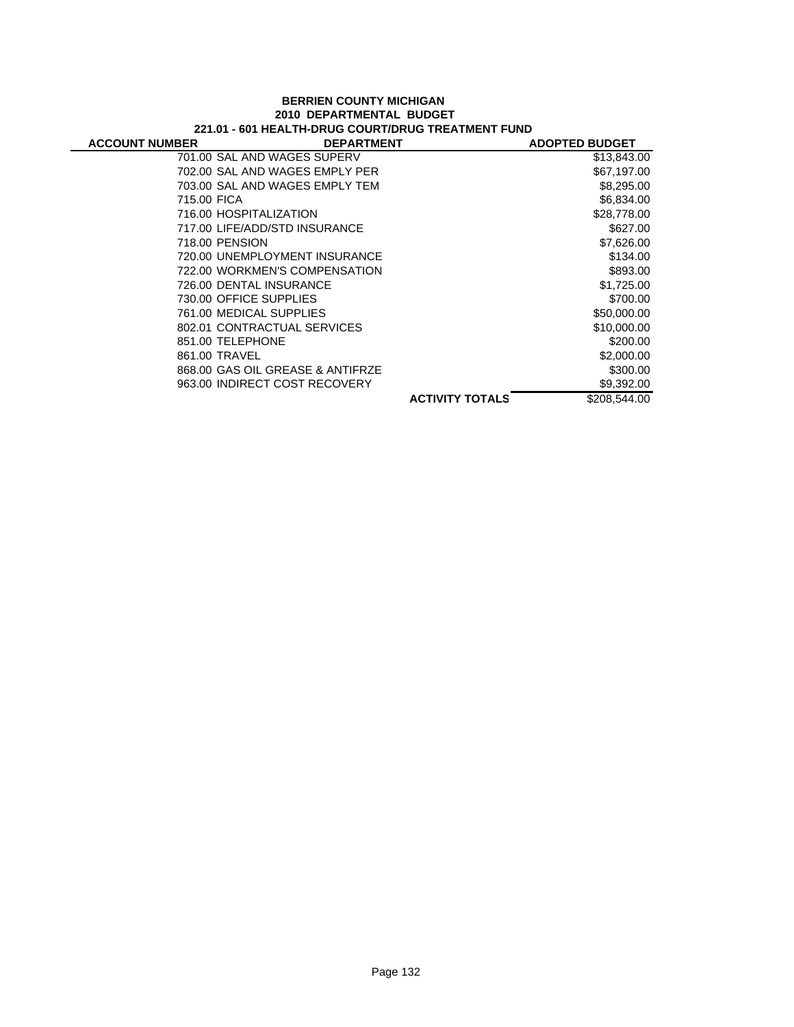**BERRIEN COUNTY MICHIGAN**
**2010 DEPARTMENTAL BUDGET**
**221.01 - 601 HEALTH-DRUG COURT/DRUG TREATMENT FUND**

| ACCOUNT NUMBER | DEPARTMENT | | ADOPTED BUDGET |
|---|---|---|---|
| 701.00 | SAL AND WAGES SUPERV | | $13,843.00 |
| 702.00 | SAL AND WAGES EMPLY PER | | $67,197.00 |
| 703.00 | SAL AND WAGES EMPLY TEM | | $8,295.00 |
| 715.00 | FICA | | $6,834.00 |
| 716.00 | HOSPITALIZATION | | $28,778.00 |
| 717.00 | LIFE/ADD/STD INSURANCE | | $627.00 |
| 718.00 | PENSION | | $7,626.00 |
| 720.00 | UNEMPLOYMENT INSURANCE | | $134.00 |
| 722.00 | WORKMEN'S COMPENSATION | | $893.00 |
| 726.00 | DENTAL INSURANCE | | $1,725.00 |
| 730.00 | OFFICE SUPPLIES | | $700.00 |
| 761.00 | MEDICAL SUPPLIES | | $50,000.00 |
| 802.01 | CONTRACTUAL SERVICES | | $10,000.00 |
| 851.00 | TELEPHONE | | $200.00 |
| 861.00 | TRAVEL | | $2,000.00 |
| 868.00 | GAS OIL GREASE & ANTIFRZE | | $300.00 |
| 963.00 | INDIRECT COST RECOVERY | | $9,392.00 |
| | | **ACTIVITY TOTALS** | $208,544.00 |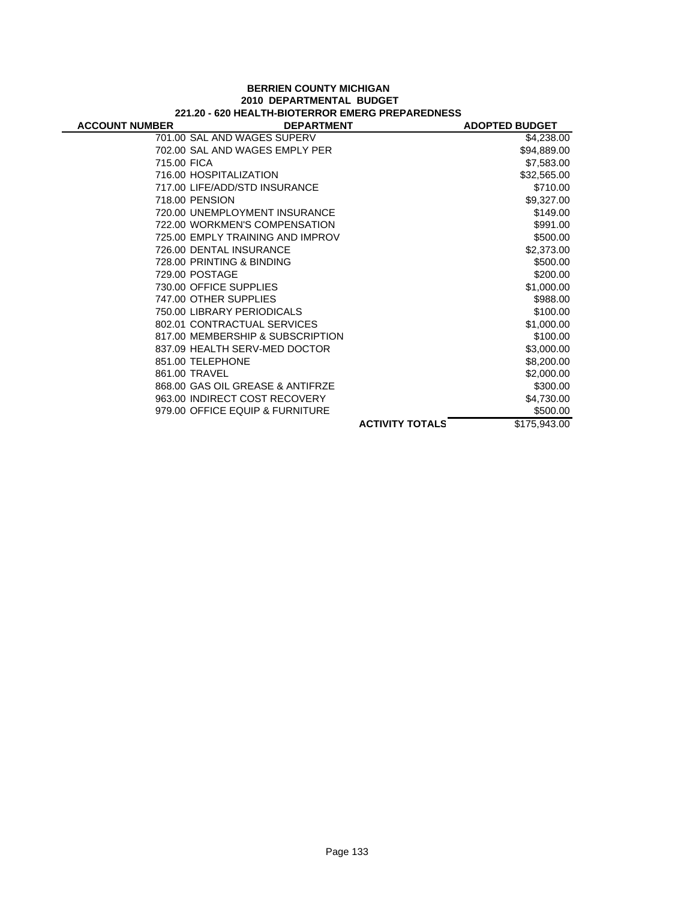**BERRIEN COUNTY MICHIGAN**
**2010 DEPARTMENTAL BUDGET**
**221.20 - 620 HEALTH-BIOTERROR EMERG PREPAREDNESS**

| ACCOUNT NUMBER | DEPARTMENT | ADOPTED BUDGET |
|---|---|---|
| 701.00 | SAL AND WAGES SUPERV | $4,238.00 |
| 702.00 | SAL AND WAGES EMPLY PER | $94,889.00 |
| 715.00 | FICA | $7,583.00 |
| 716.00 | HOSPITALIZATION | $32,565.00 |
| 717.00 | LIFE/ADD/STD INSURANCE | $710.00 |
| 718.00 | PENSION | $9,327.00 |
| 720.00 | UNEMPLOYMENT INSURANCE | $149.00 |
| 722.00 | WORKMEN'S COMPENSATION | $991.00 |
| 725.00 | EMPLY TRAINING AND IMPROV | $500.00 |
| 726.00 | DENTAL INSURANCE | $2,373.00 |
| 728.00 | PRINTING & BINDING | $500.00 |
| 729.00 | POSTAGE | $200.00 |
| 730.00 | OFFICE SUPPLIES | $1,000.00 |
| 747.00 | OTHER SUPPLIES | $988.00 |
| 750.00 | LIBRARY PERIODICALS | $100.00 |
| 802.01 | CONTRACTUAL SERVICES | $1,000.00 |
| 817.00 | MEMBERSHIP & SUBSCRIPTION | $100.00 |
| 837.09 | HEALTH SERV-MED DOCTOR | $3,000.00 |
| 851.00 | TELEPHONE | $8,200.00 |
| 861.00 | TRAVEL | $2,000.00 |
| 868.00 | GAS OIL GREASE & ANTIFRZE | $300.00 |
| 963.00 | INDIRECT COST RECOVERY | $4,730.00 |
| 979.00 | OFFICE EQUIP & FURNITURE | $500.00 |
| | **ACTIVITY TOTALS** | $175,943.00 |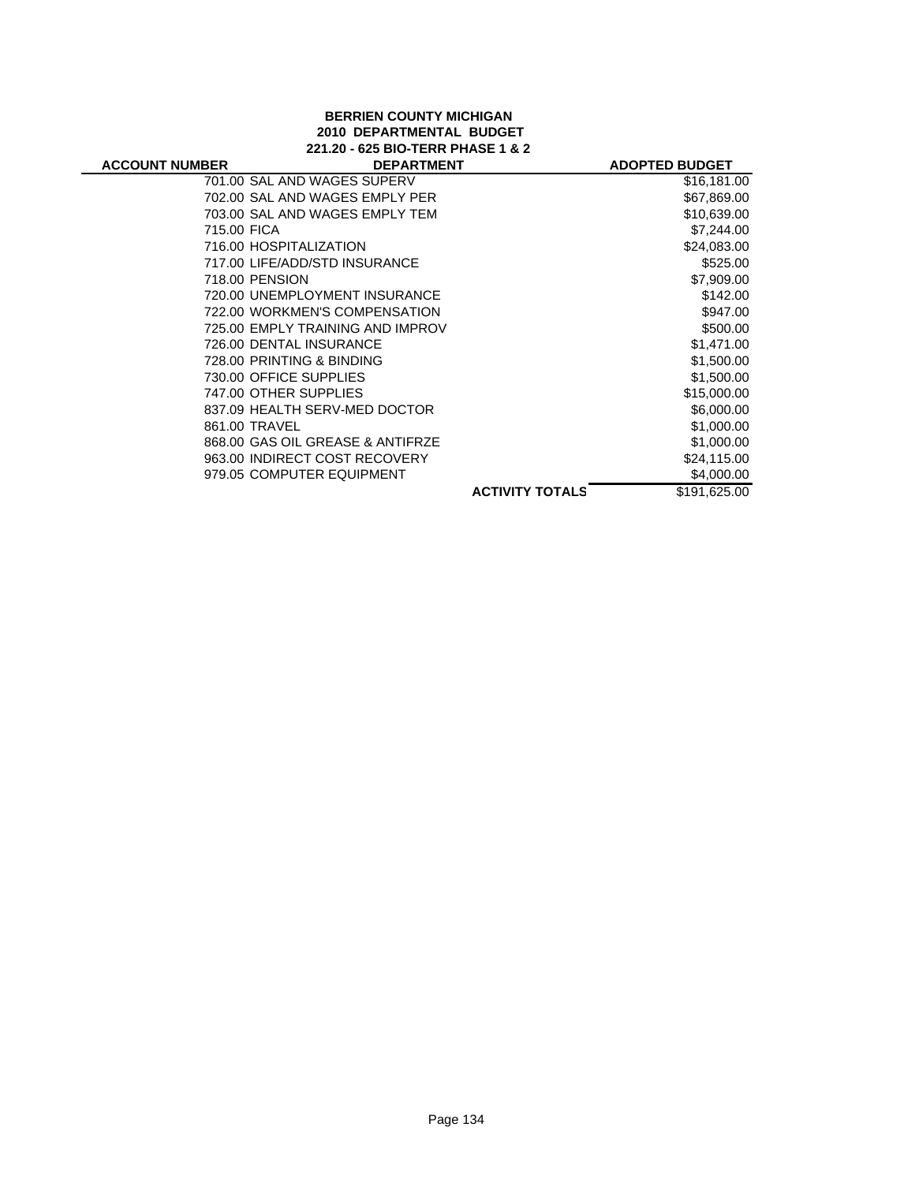**BERRIEN COUNTY MICHIGAN**
**2010 DEPARTMENTAL BUDGET**
**221.20 - 625 BIO-TERR PHASE 1 & 2**

| ACCOUNT NUMBER | DEPARTMENT | ADOPTED BUDGET |
|---|---|---|
| 701.00 | SAL AND WAGES SUPERV | $16,181.00 |
| 702.00 | SAL AND WAGES EMPLY PER | $67,869.00 |
| 703.00 | SAL AND WAGES EMPLY TEM | $10,639.00 |
| 715.00 | FICA | $7,244.00 |
| 716.00 | HOSPITALIZATION | $24,083.00 |
| 717.00 | LIFE/ADD/STD INSURANCE | $525.00 |
| 718.00 | PENSION | $7,909.00 |
| 720.00 | UNEMPLOYMENT INSURANCE | $142.00 |
| 722.00 | WORKMEN'S COMPENSATION | $947.00 |
| 725.00 | EMPLY TRAINING AND IMPROV | $500.00 |
| 726.00 | DENTAL INSURANCE | $1,471.00 |
| 728.00 | PRINTING & BINDING | $1,500.00 |
| 730.00 | OFFICE SUPPLIES | $1,500.00 |
| 747.00 | OTHER SUPPLIES | $15,000.00 |
| 837.09 | HEALTH SERV-MED DOCTOR | $6,000.00 |
| 861.00 | TRAVEL | $1,000.00 |
| 868.00 | GAS OIL GREASE & ANTIFRZE | $1,000.00 |
| 963.00 | INDIRECT COST RECOVERY | $24,115.00 |
| 979.05 | COMPUTER EQUIPMENT | $4,000.00 |
| | **ACTIVITY TOTALS** | $191,625.00 |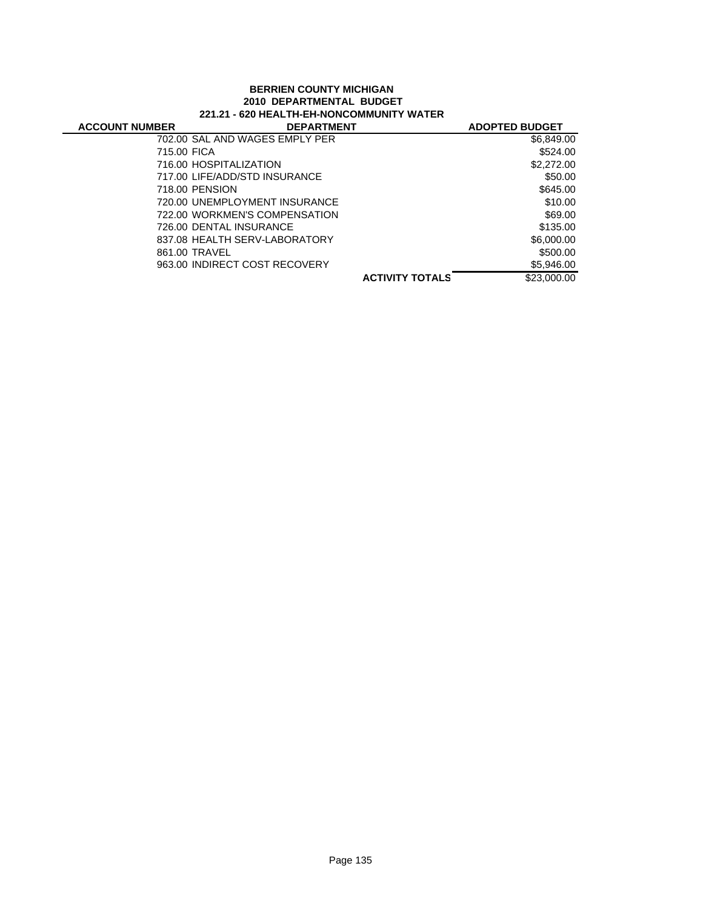**BERRIEN COUNTY MICHIGAN**
**2010 DEPARTMENTAL BUDGET**
**221.21 - 620 HEALTH-EH-NONCOMMUNITY WATER**

| ACCOUNT NUMBER | DEPARTMENT | ADOPTED BUDGET |
|---|---|---|
| 702.00 | SAL AND WAGES EMPLY PER | $6,849.00 |
| 715.00 | FICA | $524.00 |
| 716.00 | HOSPITALIZATION | $2,272.00 |
| 717.00 | LIFE/ADD/STD INSURANCE | $50.00 |
| 718.00 | PENSION | $645.00 |
| 720.00 | UNEMPLOYMENT INSURANCE | $10.00 |
| 722.00 | WORKMEN'S COMPENSATION | $69.00 |
| 726.00 | DENTAL INSURANCE | $135.00 |
| 837.08 | HEALTH SERV-LABORATORY | $6,000.00 |
| 861.00 | TRAVEL | $500.00 |
| 963.00 | INDIRECT COST RECOVERY | $5,946.00 |
| | **ACTIVITY TOTALS** | $23,000.00 |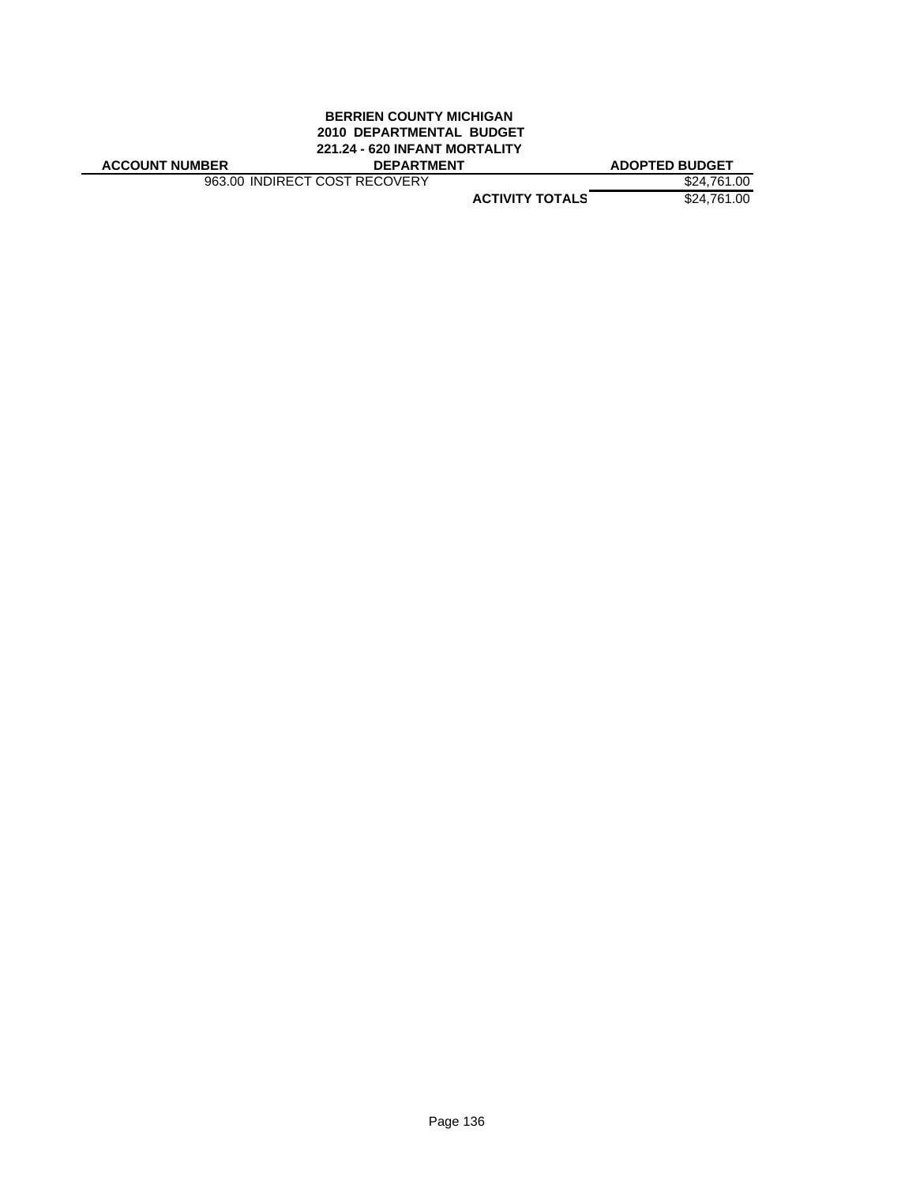**BERRIEN COUNTY MICHIGAN**
**2010 DEPARTMENTAL BUDGET**
**221.24 - 620 INFANT MORTALITY**

| ACCOUNT NUMBER | DEPARTMENT | ADOPTED BUDGET |
|---|---|---|
| 963.00 | INDIRECT COST RECOVERY | $24,761.00 |
| | **ACTIVITY TOTALS** | $24,761.00 |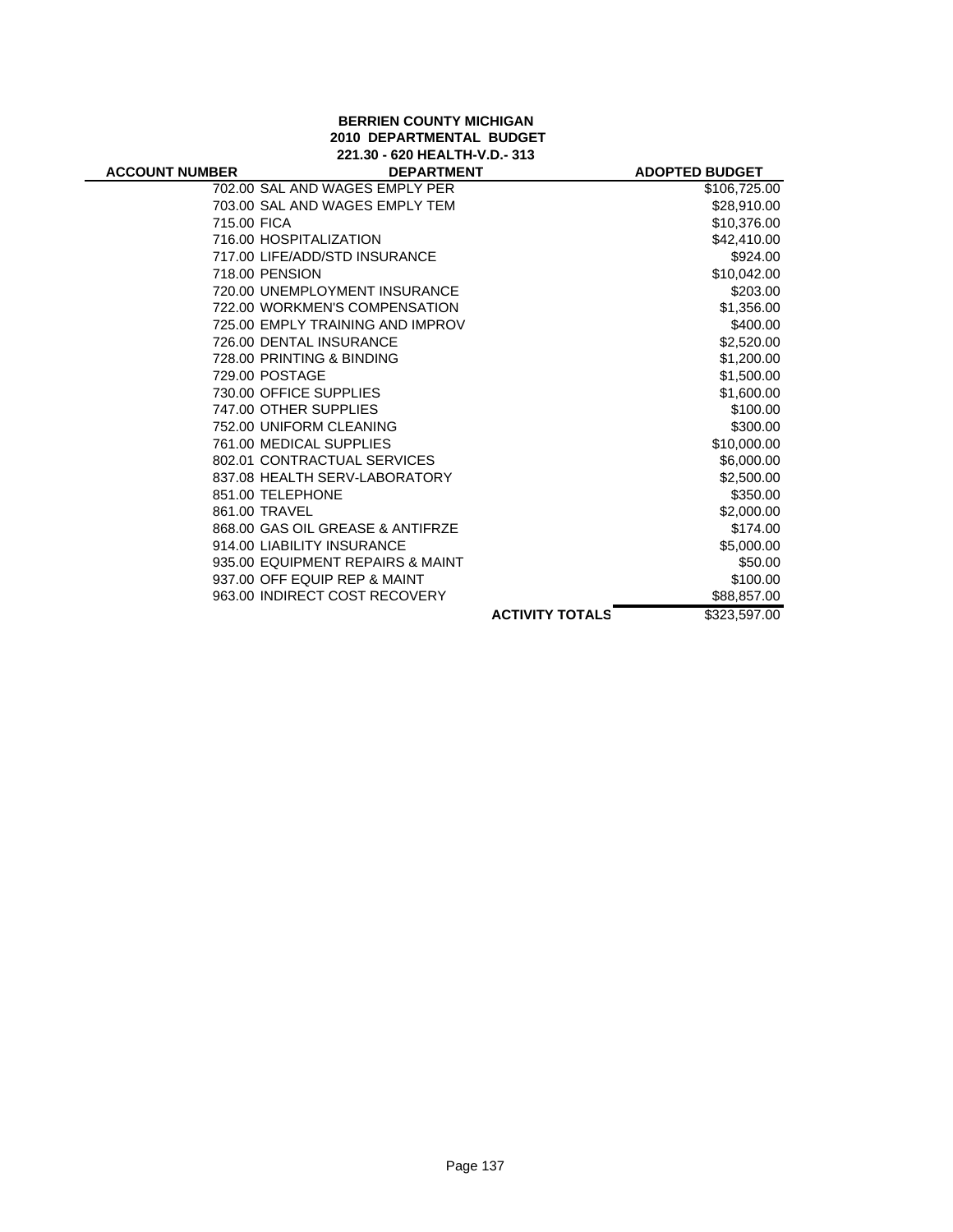**BERRIEN COUNTY MICHIGAN**
**2010 DEPARTMENTAL BUDGET**
**221.30 - 620 HEALTH-V.D.- 313**

| ACCOUNT NUMBER | DEPARTMENT | | ADOPTED BUDGET |
|---|---|---|---|
| 702.00 | SAL AND WAGES EMPLY PER | | $106,725.00 |
| 703.00 | SAL AND WAGES EMPLY TEM | | $28,910.00 |
| 715.00 | FICA | | $10,376.00 |
| 716.00 | HOSPITALIZATION | | $42,410.00 |
| 717.00 | LIFE/ADD/STD INSURANCE | | $924.00 |
| 718.00 | PENSION | | $10,042.00 |
| 720.00 | UNEMPLOYMENT INSURANCE | | $203.00 |
| 722.00 | WORKMEN'S COMPENSATION | | $1,356.00 |
| 725.00 | EMPLY TRAINING AND IMPROV | | $400.00 |
| 726.00 | DENTAL INSURANCE | | $2,520.00 |
| 728.00 | PRINTING & BINDING | | $1,200.00 |
| 729.00 | POSTAGE | | $1,500.00 |
| 730.00 | OFFICE SUPPLIES | | $1,600.00 |
| 747.00 | OTHER SUPPLIES | | $100.00 |
| 752.00 | UNIFORM CLEANING | | $300.00 |
| 761.00 | MEDICAL SUPPLIES | | $10,000.00 |
| 802.01 | CONTRACTUAL SERVICES | | $6,000.00 |
| 837.08 | HEALTH SERV-LABORATORY | | $2,500.00 |
| 851.00 | TELEPHONE | | $350.00 |
| 861.00 | TRAVEL | | $2,000.00 |
| 868.00 | GAS OIL GREASE & ANTIFRZE | | $174.00 |
| 914.00 | LIABILITY INSURANCE | | $5,000.00 |
| 935.00 | EQUIPMENT REPAIRS & MAINT | | $50.00 |
| 937.00 | OFF EQUIP REP & MAINT | | $100.00 |
| 963.00 | INDIRECT COST RECOVERY | | $88,857.00 |
| | | **ACTIVITY TOTALS** | $323,597.00 |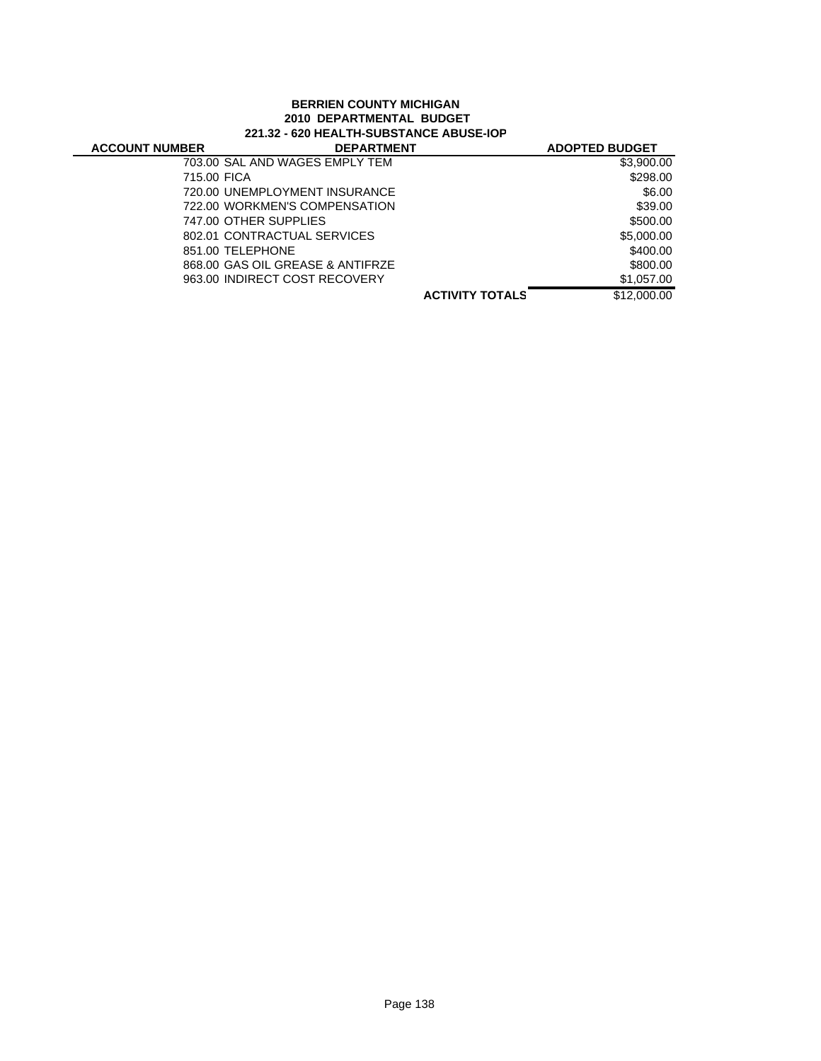**BERRIEN COUNTY MICHIGAN**
**2010 DEPARTMENTAL BUDGET**
**221.32 - 620 HEALTH-SUBSTANCE ABUSE-IOP**

| ACCOUNT NUMBER | DEPARTMENT | ADOPTED BUDGET |
|---|---|---|
| 703.00 | SAL AND WAGES EMPLY TEM | $3,900.00 |
| 715.00 | FICA | $298.00 |
| 720.00 | UNEMPLOYMENT INSURANCE | $6.00 |
| 722.00 | WORKMEN'S COMPENSATION | $39.00 |
| 747.00 | OTHER SUPPLIES | $500.00 |
| 802.01 | CONTRACTUAL SERVICES | $5,000.00 |
| 851.00 | TELEPHONE | $400.00 |
| 868.00 | GAS OIL GREASE & ANTIFRZE | $800.00 |
| 963.00 | INDIRECT COST RECOVERY | $1,057.00 |
| | **ACTIVITY TOTALS** | $12,000.00 |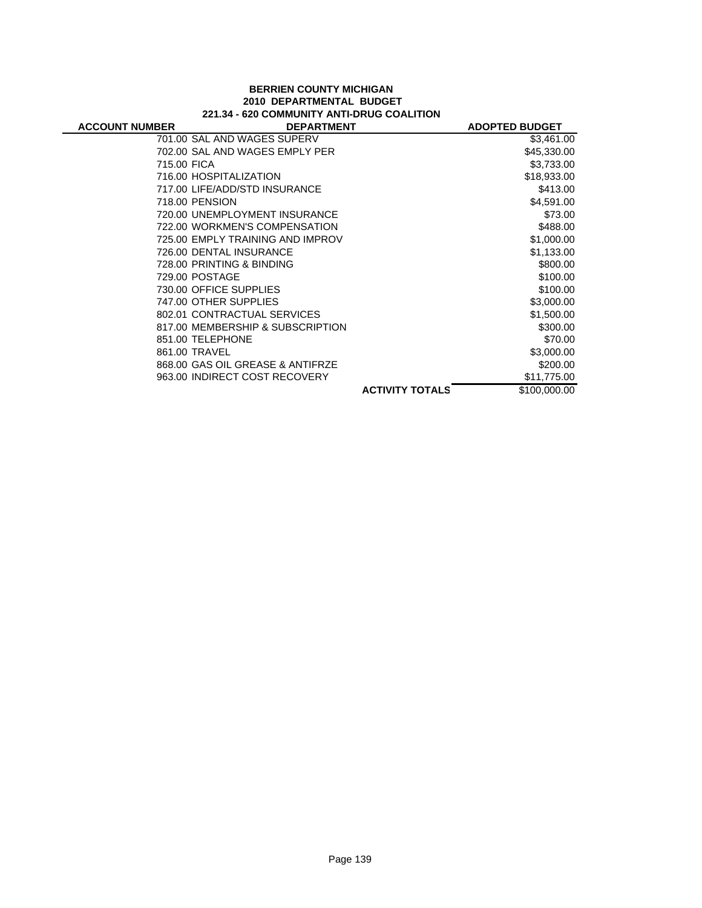**BERRIEN COUNTY MICHIGAN**
**2010 DEPARTMENTAL BUDGET**
**221.34 - 620 COMMUNITY ANTI-DRUG COALITION**

| ACCOUNT NUMBER | DEPARTMENT | | ADOPTED BUDGET |
|---|---|---|---|
| 701.00 | SAL AND WAGES SUPERV | | $3,461.00 |
| 702.00 | SAL AND WAGES EMPLY PER | | $45,330.00 |
| 715.00 | FICA | | $3,733.00 |
| 716.00 | HOSPITALIZATION | | $18,933.00 |
| 717.00 | LIFE/ADD/STD INSURANCE | | $413.00 |
| 718.00 | PENSION | | $4,591.00 |
| 720.00 | UNEMPLOYMENT INSURANCE | | $73.00 |
| 722.00 | WORKMEN'S COMPENSATION | | $488.00 |
| 725.00 | EMPLY TRAINING AND IMPROV | | $1,000.00 |
| 726.00 | DENTAL INSURANCE | | $1,133.00 |
| 728.00 | PRINTING & BINDING | | $800.00 |
| 729.00 | POSTAGE | | $100.00 |
| 730.00 | OFFICE SUPPLIES | | $100.00 |
| 747.00 | OTHER SUPPLIES | | $3,000.00 |
| 802.01 | CONTRACTUAL SERVICES | | $1,500.00 |
| 817.00 | MEMBERSHIP & SUBSCRIPTION | | $300.00 |
| 851.00 | TELEPHONE | | $70.00 |
| 861.00 | TRAVEL | | $3,000.00 |
| 868.00 | GAS OIL GREASE & ANTIFRZE | | $200.00 |
| 963.00 | INDIRECT COST RECOVERY | | $11,775.00 |
| | | **ACTIVITY TOTALS** | $100,000.00 |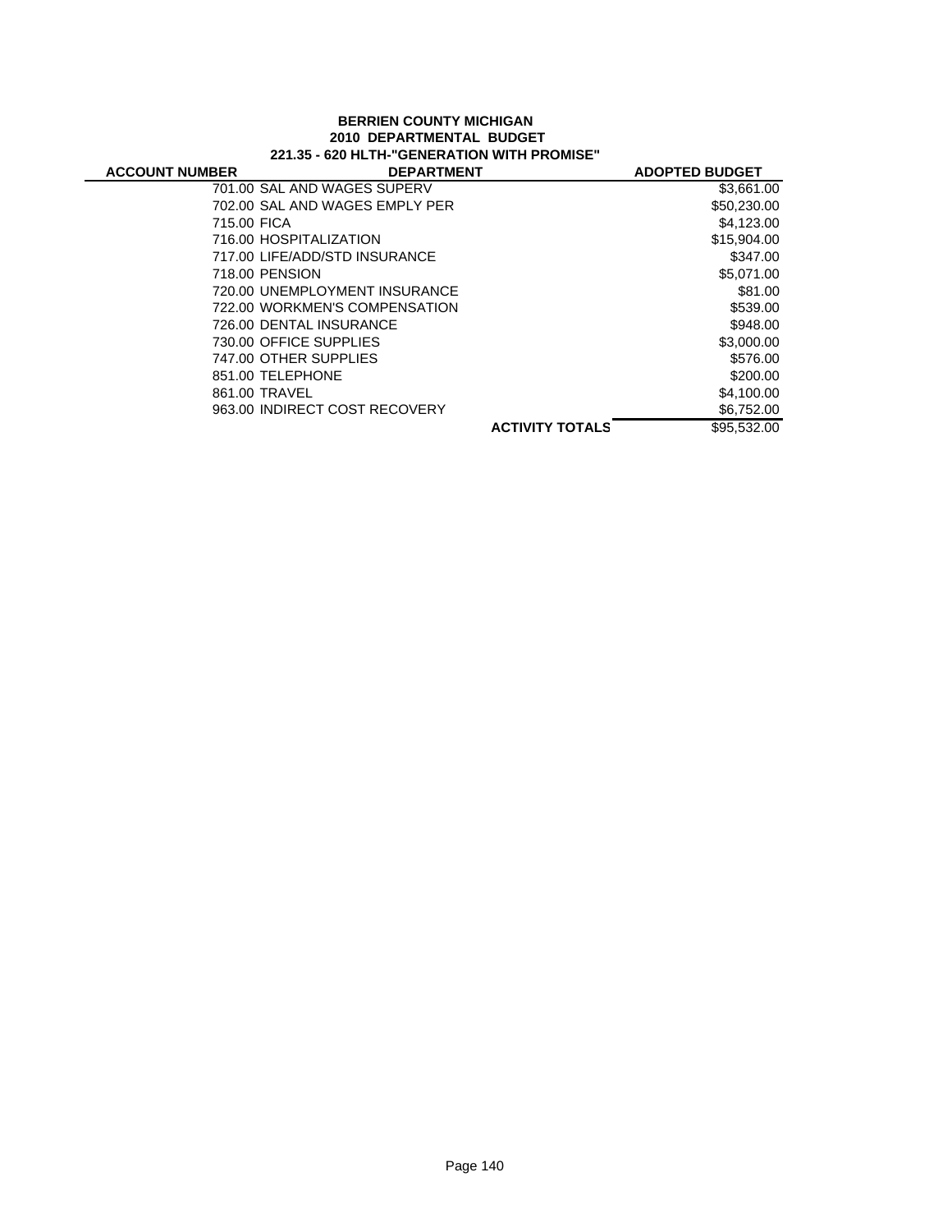**BERRIEN COUNTY MICHIGAN**
**2010 DEPARTMENTAL BUDGET**
**221.35 - 620 HLTH-"GENERATION WITH PROMISE"**

| ACCOUNT NUMBER | DEPARTMENT | | ADOPTED BUDGET |
|---|---|---|---|
| 701.00 | SAL AND WAGES SUPERV | | $3,661.00 |
| 702.00 | SAL AND WAGES EMPLY PER | | $50,230.00 |
| 715.00 | FICA | | $4,123.00 |
| 716.00 | HOSPITALIZATION | | $15,904.00 |
| 717.00 | LIFE/ADD/STD INSURANCE | | $347.00 |
| 718.00 | PENSION | | $5,071.00 |
| 720.00 | UNEMPLOYMENT INSURANCE | | $81.00 |
| 722.00 | WORKMEN'S COMPENSATION | | $539.00 |
| 726.00 | DENTAL INSURANCE | | $948.00 |
| 730.00 | OFFICE SUPPLIES | | $3,000.00 |
| 747.00 | OTHER SUPPLIES | | $576.00 |
| 851.00 | TELEPHONE | | $200.00 |
| 861.00 | TRAVEL | | $4,100.00 |
| 963.00 | INDIRECT COST RECOVERY | | $6,752.00 |
| | | **ACTIVITY TOTALS** | $95,532.00 |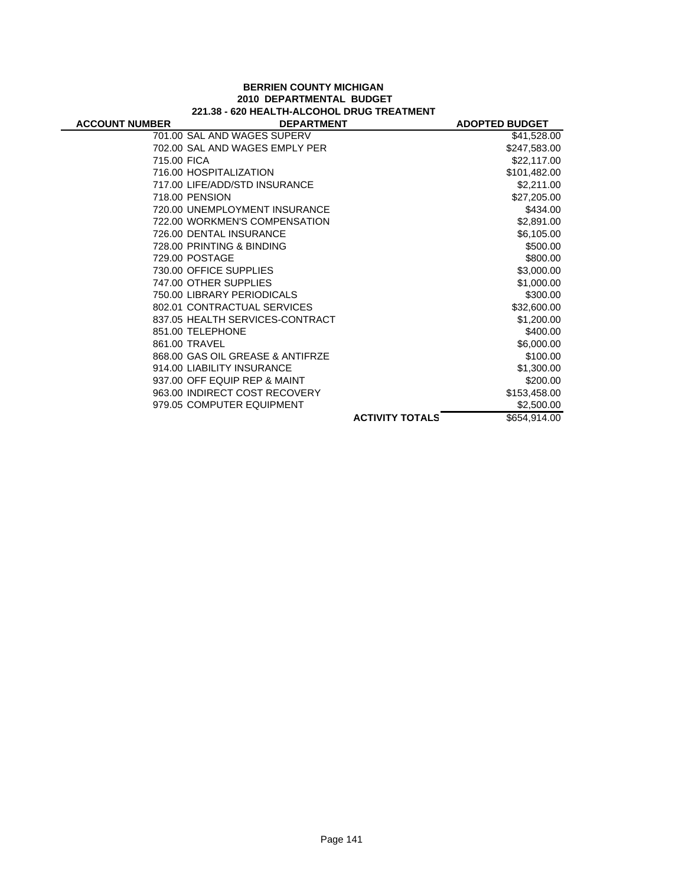**BERRIEN COUNTY MICHIGAN**
**2010 DEPARTMENTAL BUDGET**
**221.38 - 620 HEALTH-ALCOHOL DRUG TREATMENT**

| ACCOUNT NUMBER | DEPARTMENT | | ADOPTED BUDGET |
|---|---|---|---|
| 701.00 | SAL AND WAGES SUPERV | | $41,528.00 |
| 702.00 | SAL AND WAGES EMPLY PER | | $247,583.00 |
| 715.00 | FICA | | $22,117.00 |
| 716.00 | HOSPITALIZATION | | $101,482.00 |
| 717.00 | LIFE/ADD/STD INSURANCE | | $2,211.00 |
| 718.00 | PENSION | | $27,205.00 |
| 720.00 | UNEMPLOYMENT INSURANCE | | $434.00 |
| 722.00 | WORKMEN'S COMPENSATION | | $2,891.00 |
| 726.00 | DENTAL INSURANCE | | $6,105.00 |
| 728.00 | PRINTING & BINDING | | $500.00 |
| 729.00 | POSTAGE | | $800.00 |
| 730.00 | OFFICE SUPPLIES | | $3,000.00 |
| 747.00 | OTHER SUPPLIES | | $1,000.00 |
| 750.00 | LIBRARY PERIODICALS | | $300.00 |
| 802.01 | CONTRACTUAL SERVICES | | $32,600.00 |
| 837.05 | HEALTH SERVICES-CONTRACT | | $1,200.00 |
| 851.00 | TELEPHONE | | $400.00 |
| 861.00 | TRAVEL | | $6,000.00 |
| 868.00 | GAS OIL GREASE & ANTIFRZE | | $100.00 |
| 914.00 | LIABILITY INSURANCE | | $1,300.00 |
| 937.00 | OFF EQUIP REP & MAINT | | $200.00 |
| 963.00 | INDIRECT COST RECOVERY | | $153,458.00 |
| 979.05 | COMPUTER EQUIPMENT | | $2,500.00 |
| | | **ACTIVITY TOTALS** | $654,914.00 |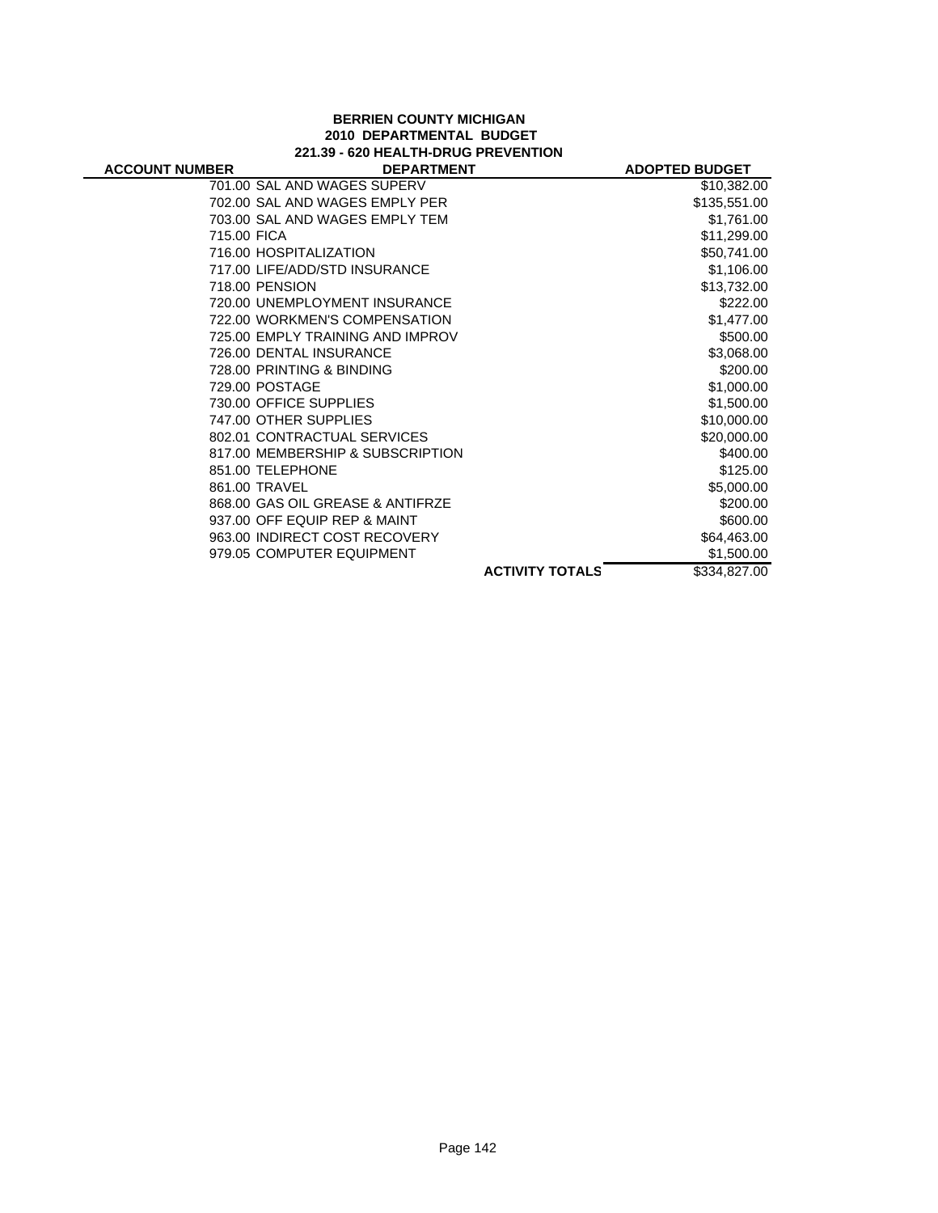**BERRIEN COUNTY MICHIGAN**
**2010 DEPARTMENTAL BUDGET**
**221.39 - 620 HEALTH-DRUG PREVENTION**

| ACCOUNT NUMBER | DEPARTMENT | | ADOPTED BUDGET |
|---|---|---|---|
| 701.00 | SAL AND WAGES SUPERV | | $10,382.00 |
| 702.00 | SAL AND WAGES EMPLY PER | | $135,551.00 |
| 703.00 | SAL AND WAGES EMPLY TEM | | $1,761.00 |
| 715.00 | FICA | | $11,299.00 |
| 716.00 | HOSPITALIZATION | | $50,741.00 |
| 717.00 | LIFE/ADD/STD INSURANCE | | $1,106.00 |
| 718.00 | PENSION | | $13,732.00 |
| 720.00 | UNEMPLOYMENT INSURANCE | | $222.00 |
| 722.00 | WORKMEN'S COMPENSATION | | $1,477.00 |
| 725.00 | EMPLY TRAINING AND IMPROV | | $500.00 |
| 726.00 | DENTAL INSURANCE | | $3,068.00 |
| 728.00 | PRINTING & BINDING | | $200.00 |
| 729.00 | POSTAGE | | $1,000.00 |
| 730.00 | OFFICE SUPPLIES | | $1,500.00 |
| 747.00 | OTHER SUPPLIES | | $10,000.00 |
| 802.01 | CONTRACTUAL SERVICES | | $20,000.00 |
| 817.00 | MEMBERSHIP & SUBSCRIPTION | | $400.00 |
| 851.00 | TELEPHONE | | $125.00 |
| 861.00 | TRAVEL | | $5,000.00 |
| 868.00 | GAS OIL GREASE & ANTIFRZE | | $200.00 |
| 937.00 | OFF EQUIP REP & MAINT | | $600.00 |
| 963.00 | INDIRECT COST RECOVERY | | $64,463.00 |
| 979.05 | COMPUTER EQUIPMENT | | $1,500.00 |
| | | **ACTIVITY TOTALS** | $334,827.00 |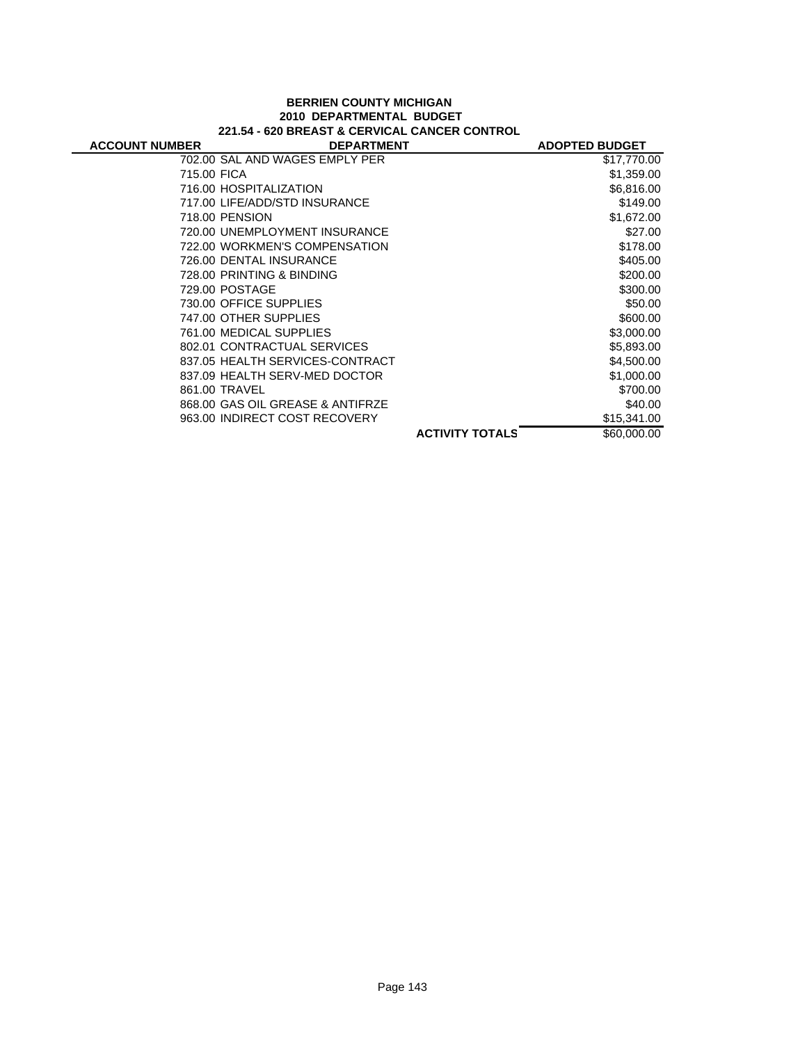**BERRIEN COUNTY MICHIGAN**
**2010 DEPARTMENTAL BUDGET**
**221.54 - 620 BREAST & CERVICAL CANCER CONTROL**

| ACCOUNT NUMBER | DEPARTMENT | | ADOPTED BUDGET |
|---|---|---|---|
| 702.00 | SAL AND WAGES EMPLY PER | | $17,770.00 |
| 715.00 | FICA | | $1,359.00 |
| 716.00 | HOSPITALIZATION | | $6,816.00 |
| 717.00 | LIFE/ADD/STD INSURANCE | | $149.00 |
| 718.00 | PENSION | | $1,672.00 |
| 720.00 | UNEMPLOYMENT INSURANCE | | $27.00 |
| 722.00 | WORKMEN'S COMPENSATION | | $178.00 |
| 726.00 | DENTAL INSURANCE | | $405.00 |
| 728.00 | PRINTING & BINDING | | $200.00 |
| 729.00 | POSTAGE | | $300.00 |
| 730.00 | OFFICE SUPPLIES | | $50.00 |
| 747.00 | OTHER SUPPLIES | | $600.00 |
| 761.00 | MEDICAL SUPPLIES | | $3,000.00 |
| 802.01 | CONTRACTUAL SERVICES | | $5,893.00 |
| 837.05 | HEALTH SERVICES-CONTRACT | | $4,500.00 |
| 837.09 | HEALTH SERV-MED DOCTOR | | $1,000.00 |
| 861.00 | TRAVEL | | $700.00 |
| 868.00 | GAS OIL GREASE & ANTIFRZE | | $40.00 |
| 963.00 | INDIRECT COST RECOVERY | | $15,341.00 |
| | | **ACTIVITY TOTALS** | $60,000.00 |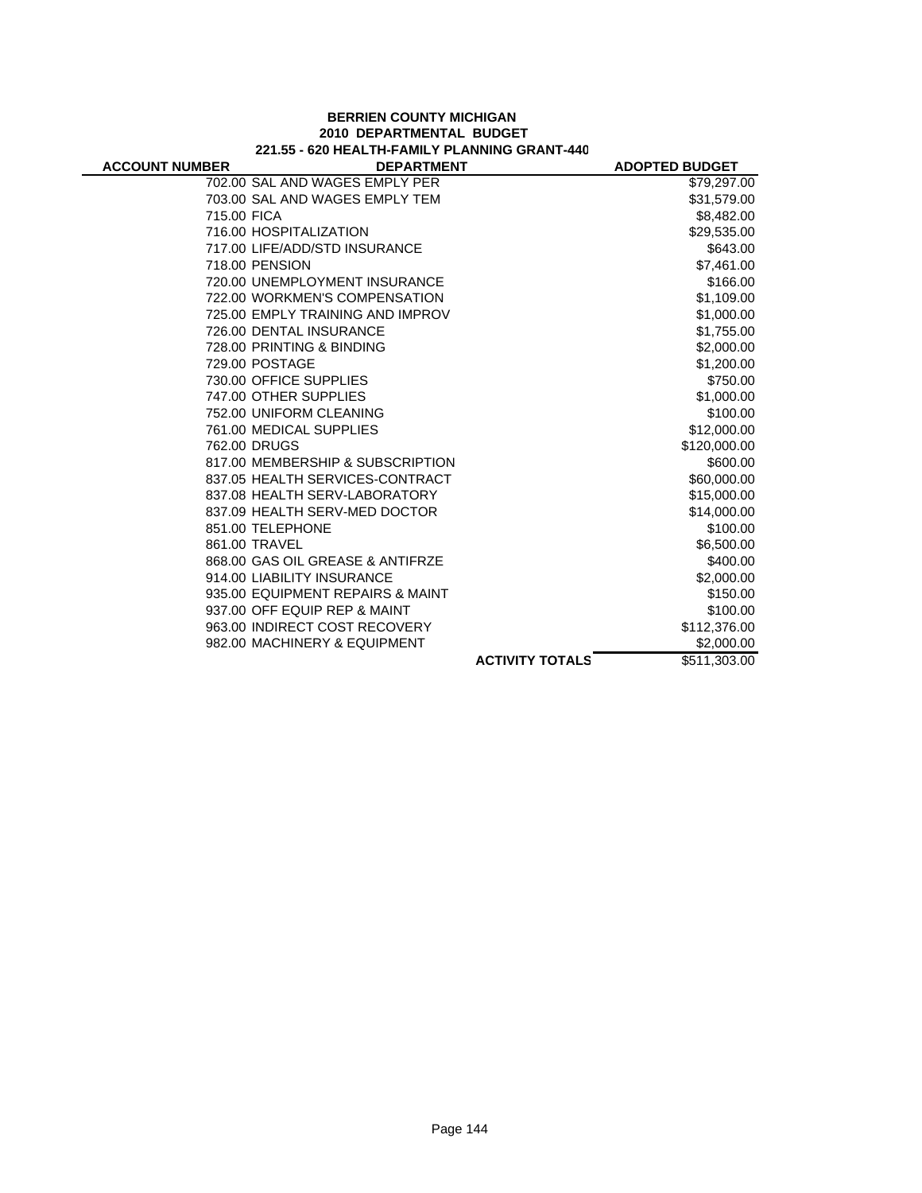**BERRIEN COUNTY MICHIGAN**
**2010 DEPARTMENTAL BUDGET**
**221.55 - 620 HEALTH-FAMILY PLANNING GRANT-440**

| ACCOUNT NUMBER | DEPARTMENT | | ADOPTED BUDGET |
|---|---|---|---|
| 702.00 | SAL AND WAGES EMPLY PER | | $79,297.00 |
| 703.00 | SAL AND WAGES EMPLY TEM | | $31,579.00 |
| 715.00 | FICA | | $8,482.00 |
| 716.00 | HOSPITALIZATION | | $29,535.00 |
| 717.00 | LIFE/ADD/STD INSURANCE | | $643.00 |
| 718.00 | PENSION | | $7,461.00 |
| 720.00 | UNEMPLOYMENT INSURANCE | | $166.00 |
| 722.00 | WORKMEN'S COMPENSATION | | $1,109.00 |
| 725.00 | EMPLY TRAINING AND IMPROV | | $1,000.00 |
| 726.00 | DENTAL INSURANCE | | $1,755.00 |
| 728.00 | PRINTING & BINDING | | $2,000.00 |
| 729.00 | POSTAGE | | $1,200.00 |
| 730.00 | OFFICE SUPPLIES | | $750.00 |
| 747.00 | OTHER SUPPLIES | | $1,000.00 |
| 752.00 | UNIFORM CLEANING | | $100.00 |
| 761.00 | MEDICAL SUPPLIES | | $12,000.00 |
| 762.00 | DRUGS | | $120,000.00 |
| 817.00 | MEMBERSHIP & SUBSCRIPTION | | $600.00 |
| 837.05 | HEALTH SERVICES-CONTRACT | | $60,000.00 |
| 837.08 | HEALTH SERV-LABORATORY | | $15,000.00 |
| 837.09 | HEALTH SERV-MED DOCTOR | | $14,000.00 |
| 851.00 | TELEPHONE | | $100.00 |
| 861.00 | TRAVEL | | $6,500.00 |
| 868.00 | GAS OIL GREASE & ANTIFRZE | | $400.00 |
| 914.00 | LIABILITY INSURANCE | | $2,000.00 |
| 935.00 | EQUIPMENT REPAIRS & MAINT | | $150.00 |
| 937.00 | OFF EQUIP REP & MAINT | | $100.00 |
| 963.00 | INDIRECT COST RECOVERY | | $112,376.00 |
| 982.00 | MACHINERY & EQUIPMENT | | $2,000.00 |
| | | **ACTIVITY TOTALS** | $511,303.00 |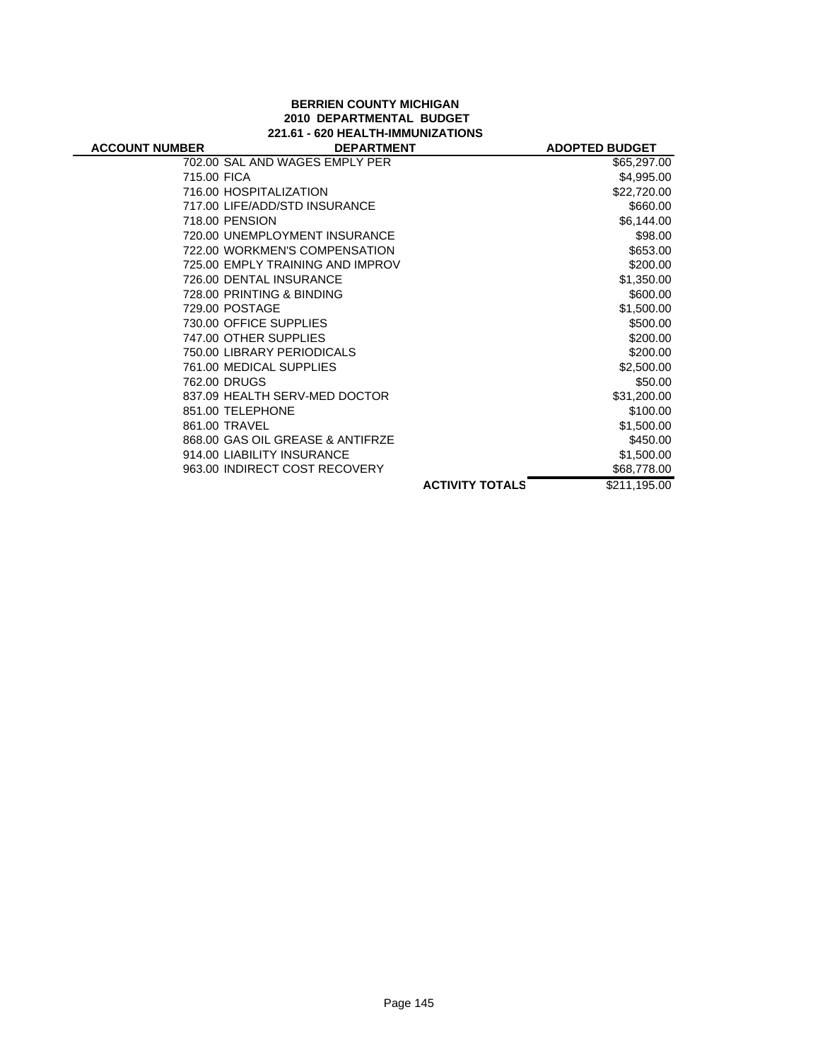**BERRIEN COUNTY MICHIGAN**
**2010 DEPARTMENTAL BUDGET**
**221.61 - 620 HEALTH-IMMUNIZATIONS**

| ACCOUNT NUMBER | DEPARTMENT | | ADOPTED BUDGET |
|---|---|---|---|
| 702.00 | SAL AND WAGES EMPLY PER | | $65,297.00 |
| 715.00 | FICA | | $4,995.00 |
| 716.00 | HOSPITALIZATION | | $22,720.00 |
| 717.00 | LIFE/ADD/STD INSURANCE | | $660.00 |
| 718.00 | PENSION | | $6,144.00 |
| 720.00 | UNEMPLOYMENT INSURANCE | | $98.00 |
| 722.00 | WORKMEN'S COMPENSATION | | $653.00 |
| 725.00 | EMPLY TRAINING AND IMPROV | | $200.00 |
| 726.00 | DENTAL INSURANCE | | $1,350.00 |
| 728.00 | PRINTING & BINDING | | $600.00 |
| 729.00 | POSTAGE | | $1,500.00 |
| 730.00 | OFFICE SUPPLIES | | $500.00 |
| 747.00 | OTHER SUPPLIES | | $200.00 |
| 750.00 | LIBRARY PERIODICALS | | $200.00 |
| 761.00 | MEDICAL SUPPLIES | | $2,500.00 |
| 762.00 | DRUGS | | $50.00 |
| 837.09 | HEALTH SERV-MED DOCTOR | | $31,200.00 |
| 851.00 | TELEPHONE | | $100.00 |
| 861.00 | TRAVEL | | $1,500.00 |
| 868.00 | GAS OIL GREASE & ANTIFRZE | | $450.00 |
| 914.00 | LIABILITY INSURANCE | | $1,500.00 |
| 963.00 | INDIRECT COST RECOVERY | | $68,778.00 |
| | | **ACTIVITY TOTALS** | $211,195.00 |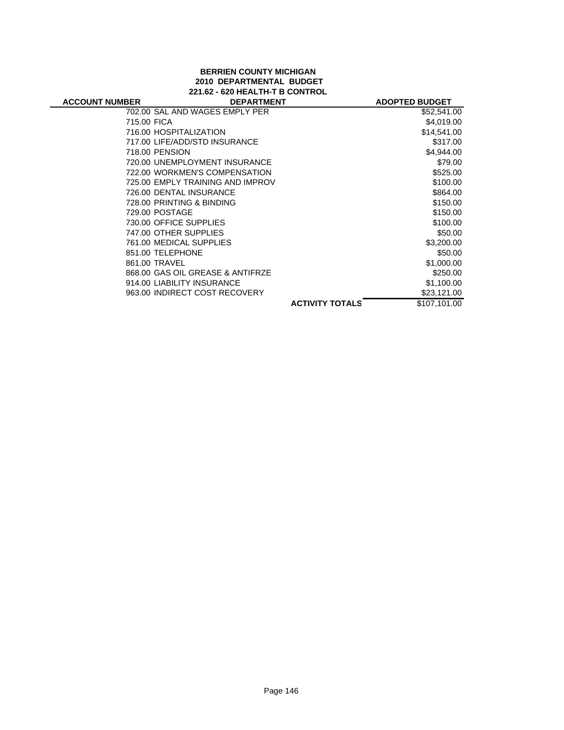**BERRIEN COUNTY MICHIGAN**
**2010 DEPARTMENTAL BUDGET**
**221.62 - 620 HEALTH-T B CONTROL**

| ACCOUNT NUMBER | DEPARTMENT | | ADOPTED BUDGET |
|---|---|---|---|
| 702.00 | SAL AND WAGES EMPLY PER | | $52,541.00 |
| 715.00 | FICA | | $4,019.00 |
| 716.00 | HOSPITALIZATION | | $14,541.00 |
| 717.00 | LIFE/ADD/STD INSURANCE | | $317.00 |
| 718.00 | PENSION | | $4,944.00 |
| 720.00 | UNEMPLOYMENT INSURANCE | | $79.00 |
| 722.00 | WORKMEN'S COMPENSATION | | $525.00 |
| 725.00 | EMPLY TRAINING AND IMPROV | | $100.00 |
| 726.00 | DENTAL INSURANCE | | $864.00 |
| 728.00 | PRINTING & BINDING | | $150.00 |
| 729.00 | POSTAGE | | $150.00 |
| 730.00 | OFFICE SUPPLIES | | $100.00 |
| 747.00 | OTHER SUPPLIES | | $50.00 |
| 761.00 | MEDICAL SUPPLIES | | $3,200.00 |
| 851.00 | TELEPHONE | | $50.00 |
| 861.00 | TRAVEL | | $1,000.00 |
| 868.00 | GAS OIL GREASE & ANTIFRZE | | $250.00 |
| 914.00 | LIABILITY INSURANCE | | $1,100.00 |
| 963.00 | INDIRECT COST RECOVERY | | $23,121.00 |
| | | **ACTIVITY TOTALS** | $107,101.00 |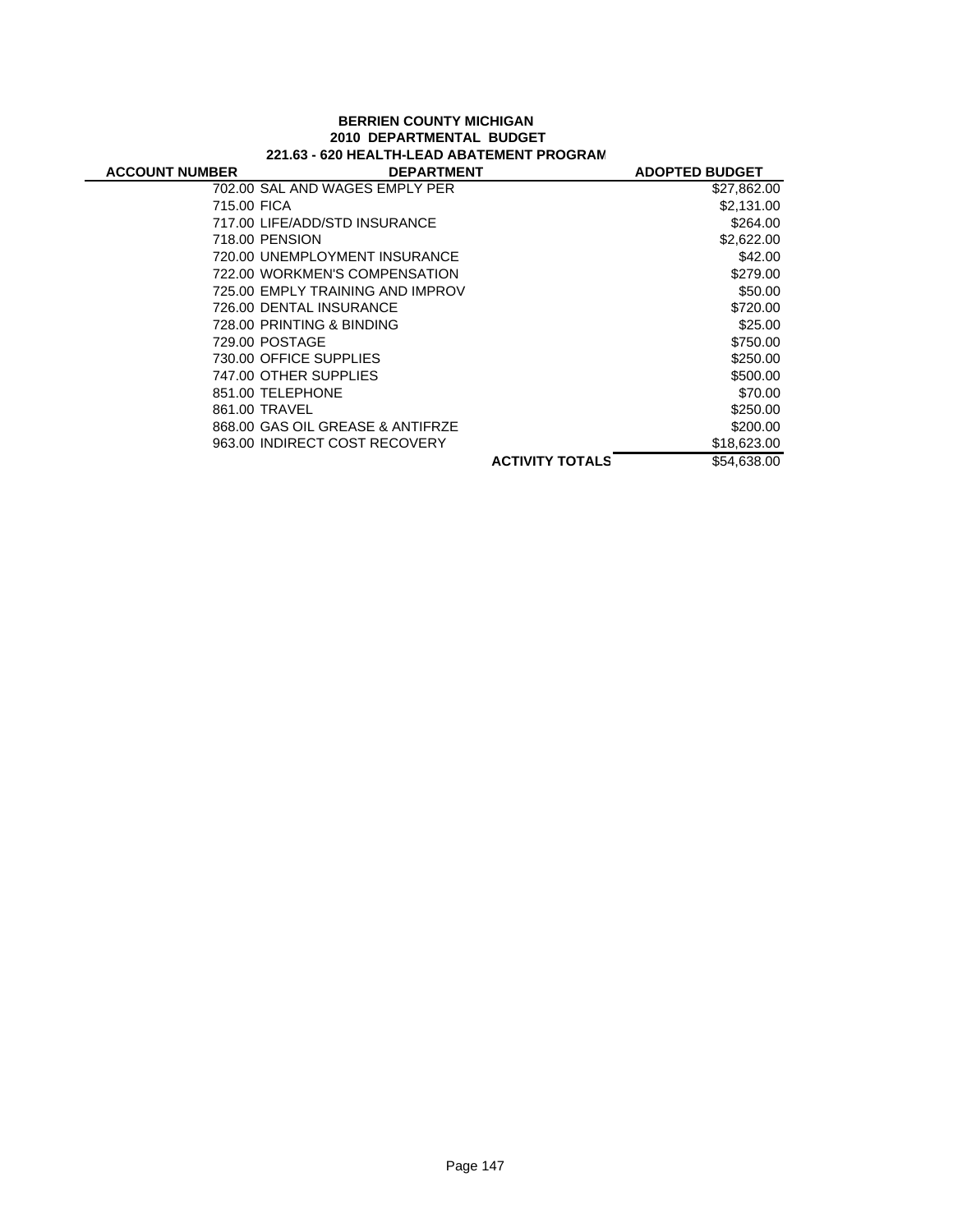**BERRIEN COUNTY MICHIGAN**
**2010 DEPARTMENTAL BUDGET**
**221.63 - 620 HEALTH-LEAD ABATEMENT PROGRAM**

| ACCOUNT NUMBER | DEPARTMENT | | ADOPTED BUDGET |
|---|---|---|---|
| 702.00 | SAL AND WAGES EMPLY PER | | $27,862.00 |
| 715.00 | FICA | | $2,131.00 |
| 717.00 | LIFE/ADD/STD INSURANCE | | $264.00 |
| 718.00 | PENSION | | $2,622.00 |
| 720.00 | UNEMPLOYMENT INSURANCE | | $42.00 |
| 722.00 | WORKMEN'S COMPENSATION | | $279.00 |
| 725.00 | EMPLY TRAINING AND IMPROV | | $50.00 |
| 726.00 | DENTAL INSURANCE | | $720.00 |
| 728.00 | PRINTING & BINDING | | $25.00 |
| 729.00 | POSTAGE | | $750.00 |
| 730.00 | OFFICE SUPPLIES | | $250.00 |
| 747.00 | OTHER SUPPLIES | | $500.00 |
| 851.00 | TELEPHONE | | $70.00 |
| 861.00 | TRAVEL | | $250.00 |
| 868.00 | GAS OIL GREASE & ANTIFRZE | | $200.00 |
| 963.00 | INDIRECT COST RECOVERY | | $18,623.00 |
| | | **ACTIVITY TOTALS** | $54,638.00 |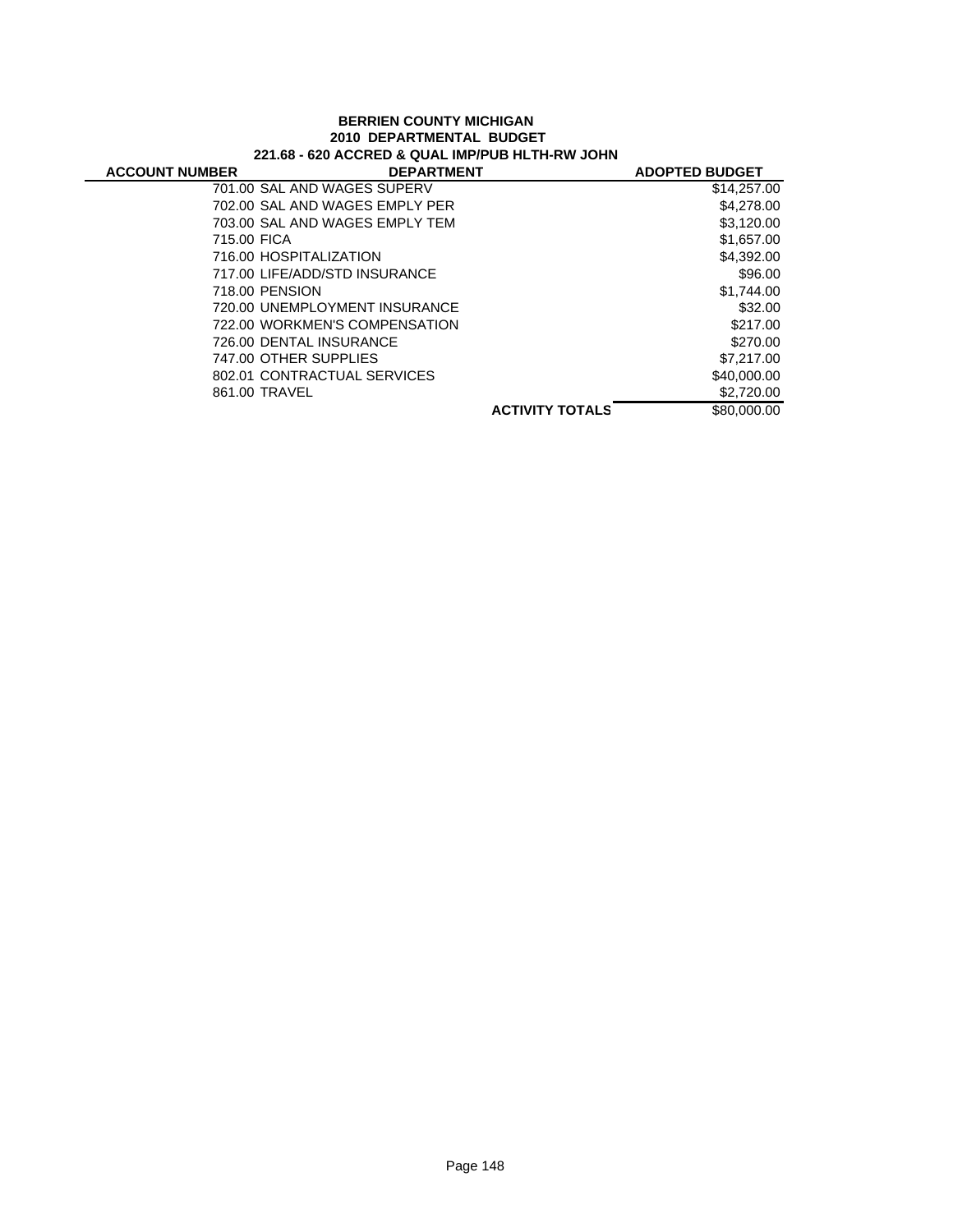**BERRIEN COUNTY MICHIGAN**
**2010 DEPARTMENTAL BUDGET**
**221.68 - 620 ACCRED & QUAL IMP/PUB HLTH-RW JOHN**

| ACCOUNT NUMBER | DEPARTMENT | ADOPTED BUDGET |
|---|---|---|
| 701.00 | SAL AND WAGES SUPERV | $14,257.00 |
| 702.00 | SAL AND WAGES EMPLY PER | $4,278.00 |
| 703.00 | SAL AND WAGES EMPLY TEM | $3,120.00 |
| 715.00 | FICA | $1,657.00 |
| 716.00 | HOSPITALIZATION | $4,392.00 |
| 717.00 | LIFE/ADD/STD INSURANCE | $96.00 |
| 718.00 | PENSION | $1,744.00 |
| 720.00 | UNEMPLOYMENT INSURANCE | $32.00 |
| 722.00 | WORKMEN'S COMPENSATION | $217.00 |
| 726.00 | DENTAL INSURANCE | $270.00 |
| 747.00 | OTHER SUPPLIES | $7,217.00 |
| 802.01 | CONTRACTUAL SERVICES | $40,000.00 |
| 861.00 | TRAVEL | $2,720.00 |
| | **ACTIVITY TOTALS** | $80,000.00 |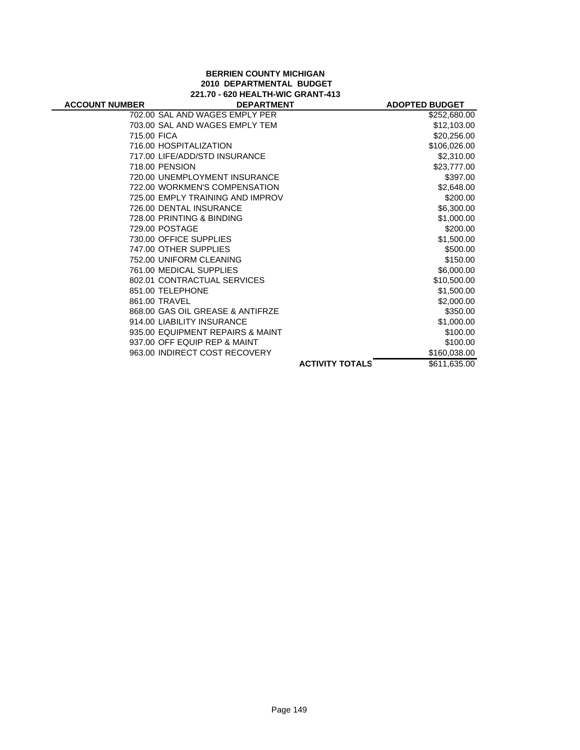**BERRIEN COUNTY MICHIGAN**
**2010 DEPARTMENTAL BUDGET**
**221.70 - 620 HEALTH-WIC GRANT-413**

| ACCOUNT NUMBER | DEPARTMENT | | ADOPTED BUDGET |
|---|---|---|---|
| 702.00 | SAL AND WAGES EMPLY PER | | $252,680.00 |
| 703.00 | SAL AND WAGES EMPLY TEM | | $12,103.00 |
| 715.00 | FICA | | $20,256.00 |
| 716.00 | HOSPITALIZATION | | $106,026.00 |
| 717.00 | LIFE/ADD/STD INSURANCE | | $2,310.00 |
| 718.00 | PENSION | | $23,777.00 |
| 720.00 | UNEMPLOYMENT INSURANCE | | $397.00 |
| 722.00 | WORKMEN'S COMPENSATION | | $2,648.00 |
| 725.00 | EMPLY TRAINING AND IMPROV | | $200.00 |
| 726.00 | DENTAL INSURANCE | | $6,300.00 |
| 728.00 | PRINTING & BINDING | | $1,000.00 |
| 729.00 | POSTAGE | | $200.00 |
| 730.00 | OFFICE SUPPLIES | | $1,500.00 |
| 747.00 | OTHER SUPPLIES | | $500.00 |
| 752.00 | UNIFORM CLEANING | | $150.00 |
| 761.00 | MEDICAL SUPPLIES | | $6,000.00 |
| 802.01 | CONTRACTUAL SERVICES | | $10,500.00 |
| 851.00 | TELEPHONE | | $1,500.00 |
| 861.00 | TRAVEL | | $2,000.00 |
| 868.00 | GAS OIL GREASE & ANTIFRZE | | $350.00 |
| 914.00 | LIABILITY INSURANCE | | $1,000.00 |
| 935.00 | EQUIPMENT REPAIRS & MAINT | | $100.00 |
| 937.00 | OFF EQUIP REP & MAINT | | $100.00 |
| 963.00 | INDIRECT COST RECOVERY | | $160,038.00 |
| | | **ACTIVITY TOTALS** | $611,635.00 |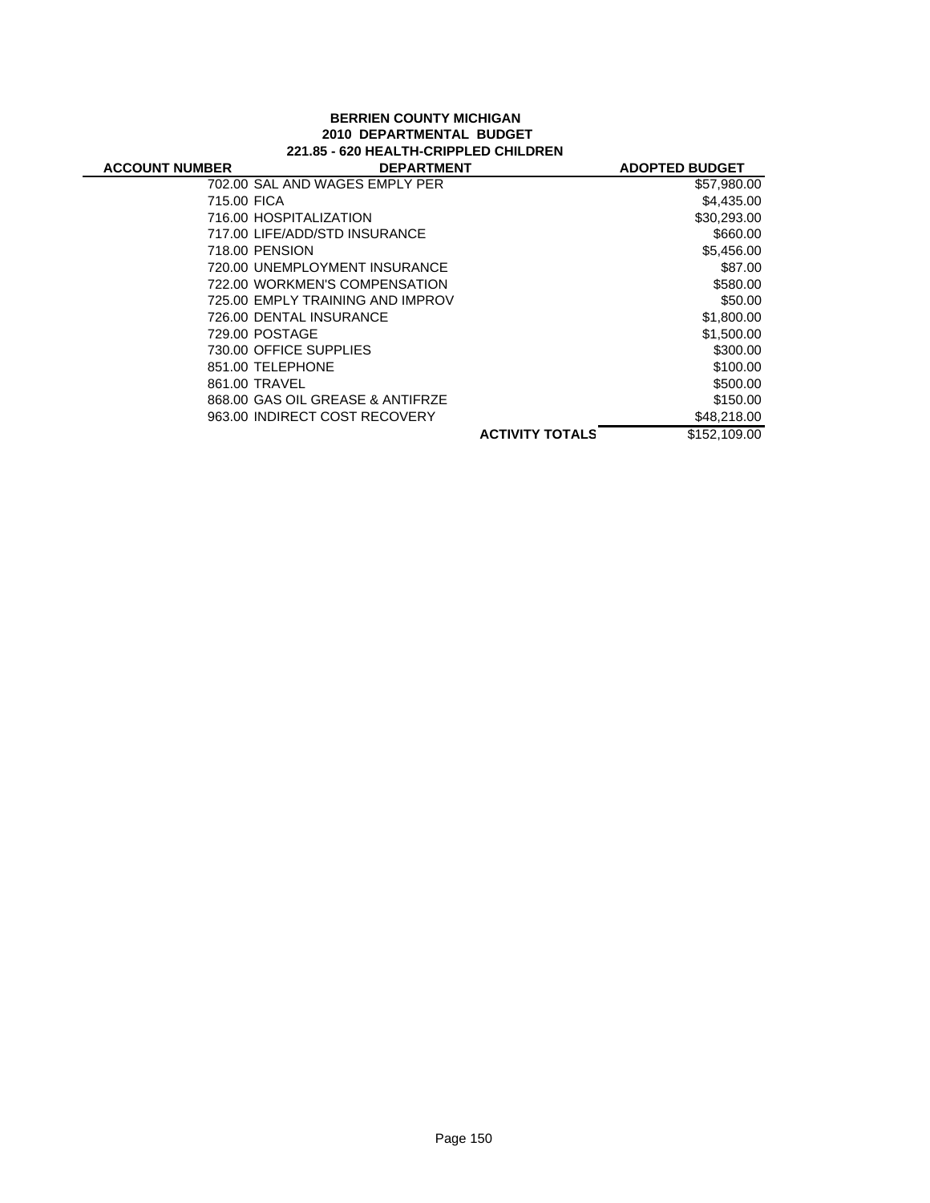**BERRIEN COUNTY MICHIGAN**
**2010 DEPARTMENTAL BUDGET**
**221.85 - 620 HEALTH-CRIPPLED CHILDREN**

| ACCOUNT NUMBER | DEPARTMENT | | ADOPTED BUDGET |
|---|---|---|---|
| 702.00 | SAL AND WAGES EMPLY PER | | $57,980.00 |
| 715.00 | FICA | | $4,435.00 |
| 716.00 | HOSPITALIZATION | | $30,293.00 |
| 717.00 | LIFE/ADD/STD INSURANCE | | $660.00 |
| 718.00 | PENSION | | $5,456.00 |
| 720.00 | UNEMPLOYMENT INSURANCE | | $87.00 |
| 722.00 | WORKMEN'S COMPENSATION | | $580.00 |
| 725.00 | EMPLY TRAINING AND IMPROV | | $50.00 |
| 726.00 | DENTAL INSURANCE | | $1,800.00 |
| 729.00 | POSTAGE | | $1,500.00 |
| 730.00 | OFFICE SUPPLIES | | $300.00 |
| 851.00 | TELEPHONE | | $100.00 |
| 861.00 | TRAVEL | | $500.00 |
| 868.00 | GAS OIL GREASE & ANTIFRZE | | $150.00 |
| 963.00 | INDIRECT COST RECOVERY | | $48,218.00 |
| | | **ACTIVITY TOTALS** | $152,109.00 |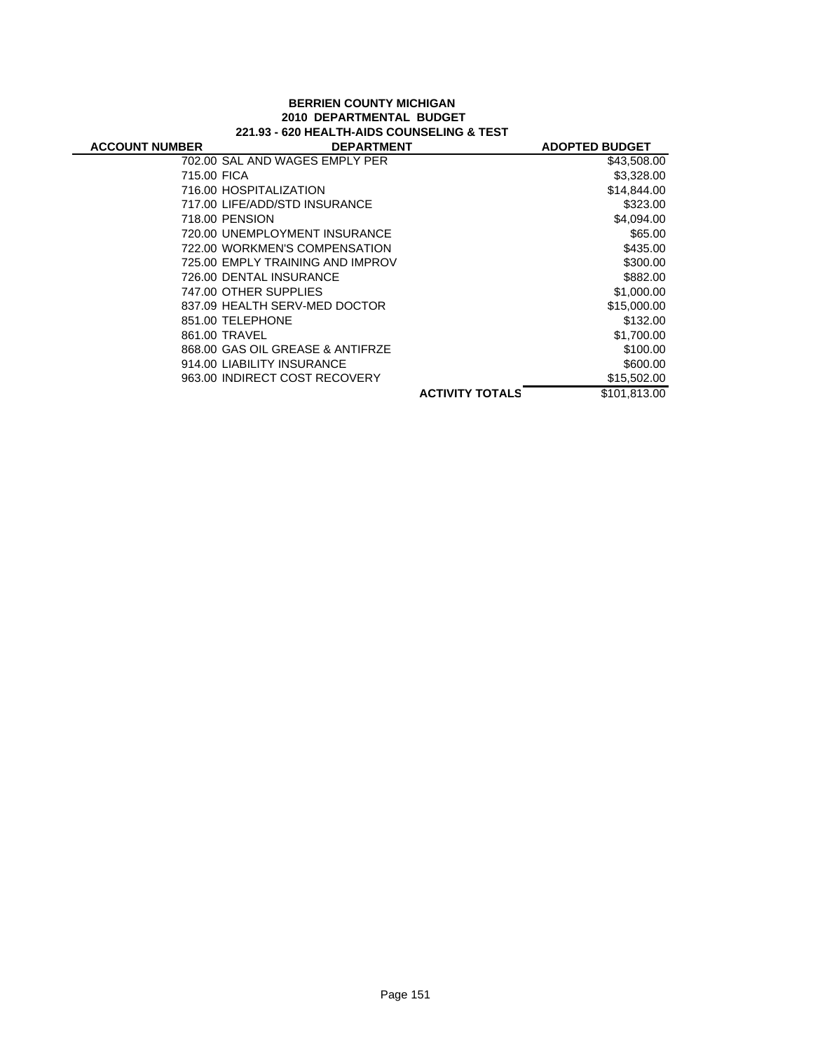**BERRIEN COUNTY MICHIGAN**
**2010 DEPARTMENTAL BUDGET**
**221.93 - 620 HEALTH-AIDS COUNSELING & TEST**

| ACCOUNT NUMBER | DEPARTMENT | ADOPTED BUDGET |
|---|---|---|
| 702.00 | SAL AND WAGES EMPLY PER | $43,508.00 |
| 715.00 | FICA | $3,328.00 |
| 716.00 | HOSPITALIZATION | $14,844.00 |
| 717.00 | LIFE/ADD/STD INSURANCE | $323.00 |
| 718.00 | PENSION | $4,094.00 |
| 720.00 | UNEMPLOYMENT INSURANCE | $65.00 |
| 722.00 | WORKMEN'S COMPENSATION | $435.00 |
| 725.00 | EMPLY TRAINING AND IMPROV | $300.00 |
| 726.00 | DENTAL INSURANCE | $882.00 |
| 747.00 | OTHER SUPPLIES | $1,000.00 |
| 837.09 | HEALTH SERV-MED DOCTOR | $15,000.00 |
| 851.00 | TELEPHONE | $132.00 |
| 861.00 | TRAVEL | $1,700.00 |
| 868.00 | GAS OIL GREASE & ANTIFRZE | $100.00 |
| 914.00 | LIABILITY INSURANCE | $600.00 |
| 963.00 | INDIRECT COST RECOVERY | $15,502.00 |
| | **ACTIVITY TOTALS** | $101,813.00 |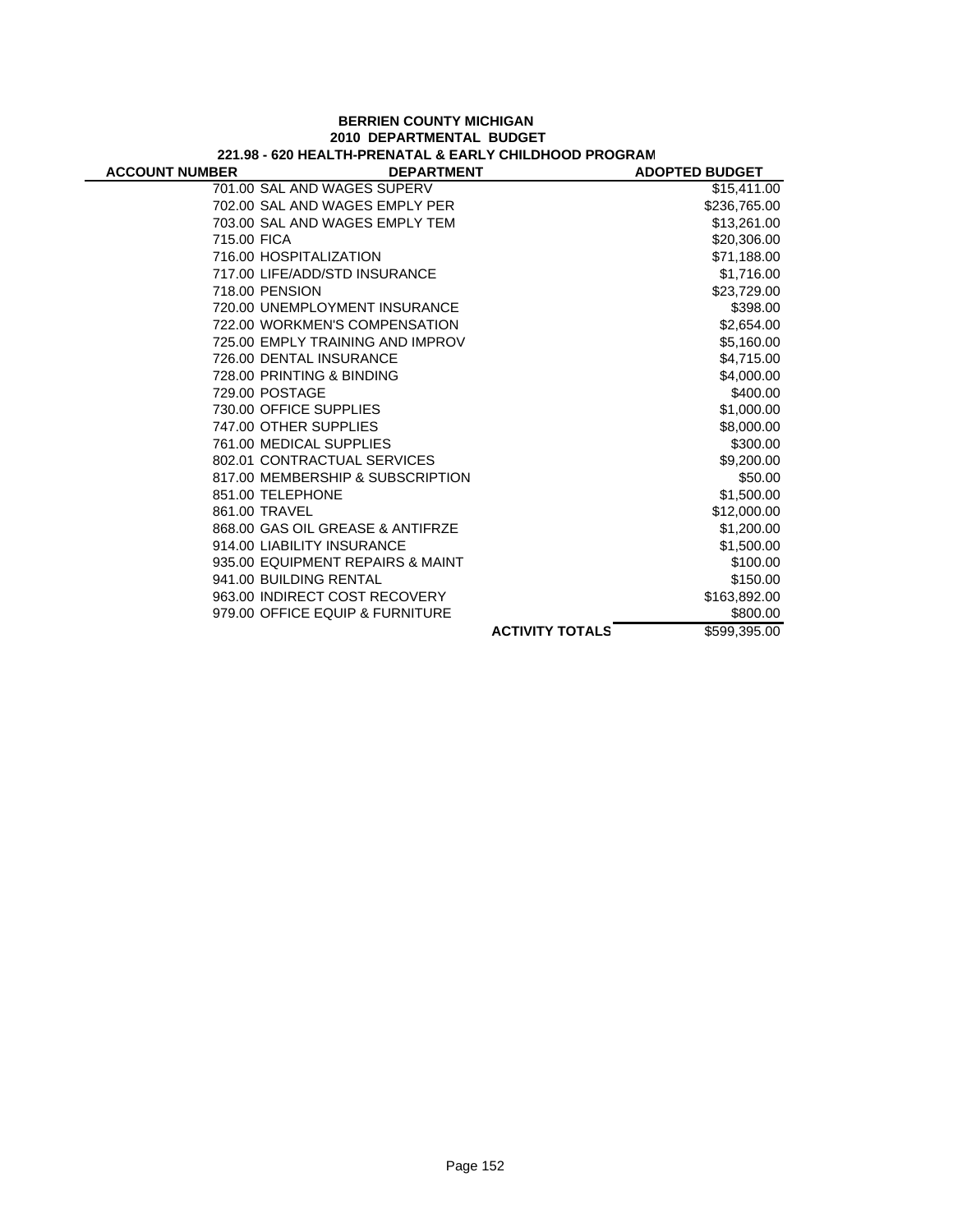**BERRIEN COUNTY MICHIGAN**
**2010 DEPARTMENTAL BUDGET**
**221.98 - 620 HEALTH-PRENATAL & EARLY CHILDHOOD PROGRAM**

| ACCOUNT NUMBER | DEPARTMENT | ADOPTED BUDGET |
|---|---|---|
| 701.00 | SAL AND WAGES SUPERV | $15,411.00 |
| 702.00 | SAL AND WAGES EMPLY PER | $236,765.00 |
| 703.00 | SAL AND WAGES EMPLY TEM | $13,261.00 |
| 715.00 | FICA | $20,306.00 |
| 716.00 | HOSPITALIZATION | $71,188.00 |
| 717.00 | LIFE/ADD/STD INSURANCE | $1,716.00 |
| 718.00 | PENSION | $23,729.00 |
| 720.00 | UNEMPLOYMENT INSURANCE | $398.00 |
| 722.00 | WORKMEN'S COMPENSATION | $2,654.00 |
| 725.00 | EMPLY TRAINING AND IMPROV | $5,160.00 |
| 726.00 | DENTAL INSURANCE | $4,715.00 |
| 728.00 | PRINTING & BINDING | $4,000.00 |
| 729.00 | POSTAGE | $400.00 |
| 730.00 | OFFICE SUPPLIES | $1,000.00 |
| 747.00 | OTHER SUPPLIES | $8,000.00 |
| 761.00 | MEDICAL SUPPLIES | $300.00 |
| 802.01 | CONTRACTUAL SERVICES | $9,200.00 |
| 817.00 | MEMBERSHIP & SUBSCRIPTION | $50.00 |
| 851.00 | TELEPHONE | $1,500.00 |
| 861.00 | TRAVEL | $12,000.00 |
| 868.00 | GAS OIL GREASE & ANTIFRZE | $1,200.00 |
| 914.00 | LIABILITY INSURANCE | $1,500.00 |
| 935.00 | EQUIPMENT REPAIRS & MAINT | $100.00 |
| 941.00 | BUILDING RENTAL | $150.00 |
| 963.00 | INDIRECT COST RECOVERY | $163,892.00 |
| 979.00 | OFFICE EQUIP & FURNITURE | $800.00 |
| | **ACTIVITY TOTALS** | $599,395.00 |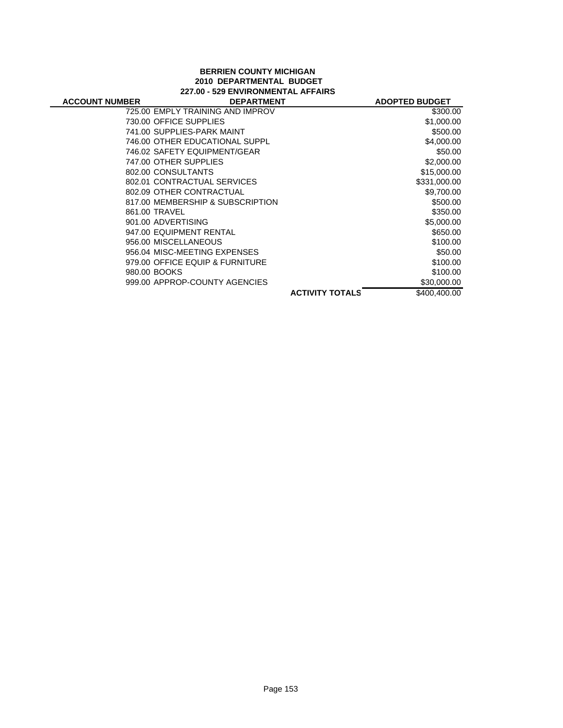**BERRIEN COUNTY MICHIGAN**
**2010 DEPARTMENTAL BUDGET**
**227.00 - 529 ENVIRONMENTAL AFFAIRS**

| ACCOUNT NUMBER | DEPARTMENT | ADOPTED BUDGET |
|---|---|---|
| 725.00 | EMPLY TRAINING AND IMPROV | $300.00 |
| 730.00 | OFFICE SUPPLIES | $1,000.00 |
| 741.00 | SUPPLIES-PARK MAINT | $500.00 |
| 746.00 | OTHER EDUCATIONAL SUPPL | $4,000.00 |
| 746.02 | SAFETY EQUIPMENT/GEAR | $50.00 |
| 747.00 | OTHER SUPPLIES | $2,000.00 |
| 802.00 | CONSULTANTS | $15,000.00 |
| 802.01 | CONTRACTUAL SERVICES | $331,000.00 |
| 802.09 | OTHER CONTRACTUAL | $9,700.00 |
| 817.00 | MEMBERSHIP & SUBSCRIPTION | $500.00 |
| 861.00 | TRAVEL | $350.00 |
| 901.00 | ADVERTISING | $5,000.00 |
| 947.00 | EQUIPMENT RENTAL | $650.00 |
| 956.00 | MISCELLANEOUS | $100.00 |
| 956.04 | MISC-MEETING EXPENSES | $50.00 |
| 979.00 | OFFICE EQUIP & FURNITURE | $100.00 |
| 980.00 | BOOKS | $100.00 |
| 999.00 | APPROP-COUNTY AGENCIES | $30,000.00 |
| | **ACTIVITY TOTALS** | $400,400.00 |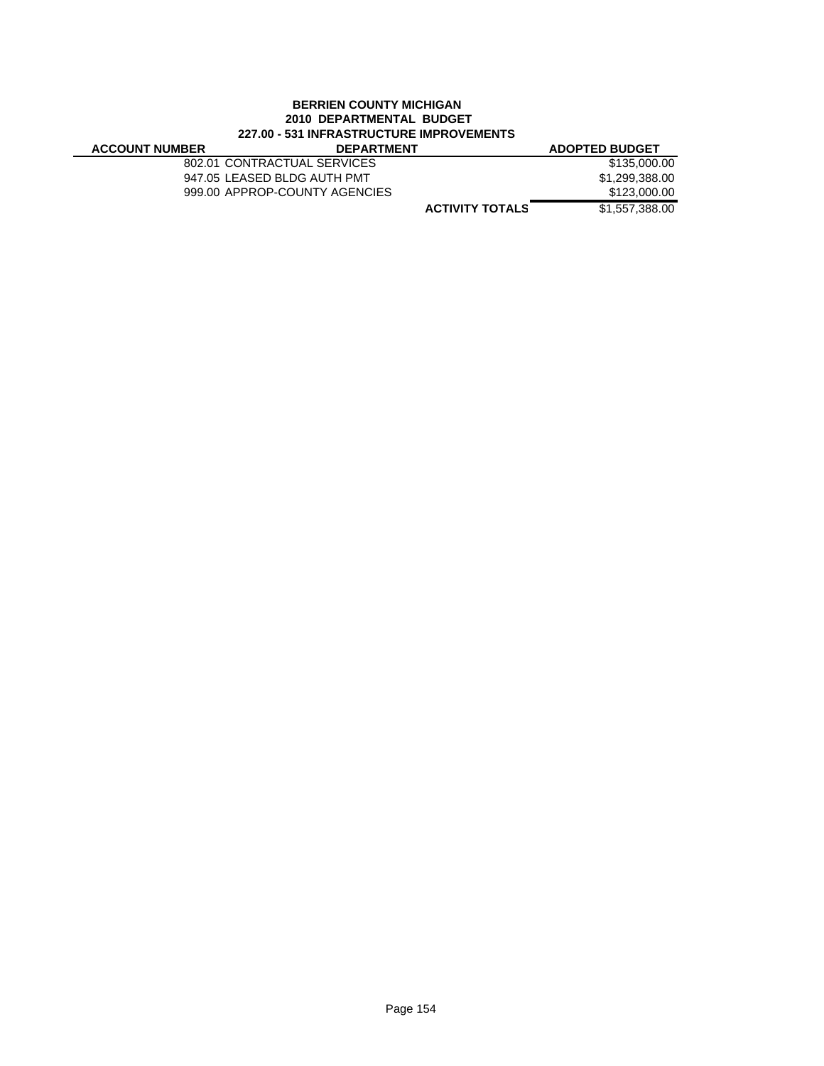**BERRIEN COUNTY MICHIGAN**
**2010 DEPARTMENTAL BUDGET**
**227.00 - 531 INFRASTRUCTURE IMPROVEMENTS**

| ACCOUNT NUMBER | DEPARTMENT | | ADOPTED BUDGET |
|---|---|---|---|
| | 802.01 CONTRACTUAL SERVICES | | $135,000.00 |
| | 947.05 LEASED BLDG AUTH PMT | | $1,299,388.00 |
| | 999.00 APPROP-COUNTY AGENCIES | | $123,000.00 |
| | | **ACTIVITY TOTALS** | $1,557,388.00 |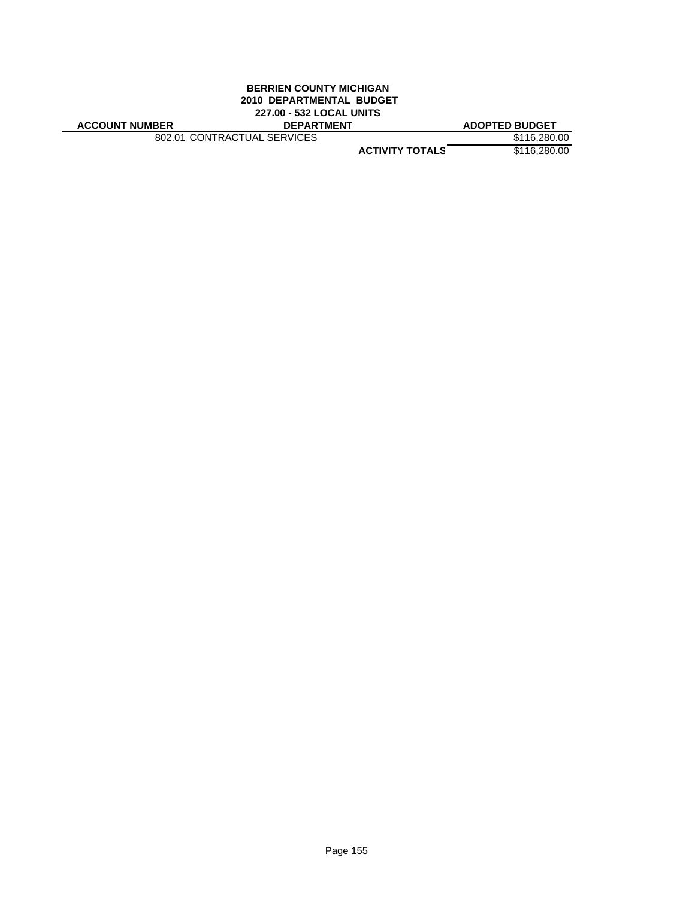**BERRIEN COUNTY MICHIGAN**
**2010 DEPARTMENTAL BUDGET**
**227.00 - 532 LOCAL UNITS**

| ACCOUNT NUMBER | DEPARTMENT | ADOPTED BUDGET |
|---|---|---|
| 802.01 CONTRACTUAL SERVICES | | $116,280.00 |
| | **ACTIVITY TOTALS** | $116,280.00 |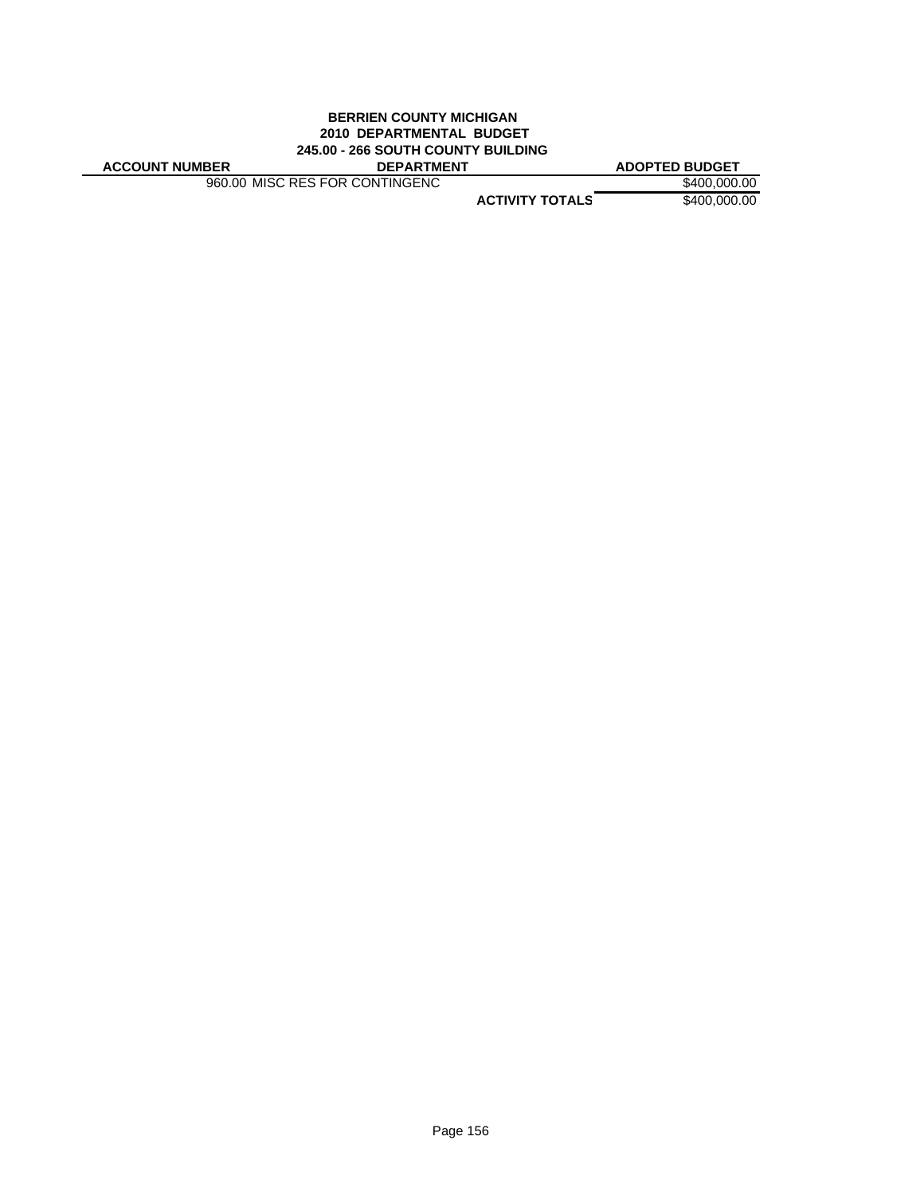**BERRIEN COUNTY MICHIGAN**
**2010 DEPARTMENTAL BUDGET**
**245.00 - 266 SOUTH COUNTY BUILDING**

| ACCOUNT NUMBER | DEPARTMENT | | ADOPTED BUDGET |
|---|---|---|---|
| 960.00 | MISC RES FOR CONTINGENC | | $400,000.00 |
| | | **ACTIVITY TOTALS** | $400,000.00 |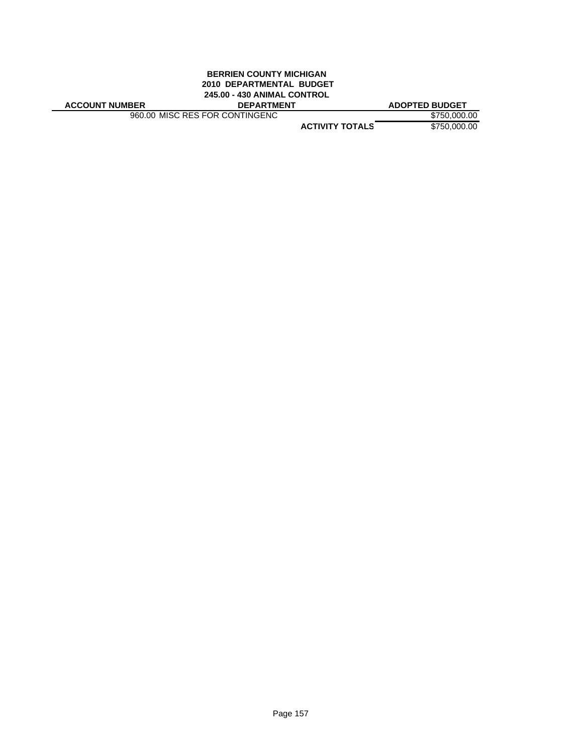**BERRIEN COUNTY MICHIGAN**
**2010 DEPARTMENTAL BUDGET**
**245.00 - 430 ANIMAL CONTROL**

| ACCOUNT NUMBER | DEPARTMENT | | ADOPTED BUDGET |
|---|---|---|---|
| 960.00 | MISC RES FOR CONTINGENC | | $750,000.00 |
| | | **ACTIVITY TOTALS** | $750,000.00 |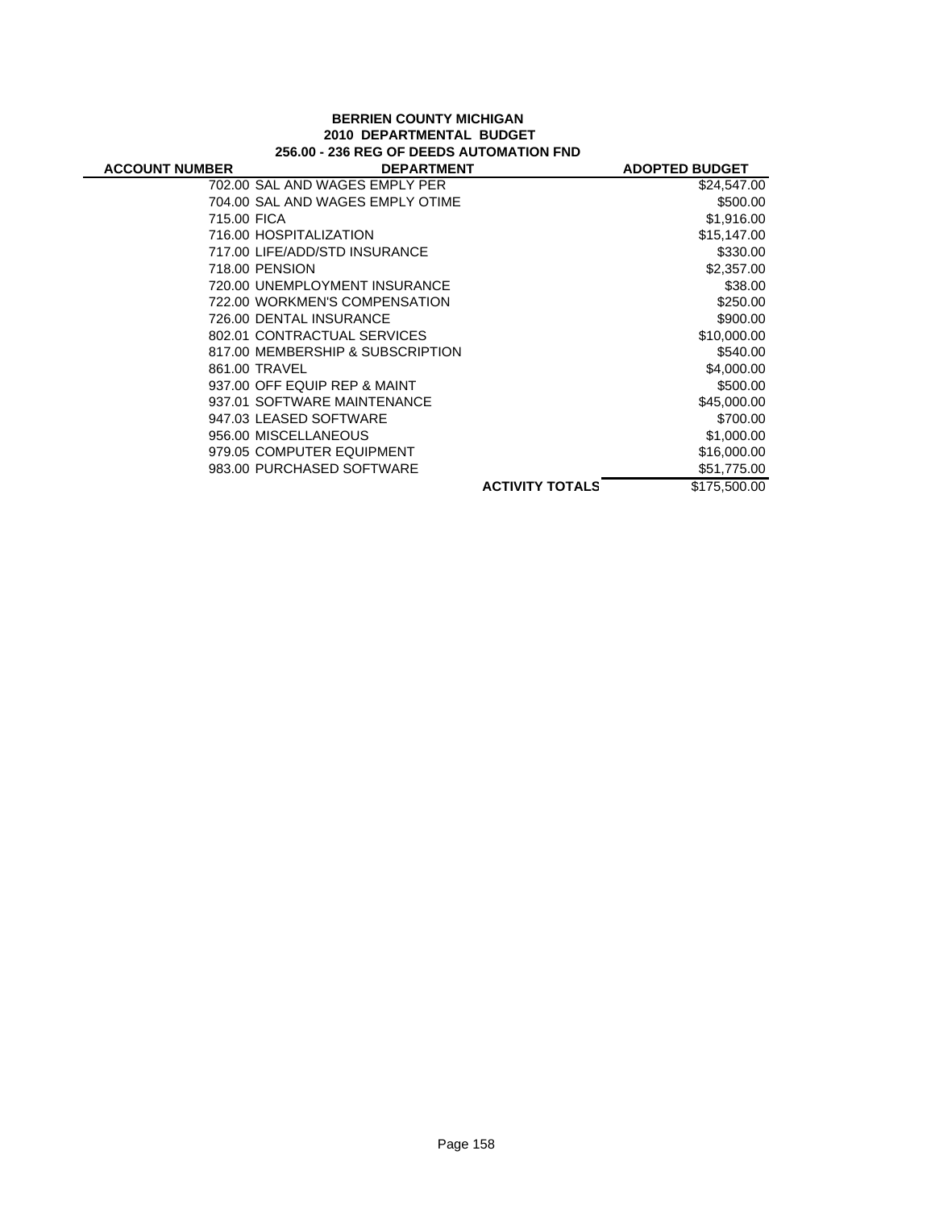**BERRIEN COUNTY MICHIGAN**
**2010 DEPARTMENTAL BUDGET**
**256.00 - 236 REG OF DEEDS AUTOMATION FND**

| ACCOUNT NUMBER | DEPARTMENT | | ADOPTED BUDGET |
|---|---|---|---|
| 702.00 | SAL AND WAGES EMPLY PER | | $24,547.00 |
| 704.00 | SAL AND WAGES EMPLY OTIME | | $500.00 |
| 715.00 | FICA | | $1,916.00 |
| 716.00 | HOSPITALIZATION | | $15,147.00 |
| 717.00 | LIFE/ADD/STD INSURANCE | | $330.00 |
| 718.00 | PENSION | | $2,357.00 |
| 720.00 | UNEMPLOYMENT INSURANCE | | $38.00 |
| 722.00 | WORKMEN'S COMPENSATION | | $250.00 |
| 726.00 | DENTAL INSURANCE | | $900.00 |
| 802.01 | CONTRACTUAL SERVICES | | $10,000.00 |
| 817.00 | MEMBERSHIP & SUBSCRIPTION | | $540.00 |
| 861.00 | TRAVEL | | $4,000.00 |
| 937.00 | OFF EQUIP REP & MAINT | | $500.00 |
| 937.01 | SOFTWARE MAINTENANCE | | $45,000.00 |
| 947.03 | LEASED SOFTWARE | | $700.00 |
| 956.00 | MISCELLANEOUS | | $1,000.00 |
| 979.05 | COMPUTER EQUIPMENT | | $16,000.00 |
| 983.00 | PURCHASED SOFTWARE | | $51,775.00 |
| | | **ACTIVITY TOTALS** | $175,500.00 |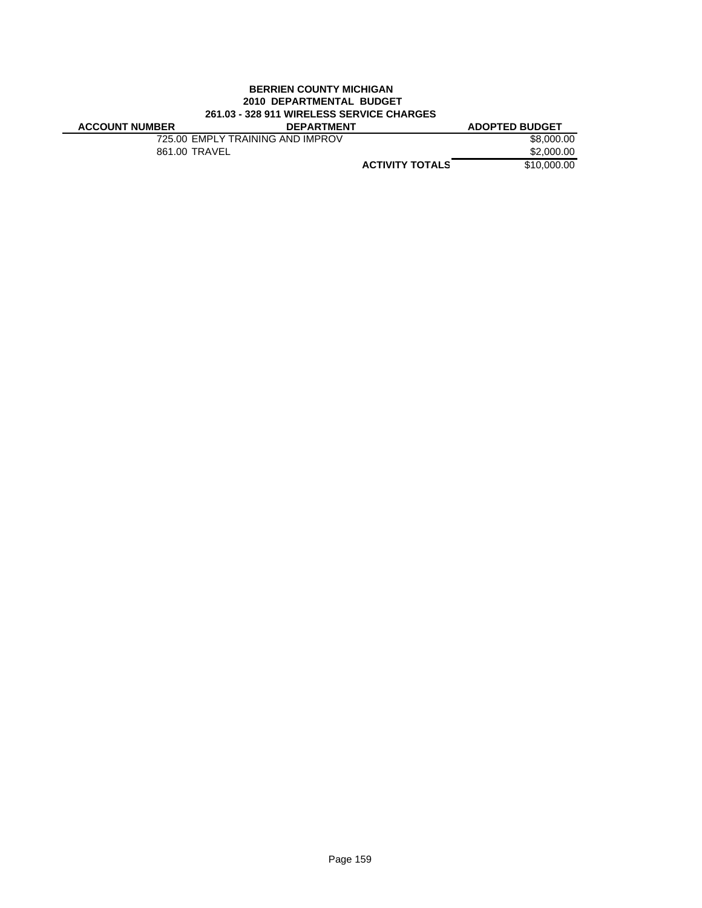**BERRIEN COUNTY MICHIGAN**
**2010 DEPARTMENTAL BUDGET**
**261.03 - 328 911 WIRELESS SERVICE CHARGES**

| ACCOUNT NUMBER | DEPARTMENT | ADOPTED BUDGET |
|---|---|---|
| 725.00 | EMPLY TRAINING AND IMPROV | $8,000.00 |
| 861.00 | TRAVEL | $2,000.00 |
| | **ACTIVITY TOTALS** | $10,000.00 |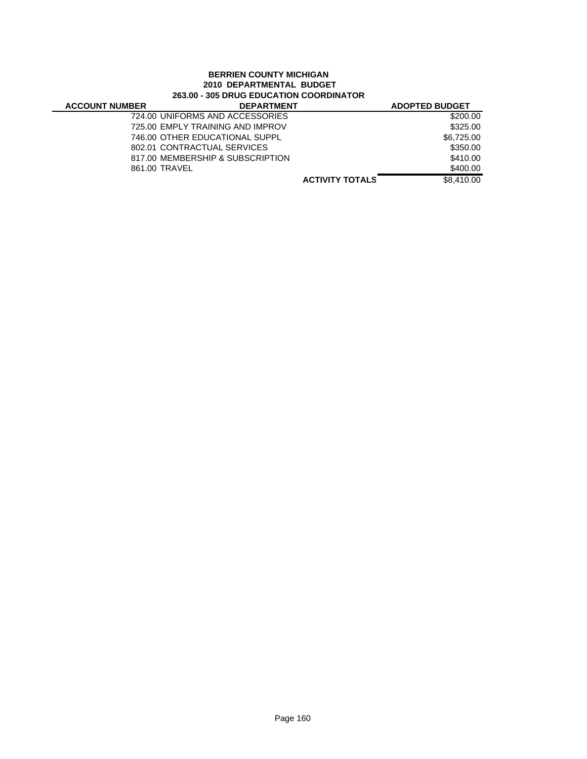**BERRIEN COUNTY MICHIGAN**
**2010 DEPARTMENTAL BUDGET**
**263.00 - 305 DRUG EDUCATION COORDINATOR**

| ACCOUNT NUMBER | DEPARTMENT | | ADOPTED BUDGET |
|---|---|---|---|
| | 724.00 UNIFORMS AND ACCESSORIES | | $200.00 |
| | 725.00 EMPLY TRAINING AND IMPROV | | $325.00 |
| | 746.00 OTHER EDUCATIONAL SUPPL | | $6,725.00 |
| | 802.01 CONTRACTUAL SERVICES | | $350.00 |
| | 817.00 MEMBERSHIP & SUBSCRIPTION | | $410.00 |
| | 861.00 TRAVEL | | $400.00 |
| | | **ACTIVITY TOTALS** | $8,410.00 |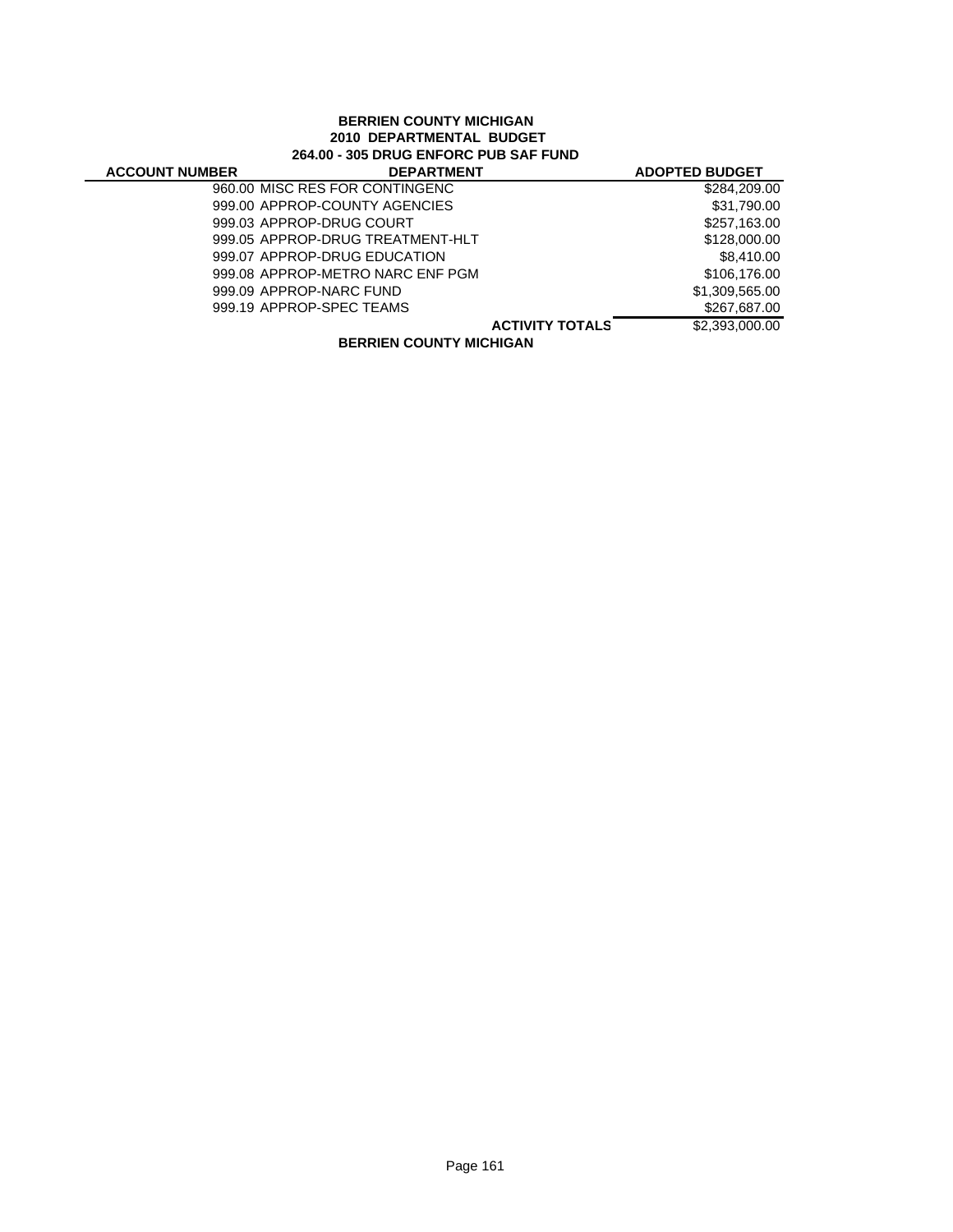**BERRIEN COUNTY MICHIGAN**
**2010 DEPARTMENTAL BUDGET**
**264.00 - 305 DRUG ENFORC PUB SAF FUND**

| ACCOUNT NUMBER | DEPARTMENT | ADOPTED BUDGET |
|---|---|---|
| | 960.00 MISC RES FOR CONTINGENC | $284,209.00 |
| | 999.00 APPROP-COUNTY AGENCIES | $31,790.00 |
| | 999.03 APPROP-DRUG COURT | $257,163.00 |
| | 999.05 APPROP-DRUG TREATMENT-HLT | $128,000.00 |
| | 999.07 APPROP-DRUG EDUCATION | $8,410.00 |
| | 999.08 APPROP-METRO NARC ENF PGM | $106,176.00 |
| | 999.09 APPROP-NARC FUND | $1,309,565.00 |
| | 999.19 APPROP-SPEC TEAMS | $267,687.00 |
| | **ACTIVITY TOTALS** | $2,393,000.00 |

**BERRIEN COUNTY MICHIGAN**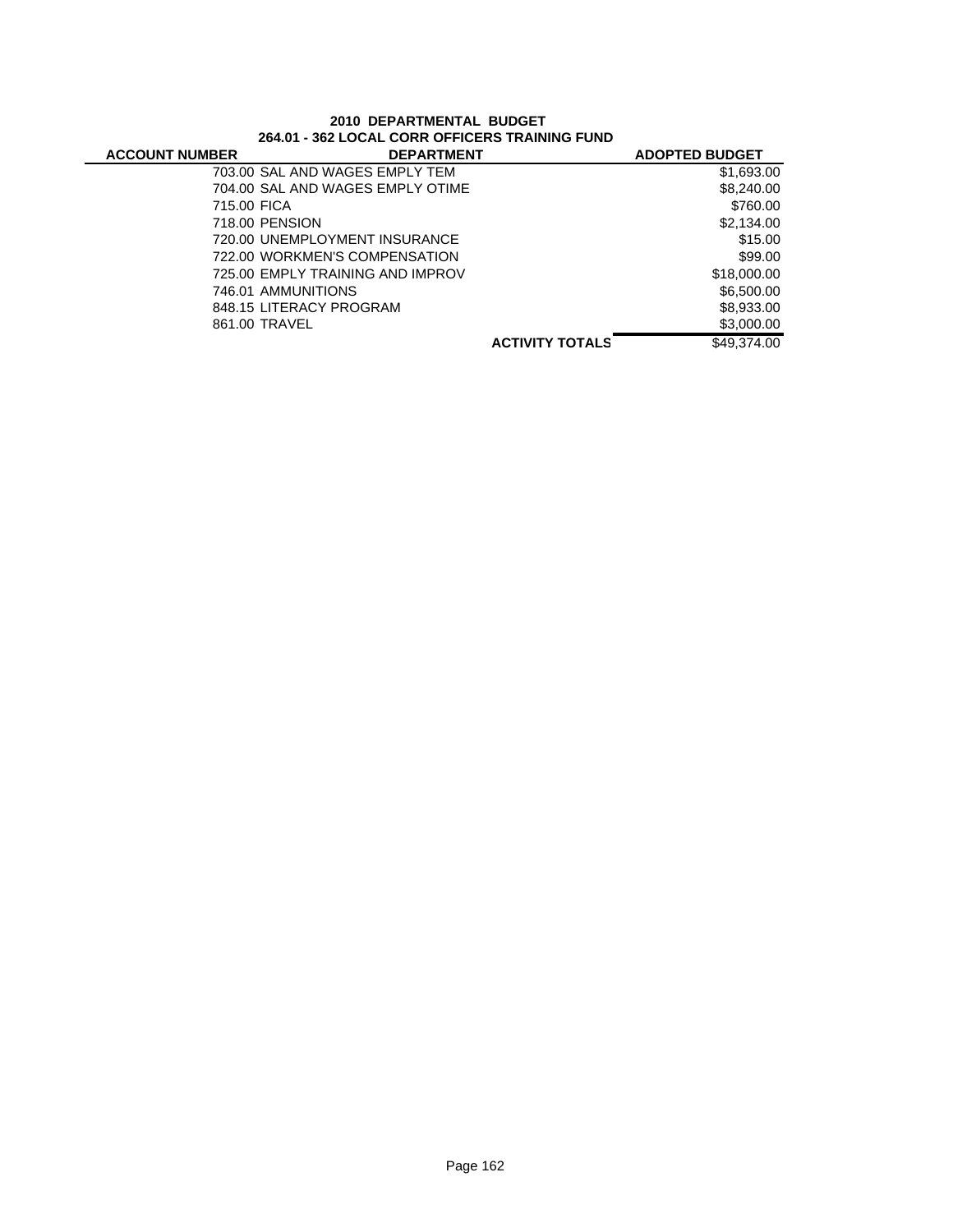## 2010 DEPARTMENTAL BUDGET

### 264.01 - 362 LOCAL CORR OFFICERS TRAINING FUND

| ACCOUNT NUMBER | DEPARTMENT | ADOPTED BUDGET |
|---|---|---|
| 703.00 | SAL AND WAGES EMPLY TEM | $1,693.00 |
| 704.00 | SAL AND WAGES EMPLY OTIME | $8,240.00 |
| 715.00 | FICA | $760.00 |
| 718.00 | PENSION | $2,134.00 |
| 720.00 | UNEMPLOYMENT INSURANCE | $15.00 |
| 722.00 | WORKMEN'S COMPENSATION | $99.00 |
| 725.00 | EMPLY TRAINING AND IMPROV | $18,000.00 |
| 746.01 | AMMUNITIONS | $6,500.00 |
| 848.15 | LITERACY PROGRAM | $8,933.00 |
| 861.00 | TRAVEL | $3,000.00 |
| | **ACTIVITY TOTALS** | $49,374.00 |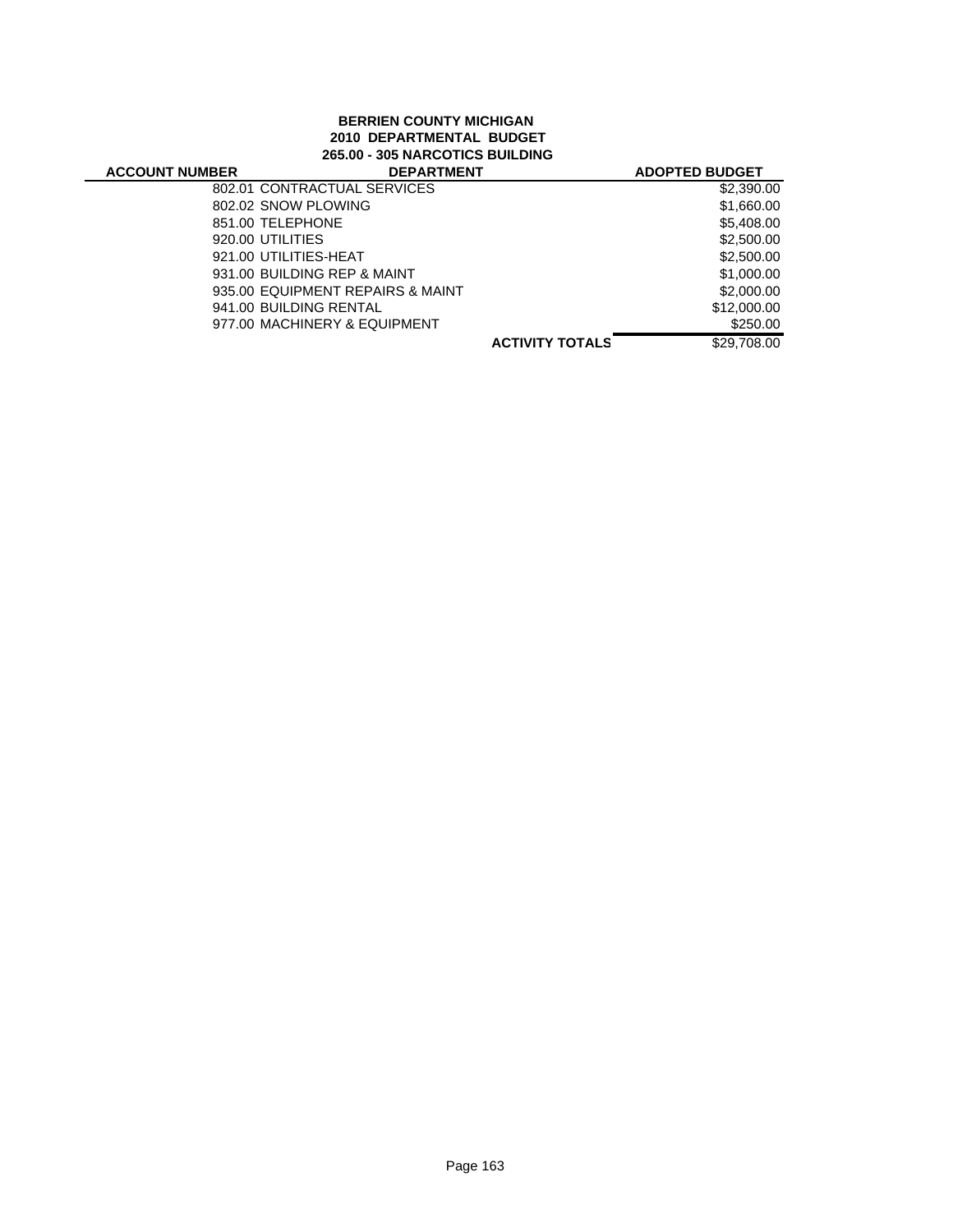**BERRIEN COUNTY MICHIGAN**
**2010 DEPARTMENTAL BUDGET**
**265.00 - 305 NARCOTICS BUILDING**

| ACCOUNT NUMBER | DEPARTMENT | ADOPTED BUDGET |
|---|---|---|
| | 802.01 CONTRACTUAL SERVICES | $2,390.00 |
| | 802.02 SNOW PLOWING | $1,660.00 |
| | 851.00 TELEPHONE | $5,408.00 |
| | 920.00 UTILITIES | $2,500.00 |
| | 921.00 UTILITIES-HEAT | $2,500.00 |
| | 931.00 BUILDING REP & MAINT | $1,000.00 |
| | 935.00 EQUIPMENT REPAIRS & MAINT | $2,000.00 |
| | 941.00 BUILDING RENTAL | $12,000.00 |
| | 977.00 MACHINERY & EQUIPMENT | $250.00 |
| | **ACTIVITY TOTALS** | $29,708.00 |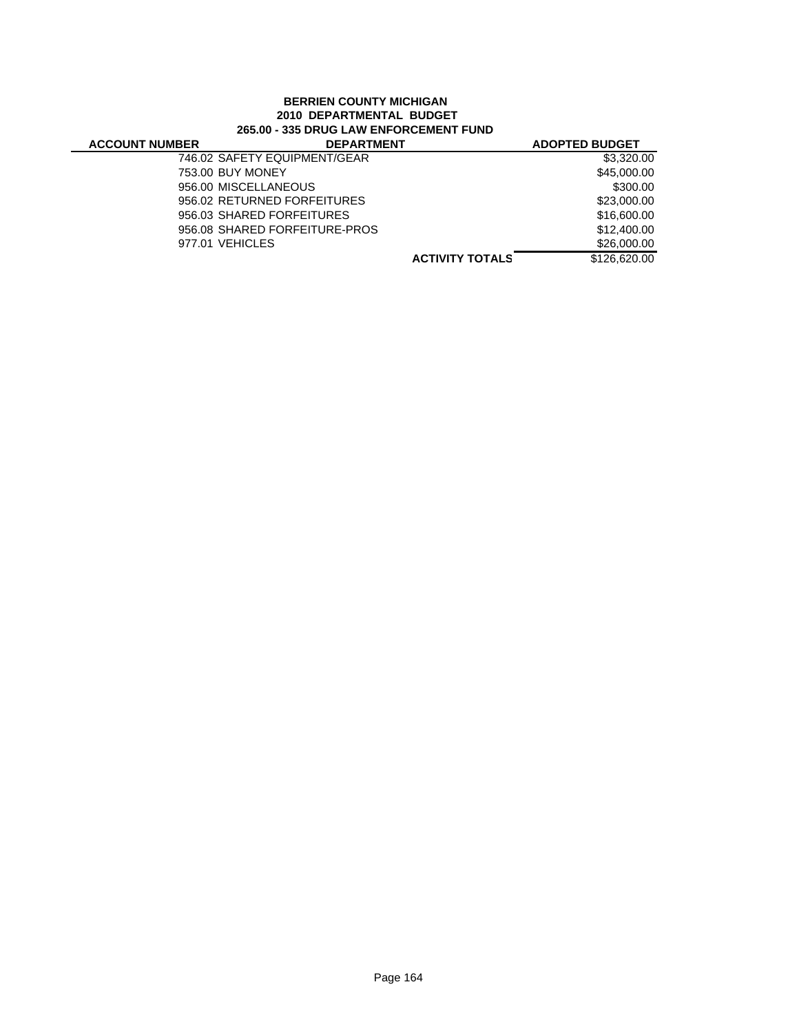**BERRIEN COUNTY MICHIGAN**
**2010 DEPARTMENTAL BUDGET**
**265.00 - 335 DRUG LAW ENFORCEMENT FUND**

| ACCOUNT NUMBER | DEPARTMENT | ADOPTED BUDGET |
|---|---|---|
| 746.02 | SAFETY EQUIPMENT/GEAR | $3,320.00 |
| 753.00 | BUY MONEY | $45,000.00 |
| 956.00 | MISCELLANEOUS | $300.00 |
| 956.02 | RETURNED FORFEITURES | $23,000.00 |
| 956.03 | SHARED FORFEITURES | $16,600.00 |
| 956.08 | SHARED FORFEITURE-PROS | $12,400.00 |
| 977.01 | VEHICLES | $26,000.00 |
| | **ACTIVITY TOTALS** | $126,620.00 |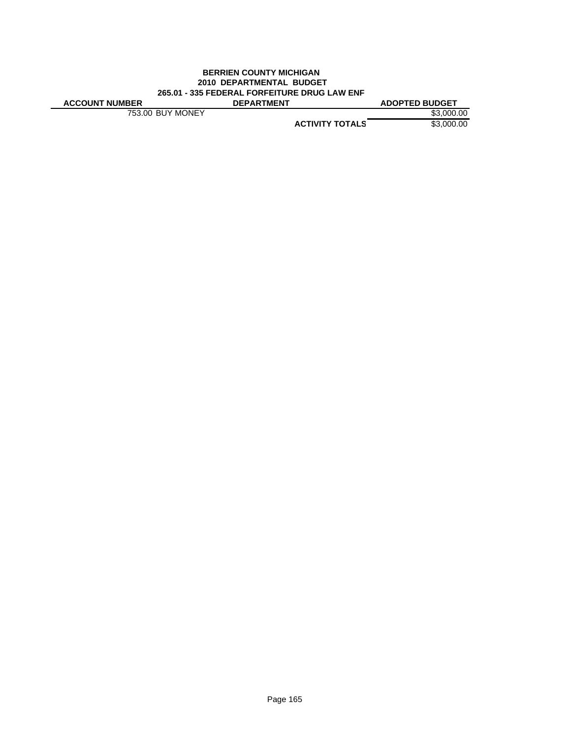**BERRIEN COUNTY MICHIGAN**
**2010 DEPARTMENTAL BUDGET**
**265.01 - 335 FEDERAL FORFEITURE DRUG LAW ENF**

| ACCOUNT NUMBER | DEPARTMENT | ADOPTED BUDGET |
|---|---|---|
| 753.00 BUY MONEY | | $3,000.00 |
| | **ACTIVITY TOTALS** | $3,000.00 |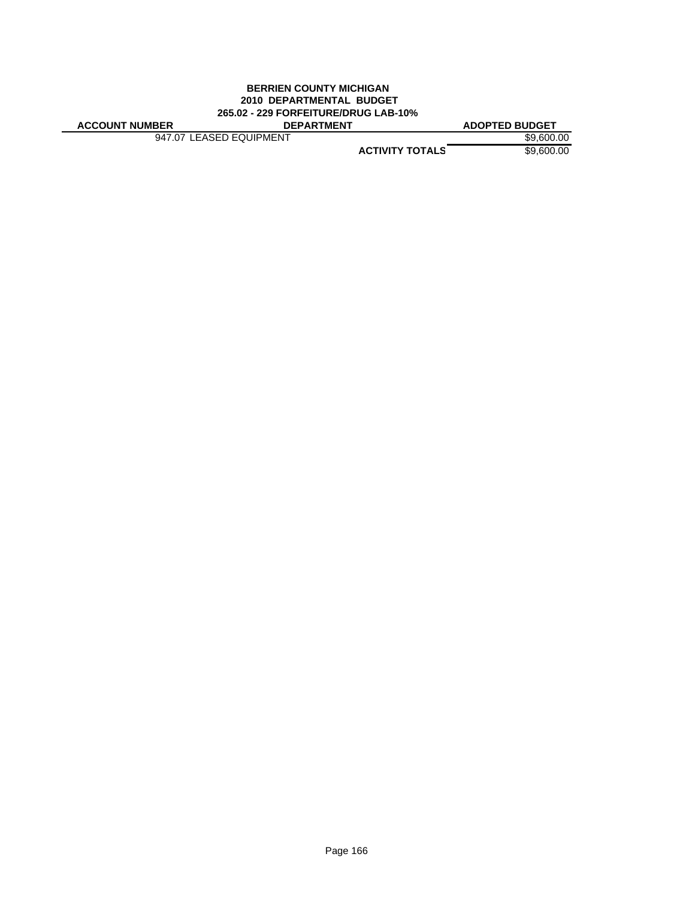**BERRIEN COUNTY MICHIGAN**
**2010 DEPARTMENTAL BUDGET**
**265.02 - 229 FORFEITURE/DRUG LAB-10%**

| ACCOUNT NUMBER | DEPARTMENT | ADOPTED BUDGET |
|---|---|---|
| 947.07 LEASED EQUIPMENT | | $9,600.00 |
| | **ACTIVITY TOTALS** | $9,600.00 |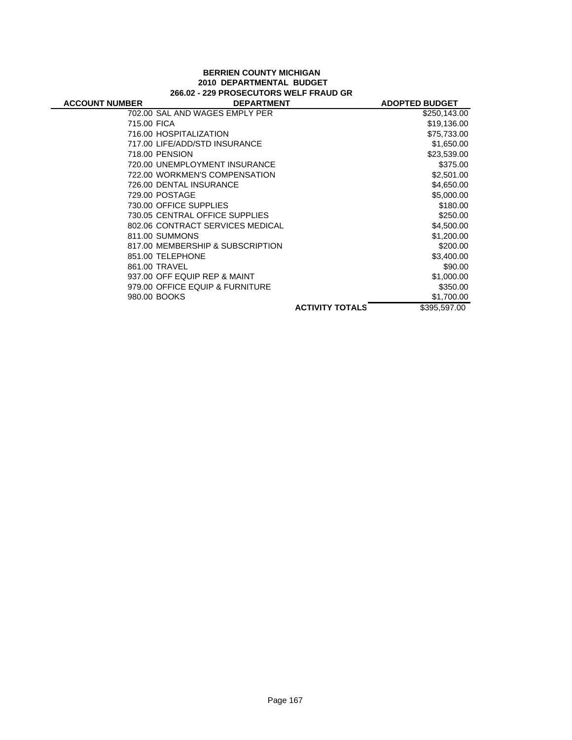**BERRIEN COUNTY MICHIGAN**
**2010 DEPARTMENTAL BUDGET**
**266.02 - 229 PROSECUTORS WELF FRAUD GR**

| ACCOUNT NUMBER | DEPARTMENT | | ADOPTED BUDGET |
|---|---|---|---|
| 702.00 | SAL AND WAGES EMPLY PER | | $250,143.00 |
| 715.00 | FICA | | $19,136.00 |
| 716.00 | HOSPITALIZATION | | $75,733.00 |
| 717.00 | LIFE/ADD/STD INSURANCE | | $1,650.00 |
| 718.00 | PENSION | | $23,539.00 |
| 720.00 | UNEMPLOYMENT INSURANCE | | $375.00 |
| 722.00 | WORKMEN'S COMPENSATION | | $2,501.00 |
| 726.00 | DENTAL INSURANCE | | $4,650.00 |
| 729.00 | POSTAGE | | $5,000.00 |
| 730.00 | OFFICE SUPPLIES | | $180.00 |
| 730.05 | CENTRAL OFFICE SUPPLIES | | $250.00 |
| 802.06 | CONTRACT SERVICES MEDICAL | | $4,500.00 |
| 811.00 | SUMMONS | | $1,200.00 |
| 817.00 | MEMBERSHIP & SUBSCRIPTION | | $200.00 |
| 851.00 | TELEPHONE | | $3,400.00 |
| 861.00 | TRAVEL | | $90.00 |
| 937.00 | OFF EQUIP REP & MAINT | | $1,000.00 |
| 979.00 | OFFICE EQUIP & FURNITURE | | $350.00 |
| 980.00 | BOOKS | | $1,700.00 |
| | | **ACTIVITY TOTALS** | $395,597.00 |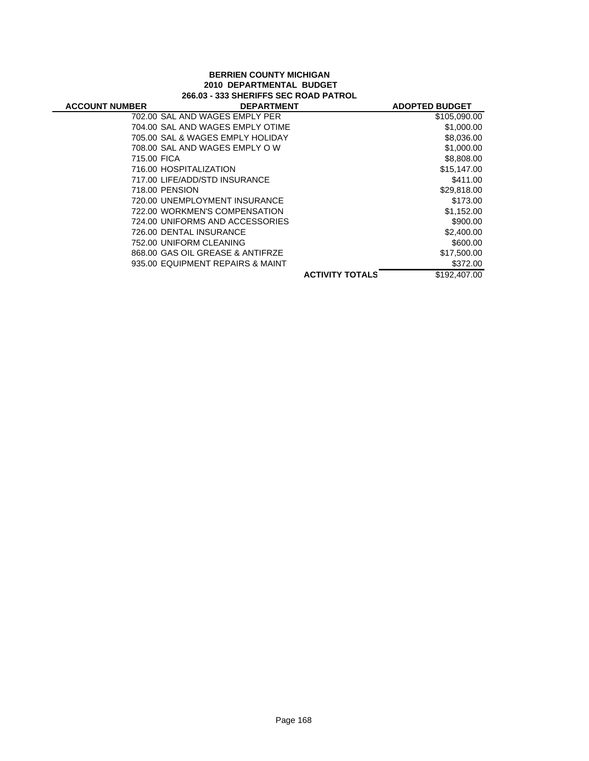**BERRIEN COUNTY MICHIGAN**
**2010 DEPARTMENTAL BUDGET**
**266.03 - 333 SHERIFFS SEC ROAD PATROL**

| ACCOUNT NUMBER | DEPARTMENT | ADOPTED BUDGET |
|---|---|---|
| 702.00 | SAL AND WAGES EMPLY PER | $105,090.00 |
| 704.00 | SAL AND WAGES EMPLY OTIME | $1,000.00 |
| 705.00 | SAL & WAGES EMPLY HOLIDAY | $8,036.00 |
| 708.00 | SAL AND WAGES EMPLY O W | $1,000.00 |
| 715.00 | FICA | $8,808.00 |
| 716.00 | HOSPITALIZATION | $15,147.00 |
| 717.00 | LIFE/ADD/STD INSURANCE | $411.00 |
| 718.00 | PENSION | $29,818.00 |
| 720.00 | UNEMPLOYMENT INSURANCE | $173.00 |
| 722.00 | WORKMEN'S COMPENSATION | $1,152.00 |
| 724.00 | UNIFORMS AND ACCESSORIES | $900.00 |
| 726.00 | DENTAL INSURANCE | $2,400.00 |
| 752.00 | UNIFORM CLEANING | $600.00 |
| 868.00 | GAS OIL GREASE & ANTIFRZE | $17,500.00 |
| 935.00 | EQUIPMENT REPAIRS & MAINT | $372.00 |
| | **ACTIVITY TOTALS** | $192,407.00 |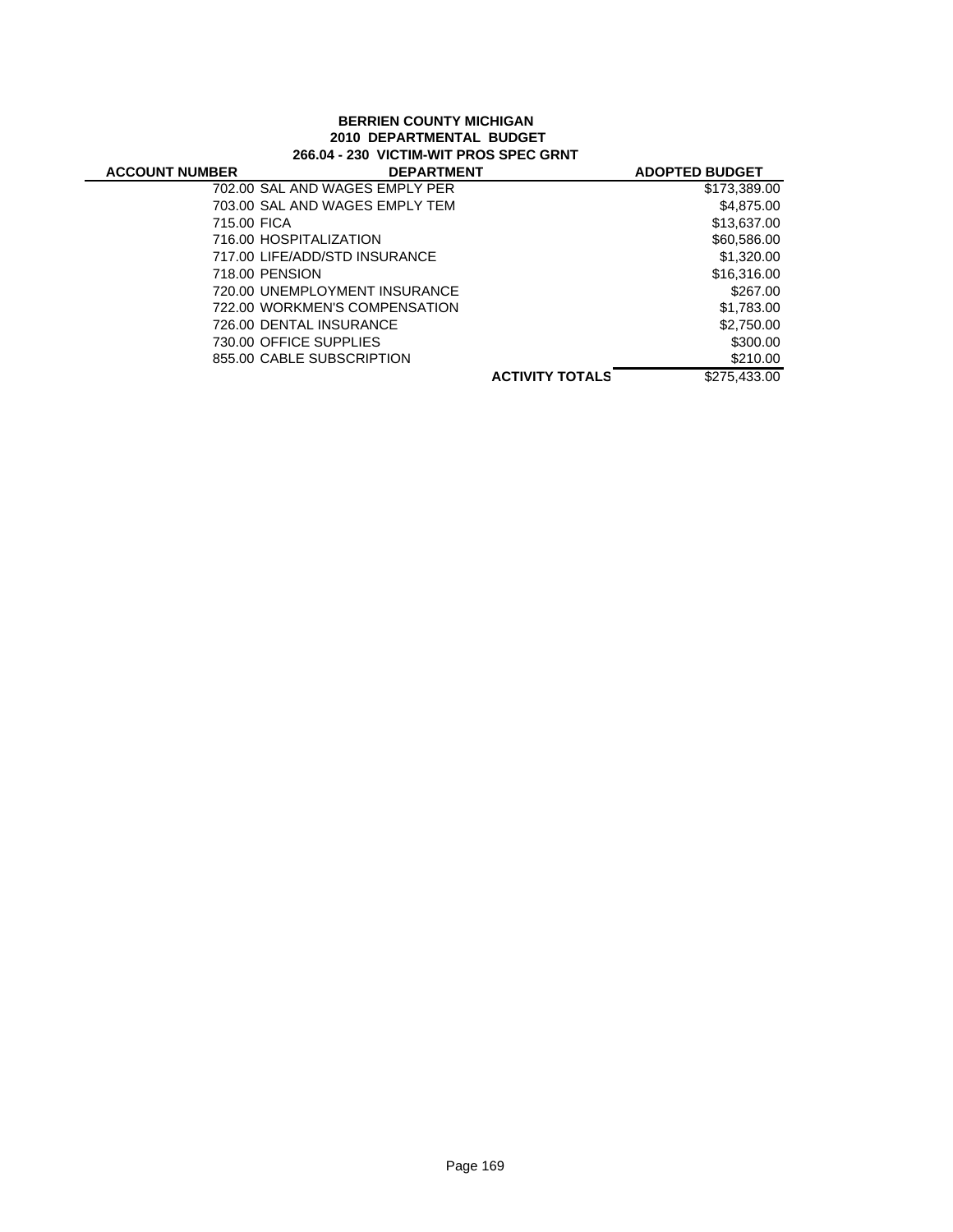**BERRIEN COUNTY MICHIGAN**
**2010 DEPARTMENTAL BUDGET**
**266.04 - 230 VICTIM-WIT PROS SPEC GRNT**

| ACCOUNT NUMBER | DEPARTMENT | ADOPTED BUDGET |
|---|---|---|
| 702.00 | SAL AND WAGES EMPLY PER | $173,389.00 |
| 703.00 | SAL AND WAGES EMPLY TEM | $4,875.00 |
| 715.00 | FICA | $13,637.00 |
| 716.00 | HOSPITALIZATION | $60,586.00 |
| 717.00 | LIFE/ADD/STD INSURANCE | $1,320.00 |
| 718.00 | PENSION | $16,316.00 |
| 720.00 | UNEMPLOYMENT INSURANCE | $267.00 |
| 722.00 | WORKMEN'S COMPENSATION | $1,783.00 |
| 726.00 | DENTAL INSURANCE | $2,750.00 |
| 730.00 | OFFICE SUPPLIES | $300.00 |
| 855.00 | CABLE SUBSCRIPTION | $210.00 |
| | **ACTIVITY TOTALS** | $275,433.00 |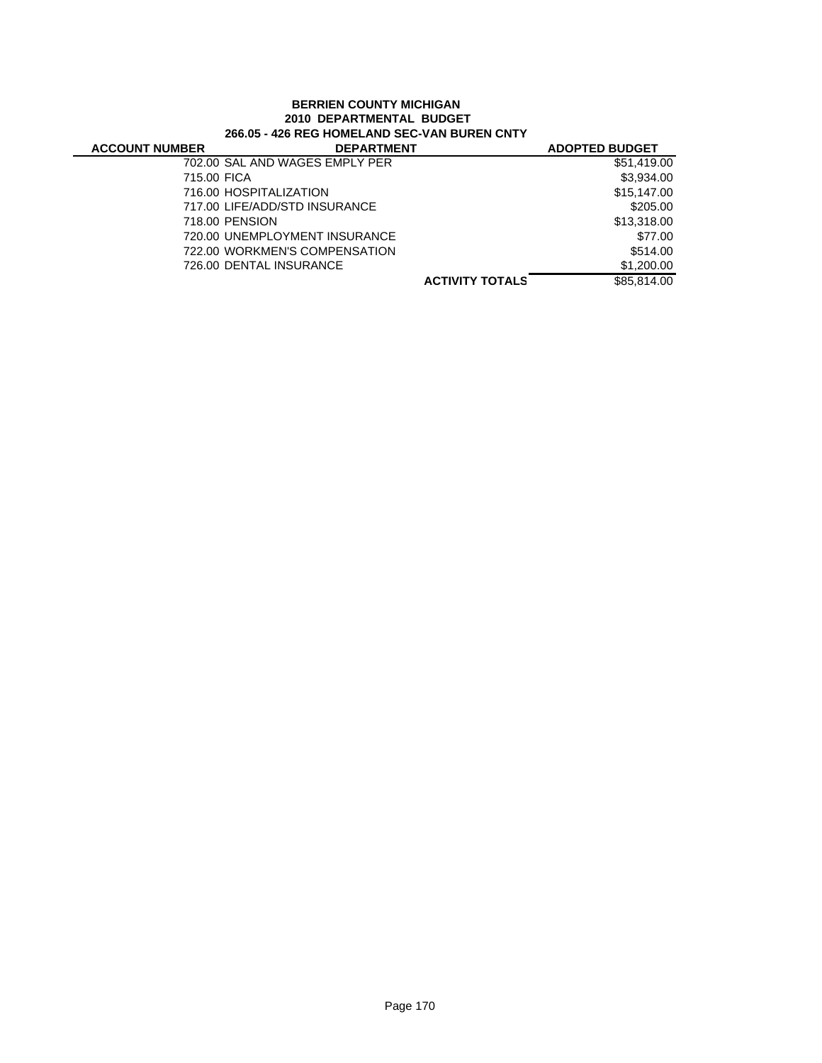**BERRIEN COUNTY MICHIGAN**
**2010 DEPARTMENTAL BUDGET**
**266.05 - 426 REG HOMELAND SEC-VAN BUREN CNTY**

| ACCOUNT NUMBER | DEPARTMENT | | ADOPTED BUDGET |
|---|---|---|---|
| 702.00 | SAL AND WAGES EMPLY PER | | $51,419.00 |
| 715.00 | FICA | | $3,934.00 |
| 716.00 | HOSPITALIZATION | | $15,147.00 |
| 717.00 | LIFE/ADD/STD INSURANCE | | $205.00 |
| 718.00 | PENSION | | $13,318.00 |
| 720.00 | UNEMPLOYMENT INSURANCE | | $77.00 |
| 722.00 | WORKMEN'S COMPENSATION | | $514.00 |
| 726.00 | DENTAL INSURANCE | | $1,200.00 |
| | | **ACTIVITY TOTALS** | $85,814.00 |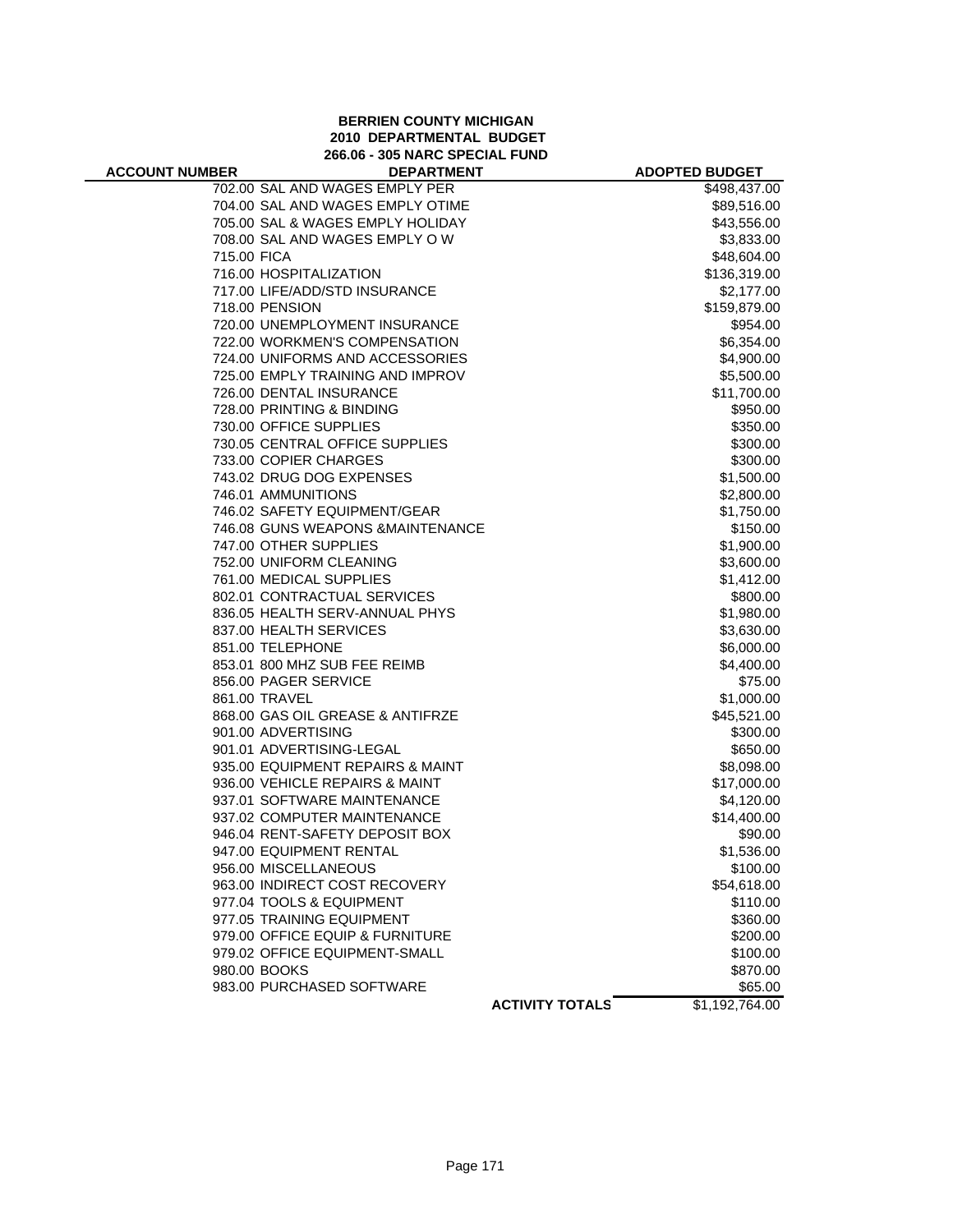**BERRIEN COUNTY MICHIGAN**
**2010 DEPARTMENTAL BUDGET**
**266.06 - 305 NARC SPECIAL FUND**

| ACCOUNT NUMBER | DEPARTMENT | | ADOPTED BUDGET |
|---|---|---|---|
| 702.00 | SAL AND WAGES EMPLY PER | | $498,437.00 |
| 704.00 | SAL AND WAGES EMPLY OTIME | | $89,516.00 |
| 705.00 | SAL & WAGES EMPLY HOLIDAY | | $43,556.00 |
| 708.00 | SAL AND WAGES EMPLY O W | | $3,833.00 |
| 715.00 | FICA | | $48,604.00 |
| 716.00 | HOSPITALIZATION | | $136,319.00 |
| 717.00 | LIFE/ADD/STD INSURANCE | | $2,177.00 |
| 718.00 | PENSION | | $159,879.00 |
| 720.00 | UNEMPLOYMENT INSURANCE | | $954.00 |
| 722.00 | WORKMEN'S COMPENSATION | | $6,354.00 |
| 724.00 | UNIFORMS AND ACCESSORIES | | $4,900.00 |
| 725.00 | EMPLY TRAINING AND IMPROV | | $5,500.00 |
| 726.00 | DENTAL INSURANCE | | $11,700.00 |
| 728.00 | PRINTING & BINDING | | $950.00 |
| 730.00 | OFFICE SUPPLIES | | $350.00 |
| 730.05 | CENTRAL OFFICE SUPPLIES | | $300.00 |
| 733.00 | COPIER CHARGES | | $300.00 |
| 743.02 | DRUG DOG EXPENSES | | $1,500.00 |
| 746.01 | AMMUNITIONS | | $2,800.00 |
| 746.02 | SAFETY EQUIPMENT/GEAR | | $1,750.00 |
| 746.08 | GUNS WEAPONS &MAINTENANCE | | $150.00 |
| 747.00 | OTHER SUPPLIES | | $1,900.00 |
| 752.00 | UNIFORM CLEANING | | $3,600.00 |
| 761.00 | MEDICAL SUPPLIES | | $1,412.00 |
| 802.01 | CONTRACTUAL SERVICES | | $800.00 |
| 836.05 | HEALTH SERV-ANNUAL PHYS | | $1,980.00 |
| 837.00 | HEALTH SERVICES | | $3,630.00 |
| 851.00 | TELEPHONE | | $6,000.00 |
| 853.01 | 800 MHZ SUB FEE REIMB | | $4,400.00 |
| 856.00 | PAGER SERVICE | | $75.00 |
| 861.00 | TRAVEL | | $1,000.00 |
| 868.00 | GAS OIL GREASE & ANTIFRZE | | $45,521.00 |
| 901.00 | ADVERTISING | | $300.00 |
| 901.01 | ADVERTISING-LEGAL | | $650.00 |
| 935.00 | EQUIPMENT REPAIRS & MAINT | | $8,098.00 |
| 936.00 | VEHICLE REPAIRS & MAINT | | $17,000.00 |
| 937.01 | SOFTWARE MAINTENANCE | | $4,120.00 |
| 937.02 | COMPUTER MAINTENANCE | | $14,400.00 |
| 946.04 | RENT-SAFETY DEPOSIT BOX | | $90.00 |
| 947.00 | EQUIPMENT RENTAL | | $1,536.00 |
| 956.00 | MISCELLANEOUS | | $100.00 |
| 963.00 | INDIRECT COST RECOVERY | | $54,618.00 |
| 977.04 | TOOLS & EQUIPMENT | | $110.00 |
| 977.05 | TRAINING EQUIPMENT | | $360.00 |
| 979.00 | OFFICE EQUIP & FURNITURE | | $200.00 |
| 979.02 | OFFICE EQUIPMENT-SMALL | | $100.00 |
| 980.00 | BOOKS | | $870.00 |
| 983.00 | PURCHASED SOFTWARE | | $65.00 |
| | | **ACTIVITY TOTALS** | $1,192,764.00 |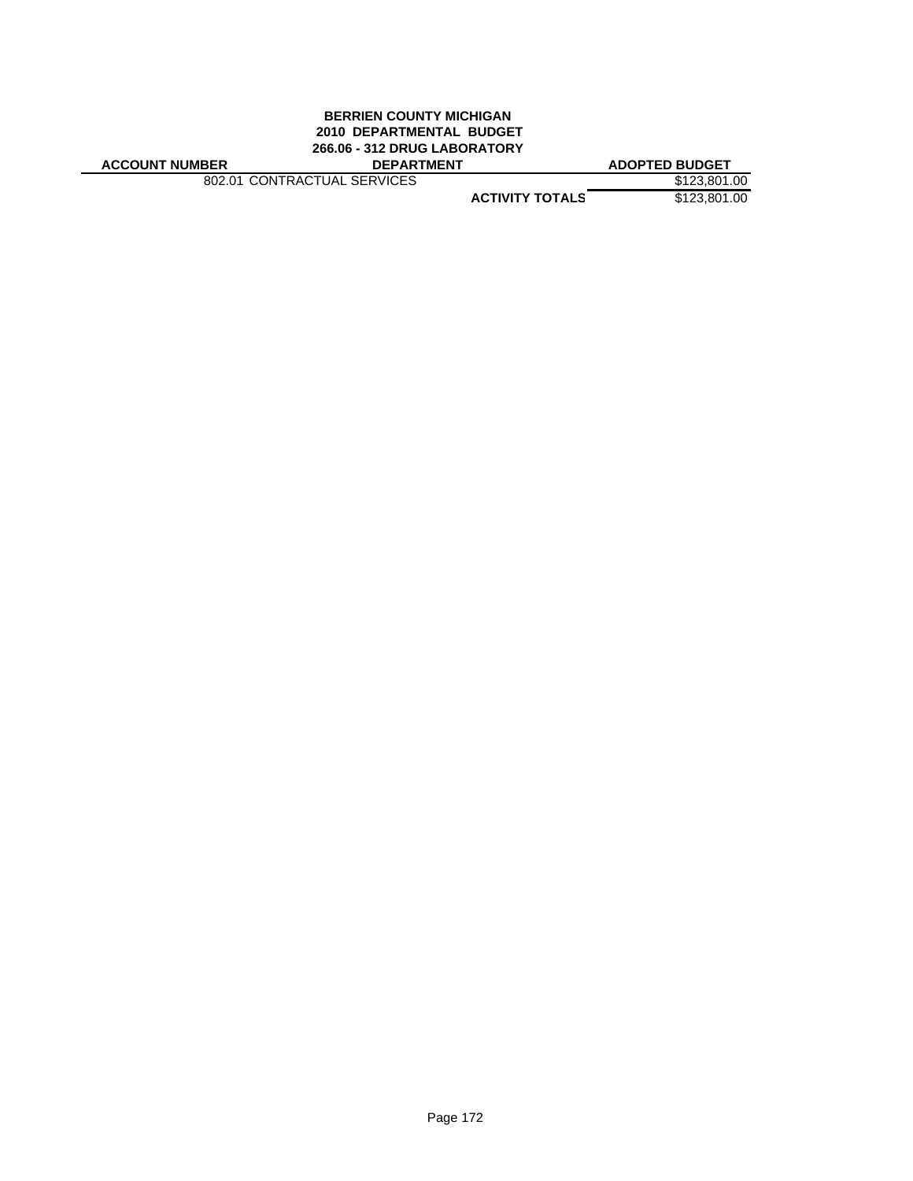**BERRIEN COUNTY MICHIGAN**
**2010 DEPARTMENTAL BUDGET**
**266.06 - 312 DRUG LABORATORY**

| ACCOUNT NUMBER | DEPARTMENT | | ADOPTED BUDGET |
|---|---|---|---|
| 802.01 | CONTRACTUAL SERVICES | | $123,801.00 |
| | | **ACTIVITY TOTALS** | $123,801.00 |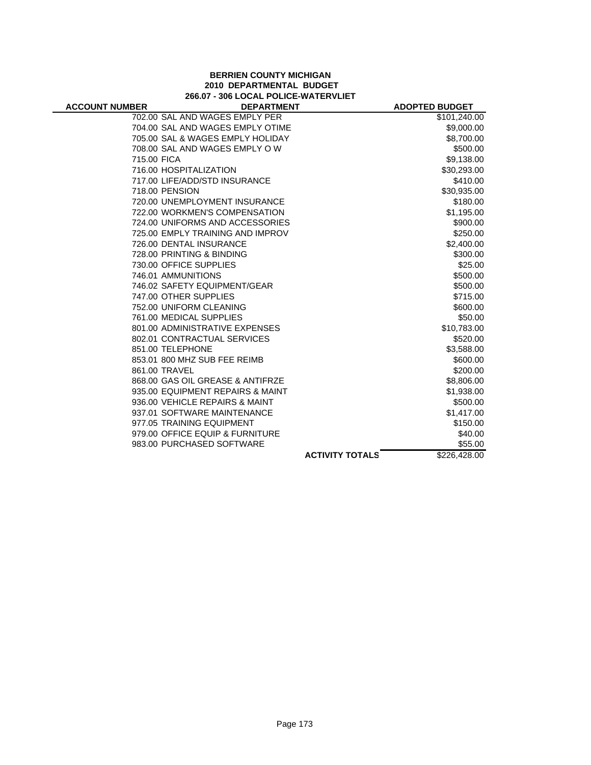**BERRIEN COUNTY MICHIGAN**
**2010 DEPARTMENTAL BUDGET**
**266.07 - 306 LOCAL POLICE-WATERVLIET**

| ACCOUNT NUMBER | DEPARTMENT | ADOPTED BUDGET |
|---|---|---|
| 702.00 | SAL AND WAGES EMPLY PER | $101,240.00 |
| 704.00 | SAL AND WAGES EMPLY OTIME | $9,000.00 |
| 705.00 | SAL & WAGES EMPLY HOLIDAY | $8,700.00 |
| 708.00 | SAL AND WAGES EMPLY O W | $500.00 |
| 715.00 | FICA | $9,138.00 |
| 716.00 | HOSPITALIZATION | $30,293.00 |
| 717.00 | LIFE/ADD/STD INSURANCE | $410.00 |
| 718.00 | PENSION | $30,935.00 |
| 720.00 | UNEMPLOYMENT INSURANCE | $180.00 |
| 722.00 | WORKMEN'S COMPENSATION | $1,195.00 |
| 724.00 | UNIFORMS AND ACCESSORIES | $900.00 |
| 725.00 | EMPLY TRAINING AND IMPROV | $250.00 |
| 726.00 | DENTAL INSURANCE | $2,400.00 |
| 728.00 | PRINTING & BINDING | $300.00 |
| 730.00 | OFFICE SUPPLIES | $25.00 |
| 746.01 | AMMUNITIONS | $500.00 |
| 746.02 | SAFETY EQUIPMENT/GEAR | $500.00 |
| 747.00 | OTHER SUPPLIES | $715.00 |
| 752.00 | UNIFORM CLEANING | $600.00 |
| 761.00 | MEDICAL SUPPLIES | $50.00 |
| 801.00 | ADMINISTRATIVE EXPENSES | $10,783.00 |
| 802.01 | CONTRACTUAL SERVICES | $520.00 |
| 851.00 | TELEPHONE | $3,588.00 |
| 853.01 | 800 MHZ SUB FEE REIMB | $600.00 |
| 861.00 | TRAVEL | $200.00 |
| 868.00 | GAS OIL GREASE & ANTIFRZE | $8,806.00 |
| 935.00 | EQUIPMENT REPAIRS & MAINT | $1,938.00 |
| 936.00 | VEHICLE REPAIRS & MAINT | $500.00 |
| 937.01 | SOFTWARE MAINTENANCE | $1,417.00 |
| 977.05 | TRAINING EQUIPMENT | $150.00 |
| 979.00 | OFFICE EQUIP & FURNITURE | $40.00 |
| 983.00 | PURCHASED SOFTWARE | $55.00 |
| | **ACTIVITY TOTALS** | $226,428.00 |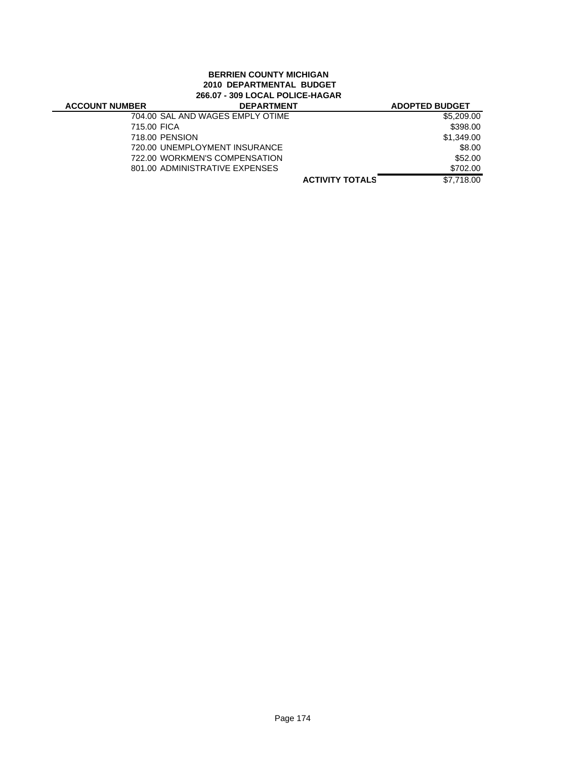**BERRIEN COUNTY MICHIGAN**
**2010 DEPARTMENTAL BUDGET**
**266.07 - 309 LOCAL POLICE-HAGAR**

| ACCOUNT NUMBER | DEPARTMENT | ADOPTED BUDGET |
|---|---|---|
| 704.00 | SAL AND WAGES EMPLY OTIME | $5,209.00 |
| 715.00 | FICA | $398.00 |
| 718.00 | PENSION | $1,349.00 |
| 720.00 | UNEMPLOYMENT INSURANCE | $8.00 |
| 722.00 | WORKMEN'S COMPENSATION | $52.00 |
| 801.00 | ADMINISTRATIVE EXPENSES | $702.00 |
| | **ACTIVITY TOTALS** | $7,718.00 |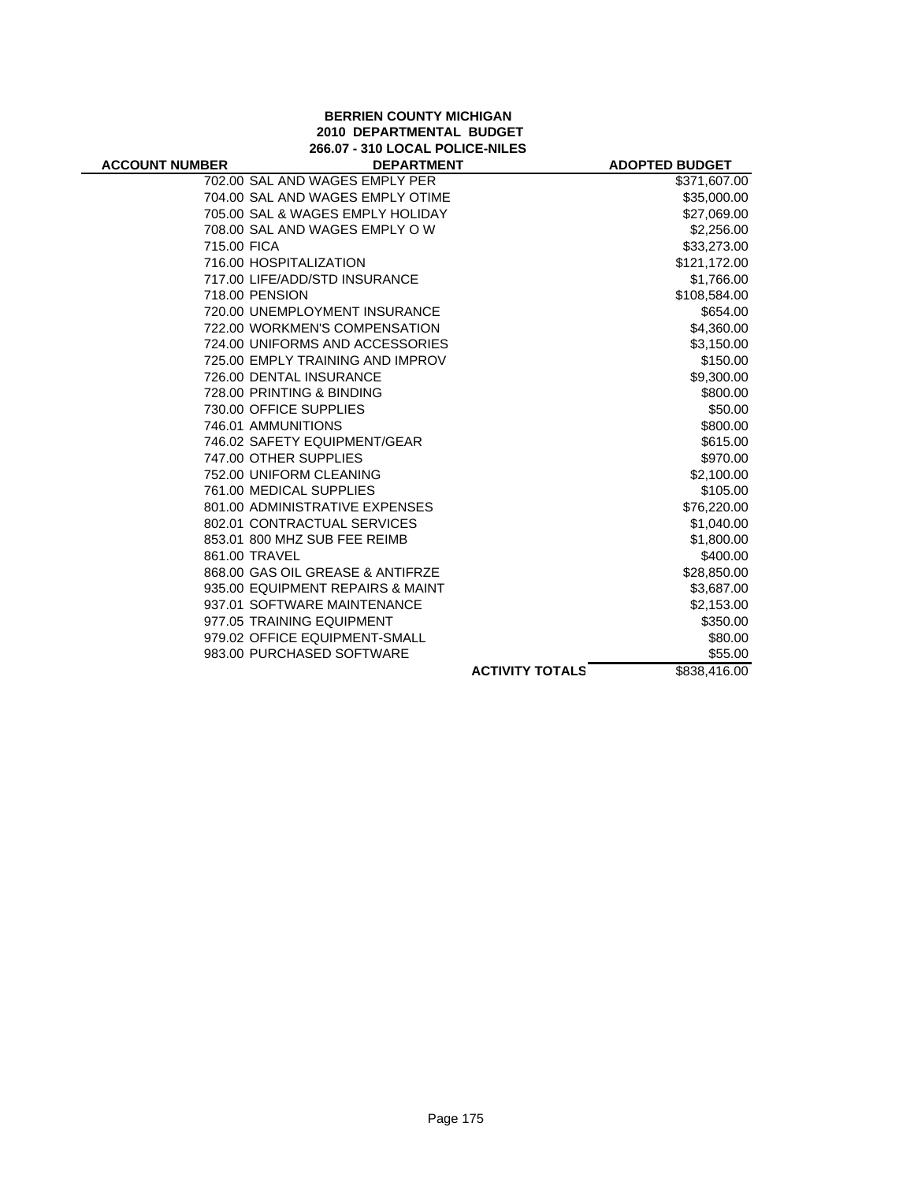**BERRIEN COUNTY MICHIGAN**
**2010 DEPARTMENTAL BUDGET**
**266.07 - 310 LOCAL POLICE-NILES**

| ACCOUNT NUMBER | DEPARTMENT | ADOPTED BUDGET |
|---|---|---|
| 702.00 | SAL AND WAGES EMPLY PER | $371,607.00 |
| 704.00 | SAL AND WAGES EMPLY OTIME | $35,000.00 |
| 705.00 | SAL & WAGES EMPLY HOLIDAY | $27,069.00 |
| 708.00 | SAL AND WAGES EMPLY O W | $2,256.00 |
| 715.00 | FICA | $33,273.00 |
| 716.00 | HOSPITALIZATION | $121,172.00 |
| 717.00 | LIFE/ADD/STD INSURANCE | $1,766.00 |
| 718.00 | PENSION | $108,584.00 |
| 720.00 | UNEMPLOYMENT INSURANCE | $654.00 |
| 722.00 | WORKMEN'S COMPENSATION | $4,360.00 |
| 724.00 | UNIFORMS AND ACCESSORIES | $3,150.00 |
| 725.00 | EMPLY TRAINING AND IMPROV | $150.00 |
| 726.00 | DENTAL INSURANCE | $9,300.00 |
| 728.00 | PRINTING & BINDING | $800.00 |
| 730.00 | OFFICE SUPPLIES | $50.00 |
| 746.01 | AMMUNITIONS | $800.00 |
| 746.02 | SAFETY EQUIPMENT/GEAR | $615.00 |
| 747.00 | OTHER SUPPLIES | $970.00 |
| 752.00 | UNIFORM CLEANING | $2,100.00 |
| 761.00 | MEDICAL SUPPLIES | $105.00 |
| 801.00 | ADMINISTRATIVE EXPENSES | $76,220.00 |
| 802.01 | CONTRACTUAL SERVICES | $1,040.00 |
| 853.01 | 800 MHZ SUB FEE REIMB | $1,800.00 |
| 861.00 | TRAVEL | $400.00 |
| 868.00 | GAS OIL GREASE & ANTIFRZE | $28,850.00 |
| 935.00 | EQUIPMENT REPAIRS & MAINT | $3,687.00 |
| 937.01 | SOFTWARE MAINTENANCE | $2,153.00 |
| 977.05 | TRAINING EQUIPMENT | $350.00 |
| 979.02 | OFFICE EQUIPMENT-SMALL | $80.00 |
| 983.00 | PURCHASED SOFTWARE | $55.00 |
| | **ACTIVITY TOTALS** | $838,416.00 |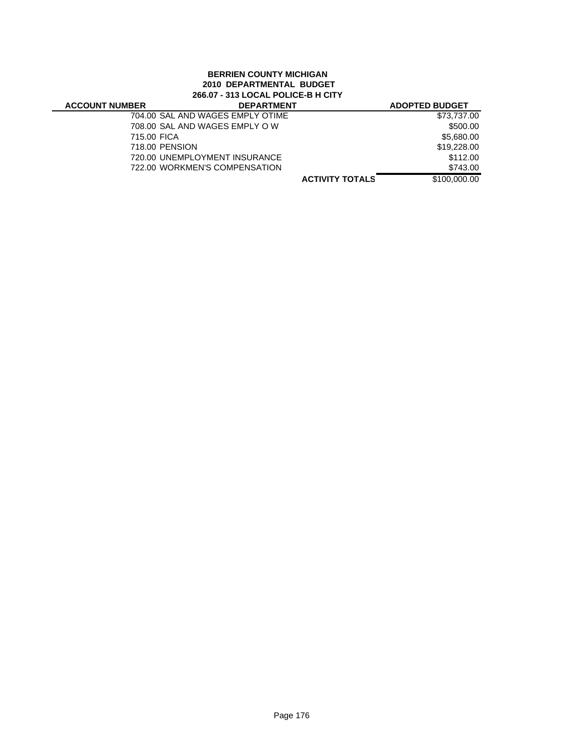**BERRIEN COUNTY MICHIGAN**
**2010 DEPARTMENTAL BUDGET**
**266.07 - 313 LOCAL POLICE-B H CITY**

| ACCOUNT NUMBER | DEPARTMENT | | ADOPTED BUDGET |
|---|---|---|---|
| 704.00 | SAL AND WAGES EMPLY OTIME | | $73,737.00 |
| 708.00 | SAL AND WAGES EMPLY O W | | $500.00 |
| 715.00 | FICA | | $5,680.00 |
| 718.00 | PENSION | | $19,228.00 |
| 720.00 | UNEMPLOYMENT INSURANCE | | $112.00 |
| 722.00 | WORKMEN'S COMPENSATION | | $743.00 |
| | | **ACTIVITY TOTALS** | $100,000.00 |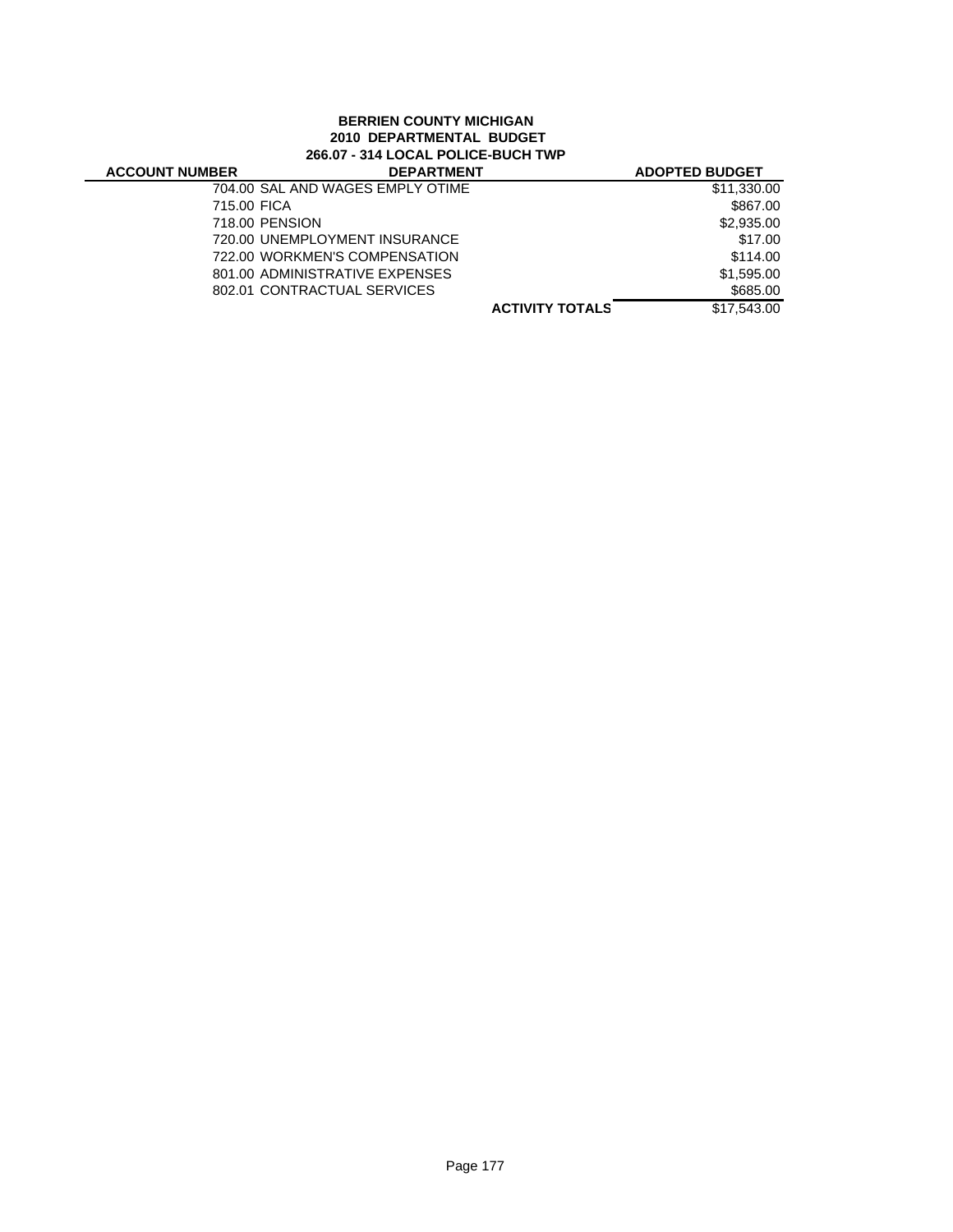**BERRIEN COUNTY MICHIGAN**
**2010 DEPARTMENTAL BUDGET**
**266.07 - 314 LOCAL POLICE-BUCH TWP**

| ACCOUNT NUMBER | DEPARTMENT | ADOPTED BUDGET |
|---|---|---|
| 704.00 | SAL AND WAGES EMPLY OTIME | $11,330.00 |
| 715.00 | FICA | $867.00 |
| 718.00 | PENSION | $2,935.00 |
| 720.00 | UNEMPLOYMENT INSURANCE | $17.00 |
| 722.00 | WORKMEN'S COMPENSATION | $114.00 |
| 801.00 | ADMINISTRATIVE EXPENSES | $1,595.00 |
| 802.01 | CONTRACTUAL SERVICES | $685.00 |
| | **ACTIVITY TOTALS** | $17,543.00 |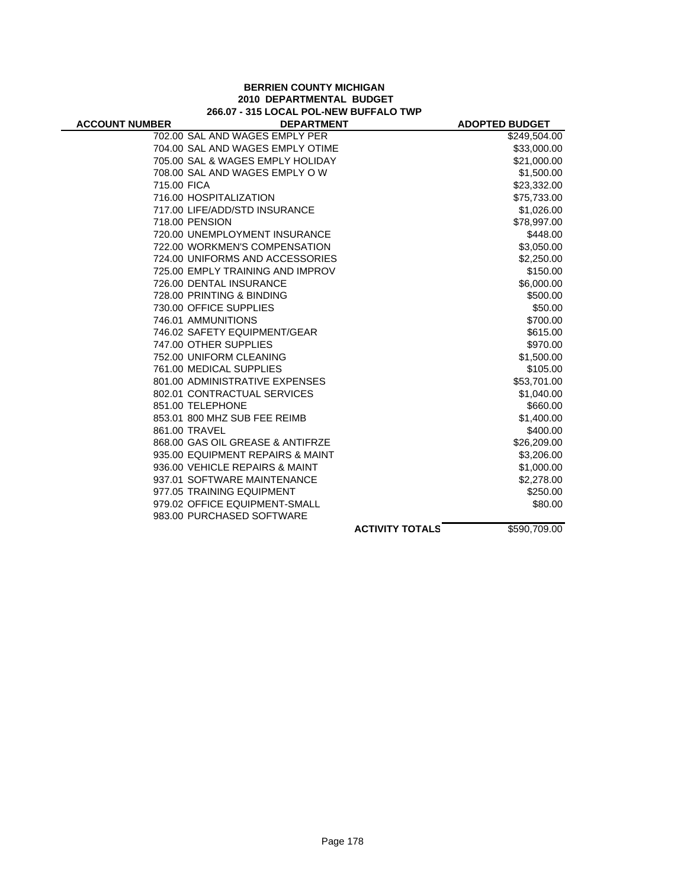**BERRIEN COUNTY MICHIGAN**
**2010 DEPARTMENTAL BUDGET**
**266.07 - 315 LOCAL POL-NEW BUFFALO TWP**

| ACCOUNT NUMBER | DEPARTMENT | ADOPTED BUDGET |
|---|---|---|
| 702.00 | SAL AND WAGES EMPLY PER | $249,504.00 |
| 704.00 | SAL AND WAGES EMPLY OTIME | $33,000.00 |
| 705.00 | SAL & WAGES EMPLY HOLIDAY | $21,000.00 |
| 708.00 | SAL AND WAGES EMPLY O W | $1,500.00 |
| 715.00 | FICA | $23,332.00 |
| 716.00 | HOSPITALIZATION | $75,733.00 |
| 717.00 | LIFE/ADD/STD INSURANCE | $1,026.00 |
| 718.00 | PENSION | $78,997.00 |
| 720.00 | UNEMPLOYMENT INSURANCE | $448.00 |
| 722.00 | WORKMEN'S COMPENSATION | $3,050.00 |
| 724.00 | UNIFORMS AND ACCESSORIES | $2,250.00 |
| 725.00 | EMPLY TRAINING AND IMPROV | $150.00 |
| 726.00 | DENTAL INSURANCE | $6,000.00 |
| 728.00 | PRINTING & BINDING | $500.00 |
| 730.00 | OFFICE SUPPLIES | $50.00 |
| 746.01 | AMMUNITIONS | $700.00 |
| 746.02 | SAFETY EQUIPMENT/GEAR | $615.00 |
| 747.00 | OTHER SUPPLIES | $970.00 |
| 752.00 | UNIFORM CLEANING | $1,500.00 |
| 761.00 | MEDICAL SUPPLIES | $105.00 |
| 801.00 | ADMINISTRATIVE EXPENSES | $53,701.00 |
| 802.01 | CONTRACTUAL SERVICES | $1,040.00 |
| 851.00 | TELEPHONE | $660.00 |
| 853.01 | 800 MHZ SUB FEE REIMB | $1,400.00 |
| 861.00 | TRAVEL | $400.00 |
| 868.00 | GAS OIL GREASE & ANTIFRZE | $26,209.00 |
| 935.00 | EQUIPMENT REPAIRS & MAINT | $3,206.00 |
| 936.00 | VEHICLE REPAIRS & MAINT | $1,000.00 |
| 937.01 | SOFTWARE MAINTENANCE | $2,278.00 |
| 977.05 | TRAINING EQUIPMENT | $250.00 |
| 979.02 | OFFICE EQUIPMENT-SMALL | $80.00 |
| 983.00 | PURCHASED SOFTWARE | |
| | **ACTIVITY TOTALS** | $590,709.00 |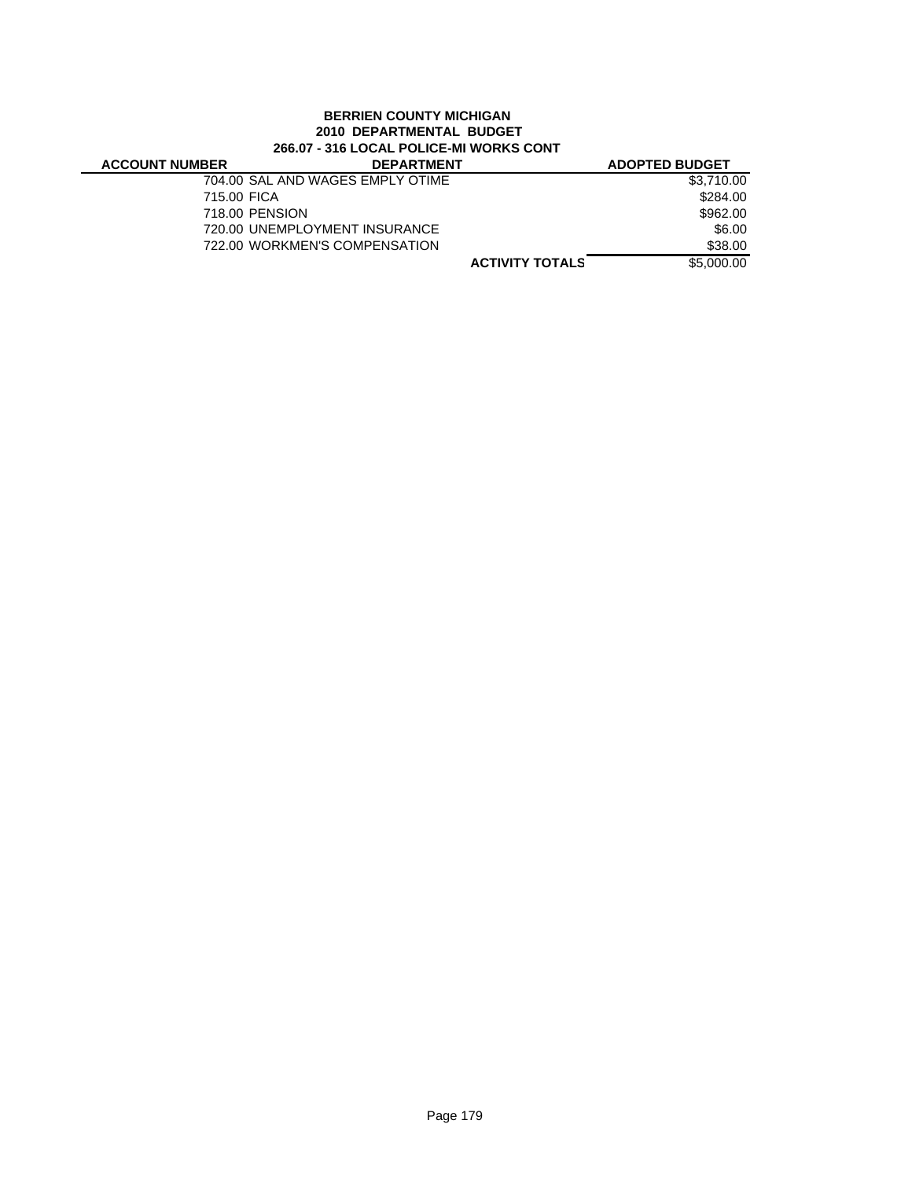**BERRIEN COUNTY MICHIGAN**
**2010 DEPARTMENTAL BUDGET**
**266.07 - 316 LOCAL POLICE-MI WORKS CONT**

| ACCOUNT NUMBER | DEPARTMENT | ADOPTED BUDGET |
|---|---|---|
| 704.00 | SAL AND WAGES EMPLY OTIME | $3,710.00 |
| 715.00 | FICA | $284.00 |
| 718.00 | PENSION | $962.00 |
| 720.00 | UNEMPLOYMENT INSURANCE | $6.00 |
| 722.00 | WORKMEN'S COMPENSATION | $38.00 |
| | **ACTIVITY TOTALS** | $5,000.00 |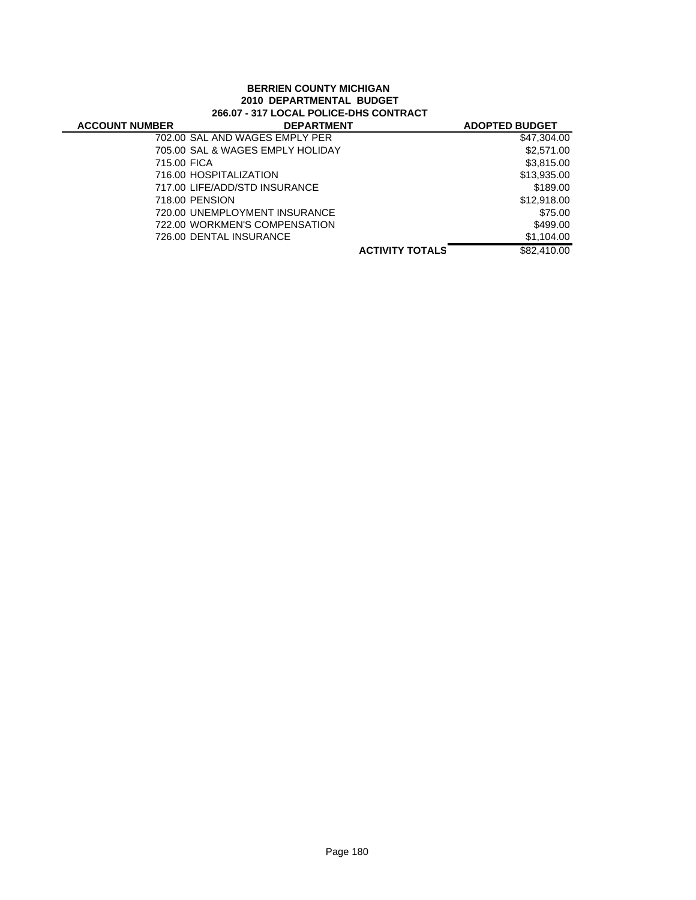**BERRIEN COUNTY MICHIGAN**
**2010 DEPARTMENTAL BUDGET**
**266.07 - 317 LOCAL POLICE-DHS CONTRACT**

| ACCOUNT NUMBER | DEPARTMENT | ADOPTED BUDGET |
|---|---|---|
| 702.00 | SAL AND WAGES EMPLY PER | $47,304.00 |
| 705.00 | SAL & WAGES EMPLY HOLIDAY | $2,571.00 |
| 715.00 | FICA | $3,815.00 |
| 716.00 | HOSPITALIZATION | $13,935.00 |
| 717.00 | LIFE/ADD/STD INSURANCE | $189.00 |
| 718.00 | PENSION | $12,918.00 |
| 720.00 | UNEMPLOYMENT INSURANCE | $75.00 |
| 722.00 | WORKMEN'S COMPENSATION | $499.00 |
| 726.00 | DENTAL INSURANCE | $1,104.00 |
| | **ACTIVITY TOTALS** | $82,410.00 |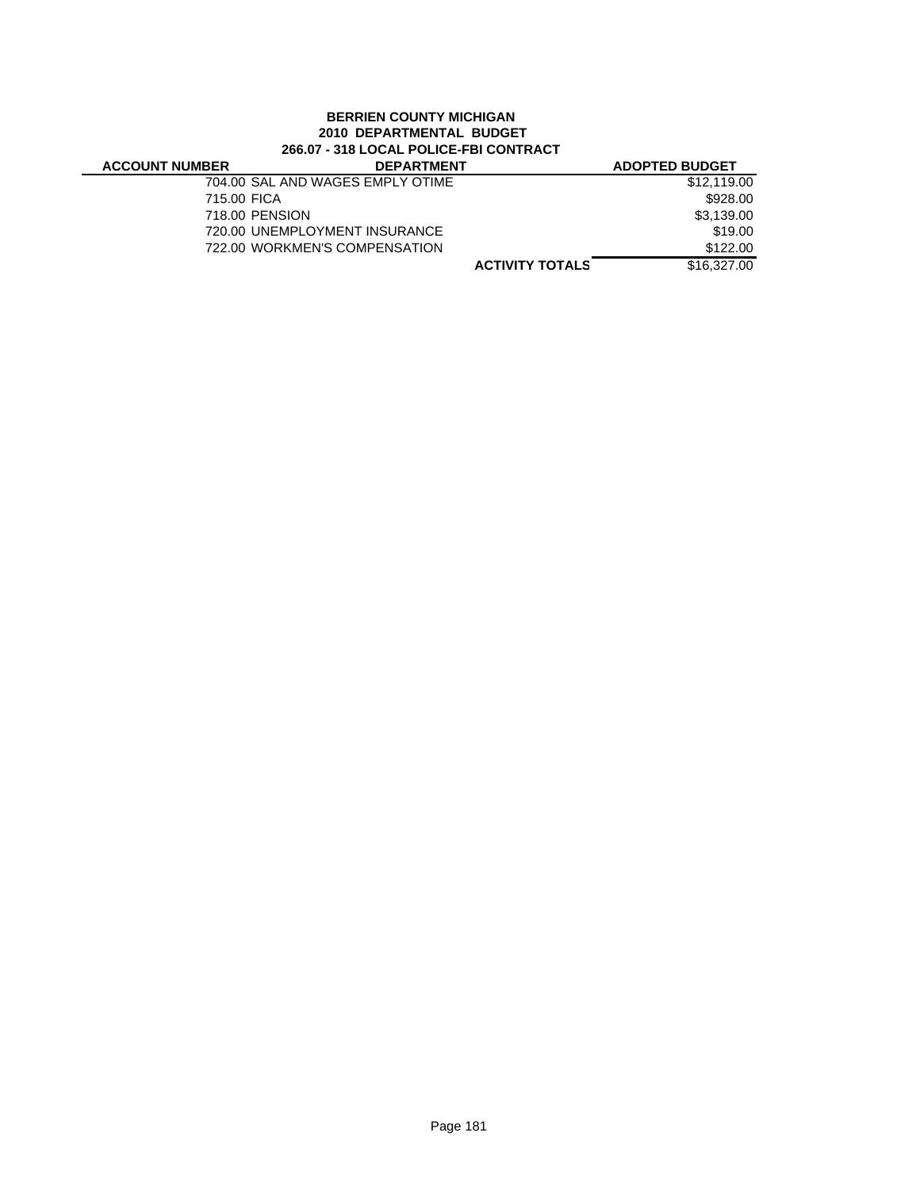**BERRIEN COUNTY MICHIGAN**
**2010 DEPARTMENTAL BUDGET**
**266.07 - 318 LOCAL POLICE-FBI CONTRACT**

| ACCOUNT NUMBER | DEPARTMENT | ADOPTED BUDGET |
|---|---|---|
| 704.00 | SAL AND WAGES EMPLY OTIME | $12,119.00 |
| 715.00 | FICA | $928.00 |
| 718.00 | PENSION | $3,139.00 |
| 720.00 | UNEMPLOYMENT INSURANCE | $19.00 |
| 722.00 | WORKMEN'S COMPENSATION | $122.00 |
| | **ACTIVITY TOTALS** | $16,327.00 |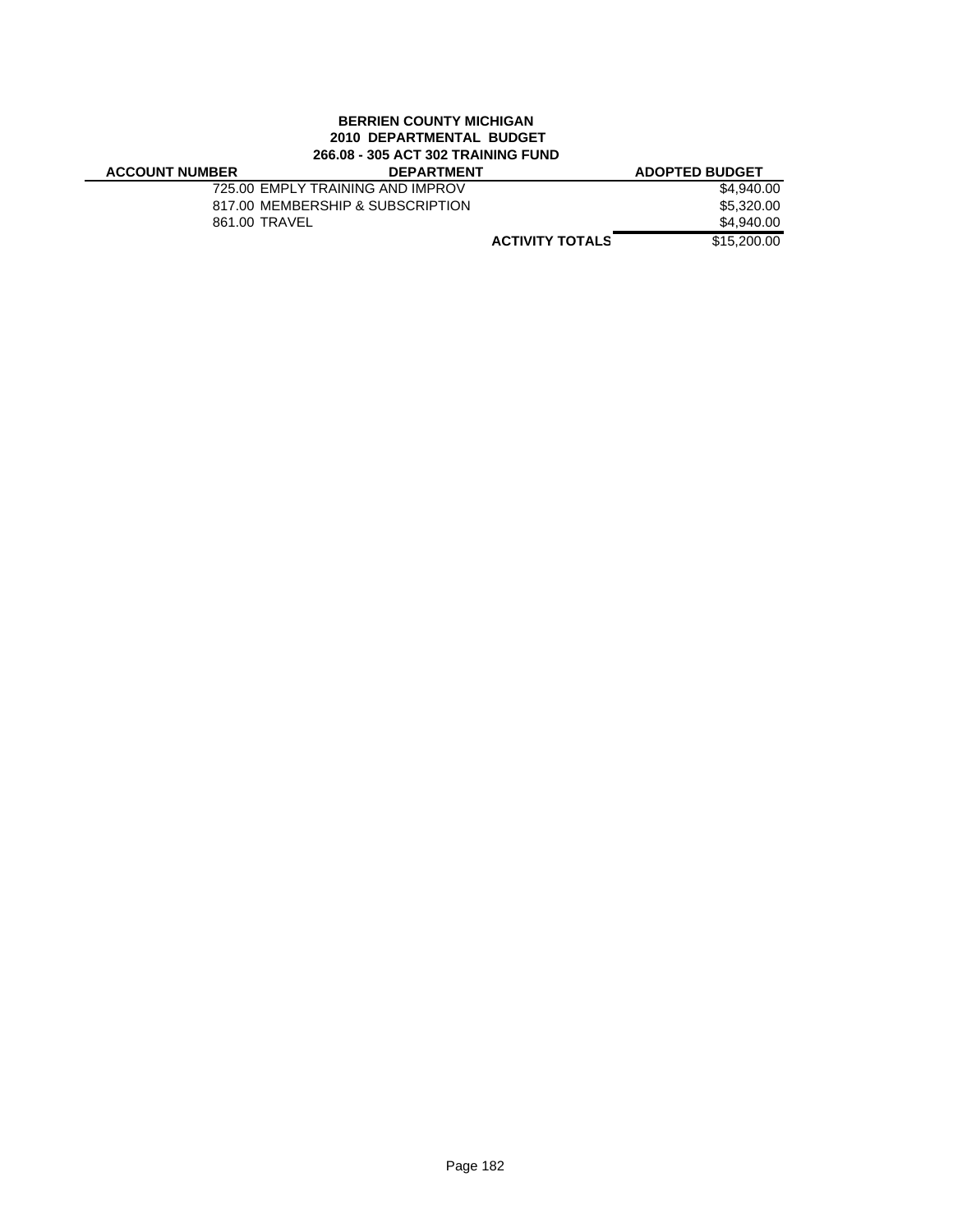**BERRIEN COUNTY MICHIGAN**
**2010 DEPARTMENTAL BUDGET**
**266.08 - 305 ACT 302 TRAINING FUND**

| ACCOUNT NUMBER | DEPARTMENT | ADOPTED BUDGET |
|---|---|---|
| | 725.00 EMPLY TRAINING AND IMPROV | $4,940.00 |
| | 817.00 MEMBERSHIP & SUBSCRIPTION | $5,320.00 |
| | 861.00 TRAVEL | $4,940.00 |
| | **ACTIVITY TOTALS** | $15,200.00 |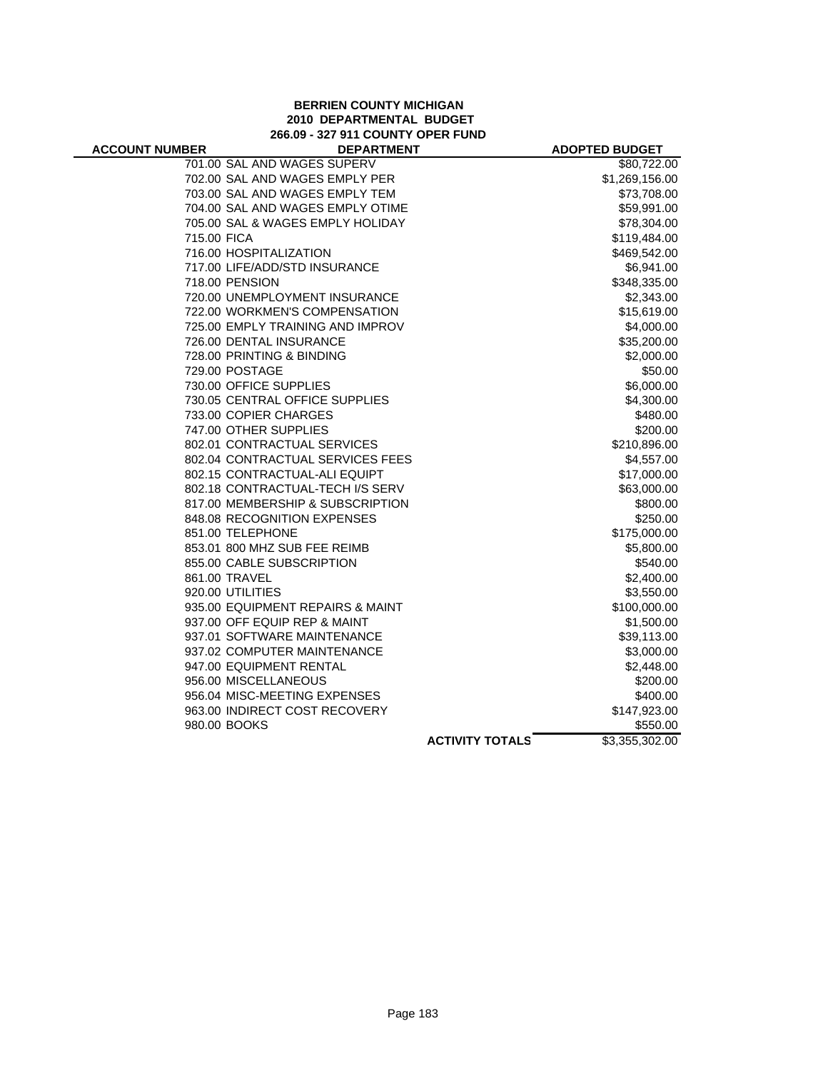**BERRIEN COUNTY MICHIGAN**
**2010 DEPARTMENTAL BUDGET**
**266.09 - 327 911 COUNTY OPER FUND**

| ACCOUNT NUMBER | DEPARTMENT | | ADOPTED BUDGET |
|---|---|---|---|
| 701.00 | SAL AND WAGES SUPERV | | $80,722.00 |
| 702.00 | SAL AND WAGES EMPLY PER | | $1,269,156.00 |
| 703.00 | SAL AND WAGES EMPLY TEM | | $73,708.00 |
| 704.00 | SAL AND WAGES EMPLY OTIME | | $59,991.00 |
| 705.00 | SAL & WAGES EMPLY HOLIDAY | | $78,304.00 |
| 715.00 | FICA | | $119,484.00 |
| 716.00 | HOSPITALIZATION | | $469,542.00 |
| 717.00 | LIFE/ADD/STD INSURANCE | | $6,941.00 |
| 718.00 | PENSION | | $348,335.00 |
| 720.00 | UNEMPLOYMENT INSURANCE | | $2,343.00 |
| 722.00 | WORKMEN'S COMPENSATION | | $15,619.00 |
| 725.00 | EMPLY TRAINING AND IMPROV | | $4,000.00 |
| 726.00 | DENTAL INSURANCE | | $35,200.00 |
| 728.00 | PRINTING & BINDING | | $2,000.00 |
| 729.00 | POSTAGE | | $50.00 |
| 730.00 | OFFICE SUPPLIES | | $6,000.00 |
| 730.05 | CENTRAL OFFICE SUPPLIES | | $4,300.00 |
| 733.00 | COPIER CHARGES | | $480.00 |
| 747.00 | OTHER SUPPLIES | | $200.00 |
| 802.01 | CONTRACTUAL SERVICES | | $210,896.00 |
| 802.04 | CONTRACTUAL SERVICES FEES | | $4,557.00 |
| 802.15 | CONTRACTUAL-ALI EQUIPT | | $17,000.00 |
| 802.18 | CONTRACTUAL-TECH I/S SERV | | $63,000.00 |
| 817.00 | MEMBERSHIP & SUBSCRIPTION | | $800.00 |
| 848.08 | RECOGNITION EXPENSES | | $250.00 |
| 851.00 | TELEPHONE | | $175,000.00 |
| 853.01 | 800 MHZ SUB FEE REIMB | | $5,800.00 |
| 855.00 | CABLE SUBSCRIPTION | | $540.00 |
| 861.00 | TRAVEL | | $2,400.00 |
| 920.00 | UTILITIES | | $3,550.00 |
| 935.00 | EQUIPMENT REPAIRS & MAINT | | $100,000.00 |
| 937.00 | OFF EQUIP REP & MAINT | | $1,500.00 |
| 937.01 | SOFTWARE MAINTENANCE | | $39,113.00 |
| 937.02 | COMPUTER MAINTENANCE | | $3,000.00 |
| 947.00 | EQUIPMENT RENTAL | | $2,448.00 |
| 956.00 | MISCELLANEOUS | | $200.00 |
| 956.04 | MISC-MEETING EXPENSES | | $400.00 |
| 963.00 | INDIRECT COST RECOVERY | | $147,923.00 |
| 980.00 | BOOKS | | $550.00 |
| | | **ACTIVITY TOTALS** | $3,355,302.00 |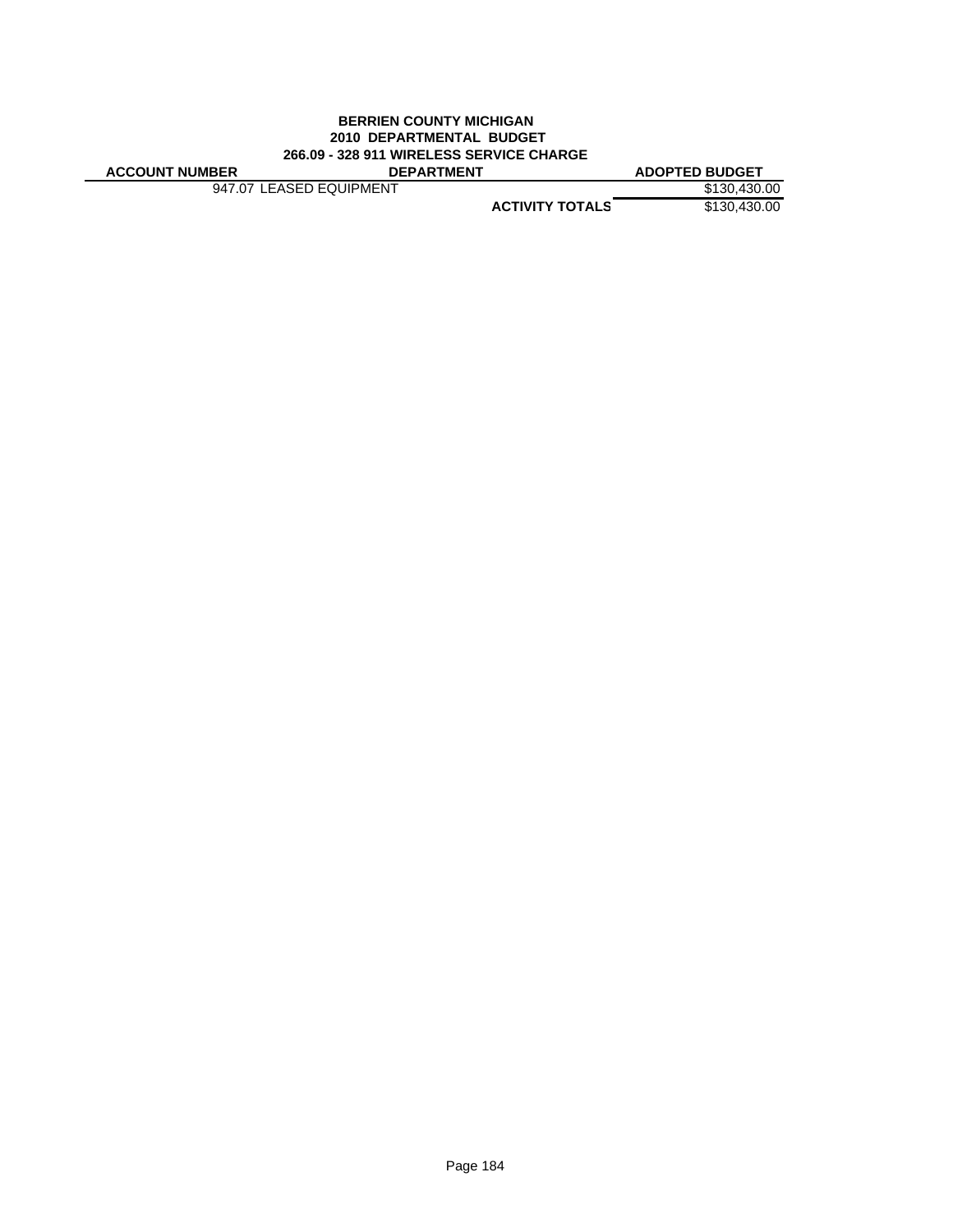**BERRIEN COUNTY MICHIGAN**
**2010 DEPARTMENTAL BUDGET**
**266.09 - 328 911 WIRELESS SERVICE CHARGE**

| ACCOUNT NUMBER | DEPARTMENT | ADOPTED BUDGET |
|---|---|---|
| 947.07 LEASED EQUIPMENT | | $130,430.00 |
| | **ACTIVITY TOTALS** | $130,430.00 |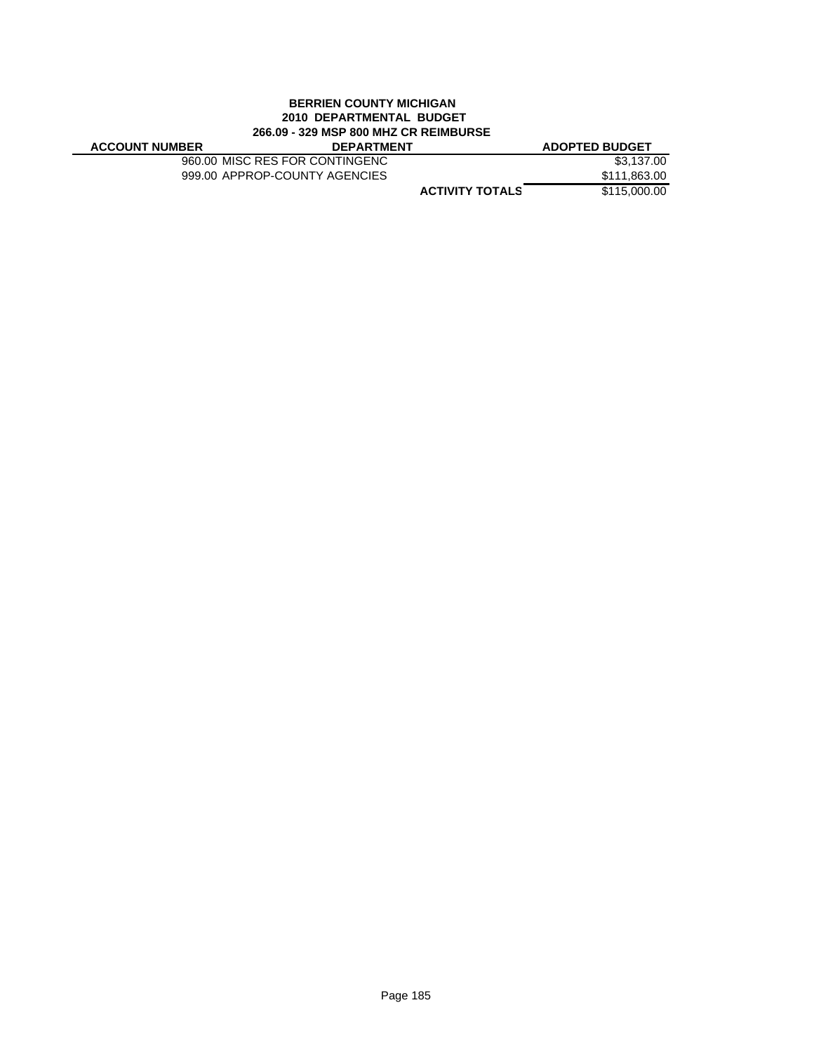**BERRIEN COUNTY MICHIGAN**
**2010 DEPARTMENTAL BUDGET**
**266.09 - 329 MSP 800 MHZ CR REIMBURSE**

| ACCOUNT NUMBER | DEPARTMENT | ADOPTED BUDGET |
|---|---|---|
| 960.00 | MISC RES FOR CONTINGENC | $3,137.00 |
| 999.00 | APPROP-COUNTY AGENCIES | $111,863.00 |
| | **ACTIVITY TOTALS** | $115,000.00 |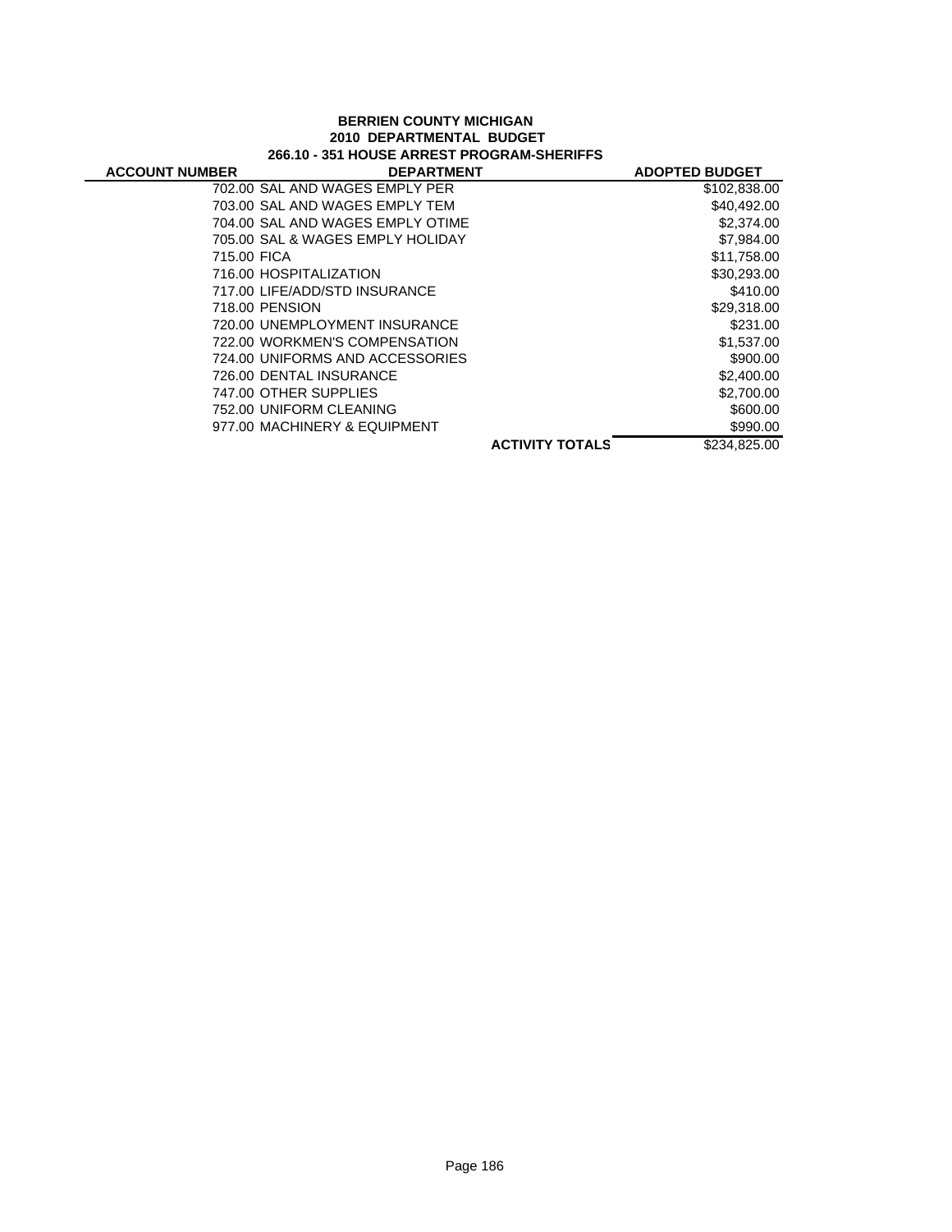**BERRIEN COUNTY MICHIGAN**
**2010 DEPARTMENTAL BUDGET**
**266.10 - 351 HOUSE ARREST PROGRAM-SHERIFFS**

| ACCOUNT NUMBER | DEPARTMENT | ADOPTED BUDGET |
|---|---|---|
| 702.00 | SAL AND WAGES EMPLY PER | $102,838.00 |
| 703.00 | SAL AND WAGES EMPLY TEM | $40,492.00 |
| 704.00 | SAL AND WAGES EMPLY OTIME | $2,374.00 |
| 705.00 | SAL & WAGES EMPLY HOLIDAY | $7,984.00 |
| 715.00 | FICA | $11,758.00 |
| 716.00 | HOSPITALIZATION | $30,293.00 |
| 717.00 | LIFE/ADD/STD INSURANCE | $410.00 |
| 718.00 | PENSION | $29,318.00 |
| 720.00 | UNEMPLOYMENT INSURANCE | $231.00 |
| 722.00 | WORKMEN'S COMPENSATION | $1,537.00 |
| 724.00 | UNIFORMS AND ACCESSORIES | $900.00 |
| 726.00 | DENTAL INSURANCE | $2,400.00 |
| 747.00 | OTHER SUPPLIES | $2,700.00 |
| 752.00 | UNIFORM CLEANING | $600.00 |
| 977.00 | MACHINERY & EQUIPMENT | $990.00 |
| | **ACTIVITY TOTALS** | $234,825.00 |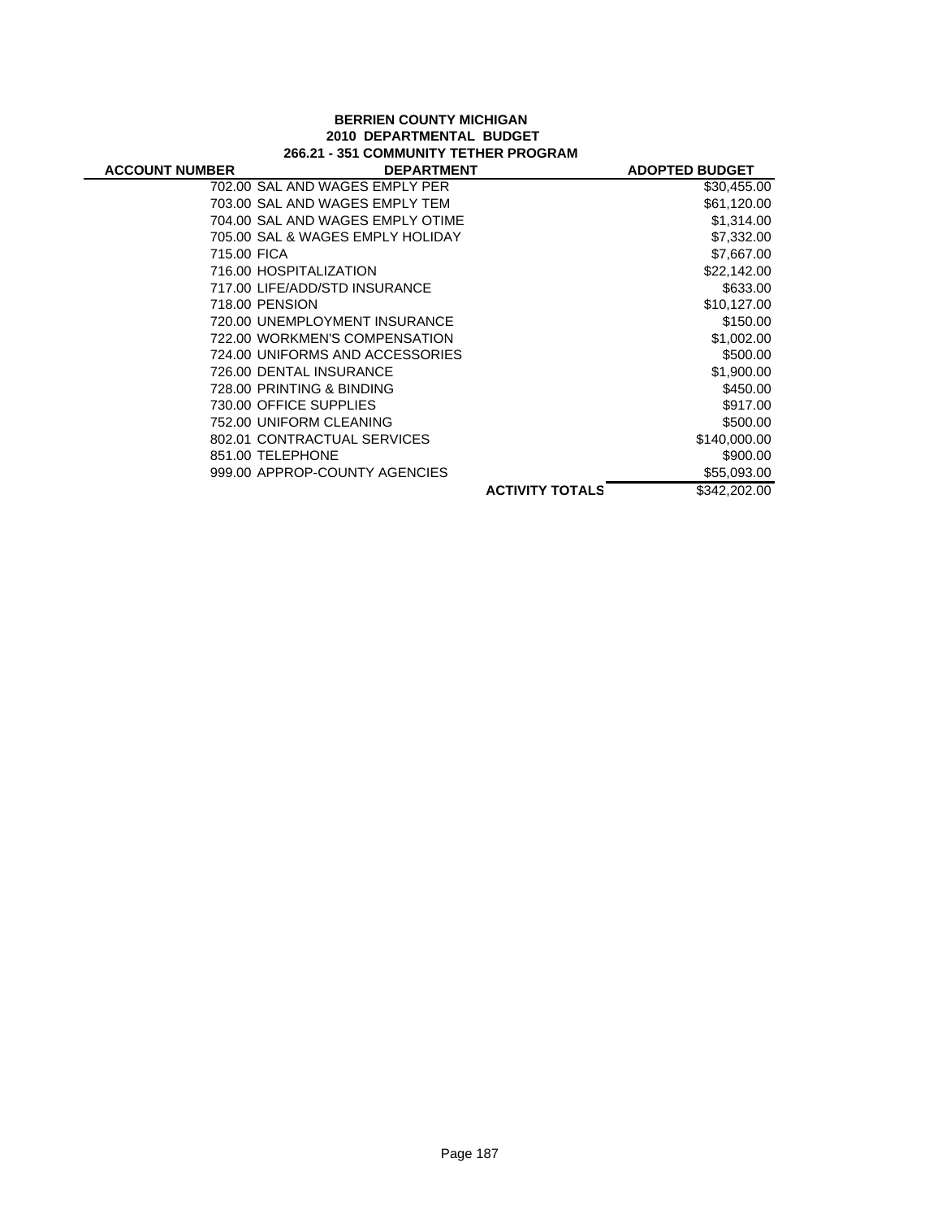**BERRIEN COUNTY MICHIGAN**
**2010 DEPARTMENTAL BUDGET**
**266.21 - 351 COMMUNITY TETHER PROGRAM**

| ACCOUNT NUMBER | DEPARTMENT | ADOPTED BUDGET |
|---|---|---|
| 702.00 | SAL AND WAGES EMPLY PER | $30,455.00 |
| 703.00 | SAL AND WAGES EMPLY TEM | $61,120.00 |
| 704.00 | SAL AND WAGES EMPLY OTIME | $1,314.00 |
| 705.00 | SAL & WAGES EMPLY HOLIDAY | $7,332.00 |
| 715.00 | FICA | $7,667.00 |
| 716.00 | HOSPITALIZATION | $22,142.00 |
| 717.00 | LIFE/ADD/STD INSURANCE | $633.00 |
| 718.00 | PENSION | $10,127.00 |
| 720.00 | UNEMPLOYMENT INSURANCE | $150.00 |
| 722.00 | WORKMEN'S COMPENSATION | $1,002.00 |
| 724.00 | UNIFORMS AND ACCESSORIES | $500.00 |
| 726.00 | DENTAL INSURANCE | $1,900.00 |
| 728.00 | PRINTING & BINDING | $450.00 |
| 730.00 | OFFICE SUPPLIES | $917.00 |
| 752.00 | UNIFORM CLEANING | $500.00 |
| 802.01 | CONTRACTUAL SERVICES | $140,000.00 |
| 851.00 | TELEPHONE | $900.00 |
| 999.00 | APPROP-COUNTY AGENCIES | $55,093.00 |
| | **ACTIVITY TOTALS** | $342,202.00 |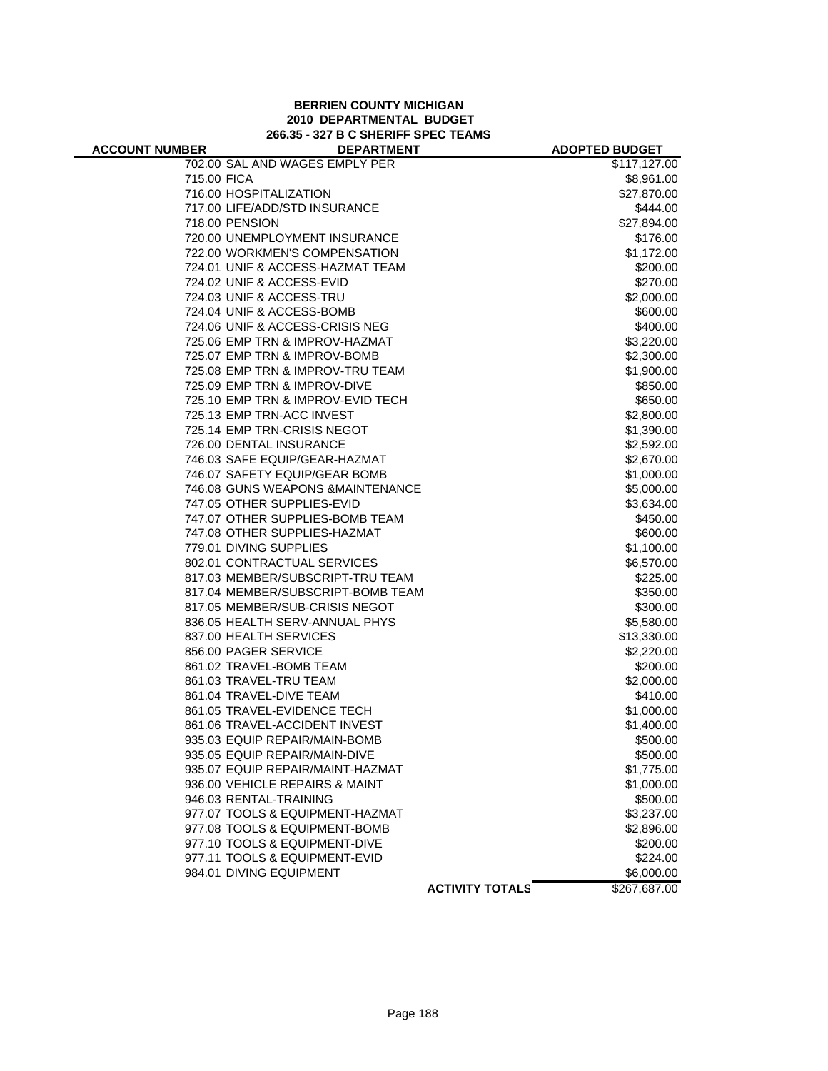**BERRIEN COUNTY MICHIGAN**
**2010 DEPARTMENTAL BUDGET**
**266.35 - 327 B C SHERIFF SPEC TEAMS**

| ACCOUNT NUMBER | DEPARTMENT | ADOPTED BUDGET |
|---|---|---|
| 702.00 | SAL AND WAGES EMPLY PER | $117,127.00 |
| 715.00 | FICA | $8,961.00 |
| 716.00 | HOSPITALIZATION | $27,870.00 |
| 717.00 | LIFE/ADD/STD INSURANCE | $444.00 |
| 718.00 | PENSION | $27,894.00 |
| 720.00 | UNEMPLOYMENT INSURANCE | $176.00 |
| 722.00 | WORKMEN'S COMPENSATION | $1,172.00 |
| 724.01 | UNIF & ACCESS-HAZMAT TEAM | $200.00 |
| 724.02 | UNIF & ACCESS-EVID | $270.00 |
| 724.03 | UNIF & ACCESS-TRU | $2,000.00 |
| 724.04 | UNIF & ACCESS-BOMB | $600.00 |
| 724.06 | UNIF & ACCESS-CRISIS NEG | $400.00 |
| 725.06 | EMP TRN & IMPROV-HAZMAT | $3,220.00 |
| 725.07 | EMP TRN & IMPROV-BOMB | $2,300.00 |
| 725.08 | EMP TRN & IMPROV-TRU TEAM | $1,900.00 |
| 725.09 | EMP TRN & IMPROV-DIVE | $850.00 |
| 725.10 | EMP TRN & IMPROV-EVID TECH | $650.00 |
| 725.13 | EMP TRN-ACC INVEST | $2,800.00 |
| 725.14 | EMP TRN-CRISIS NEGOT | $1,390.00 |
| 726.00 | DENTAL INSURANCE | $2,592.00 |
| 746.03 | SAFE EQUIP/GEAR-HAZMAT | $2,670.00 |
| 746.07 | SAFETY EQUIP/GEAR BOMB | $1,000.00 |
| 746.08 | GUNS WEAPONS &MAINTENANCE | $5,000.00 |
| 747.05 | OTHER SUPPLIES-EVID | $3,634.00 |
| 747.07 | OTHER SUPPLIES-BOMB TEAM | $450.00 |
| 747.08 | OTHER SUPPLIES-HAZMAT | $600.00 |
| 779.01 | DIVING SUPPLIES | $1,100.00 |
| 802.01 | CONTRACTUAL SERVICES | $6,570.00 |
| 817.03 | MEMBER/SUBSCRIPT-TRU TEAM | $225.00 |
| 817.04 | MEMBER/SUBSCRIPT-BOMB TEAM | $350.00 |
| 817.05 | MEMBER/SUB-CRISIS NEGOT | $300.00 |
| 836.05 | HEALTH SERV-ANNUAL PHYS | $5,580.00 |
| 837.00 | HEALTH SERVICES | $13,330.00 |
| 856.00 | PAGER SERVICE | $2,220.00 |
| 861.02 | TRAVEL-BOMB TEAM | $200.00 |
| 861.03 | TRAVEL-TRU TEAM | $2,000.00 |
| 861.04 | TRAVEL-DIVE TEAM | $410.00 |
| 861.05 | TRAVEL-EVIDENCE TECH | $1,000.00 |
| 861.06 | TRAVEL-ACCIDENT INVEST | $1,400.00 |
| 935.03 | EQUIP REPAIR/MAIN-BOMB | $500.00 |
| 935.05 | EQUIP REPAIR/MAIN-DIVE | $500.00 |
| 935.07 | EQUIP REPAIR/MAINT-HAZMAT | $1,775.00 |
| 936.00 | VEHICLE REPAIRS & MAINT | $1,000.00 |
| 946.03 | RENTAL-TRAINING | $500.00 |
| 977.07 | TOOLS & EQUIPMENT-HAZMAT | $3,237.00 |
| 977.08 | TOOLS & EQUIPMENT-BOMB | $2,896.00 |
| 977.10 | TOOLS & EQUIPMENT-DIVE | $200.00 |
| 977.11 | TOOLS & EQUIPMENT-EVID | $224.00 |
| 984.01 | DIVING EQUIPMENT | $6,000.00 |
| | **ACTIVITY TOTALS** | $267,687.00 |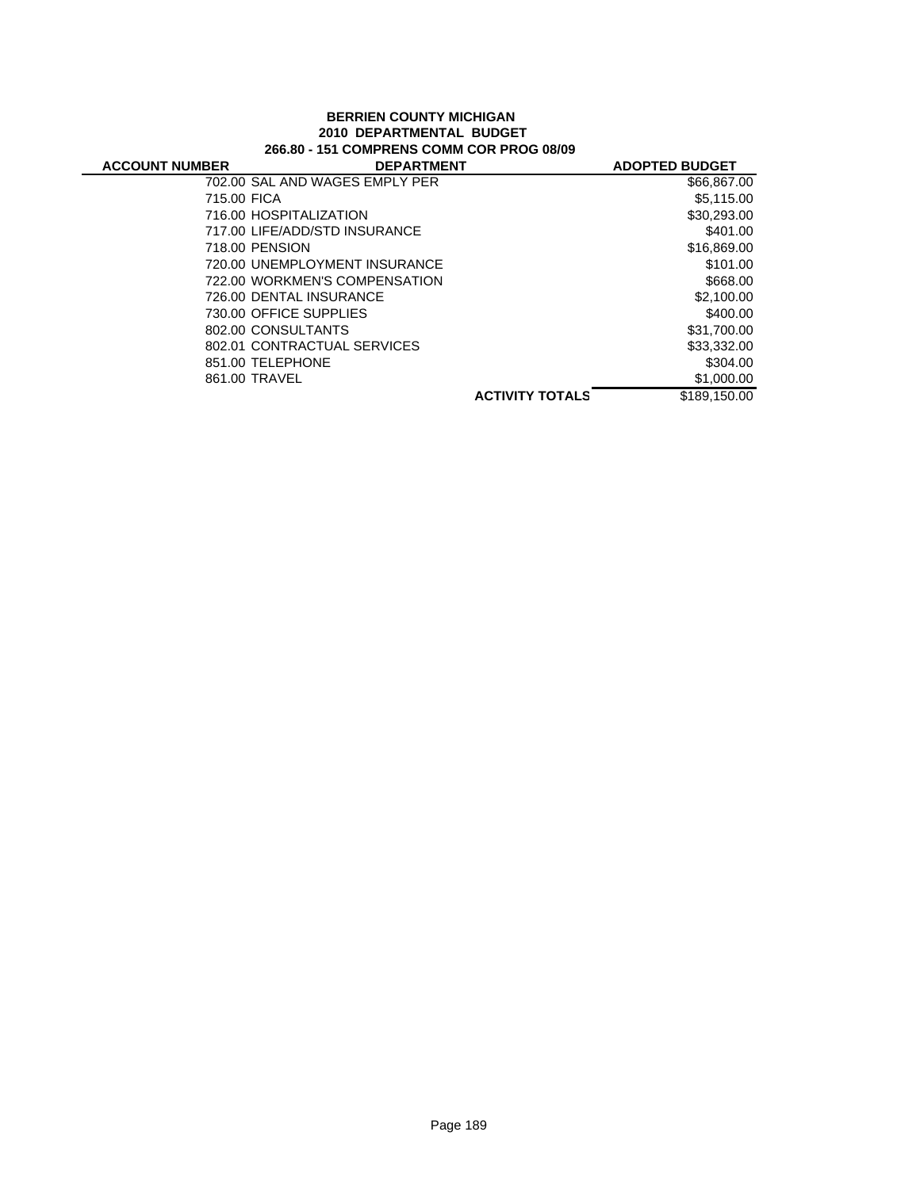**BERRIEN COUNTY MICHIGAN**
**2010 DEPARTMENTAL BUDGET**
**266.80 - 151 COMPRENS COMM COR PROG 08/09**

| ACCOUNT NUMBER | DEPARTMENT | ADOPTED BUDGET |
|---|---|---|
| 702.00 | SAL AND WAGES EMPLY PER | $66,867.00 |
| 715.00 | FICA | $5,115.00 |
| 716.00 | HOSPITALIZATION | $30,293.00 |
| 717.00 | LIFE/ADD/STD INSURANCE | $401.00 |
| 718.00 | PENSION | $16,869.00 |
| 720.00 | UNEMPLOYMENT INSURANCE | $101.00 |
| 722.00 | WORKMEN'S COMPENSATION | $668.00 |
| 726.00 | DENTAL INSURANCE | $2,100.00 |
| 730.00 | OFFICE SUPPLIES | $400.00 |
| 802.00 | CONSULTANTS | $31,700.00 |
| 802.01 | CONTRACTUAL SERVICES | $33,332.00 |
| 851.00 | TELEPHONE | $304.00 |
| 861.00 | TRAVEL | $1,000.00 |
| | **ACTIVITY TOTALS** | $189,150.00 |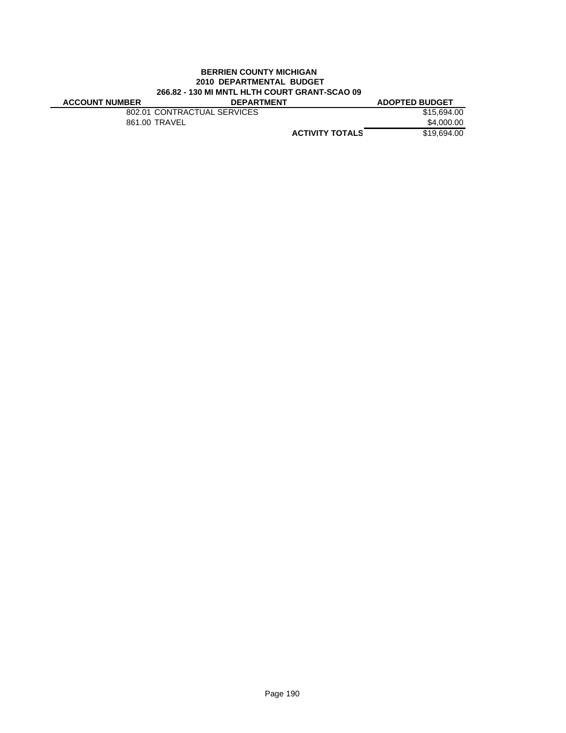**BERRIEN COUNTY MICHIGAN**
**2010 DEPARTMENTAL BUDGET**
**266.82 - 130 MI MNTL HLTH COURT GRANT-SCAO 09**

| ACCOUNT NUMBER | DEPARTMENT | ADOPTED BUDGET |
|---|---|---|
| 802.01 | CONTRACTUAL SERVICES | $15,694.00 |
| 861.00 | TRAVEL | $4,000.00 |
| | **ACTIVITY TOTALS** | $19,694.00 |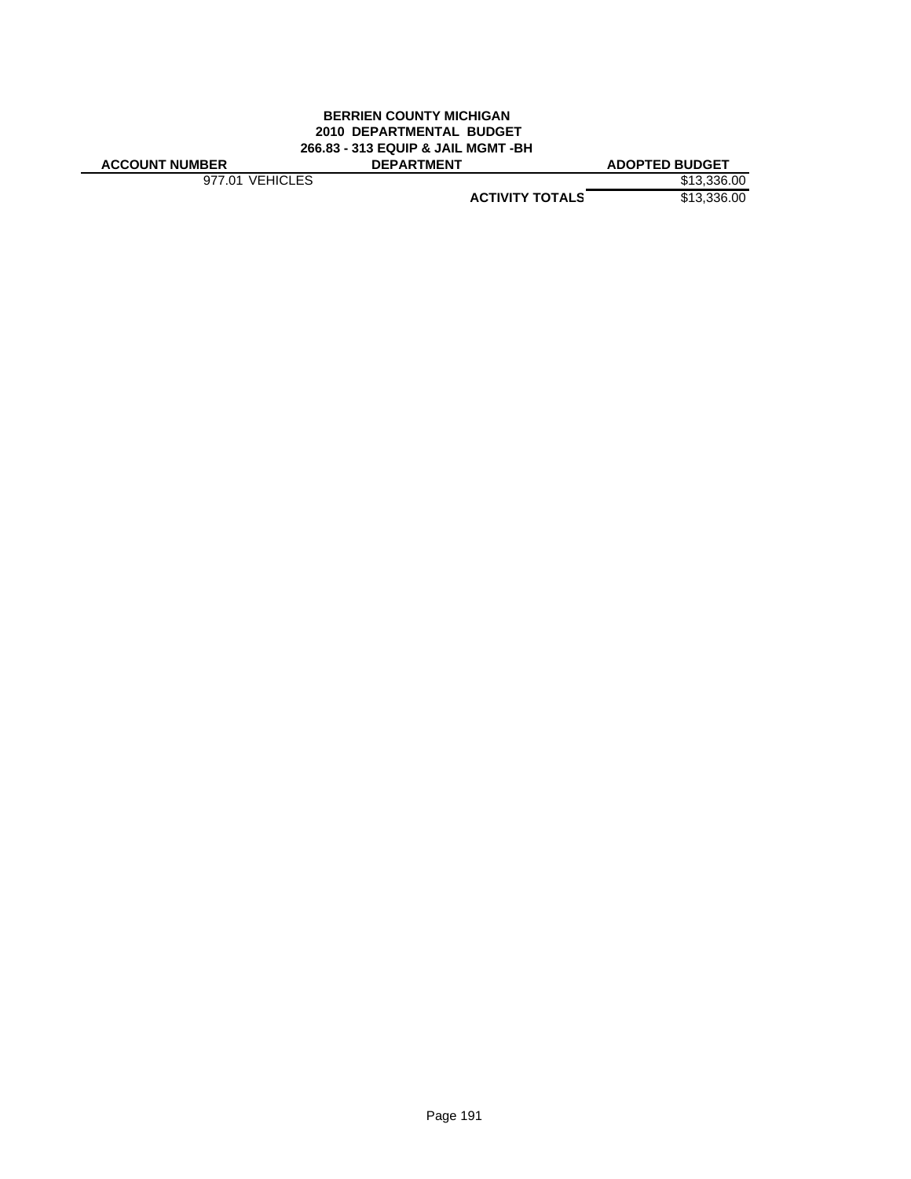**BERRIEN COUNTY MICHIGAN**
**2010 DEPARTMENTAL BUDGET**
**266.83 - 313 EQUIP & JAIL MGMT -BH**

| ACCOUNT NUMBER | DEPARTMENT | ADOPTED BUDGET |
|---|---|---|
| 977.01 VEHICLES | | $13,336.00 |
| | **ACTIVITY TOTALS** | $13,336.00 |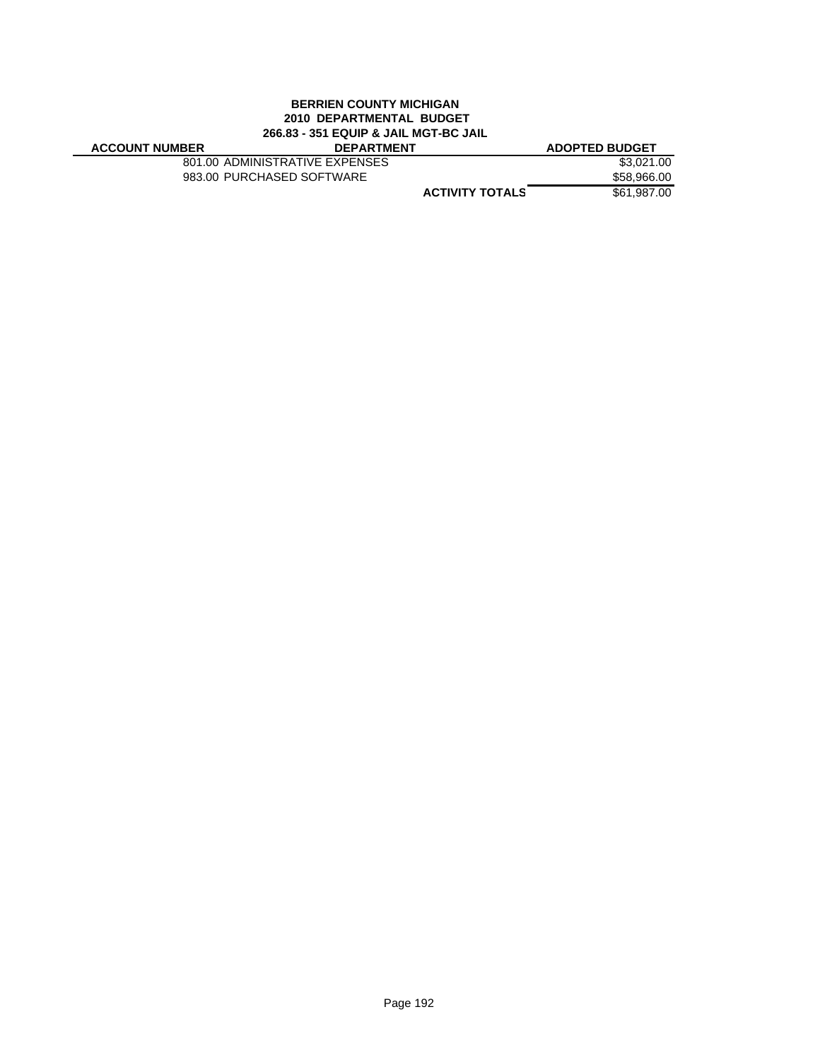**BERRIEN COUNTY MICHIGAN**
**2010 DEPARTMENTAL BUDGET**
**266.83 - 351 EQUIP & JAIL MGT-BC JAIL**

| ACCOUNT NUMBER | DEPARTMENT | ADOPTED BUDGET |
|---|---|---|
| 801.00 | ADMINISTRATIVE EXPENSES | $3,021.00 |
| 983.00 | PURCHASED SOFTWARE | $58,966.00 |
| | **ACTIVITY TOTALS** | $61,987.00 |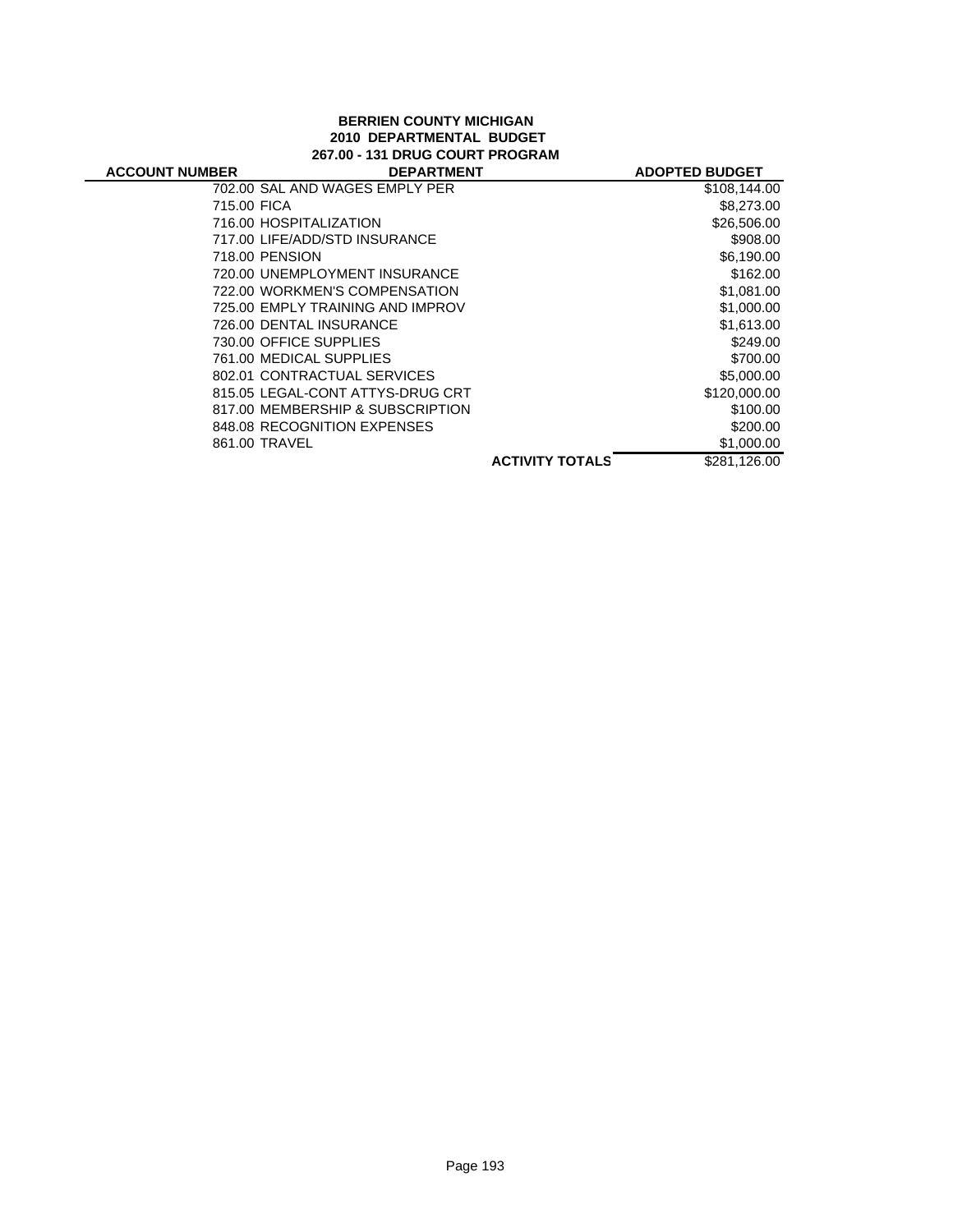**BERRIEN COUNTY MICHIGAN**
**2010 DEPARTMENTAL BUDGET**
**267.00 - 131 DRUG COURT PROGRAM**

| ACCOUNT NUMBER | DEPARTMENT | | ADOPTED BUDGET |
|---|---|---|---|
| 702.00 | SAL AND WAGES EMPLY PER | | $108,144.00 |
| 715.00 | FICA | | $8,273.00 |
| 716.00 | HOSPITALIZATION | | $26,506.00 |
| 717.00 | LIFE/ADD/STD INSURANCE | | $908.00 |
| 718.00 | PENSION | | $6,190.00 |
| 720.00 | UNEMPLOYMENT INSURANCE | | $162.00 |
| 722.00 | WORKMEN'S COMPENSATION | | $1,081.00 |
| 725.00 | EMPLY TRAINING AND IMPROV | | $1,000.00 |
| 726.00 | DENTAL INSURANCE | | $1,613.00 |
| 730.00 | OFFICE SUPPLIES | | $249.00 |
| 761.00 | MEDICAL SUPPLIES | | $700.00 |
| 802.01 | CONTRACTUAL SERVICES | | $5,000.00 |
| 815.05 | LEGAL-CONT ATTYS-DRUG CRT | | $120,000.00 |
| 817.00 | MEMBERSHIP & SUBSCRIPTION | | $100.00 |
| 848.08 | RECOGNITION EXPENSES | | $200.00 |
| 861.00 | TRAVEL | | $1,000.00 |
| | | **ACTIVITY TOTALS** | $281,126.00 |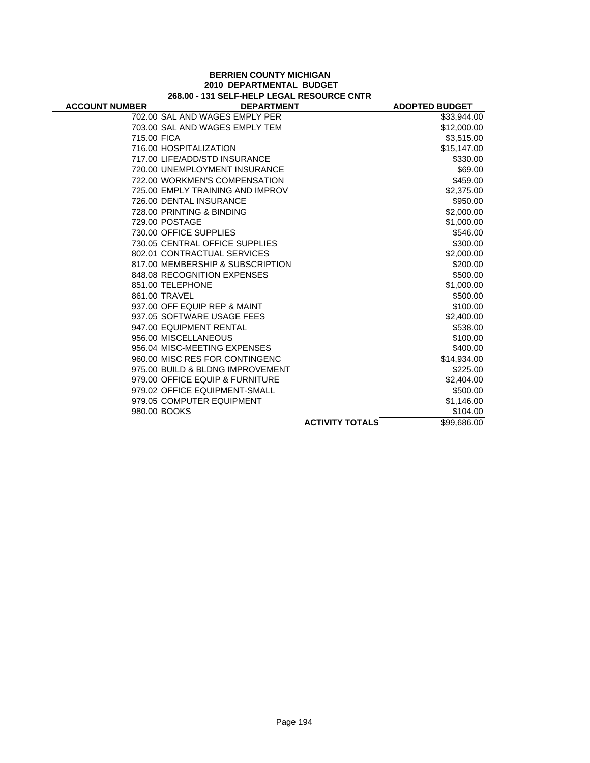**BERRIEN COUNTY MICHIGAN**
**2010 DEPARTMENTAL BUDGET**
**268.00 - 131 SELF-HELP LEGAL RESOURCE CNTR**

| ACCOUNT NUMBER | DEPARTMENT | ADOPTED BUDGET |
|---|---|---|
| 702.00 | SAL AND WAGES EMPLY PER | $33,944.00 |
| 703.00 | SAL AND WAGES EMPLY TEM | $12,000.00 |
| 715.00 | FICA | $3,515.00 |
| 716.00 | HOSPITALIZATION | $15,147.00 |
| 717.00 | LIFE/ADD/STD INSURANCE | $330.00 |
| 720.00 | UNEMPLOYMENT INSURANCE | $69.00 |
| 722.00 | WORKMEN'S COMPENSATION | $459.00 |
| 725.00 | EMPLY TRAINING AND IMPROV | $2,375.00 |
| 726.00 | DENTAL INSURANCE | $950.00 |
| 728.00 | PRINTING & BINDING | $2,000.00 |
| 729.00 | POSTAGE | $1,000.00 |
| 730.00 | OFFICE SUPPLIES | $546.00 |
| 730.05 | CENTRAL OFFICE SUPPLIES | $300.00 |
| 802.01 | CONTRACTUAL SERVICES | $2,000.00 |
| 817.00 | MEMBERSHIP & SUBSCRIPTION | $200.00 |
| 848.08 | RECOGNITION EXPENSES | $500.00 |
| 851.00 | TELEPHONE | $1,000.00 |
| 861.00 | TRAVEL | $500.00 |
| 937.00 | OFF EQUIP REP & MAINT | $100.00 |
| 937.05 | SOFTWARE USAGE FEES | $2,400.00 |
| 947.00 | EQUIPMENT RENTAL | $538.00 |
| 956.00 | MISCELLANEOUS | $100.00 |
| 956.04 | MISC-MEETING EXPENSES | $400.00 |
| 960.00 | MISC RES FOR CONTINGENC | $14,934.00 |
| 975.00 | BUILD & BLDNG IMPROVEMENT | $225.00 |
| 979.00 | OFFICE EQUIP & FURNITURE | $2,404.00 |
| 979.02 | OFFICE EQUIPMENT-SMALL | $500.00 |
| 979.05 | COMPUTER EQUIPMENT | $1,146.00 |
| 980.00 | BOOKS | $104.00 |
| | **ACTIVITY TOTALS** | $99,686.00 |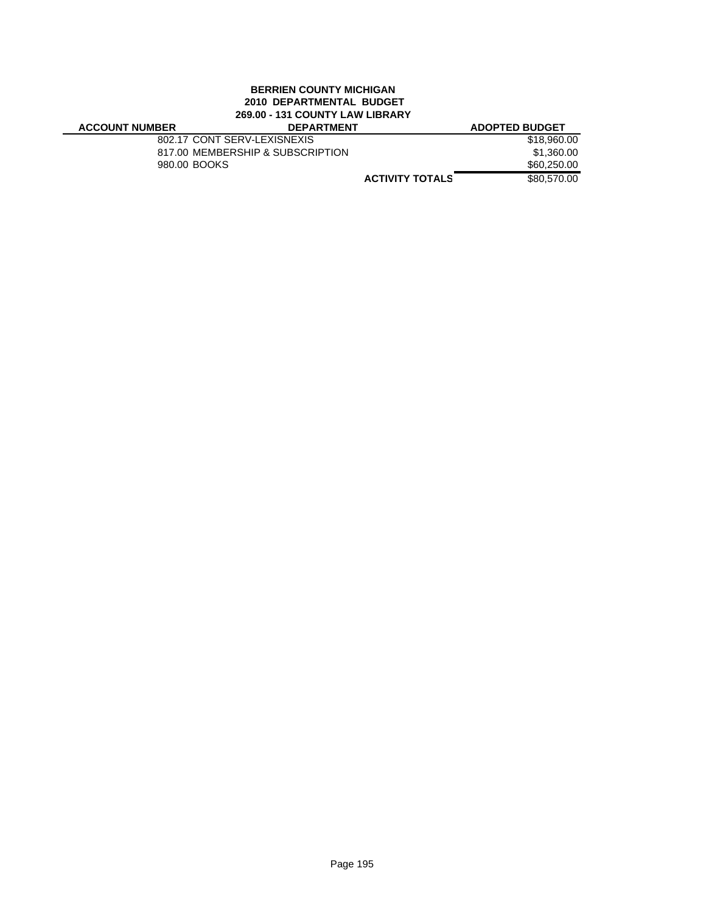**BERRIEN COUNTY MICHIGAN**
**2010 DEPARTMENTAL BUDGET**
**269.00 - 131 COUNTY LAW LIBRARY**

| ACCOUNT NUMBER | DEPARTMENT | ADOPTED BUDGET |
|---|---|---|
| 802.17 | CONT SERV-LEXISNEXIS | $18,960.00 |
| 817.00 | MEMBERSHIP & SUBSCRIPTION | $1,360.00 |
| 980.00 | BOOKS | $60,250.00 |
| | **ACTIVITY TOTALS** | $80,570.00 |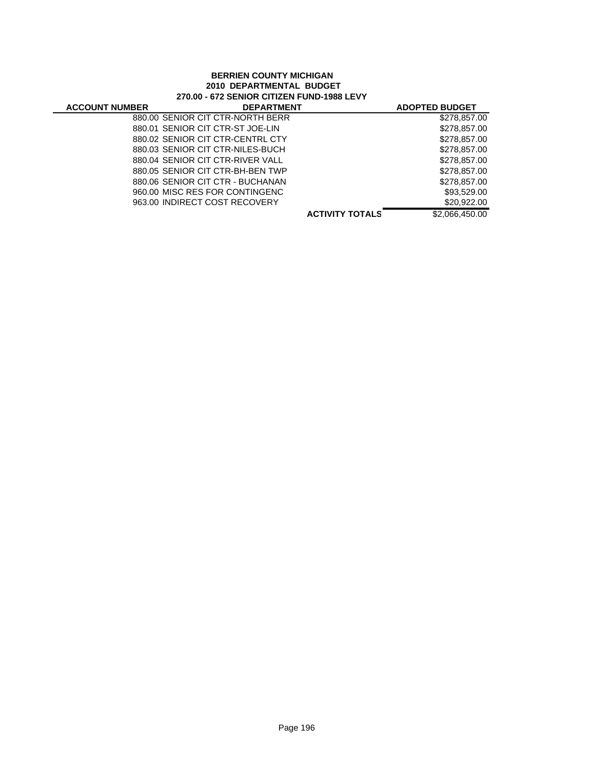**BERRIEN COUNTY MICHIGAN**
**2010 DEPARTMENTAL BUDGET**
**270.00 - 672 SENIOR CITIZEN FUND-1988 LEVY**

| ACCOUNT NUMBER | DEPARTMENT | | ADOPTED BUDGET |
|---|---|---|---|
| | 880.00 SENIOR CIT CTR-NORTH BERR | | $278,857.00 |
| | 880.01 SENIOR CIT CTR-ST JOE-LIN | | $278,857.00 |
| | 880.02 SENIOR CIT CTR-CENTRL CTY | | $278,857.00 |
| | 880.03 SENIOR CIT CTR-NILES-BUCH | | $278,857.00 |
| | 880.04 SENIOR CIT CTR-RIVER VALL | | $278,857.00 |
| | 880.05 SENIOR CIT CTR-BH-BEN TWP | | $278,857.00 |
| | 880.06 SENIOR CIT CTR - BUCHANAN | | $278,857.00 |
| | 960.00 MISC RES FOR CONTINGENC | | $93,529.00 |
| | 963.00 INDIRECT COST RECOVERY | | $20,922.00 |
| | | **ACTIVITY TOTALS** | $2,066,450.00 |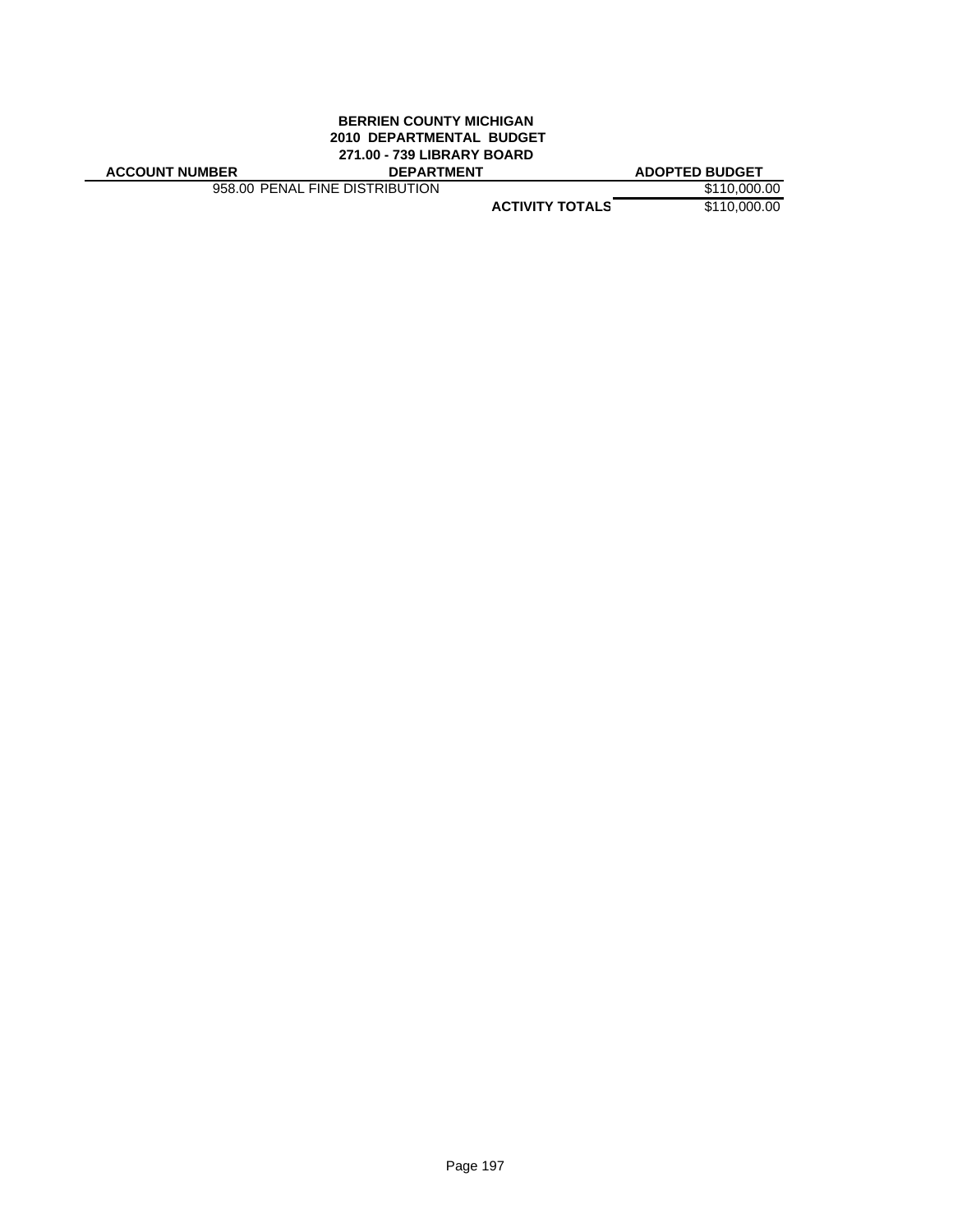**BERRIEN COUNTY MICHIGAN**
**2010 DEPARTMENTAL BUDGET**
**271.00 - 739 LIBRARY BOARD**

| ACCOUNT NUMBER | DEPARTMENT | ADOPTED BUDGET |
|---|---|---|
| 958.00 | PENAL FINE DISTRIBUTION | $110,000.00 |
| | **ACTIVITY TOTALS** | $110,000.00 |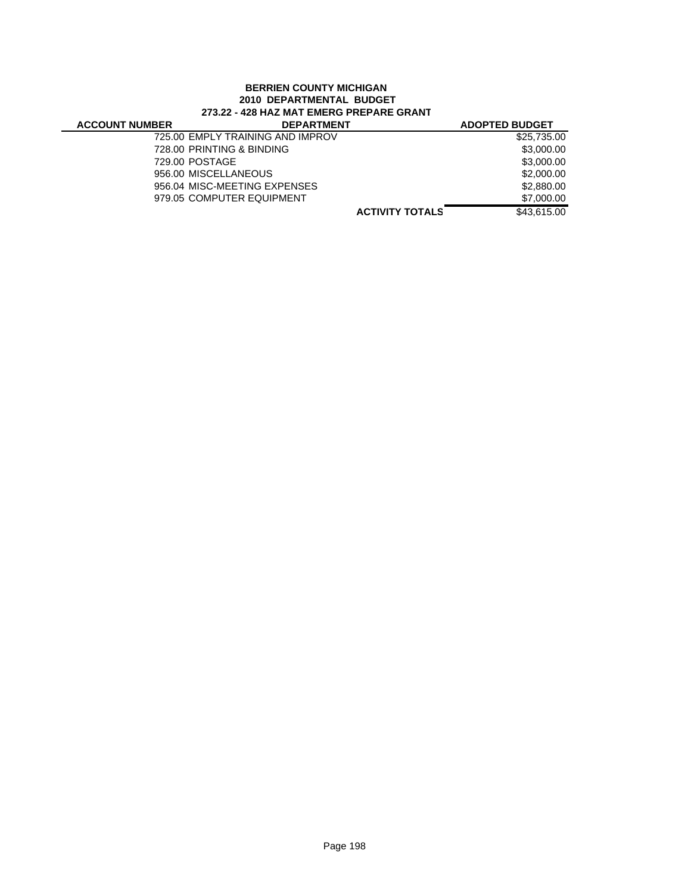**BERRIEN COUNTY MICHIGAN**
**2010 DEPARTMENTAL BUDGET**
**273.22 - 428 HAZ MAT EMERG PREPARE GRANT**

| ACCOUNT NUMBER | DEPARTMENT | ADOPTED BUDGET |
|---|---|---|
| | 725.00 EMPLY TRAINING AND IMPROV | $25,735.00 |
| | 728.00 PRINTING & BINDING | $3,000.00 |
| | 729.00 POSTAGE | $3,000.00 |
| | 956.00 MISCELLANEOUS | $2,000.00 |
| | 956.04 MISC-MEETING EXPENSES | $2,880.00 |
| | 979.05 COMPUTER EQUIPMENT | $7,000.00 |
| | **ACTIVITY TOTALS** | $43,615.00 |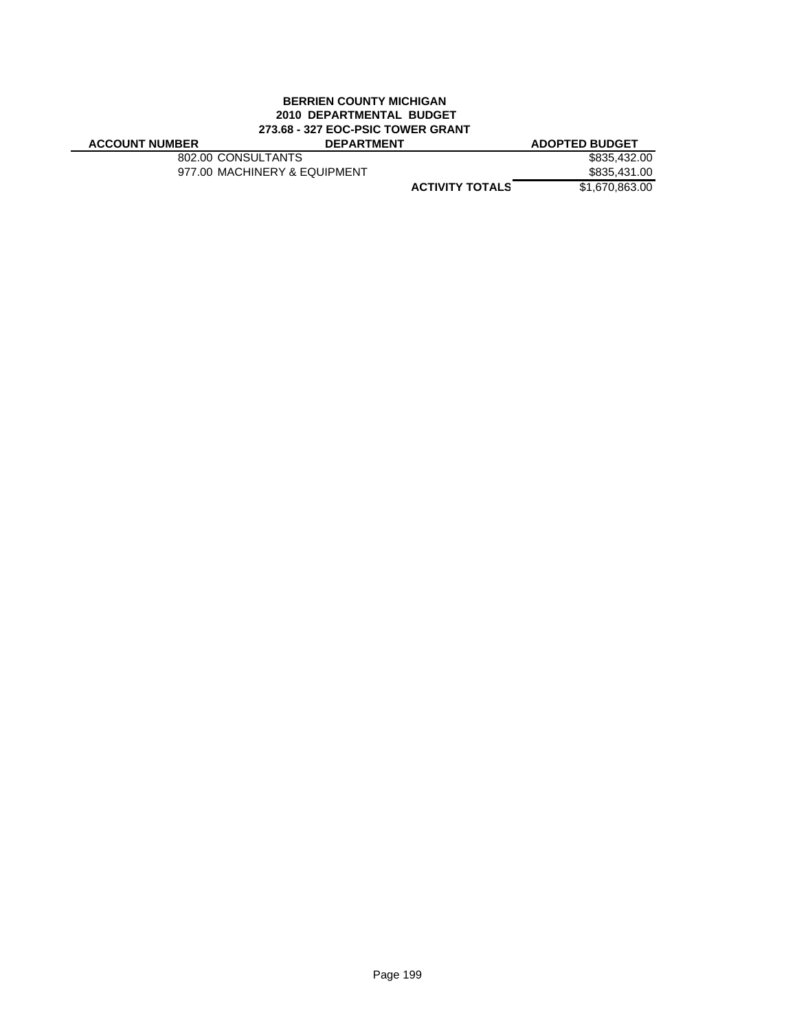**BERRIEN COUNTY MICHIGAN**
**2010 DEPARTMENTAL BUDGET**
**273.68 - 327 EOC-PSIC TOWER GRANT**

| ACCOUNT NUMBER | DEPARTMENT | | ADOPTED BUDGET |
|---|---|---|---|
| | 802.00 CONSULTANTS | | $835,432.00 |
| | 977.00 MACHINERY & EQUIPMENT | | $835,431.00 |
| | | **ACTIVITY TOTALS** | $1,670,863.00 |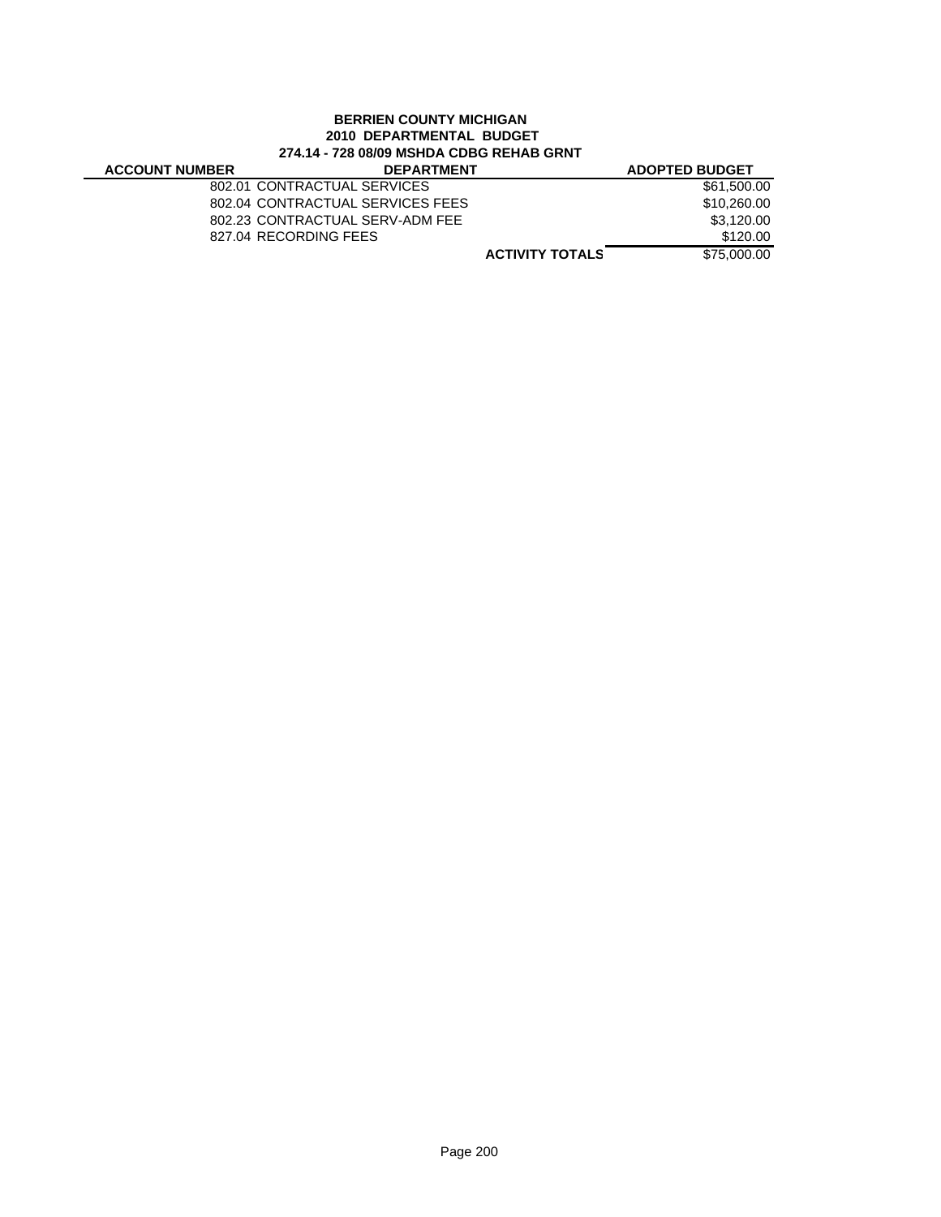**BERRIEN COUNTY MICHIGAN**
**2010 DEPARTMENTAL BUDGET**
**274.14 - 728 08/09 MSHDA CDBG REHAB GRNT**

| ACCOUNT NUMBER | DEPARTMENT | ADOPTED BUDGET |
|---|---|---|
| 802.01 | CONTRACTUAL SERVICES | $61,500.00 |
| 802.04 | CONTRACTUAL SERVICES FEES | $10,260.00 |
| 802.23 | CONTRACTUAL SERV-ADM FEE | $3,120.00 |
| 827.04 | RECORDING FEES | $120.00 |
| | **ACTIVITY TOTALS** | $75,000.00 |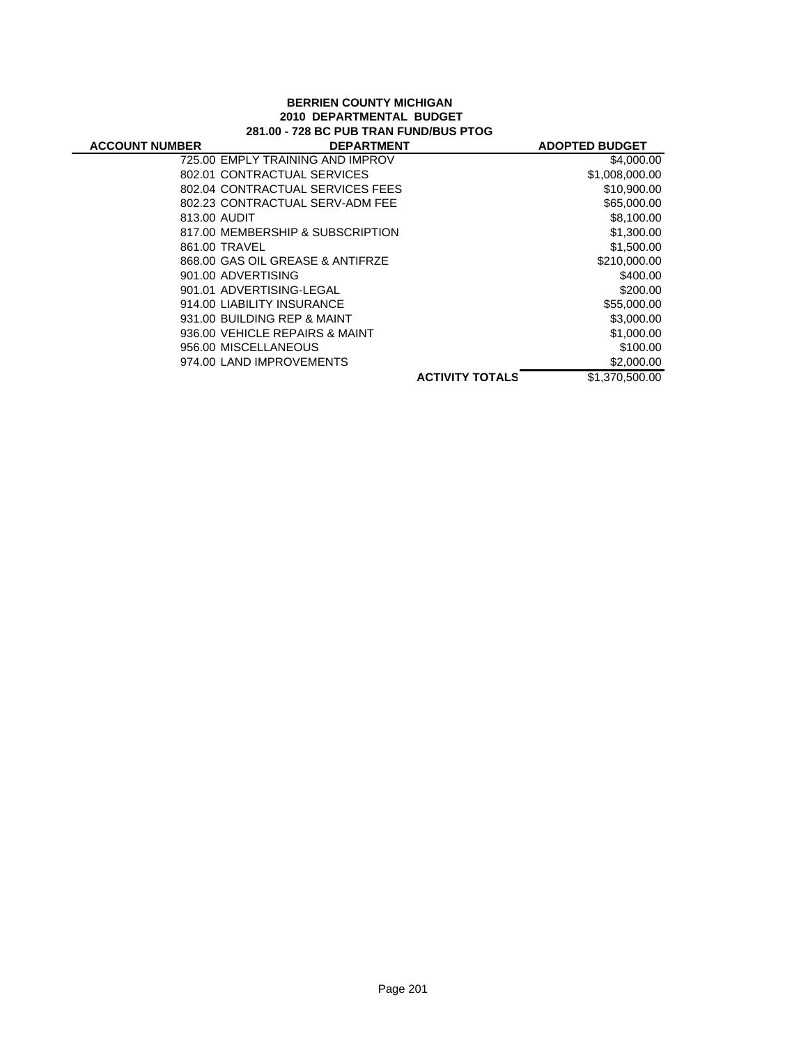**BERRIEN COUNTY MICHIGAN**
**2010 DEPARTMENTAL BUDGET**
**281.00 - 728 BC PUB TRAN FUND/BUS PTOG**

| ACCOUNT NUMBER | DEPARTMENT | | ADOPTED BUDGET |
|---|---|---|---|
| | 725.00 EMPLY TRAINING AND IMPROV | | $4,000.00 |
| | 802.01 CONTRACTUAL SERVICES | | $1,008,000.00 |
| | 802.04 CONTRACTUAL SERVICES FEES | | $10,900.00 |
| | 802.23 CONTRACTUAL SERV-ADM FEE | | $65,000.00 |
| | 813.00 AUDIT | | $8,100.00 |
| | 817.00 MEMBERSHIP & SUBSCRIPTION | | $1,300.00 |
| | 861.00 TRAVEL | | $1,500.00 |
| | 868.00 GAS OIL GREASE & ANTIFRZE | | $210,000.00 |
| | 901.00 ADVERTISING | | $400.00 |
| | 901.01 ADVERTISING-LEGAL | | $200.00 |
| | 914.00 LIABILITY INSURANCE | | $55,000.00 |
| | 931.00 BUILDING REP & MAINT | | $3,000.00 |
| | 936.00 VEHICLE REPAIRS & MAINT | | $1,000.00 |
| | 956.00 MISCELLANEOUS | | $100.00 |
| | 974.00 LAND IMPROVEMENTS | | $2,000.00 |
| | | **ACTIVITY TOTALS** | $1,370,500.00 |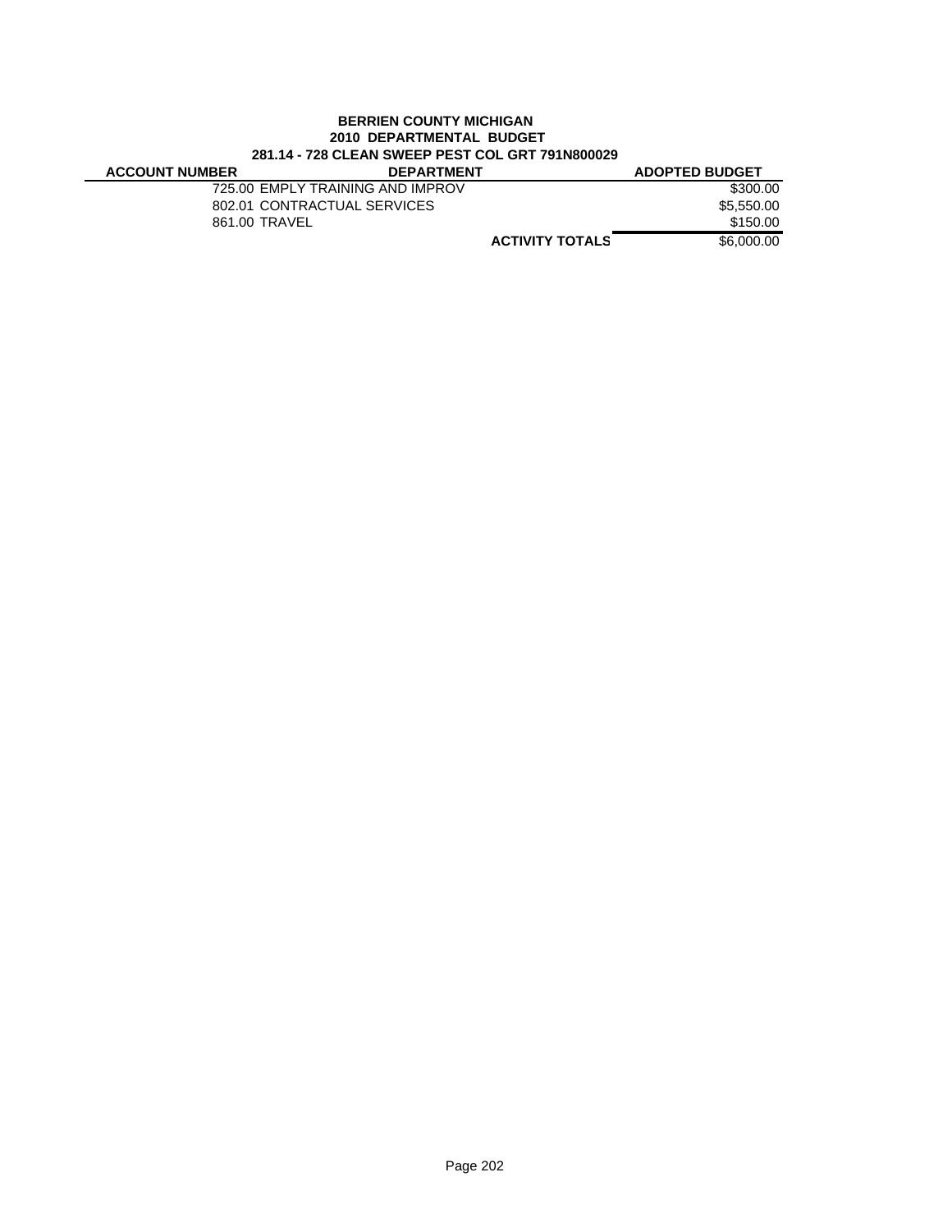**BERRIEN COUNTY MICHIGAN**
**2010 DEPARTMENTAL BUDGET**
**281.14 - 728 CLEAN SWEEP PEST COL GRT 791N800029**

| ACCOUNT NUMBER | DEPARTMENT | ADOPTED BUDGET |
|---|---|---|
| 725.00 | EMPLY TRAINING AND IMPROV | $300.00 |
| 802.01 | CONTRACTUAL SERVICES | $5,550.00 |
| 861.00 | TRAVEL | $150.00 |
| | **ACTIVITY TOTALS** | $6,000.00 |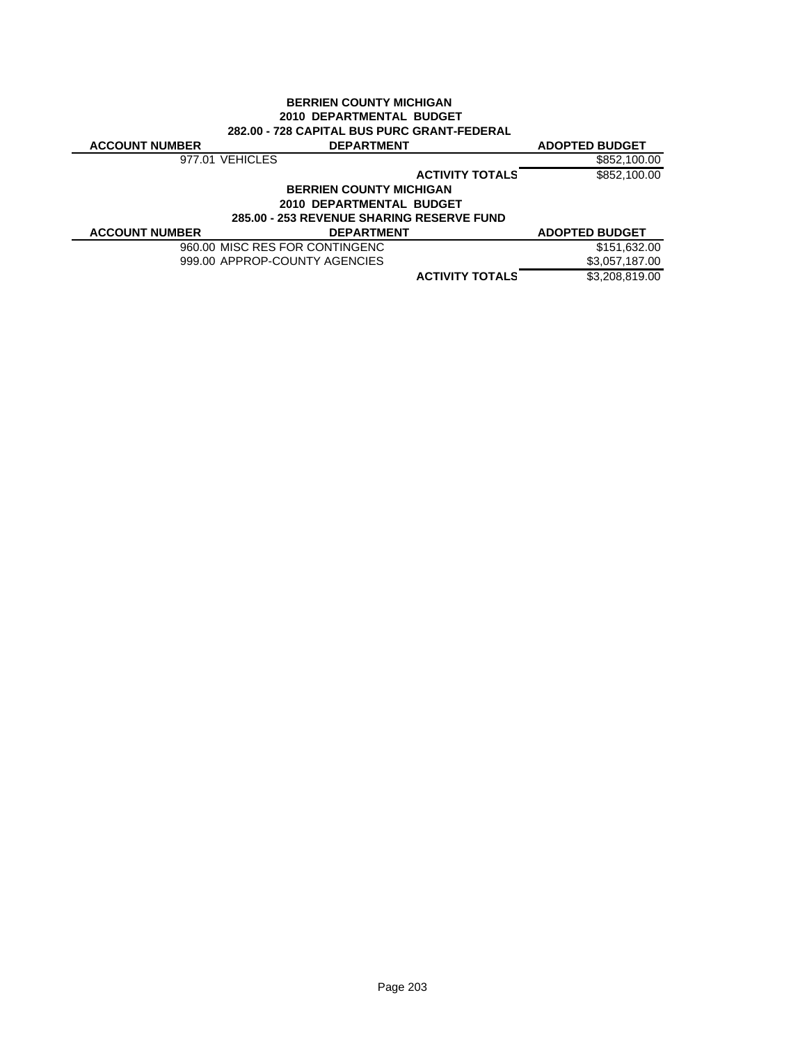**BERRIEN COUNTY MICHIGAN**
**2010 DEPARTMENTAL BUDGET**
**282.00 - 728 CAPITAL BUS PURC GRANT-FEDERAL**

| ACCOUNT NUMBER | DEPARTMENT | ADOPTED BUDGET |
|---|---|---|
| 977.01 | VEHICLES | $852,100.00 |
| | **ACTIVITY TOTALS** | $852,100.00 |

**BERRIEN COUNTY MICHIGAN**
**2010 DEPARTMENTAL BUDGET**
**285.00 - 253 REVENUE SHARING RESERVE FUND**

| ACCOUNT NUMBER | DEPARTMENT | ADOPTED BUDGET |
|---|---|---|
| 960.00 | MISC RES FOR CONTINGENC | $151,632.00 |
| 999.00 | APPROP-COUNTY AGENCIES | $3,057,187.00 |
| | **ACTIVITY TOTALS** | $3,208,819.00 |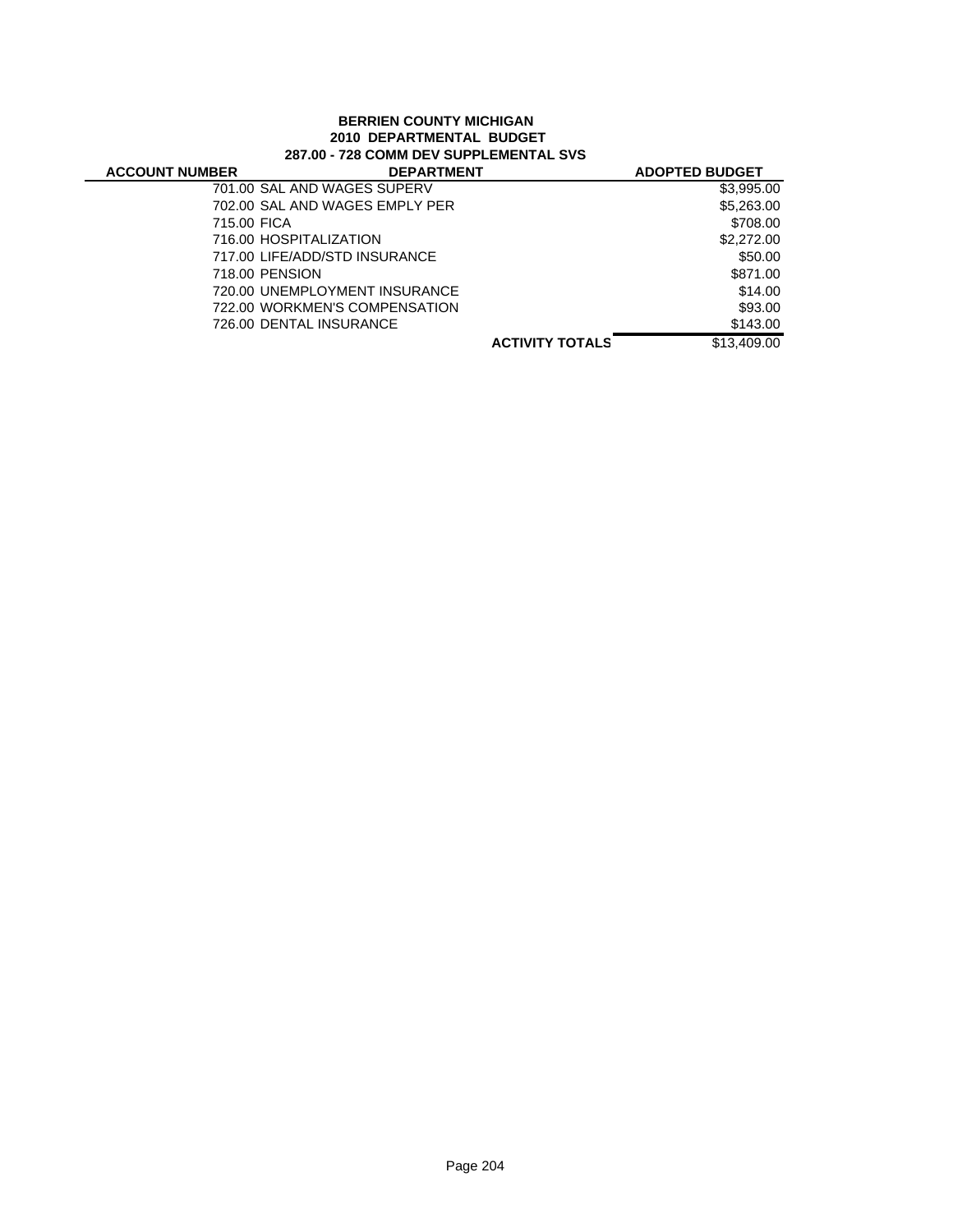**BERRIEN COUNTY MICHIGAN**
**2010 DEPARTMENTAL BUDGET**
**287.00 - 728 COMM DEV SUPPLEMENTAL SVS**

| ACCOUNT NUMBER | DEPARTMENT | ADOPTED BUDGET |
|---|---|---|
| 701.00 | SAL AND WAGES SUPERV | $3,995.00 |
| 702.00 | SAL AND WAGES EMPLY PER | $5,263.00 |
| 715.00 | FICA | $708.00 |
| 716.00 | HOSPITALIZATION | $2,272.00 |
| 717.00 | LIFE/ADD/STD INSURANCE | $50.00 |
| 718.00 | PENSION | $871.00 |
| 720.00 | UNEMPLOYMENT INSURANCE | $14.00 |
| 722.00 | WORKMEN'S COMPENSATION | $93.00 |
| 726.00 | DENTAL INSURANCE | $143.00 |
| | **ACTIVITY TOTALS** | $13,409.00 |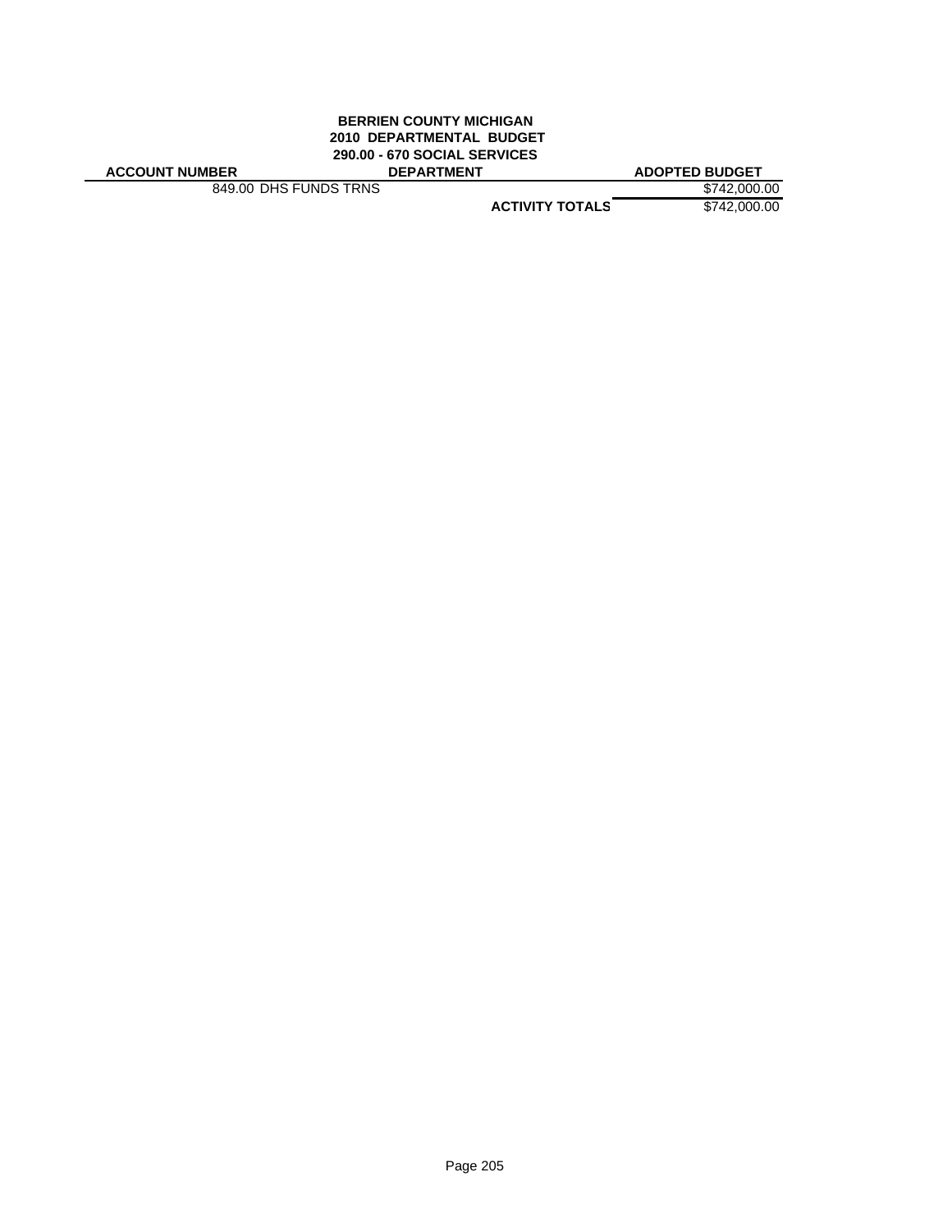**BERRIEN COUNTY MICHIGAN**
**2010 DEPARTMENTAL BUDGET**
**290.00 - 670 SOCIAL SERVICES**

| ACCOUNT NUMBER | DEPARTMENT | ADOPTED BUDGET |
|---|---|---|
| 849.00 DHS FUNDS TRNS | | $742,000.00 |
| | **ACTIVITY TOTALS** | $742,000.00 |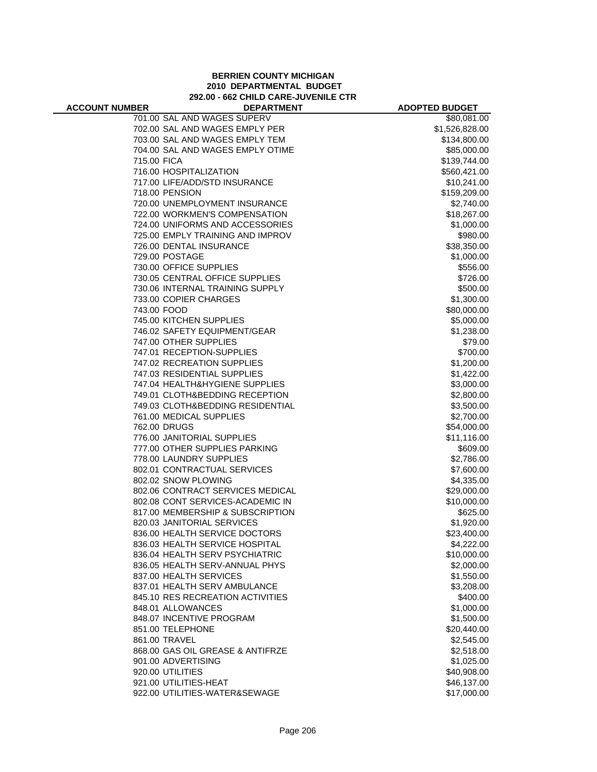**BERRIEN COUNTY MICHIGAN**
**2010 DEPARTMENTAL BUDGET**
**292.00 - 662 CHILD CARE-JUVENILE CTR**

| ACCOUNT NUMBER | DEPARTMENT | ADOPTED BUDGET |
|---|---|---|
| 701.00 | SAL AND WAGES SUPERV | $80,081.00 |
| 702.00 | SAL AND WAGES EMPLY PER | $1,526,828.00 |
| 703.00 | SAL AND WAGES EMPLY TEM | $134,800.00 |
| 704.00 | SAL AND WAGES EMPLY OTIME | $85,000.00 |
| 715.00 | FICA | $139,744.00 |
| 716.00 | HOSPITALIZATION | $560,421.00 |
| 717.00 | LIFE/ADD/STD INSURANCE | $10,241.00 |
| 718.00 | PENSION | $159,209.00 |
| 720.00 | UNEMPLOYMENT INSURANCE | $2,740.00 |
| 722.00 | WORKMEN'S COMPENSATION | $18,267.00 |
| 724.00 | UNIFORMS AND ACCESSORIES | $1,000.00 |
| 725.00 | EMPLY TRAINING AND IMPROV | $980.00 |
| 726.00 | DENTAL INSURANCE | $38,350.00 |
| 729.00 | POSTAGE | $1,000.00 |
| 730.00 | OFFICE SUPPLIES | $556.00 |
| 730.05 | CENTRAL OFFICE SUPPLIES | $726.00 |
| 730.06 | INTERNAL TRAINING SUPPLY | $500.00 |
| 733.00 | COPIER CHARGES | $1,300.00 |
| 743.00 | FOOD | $80,000.00 |
| 745.00 | KITCHEN SUPPLIES | $5,000.00 |
| 746.02 | SAFETY EQUIPMENT/GEAR | $1,238.00 |
| 747.00 | OTHER SUPPLIES | $79.00 |
| 747.01 | RECEPTION-SUPPLIES | $700.00 |
| 747.02 | RECREATION SUPPLIES | $1,200.00 |
| 747.03 | RESIDENTIAL SUPPLIES | $1,422.00 |
| 747.04 | HEALTH&HYGIENE SUPPLIES | $3,000.00 |
| 749.01 | CLOTH&BEDDING RECEPTION | $2,800.00 |
| 749.03 | CLOTH&BEDDING RESIDENTIAL | $3,500.00 |
| 761.00 | MEDICAL SUPPLIES | $2,700.00 |
| 762.00 | DRUGS | $54,000.00 |
| 776.00 | JANITORIAL SUPPLIES | $11,116.00 |
| 777.00 | OTHER SUPPLIES PARKING | $609.00 |
| 778.00 | LAUNDRY SUPPLIES | $2,786.00 |
| 802.01 | CONTRACTUAL SERVICES | $7,600.00 |
| 802.02 | SNOW PLOWING | $4,335.00 |
| 802.06 | CONTRACT SERVICES MEDICAL | $29,000.00 |
| 802.08 | CONT SERVICES-ACADEMIC IN | $10,000.00 |
| 817.00 | MEMBERSHIP & SUBSCRIPTION | $625.00 |
| 820.03 | JANITORIAL SERVICES | $1,920.00 |
| 836.00 | HEALTH SERVICE DOCTORS | $23,400.00 |
| 836.03 | HEALTH SERVICE HOSPITAL | $4,222.00 |
| 836.04 | HEALTH SERV PSYCHIATRIC | $10,000.00 |
| 836.05 | HEALTH SERV-ANNUAL PHYS | $2,000.00 |
| 837.00 | HEALTH SERVICES | $1,550.00 |
| 837.01 | HEALTH SERV AMBULANCE | $3,208.00 |
| 845.10 | RES RECREATION ACTIVITIES | $400.00 |
| 848.01 | ALLOWANCES | $1,000.00 |
| 848.07 | INCENTIVE PROGRAM | $1,500.00 |
| 851.00 | TELEPHONE | $20,440.00 |
| 861.00 | TRAVEL | $2,545.00 |
| 868.00 | GAS OIL GREASE & ANTIFRZE | $2,518.00 |
| 901.00 | ADVERTISING | $1,025.00 |
| 920.00 | UTILITIES | $40,908.00 |
| 921.00 | UTILITIES-HEAT | $46,137.00 |
| 922.00 | UTILITIES-WATER&SEWAGE | $17,000.00 |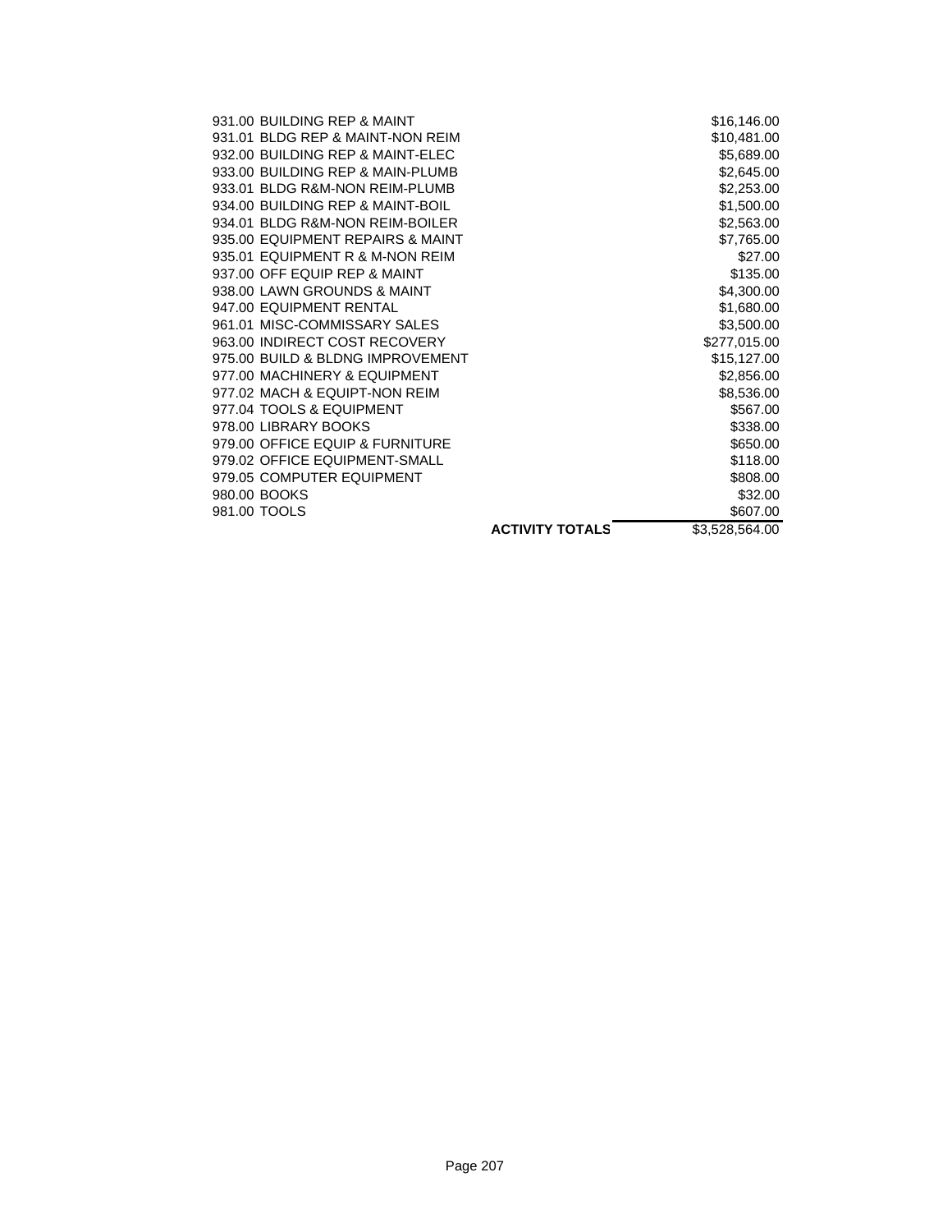| | | |
|---|---|---|
| 931.00 BUILDING REP & MAINT | | $16,146.00 |
| 931.01 BLDG REP & MAINT-NON REIM | | $10,481.00 |
| 932.00 BUILDING REP & MAINT-ELEC | | $5,689.00 |
| 933.00 BUILDING REP & MAIN-PLUMB | | $2,645.00 |
| 933.01 BLDG R&M-NON REIM-PLUMB | | $2,253.00 |
| 934.00 BUILDING REP & MAINT-BOIL | | $1,500.00 |
| 934.01 BLDG R&M-NON REIM-BOILER | | $2,563.00 |
| 935.00 EQUIPMENT REPAIRS & MAINT | | $7,765.00 |
| 935.01 EQUIPMENT R & M-NON REIM | | $27.00 |
| 937.00 OFF EQUIP REP & MAINT | | $135.00 |
| 938.00 LAWN GROUNDS & MAINT | | $4,300.00 |
| 947.00 EQUIPMENT RENTAL | | $1,680.00 |
| 961.01 MISC-COMMISSARY SALES | | $3,500.00 |
| 963.00 INDIRECT COST RECOVERY | | $277,015.00 |
| 975.00 BUILD & BLDNG IMPROVEMENT | | $15,127.00 |
| 977.00 MACHINERY & EQUIPMENT | | $2,856.00 |
| 977.02 MACH & EQUIPT-NON REIM | | $8,536.00 |
| 977.04 TOOLS & EQUIPMENT | | $567.00 |
| 978.00 LIBRARY BOOKS | | $338.00 |
| 979.00 OFFICE EQUIP & FURNITURE | | $650.00 |
| 979.02 OFFICE EQUIPMENT-SMALL | | $118.00 |
| 979.05 COMPUTER EQUIPMENT | | $808.00 |
| 980.00 BOOKS | | $32.00 |
| 981.00 TOOLS | | $607.00 |
| | **ACTIVITY TOTALS** | $3,528,564.00 |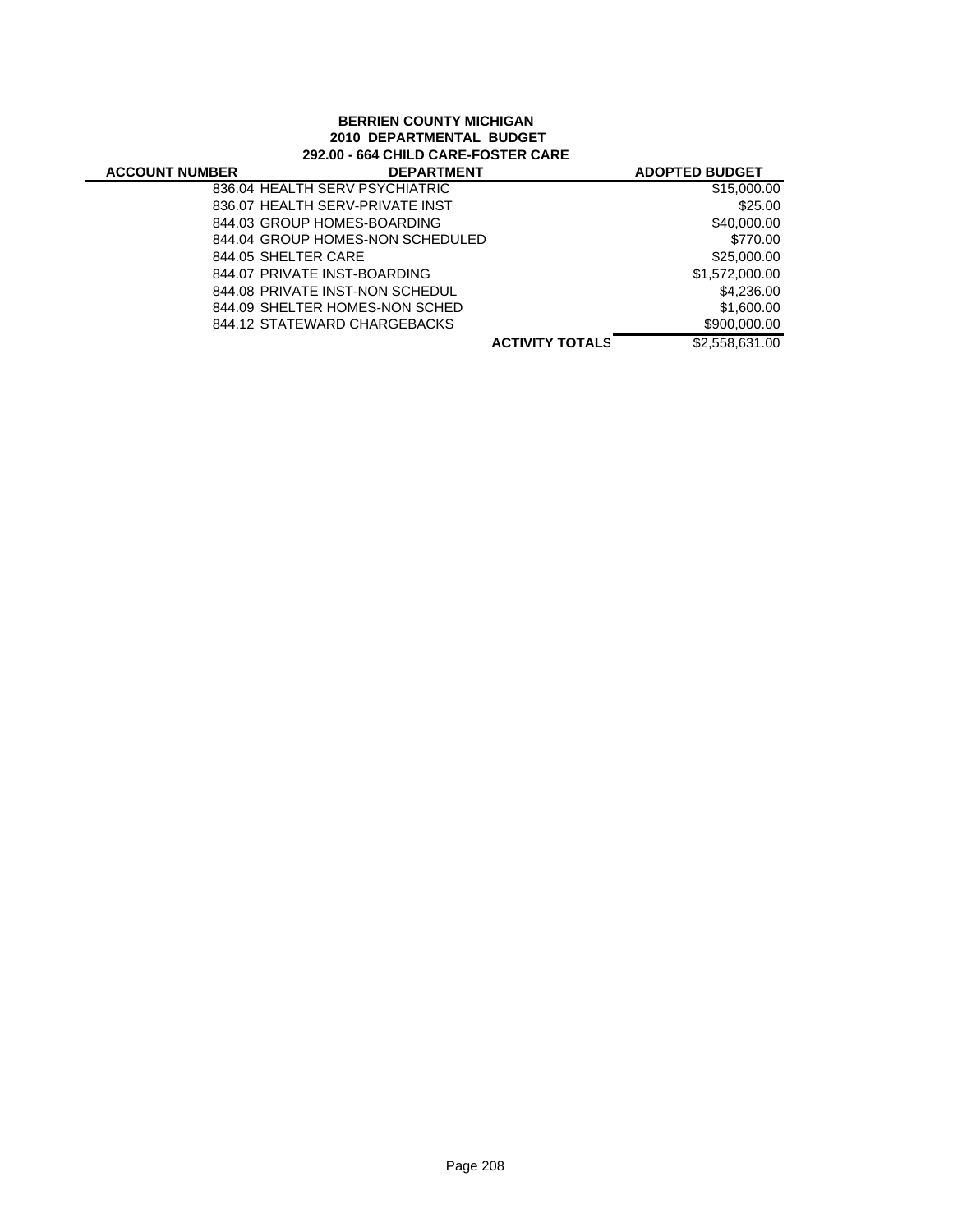**BERRIEN COUNTY MICHIGAN**
**2010 DEPARTMENTAL BUDGET**
**292.00 - 664 CHILD CARE-FOSTER CARE**

| ACCOUNT NUMBER | DEPARTMENT | ADOPTED BUDGET |
|---|---|---|
| | 836.04 HEALTH SERV PSYCHIATRIC | $15,000.00 |
| | 836.07 HEALTH SERV-PRIVATE INST | $25.00 |
| | 844.03 GROUP HOMES-BOARDING | $40,000.00 |
| | 844.04 GROUP HOMES-NON SCHEDULED | $770.00 |
| | 844.05 SHELTER CARE | $25,000.00 |
| | 844.07 PRIVATE INST-BOARDING | $1,572,000.00 |
| | 844.08 PRIVATE INST-NON SCHEDUL | $4,236.00 |
| | 844.09 SHELTER HOMES-NON SCHED | $1,600.00 |
| | 844.12 STATEWARD CHARGEBACKS | $900,000.00 |
| | **ACTIVITY TOTALS** | $2,558,631.00 |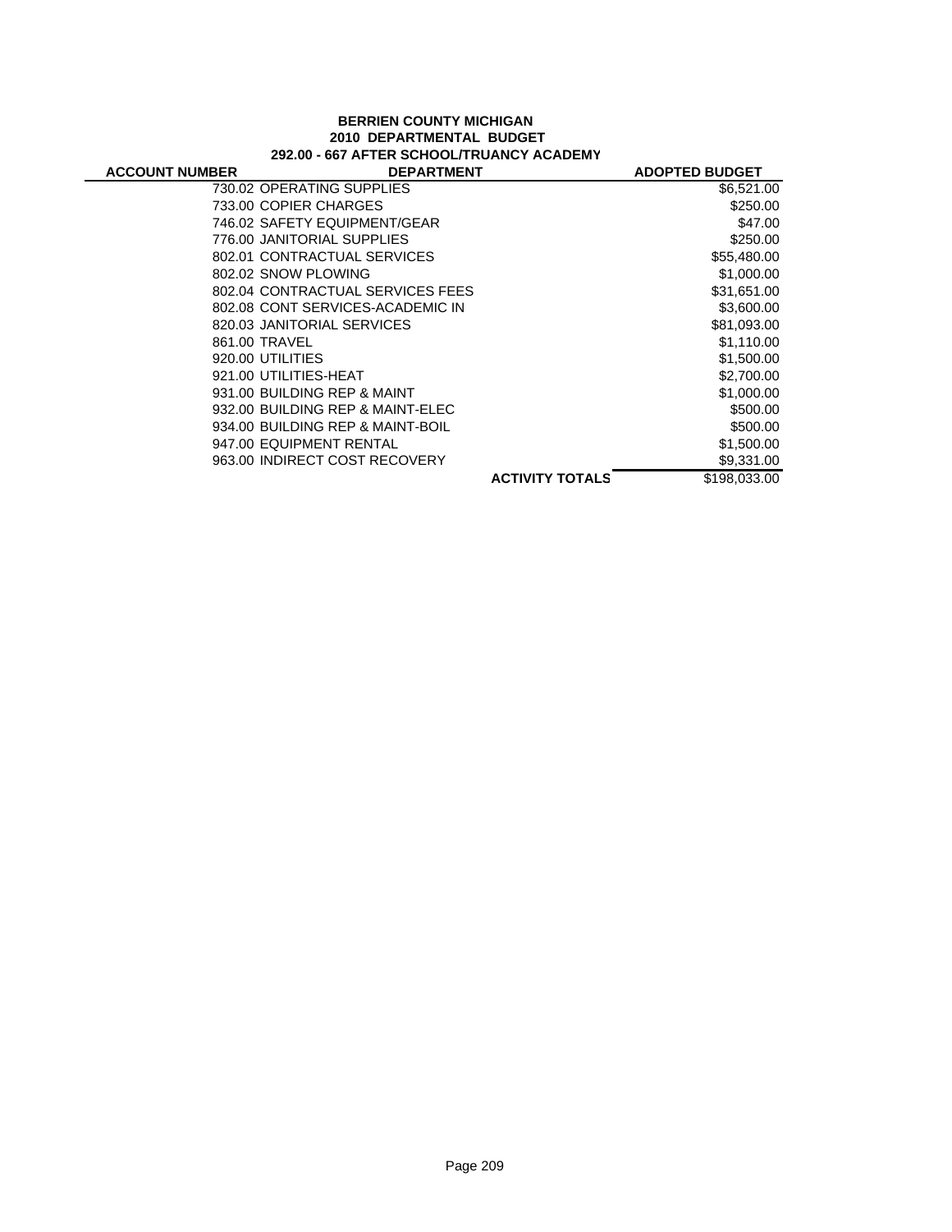**BERRIEN COUNTY MICHIGAN**
**2010 DEPARTMENTAL BUDGET**
**292.00 - 667 AFTER SCHOOL/TRUANCY ACADEMY**

| ACCOUNT NUMBER | DEPARTMENT | ADOPTED BUDGET |
|---|---|---|
| | 730.02 OPERATING SUPPLIES | $6,521.00 |
| | 733.00 COPIER CHARGES | $250.00 |
| | 746.02 SAFETY EQUIPMENT/GEAR | $47.00 |
| | 776.00 JANITORIAL SUPPLIES | $250.00 |
| | 802.01 CONTRACTUAL SERVICES | $55,480.00 |
| | 802.02 SNOW PLOWING | $1,000.00 |
| | 802.04 CONTRACTUAL SERVICES FEES | $31,651.00 |
| | 802.08 CONT SERVICES-ACADEMIC IN | $3,600.00 |
| | 820.03 JANITORIAL SERVICES | $81,093.00 |
| | 861.00 TRAVEL | $1,110.00 |
| | 920.00 UTILITIES | $1,500.00 |
| | 921.00 UTILITIES-HEAT | $2,700.00 |
| | 931.00 BUILDING REP & MAINT | $1,000.00 |
| | 932.00 BUILDING REP & MAINT-ELEC | $500.00 |
| | 934.00 BUILDING REP & MAINT-BOIL | $500.00 |
| | 947.00 EQUIPMENT RENTAL | $1,500.00 |
| | 963.00 INDIRECT COST RECOVERY | $9,331.00 |
| | **ACTIVITY TOTALS** | $198,033.00 |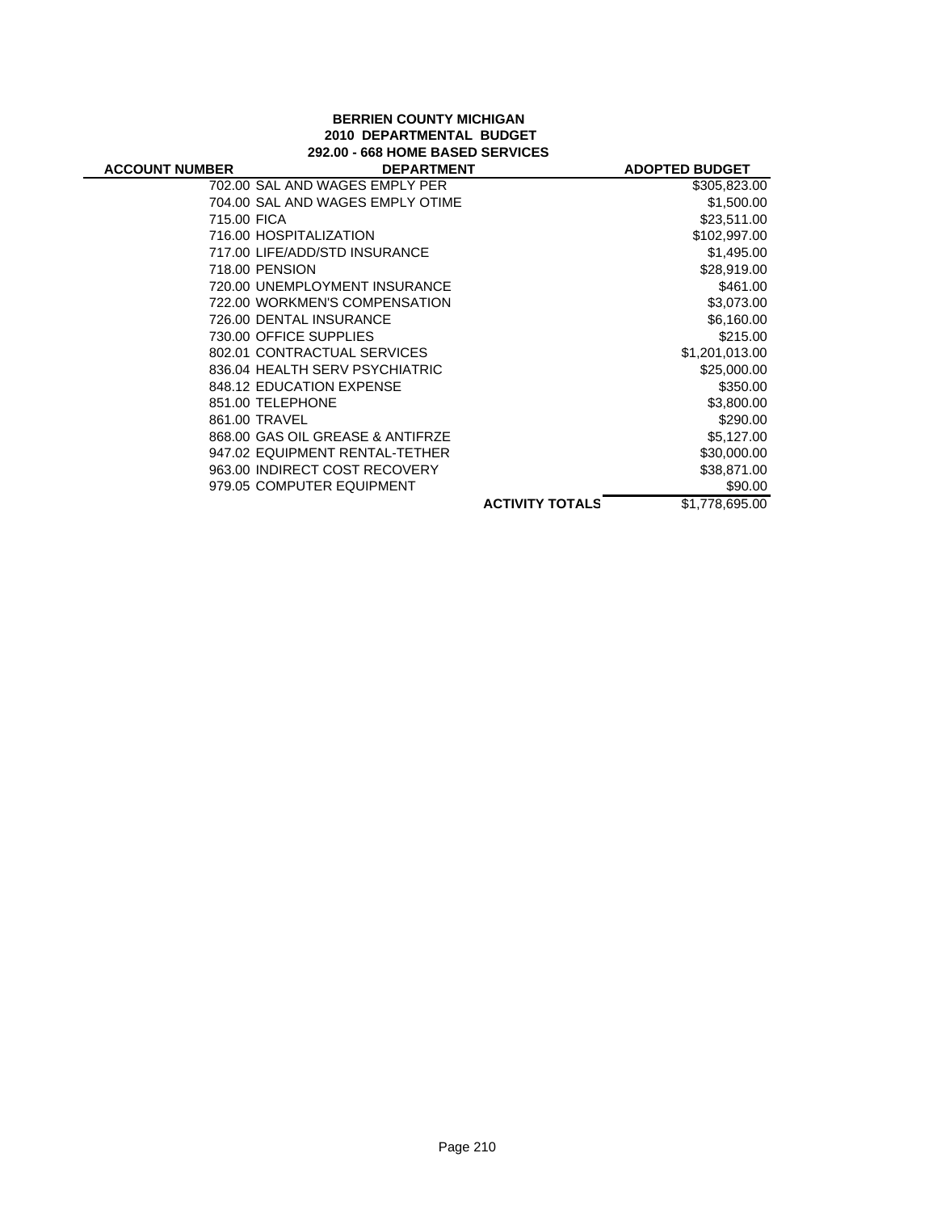**BERRIEN COUNTY MICHIGAN**
**2010 DEPARTMENTAL BUDGET**
**292.00 - 668 HOME BASED SERVICES**

| ACCOUNT NUMBER | DEPARTMENT | ADOPTED BUDGET |
|---|---|---|
| 702.00 | SAL AND WAGES EMPLY PER | $305,823.00 |
| 704.00 | SAL AND WAGES EMPLY OTIME | $1,500.00 |
| 715.00 | FICA | $23,511.00 |
| 716.00 | HOSPITALIZATION | $102,997.00 |
| 717.00 | LIFE/ADD/STD INSURANCE | $1,495.00 |
| 718.00 | PENSION | $28,919.00 |
| 720.00 | UNEMPLOYMENT INSURANCE | $461.00 |
| 722.00 | WORKMEN'S COMPENSATION | $3,073.00 |
| 726.00 | DENTAL INSURANCE | $6,160.00 |
| 730.00 | OFFICE SUPPLIES | $215.00 |
| 802.01 | CONTRACTUAL SERVICES | $1,201,013.00 |
| 836.04 | HEALTH SERV PSYCHIATRIC | $25,000.00 |
| 848.12 | EDUCATION EXPENSE | $350.00 |
| 851.00 | TELEPHONE | $3,800.00 |
| 861.00 | TRAVEL | $290.00 |
| 868.00 | GAS OIL GREASE & ANTIFRZE | $5,127.00 |
| 947.02 | EQUIPMENT RENTAL-TETHER | $30,000.00 |
| 963.00 | INDIRECT COST RECOVERY | $38,871.00 |
| 979.05 | COMPUTER EQUIPMENT | $90.00 |
| | **ACTIVITY TOTALS** | $1,778,695.00 |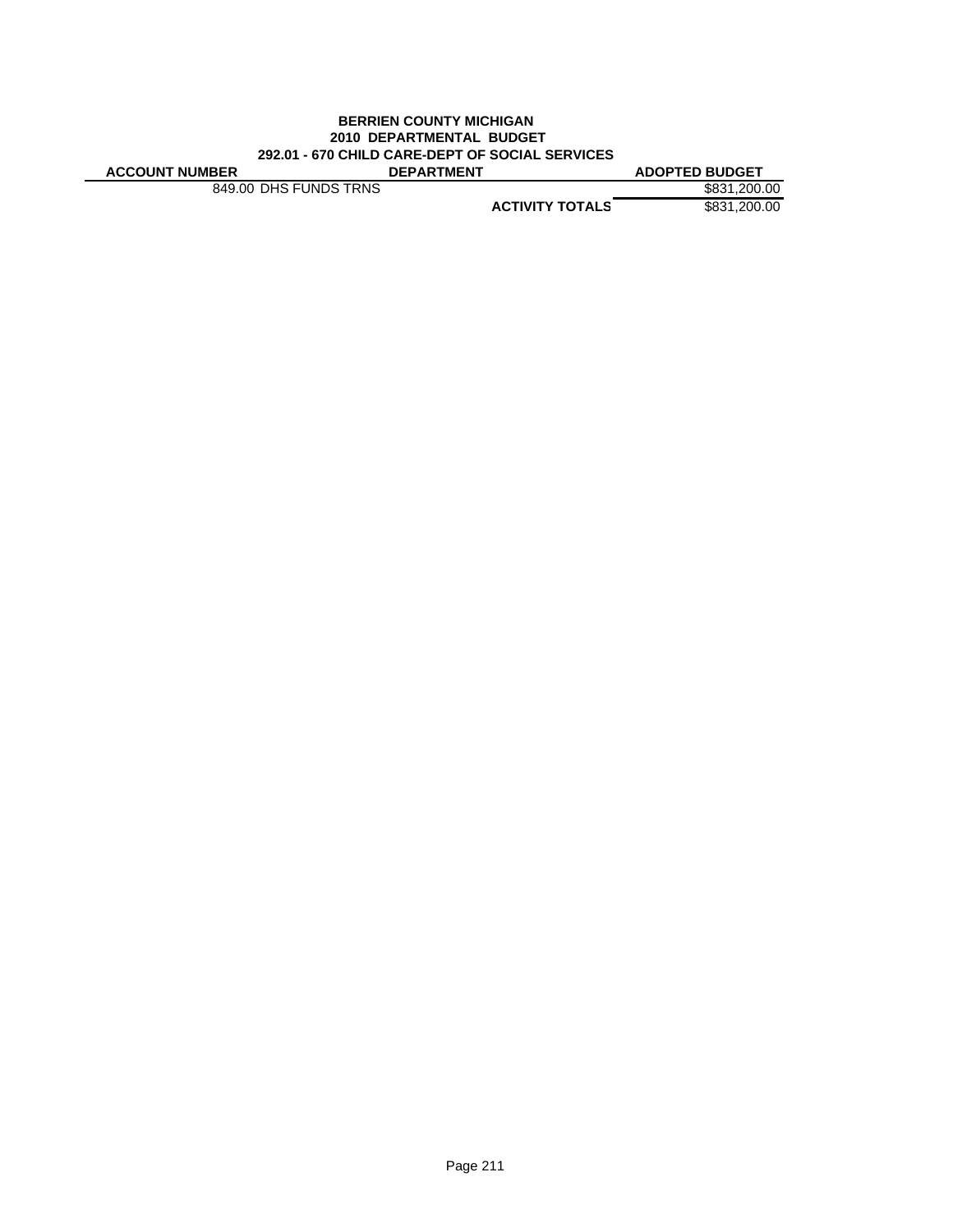**BERRIEN COUNTY MICHIGAN**
**2010 DEPARTMENTAL BUDGET**
**292.01 - 670 CHILD CARE-DEPT OF SOCIAL SERVICES**

| ACCOUNT NUMBER | DEPARTMENT | ADOPTED BUDGET |
|---|---|---|
| 849.00 DHS FUNDS TRNS | | $831,200.00 |
| | **ACTIVITY TOTALS** | $831,200.00 |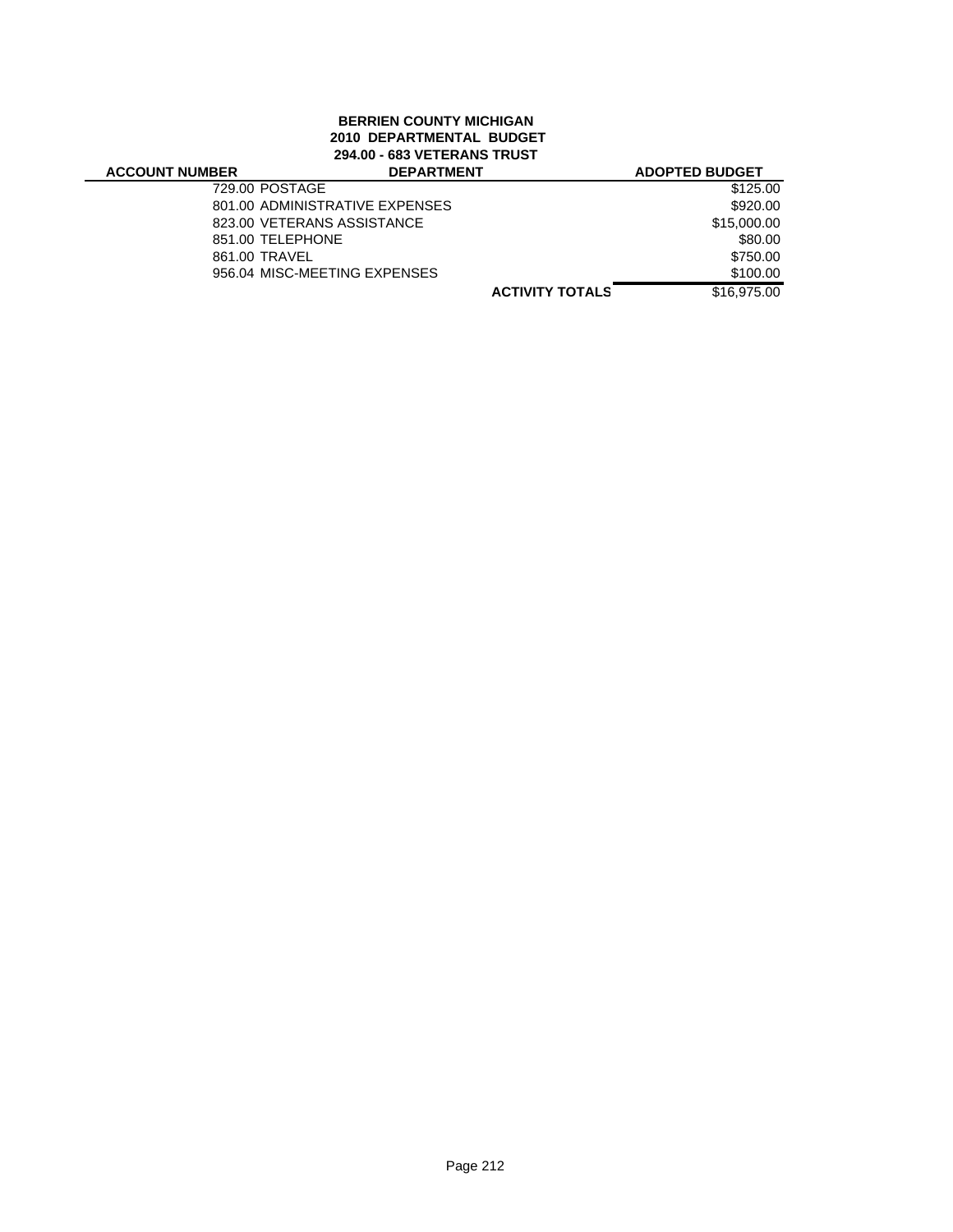**BERRIEN COUNTY MICHIGAN**
**2010 DEPARTMENTAL BUDGET**
**294.00 - 683 VETERANS TRUST**

| ACCOUNT NUMBER | DEPARTMENT | | ADOPTED BUDGET |
|---|---|---|---|
| 729.00 | POSTAGE | | $125.00 |
| 801.00 | ADMINISTRATIVE EXPENSES | | $920.00 |
| 823.00 | VETERANS ASSISTANCE | | $15,000.00 |
| 851.00 | TELEPHONE | | $80.00 |
| 861.00 | TRAVEL | | $750.00 |
| 956.04 | MISC-MEETING EXPENSES | | $100.00 |
| | | **ACTIVITY TOTALS** | $16,975.00 |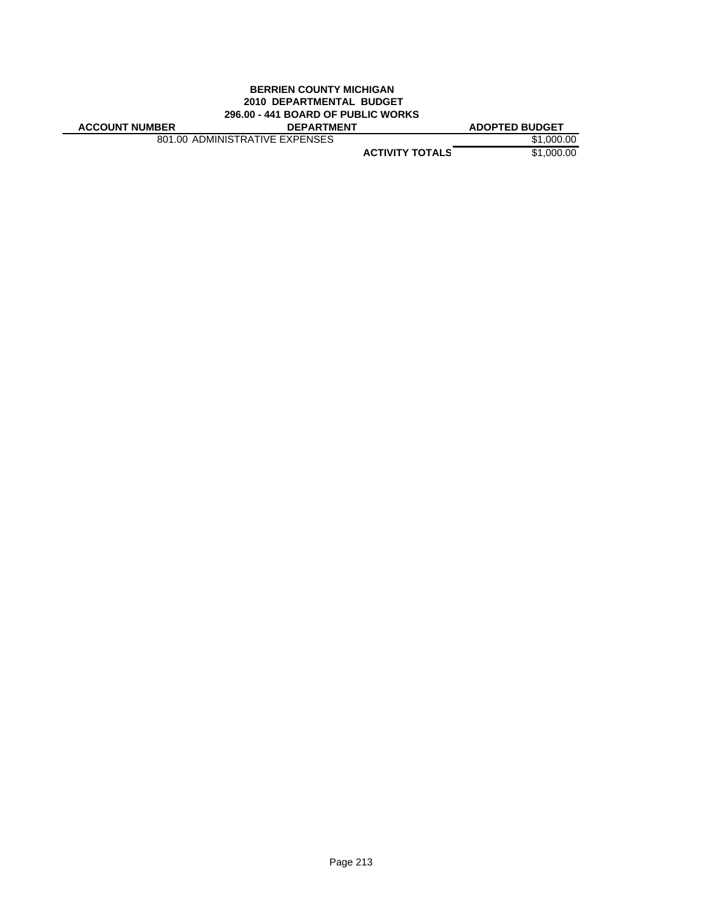**BERRIEN COUNTY MICHIGAN**
**2010 DEPARTMENTAL BUDGET**
**296.00 - 441 BOARD OF PUBLIC WORKS**

| ACCOUNT NUMBER | DEPARTMENT | ADOPTED BUDGET |
|---|---|---|
| 801.00 | ADMINISTRATIVE EXPENSES | $1,000.00 |
| | **ACTIVITY TOTALS** | $1,000.00 |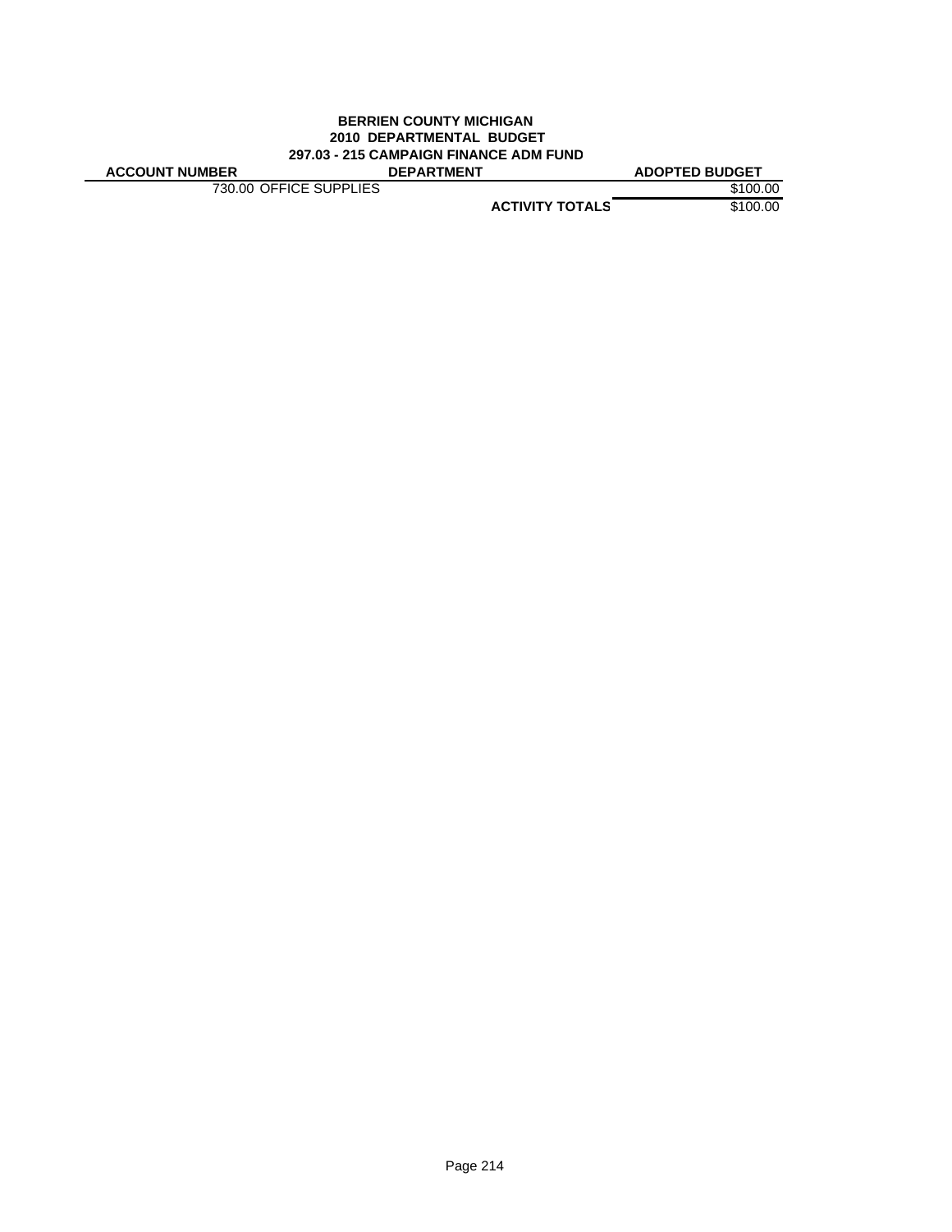**BERRIEN COUNTY MICHIGAN**
**2010 DEPARTMENTAL BUDGET**
**297.03 - 215 CAMPAIGN FINANCE ADM FUND**

| ACCOUNT NUMBER | DEPARTMENT | ADOPTED BUDGET |
|---|---|---|
| 730.00 OFFICE SUPPLIES | | $100.00 |
| | **ACTIVITY TOTALS** | $100.00 |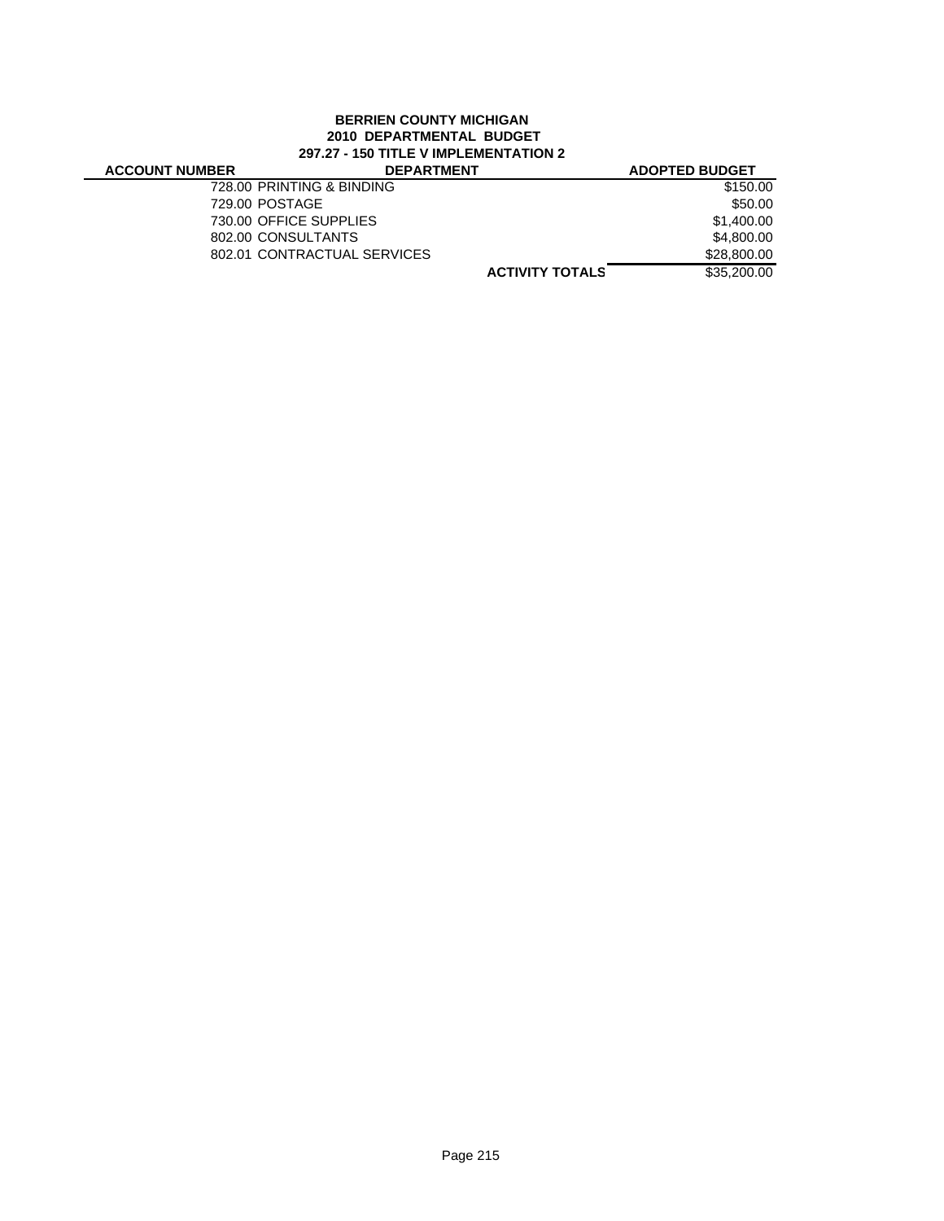**BERRIEN COUNTY MICHIGAN**
**2010 DEPARTMENTAL BUDGET**
**297.27 - 150 TITLE V IMPLEMENTATION 2**

| ACCOUNT NUMBER | DEPARTMENT | ADOPTED BUDGET |
|---|---|---|
| 728.00 | PRINTING & BINDING | $150.00 |
| 729.00 | POSTAGE | $50.00 |
| 730.00 | OFFICE SUPPLIES | $1,400.00 |
| 802.00 | CONSULTANTS | $4,800.00 |
| 802.01 | CONTRACTUAL SERVICES | $28,800.00 |
| | **ACTIVITY TOTALS** | $35,200.00 |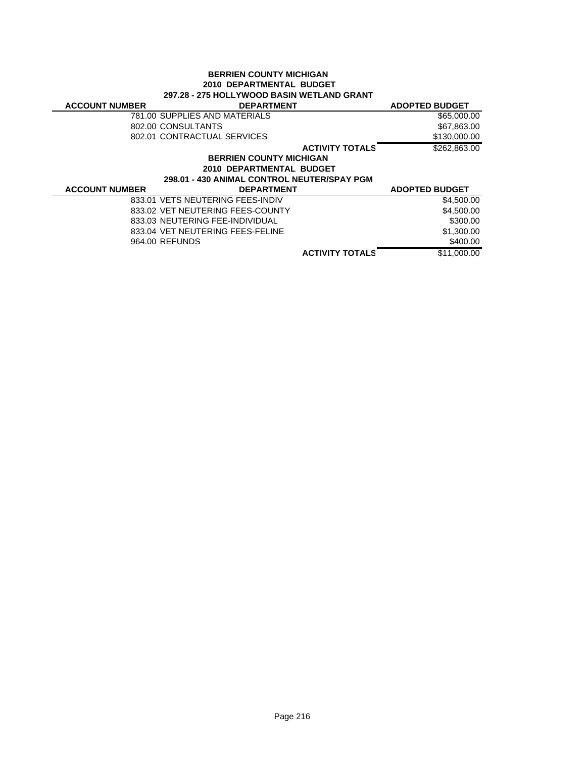**BERRIEN COUNTY MICHIGAN**
**2010 DEPARTMENTAL BUDGET**
**297.28 - 275 HOLLYWOOD BASIN WETLAND GRANT**

| ACCOUNT NUMBER | DEPARTMENT | ADOPTED BUDGET |
|---|---|---|
| | 781.00 SUPPLIES AND MATERIALS | $65,000.00 |
| | 802.00 CONSULTANTS | $67,863.00 |
| | 802.01 CONTRACTUAL SERVICES | $130,000.00 |
| | **ACTIVITY TOTALS** | $262,863.00 |

**BERRIEN COUNTY MICHIGAN**
**2010 DEPARTMENTAL BUDGET**
**298.01 - 430 ANIMAL CONTROL NEUTER/SPAY PGM**

| ACCOUNT NUMBER | DEPARTMENT | ADOPTED BUDGET |
|---|---|---|
| | 833.01 VETS NEUTERING FEES-INDIV | $4,500.00 |
| | 833.02 VET NEUTERING FEES-COUNTY | $4,500.00 |
| | 833.03 NEUTERING FEE-INDIVIDUAL | $300.00 |
| | 833.04 VET NEUTERING FEES-FELINE | $1,300.00 |
| | 964.00 REFUNDS | $400.00 |
| | **ACTIVITY TOTALS** | $11,000.00 |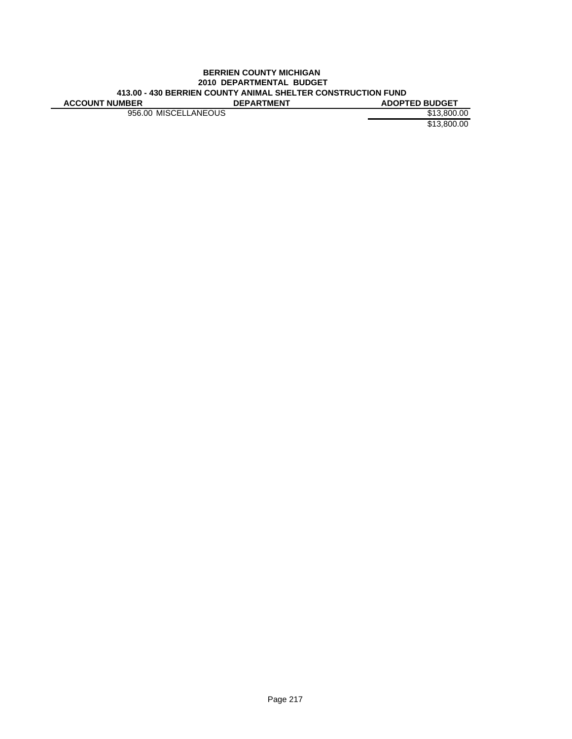**BERRIEN COUNTY MICHIGAN**
**2010 DEPARTMENTAL BUDGET**
**413.00 - 430 BERRIEN COUNTY ANIMAL SHELTER CONSTRUCTION FUND**

| ACCOUNT NUMBER | DEPARTMENT | ADOPTED BUDGET |
|---|---|---|
| 956.00 | MISCELLANEOUS | $13,800.00 |
| | | $13,800.00 |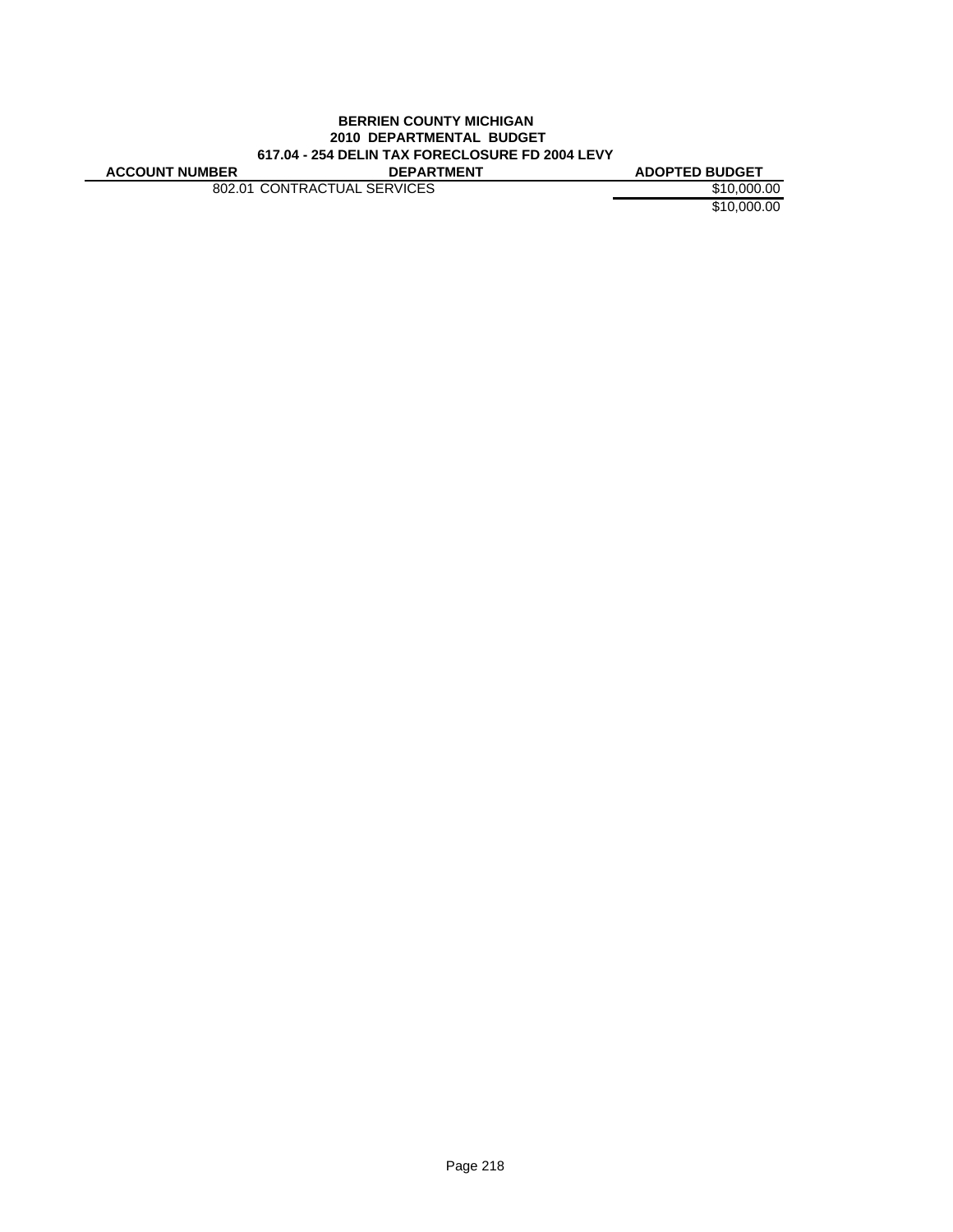**BERRIEN COUNTY MICHIGAN**
**2010 DEPARTMENTAL BUDGET**
**617.04 - 254 DELIN TAX FORECLOSURE FD 2004 LEVY**

| ACCOUNT NUMBER | DEPARTMENT | ADOPTED BUDGET |
|---|---|---|
| 802.01 | CONTRACTUAL SERVICES | $10,000.00 |
| | | $10,000.00 |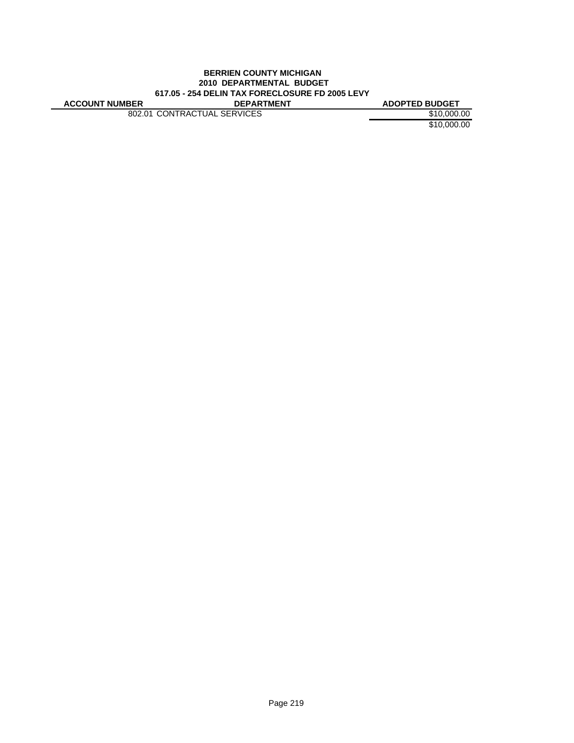**BERRIEN COUNTY MICHIGAN**
**2010 DEPARTMENTAL BUDGET**
**617.05 - 254 DELIN TAX FORECLOSURE FD 2005 LEVY**

| ACCOUNT NUMBER | DEPARTMENT | ADOPTED BUDGET |
|---|---|---|
| 802.01 | CONTRACTUAL SERVICES | $10,000.00 |
| | | $10,000.00 |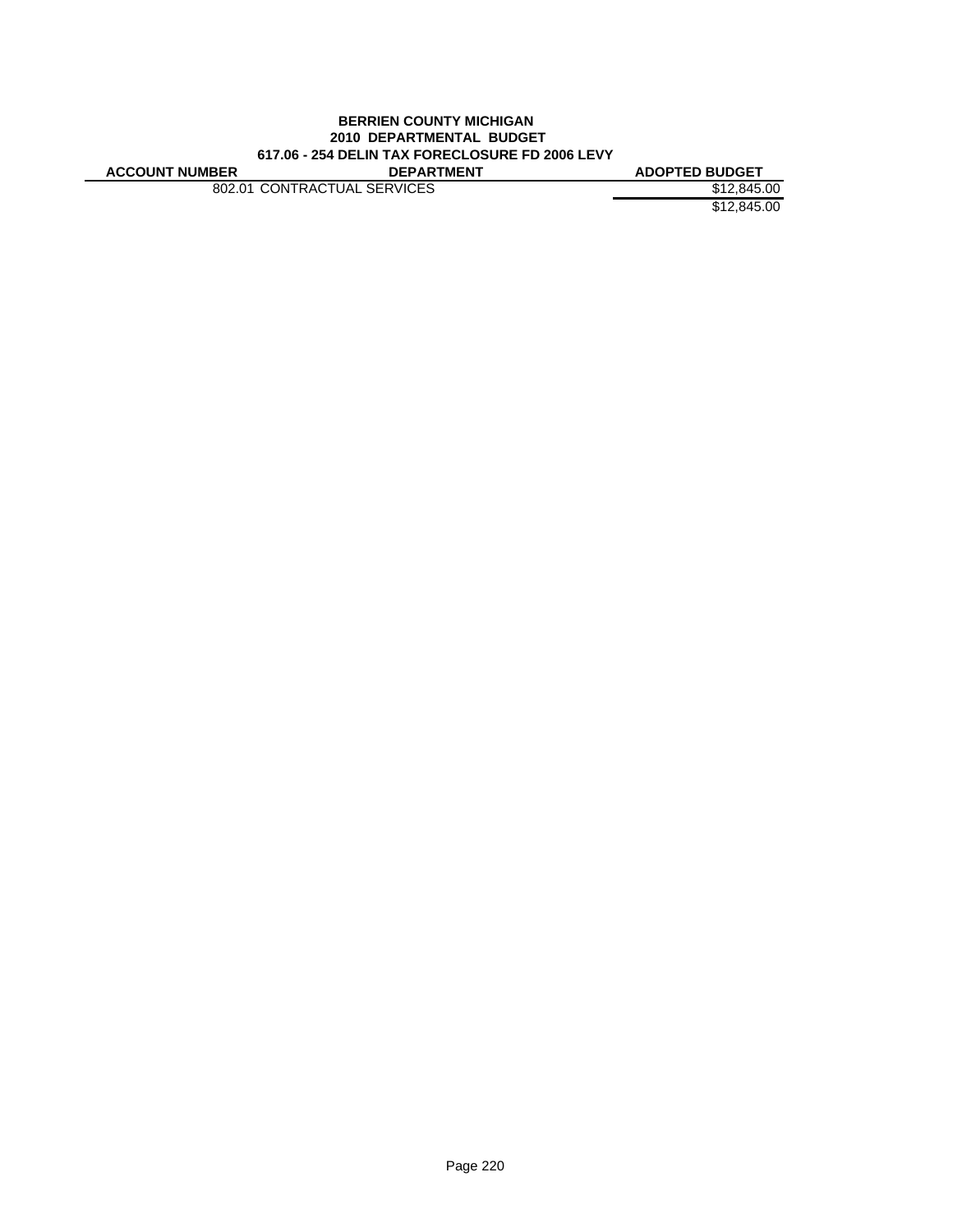**BERRIEN COUNTY MICHIGAN**
**2010 DEPARTMENTAL BUDGET**
**617.06 - 254 DELIN TAX FORECLOSURE FD 2006 LEVY**

| ACCOUNT NUMBER | DEPARTMENT | ADOPTED BUDGET |
|---|---|---|
| 802.01 | CONTRACTUAL SERVICES | $12,845.00 |
| | | $12,845.00 |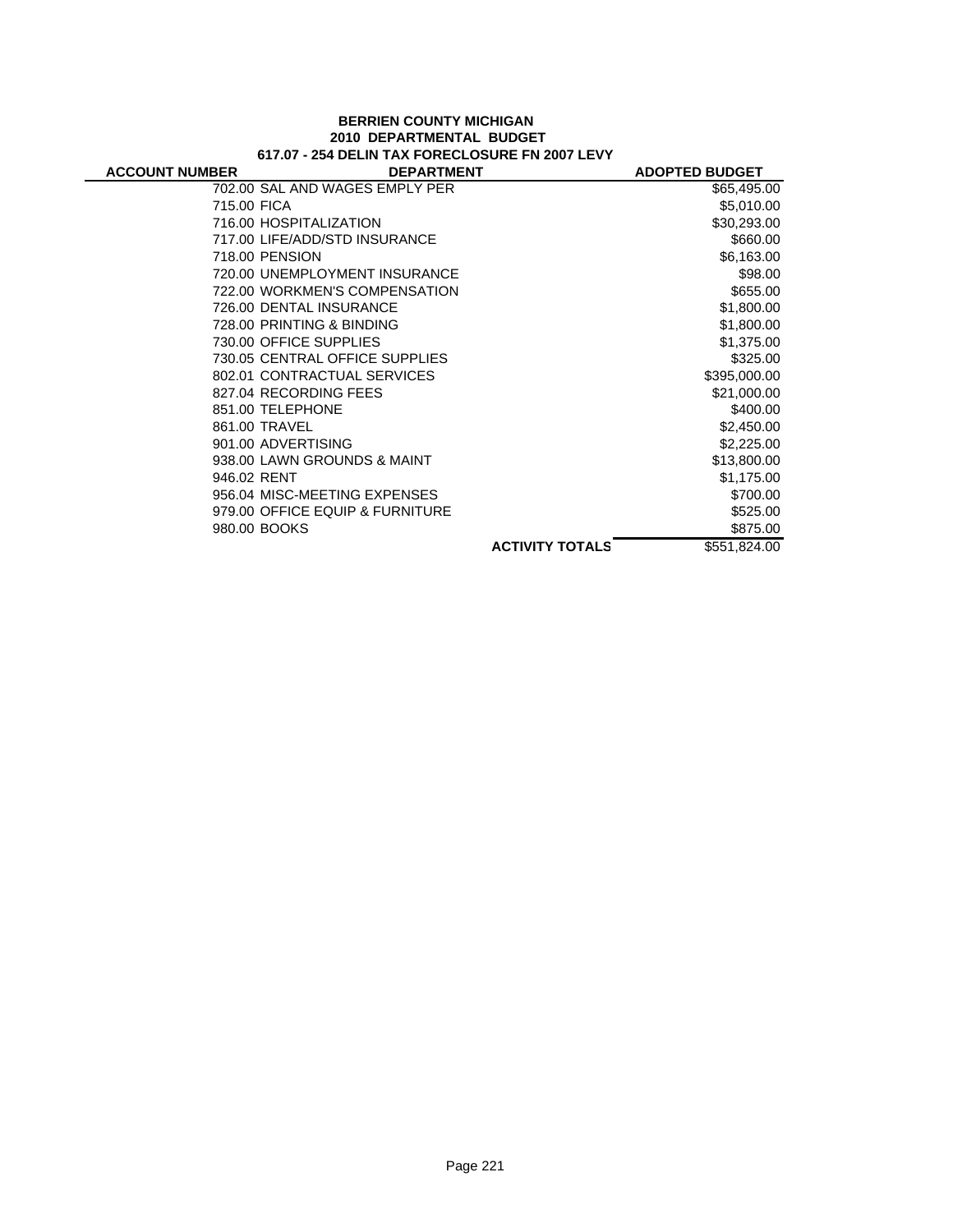**BERRIEN COUNTY MICHIGAN**
**2010 DEPARTMENTAL BUDGET**
**617.07 - 254 DELIN TAX FORECLOSURE FN 2007 LEVY**

| ACCOUNT NUMBER | DEPARTMENT | | ADOPTED BUDGET |
|---|---|---|---|
| 702.00 | SAL AND WAGES EMPLY PER | | $65,495.00 |
| 715.00 | FICA | | $5,010.00 |
| 716.00 | HOSPITALIZATION | | $30,293.00 |
| 717.00 | LIFE/ADD/STD INSURANCE | | $660.00 |
| 718.00 | PENSION | | $6,163.00 |
| 720.00 | UNEMPLOYMENT INSURANCE | | $98.00 |
| 722.00 | WORKMEN'S COMPENSATION | | $655.00 |
| 726.00 | DENTAL INSURANCE | | $1,800.00 |
| 728.00 | PRINTING & BINDING | | $1,800.00 |
| 730.00 | OFFICE SUPPLIES | | $1,375.00 |
| 730.05 | CENTRAL OFFICE SUPPLIES | | $325.00 |
| 802.01 | CONTRACTUAL SERVICES | | $395,000.00 |
| 827.04 | RECORDING FEES | | $21,000.00 |
| 851.00 | TELEPHONE | | $400.00 |
| 861.00 | TRAVEL | | $2,450.00 |
| 901.00 | ADVERTISING | | $2,225.00 |
| 938.00 | LAWN GROUNDS & MAINT | | $13,800.00 |
| 946.02 | RENT | | $1,175.00 |
| 956.04 | MISC-MEETING EXPENSES | | $700.00 |
| 979.00 | OFFICE EQUIP & FURNITURE | | $525.00 |
| 980.00 | BOOKS | | $875.00 |
| | | **ACTIVITY TOTALS** | $551,824.00 |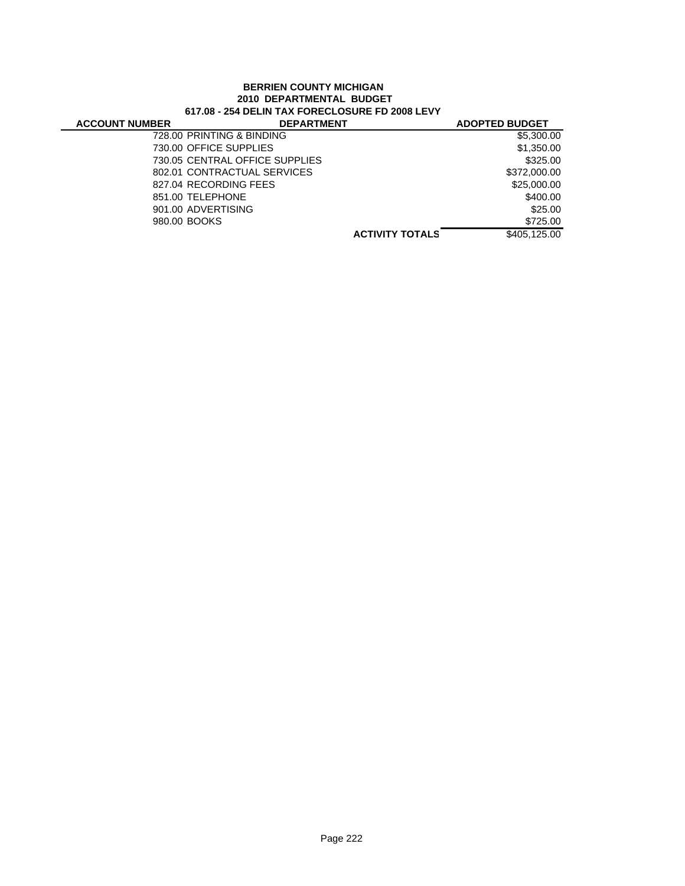**BERRIEN COUNTY MICHIGAN**
**2010 DEPARTMENTAL BUDGET**
**617.08 - 254 DELIN TAX FORECLOSURE FD 2008 LEVY**

| ACCOUNT NUMBER | DEPARTMENT | ADOPTED BUDGET |
|---|---|---|
| 728.00 | PRINTING & BINDING | $5,300.00 |
| 730.00 | OFFICE SUPPLIES | $1,350.00 |
| 730.05 | CENTRAL OFFICE SUPPLIES | $325.00 |
| 802.01 | CONTRACTUAL SERVICES | $372,000.00 |
| 827.04 | RECORDING FEES | $25,000.00 |
| 851.00 | TELEPHONE | $400.00 |
| 901.00 | ADVERTISING | $25.00 |
| 980.00 | BOOKS | $725.00 |
| | **ACTIVITY TOTALS** | $405,125.00 |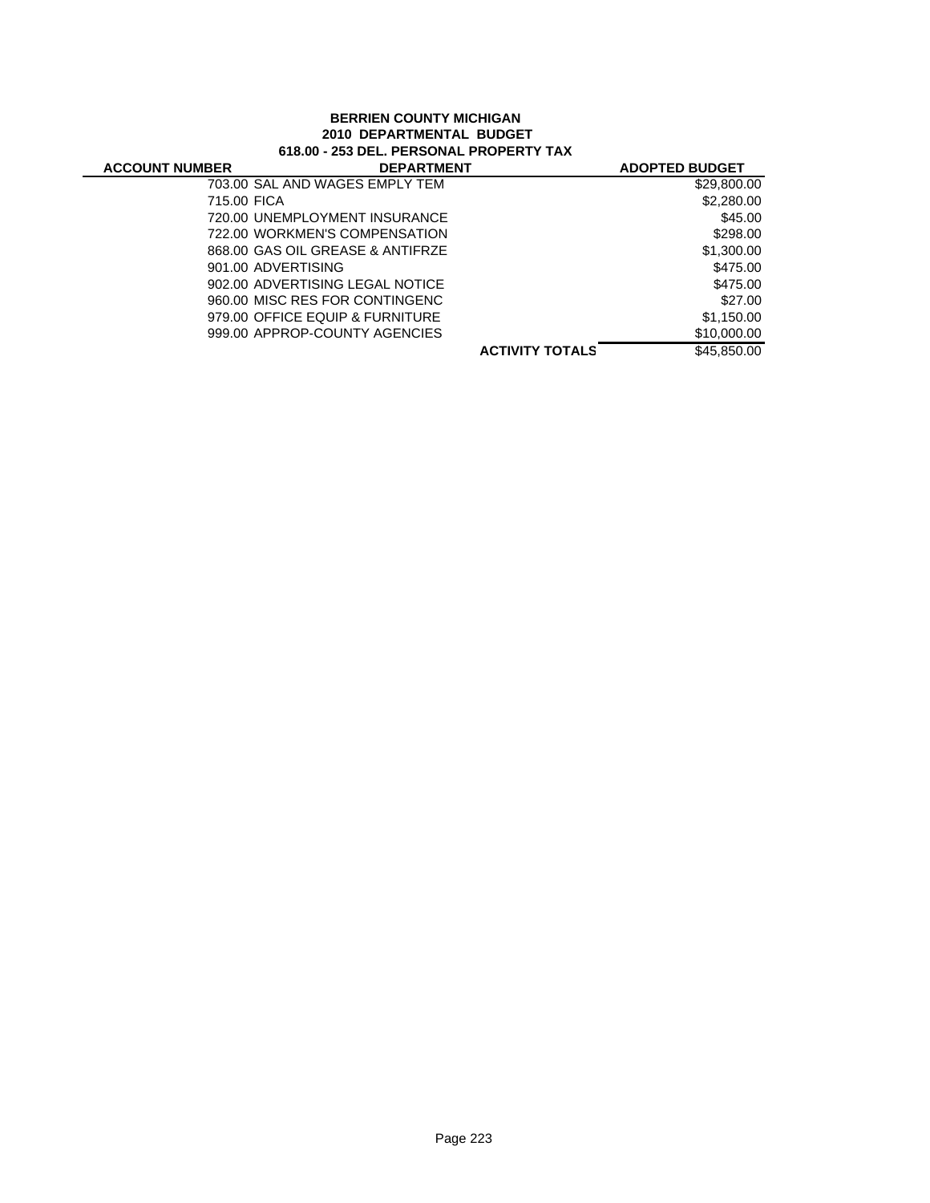**BERRIEN COUNTY MICHIGAN**
**2010 DEPARTMENTAL BUDGET**
**618.00 - 253 DEL. PERSONAL PROPERTY TAX**

| ACCOUNT NUMBER | DEPARTMENT | | ADOPTED BUDGET |
|---|---|---|---|
| 703.00 | SAL AND WAGES EMPLY TEM | | $29,800.00 |
| 715.00 | FICA | | $2,280.00 |
| 720.00 | UNEMPLOYMENT INSURANCE | | $45.00 |
| 722.00 | WORKMEN'S COMPENSATION | | $298.00 |
| 868.00 | GAS OIL GREASE & ANTIFRZE | | $1,300.00 |
| 901.00 | ADVERTISING | | $475.00 |
| 902.00 | ADVERTISING LEGAL NOTICE | | $475.00 |
| 960.00 | MISC RES FOR CONTINGENC | | $27.00 |
| 979.00 | OFFICE EQUIP & FURNITURE | | $1,150.00 |
| 999.00 | APPROP-COUNTY AGENCIES | | $10,000.00 |
| | | **ACTIVITY TOTALS** | $45,850.00 |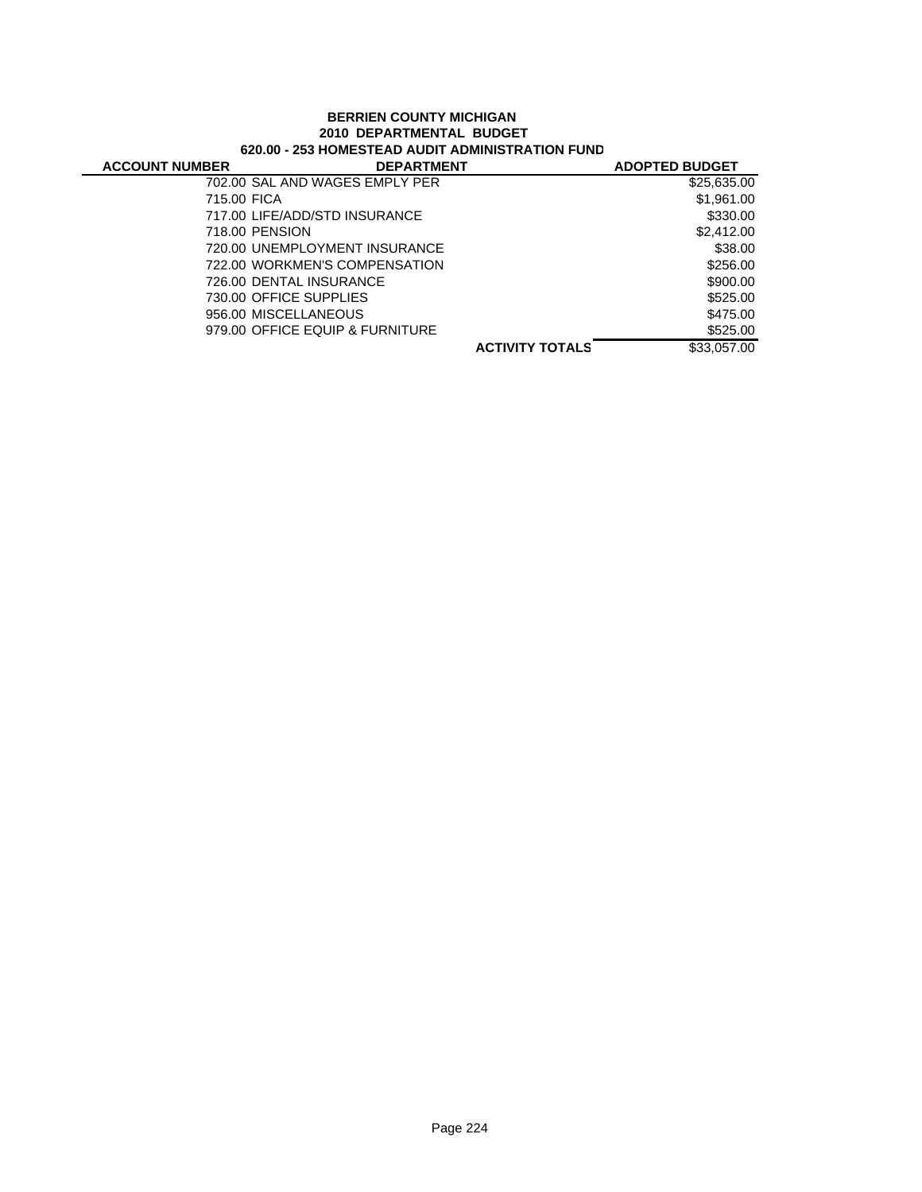**BERRIEN COUNTY MICHIGAN**
**2010 DEPARTMENTAL BUDGET**
**620.00 - 253 HOMESTEAD AUDIT ADMINISTRATION FUND**

| ACCOUNT NUMBER | DEPARTMENT | | ADOPTED BUDGET |
|---|---|---|---|
| 702.00 | SAL AND WAGES EMPLY PER | | $25,635.00 |
| 715.00 | FICA | | $1,961.00 |
| 717.00 | LIFE/ADD/STD INSURANCE | | $330.00 |
| 718.00 | PENSION | | $2,412.00 |
| 720.00 | UNEMPLOYMENT INSURANCE | | $38.00 |
| 722.00 | WORKMEN'S COMPENSATION | | $256.00 |
| 726.00 | DENTAL INSURANCE | | $900.00 |
| 730.00 | OFFICE SUPPLIES | | $525.00 |
| 956.00 | MISCELLANEOUS | | $475.00 |
| 979.00 | OFFICE EQUIP & FURNITURE | | $525.00 |
| | | **ACTIVITY TOTALS** | $33,057.00 |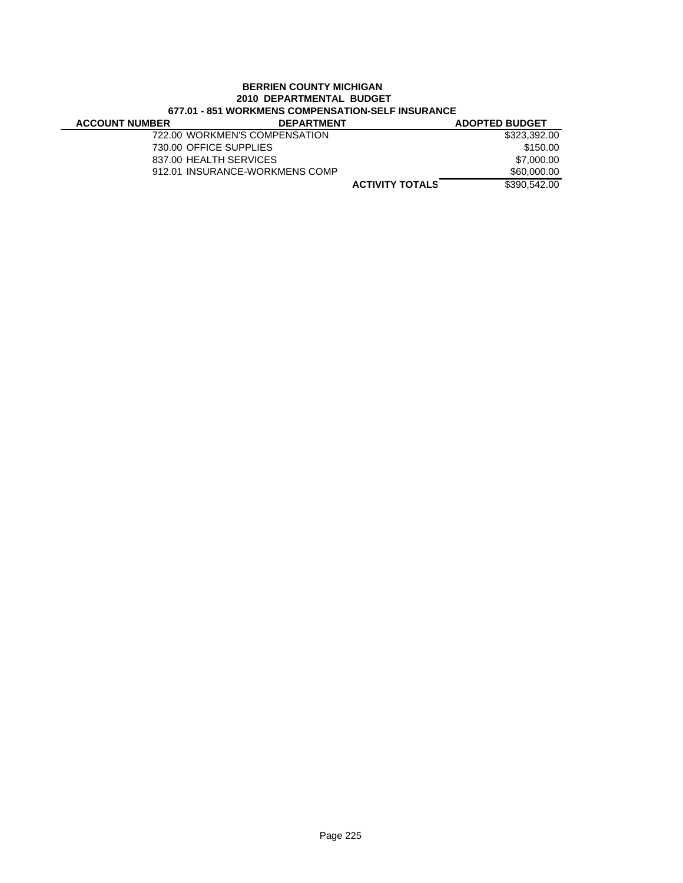**BERRIEN COUNTY MICHIGAN**
**2010 DEPARTMENTAL BUDGET**
**677.01 - 851 WORKMENS COMPENSATION-SELF INSURANCE**

| ACCOUNT NUMBER | DEPARTMENT | | ADOPTED BUDGET |
|---|---|---|---|
| | 722.00 WORKMEN'S COMPENSATION | | $323,392.00 |
| | 730.00 OFFICE SUPPLIES | | $150.00 |
| | 837.00 HEALTH SERVICES | | $7,000.00 |
| | 912.01 INSURANCE-WORKMENS COMP | | $60,000.00 |
| | | **ACTIVITY TOTALS** | $390,542.00 |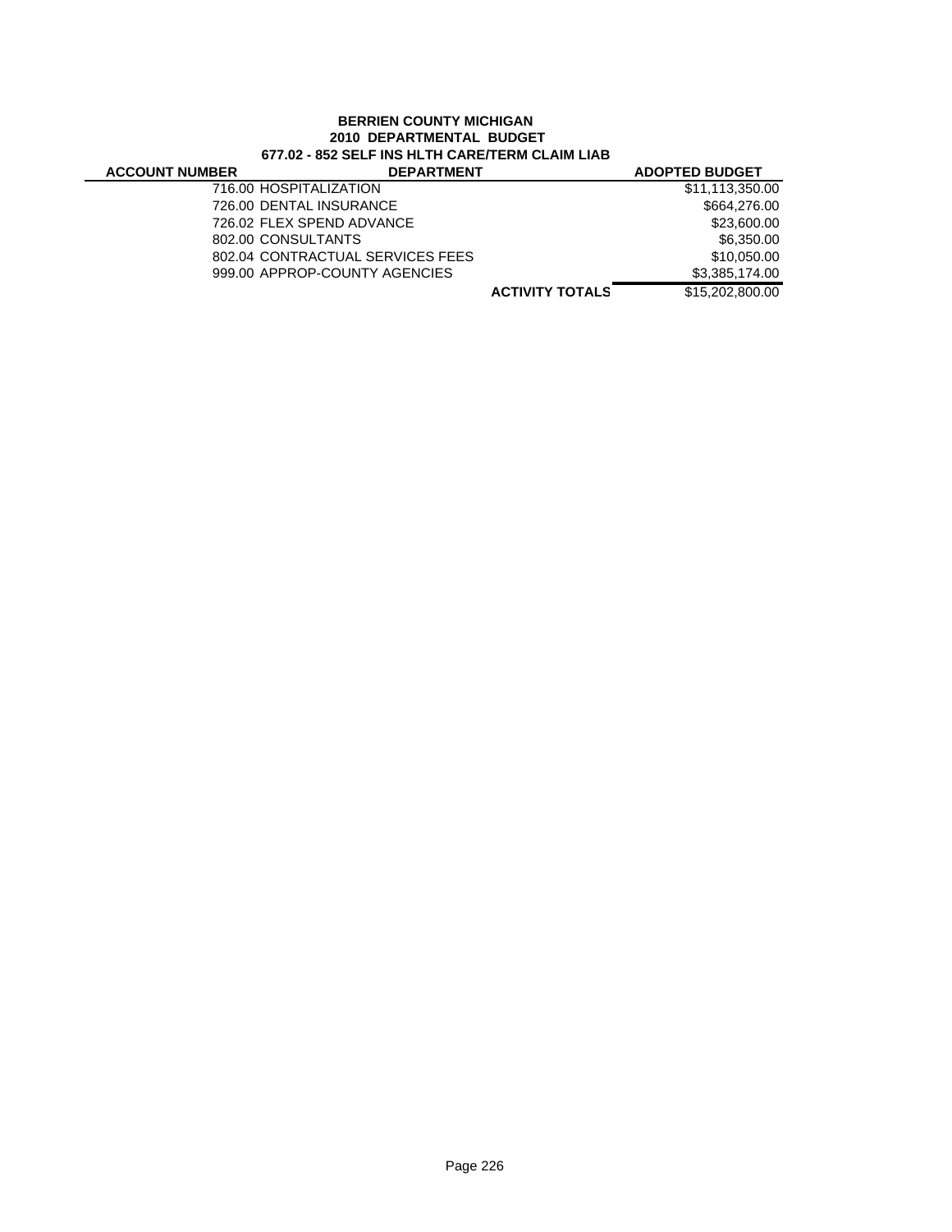**BERRIEN COUNTY MICHIGAN**
**2010 DEPARTMENTAL BUDGET**
**677.02 - 852 SELF INS HLTH CARE/TERM CLAIM LIAB**

| ACCOUNT NUMBER | DEPARTMENT | | ADOPTED BUDGET |
|---|---|---|---|
| | 716.00 HOSPITALIZATION | | $11,113,350.00 |
| | 726.00 DENTAL INSURANCE | | $664,276.00 |
| | 726.02 FLEX SPEND ADVANCE | | $23,600.00 |
| | 802.00 CONSULTANTS | | $6,350.00 |
| | 802.04 CONTRACTUAL SERVICES FEES | | $10,050.00 |
| | 999.00 APPROP-COUNTY AGENCIES | | $3,385,174.00 |
| | | **ACTIVITY TOTALS** | $15,202,800.00 |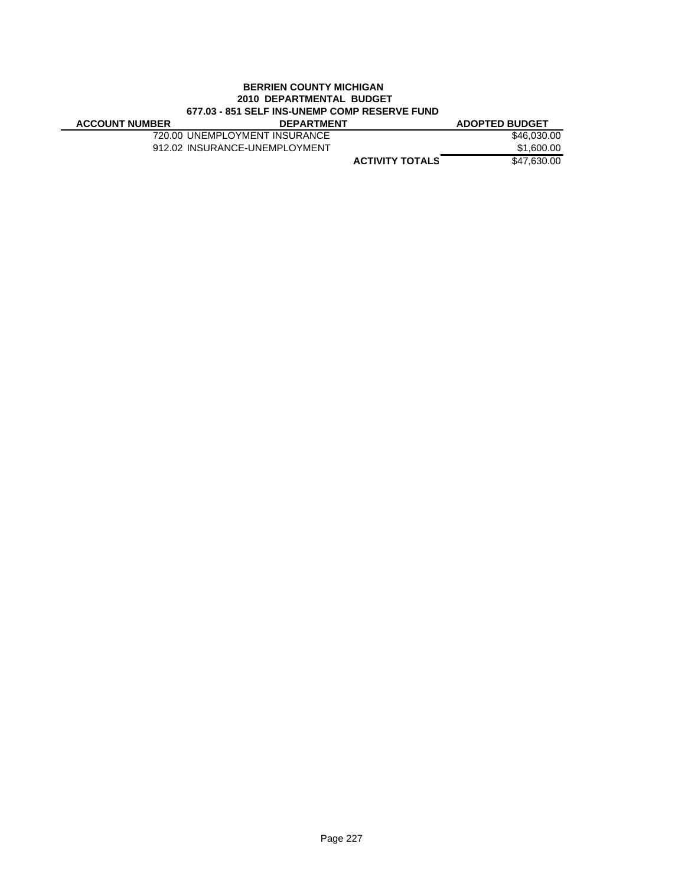**BERRIEN COUNTY MICHIGAN**
**2010 DEPARTMENTAL BUDGET**
**677.03 - 851 SELF INS-UNEMP COMP RESERVE FUND**

| ACCOUNT NUMBER | DEPARTMENT | | ADOPTED BUDGET |
|---|---|---|---|
| 720.00 | UNEMPLOYMENT INSURANCE | | $46,030.00 |
| 912.02 | INSURANCE-UNEMPLOYMENT | | $1,600.00 |
| | | **ACTIVITY TOTALS** | $47,630.00 |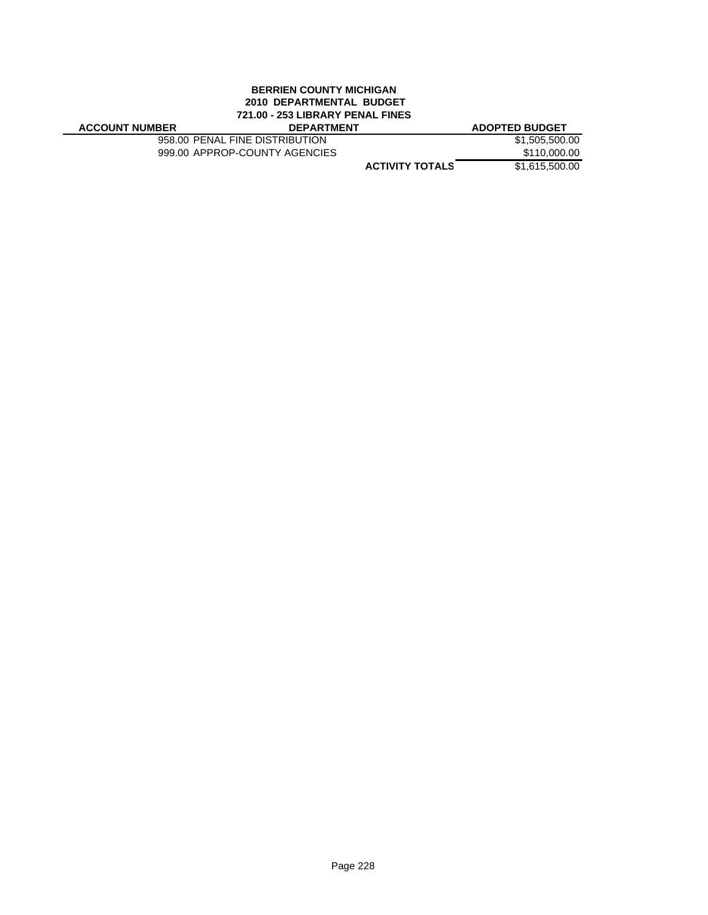**BERRIEN COUNTY MICHIGAN**
**2010 DEPARTMENTAL BUDGET**
**721.00 - 253 LIBRARY PENAL FINES**

| ACCOUNT NUMBER | DEPARTMENT | | ADOPTED BUDGET |
|---|---|---|---|
| 958.00 | PENAL FINE DISTRIBUTION | | $1,505,500.00 |
| 999.00 | APPROP-COUNTY AGENCIES | | $110,000.00 |
| | | **ACTIVITY TOTALS** | $1,615,500.00 |